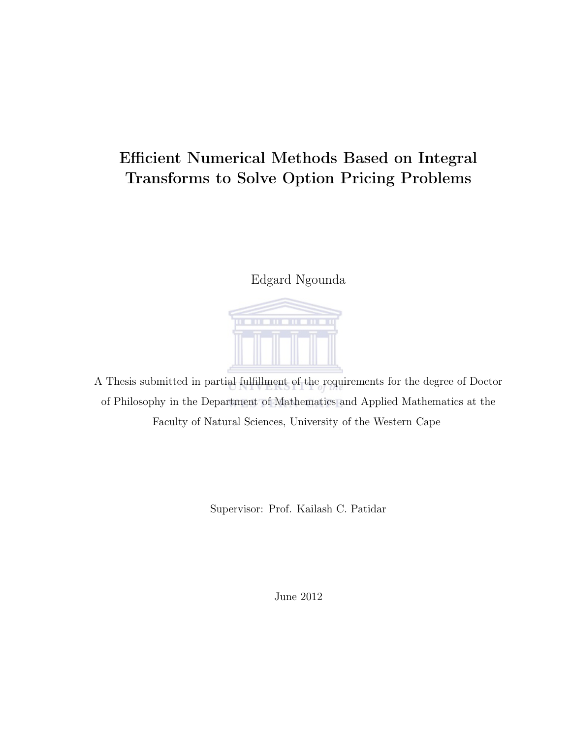# Efficient Numerical Methods Based on Integral Transforms to Solve Option Pricing Problems

Edgard Ngounda

A Thesis submitted in partial fulfillment of the requirements for the degree of Doctor of Philosophy in the Department of Mathematics and Applied Mathematics at the Faculty of Natural Sciences, University of the Western Cape

Supervisor: Prof. Kailash C. Patidar

June 2012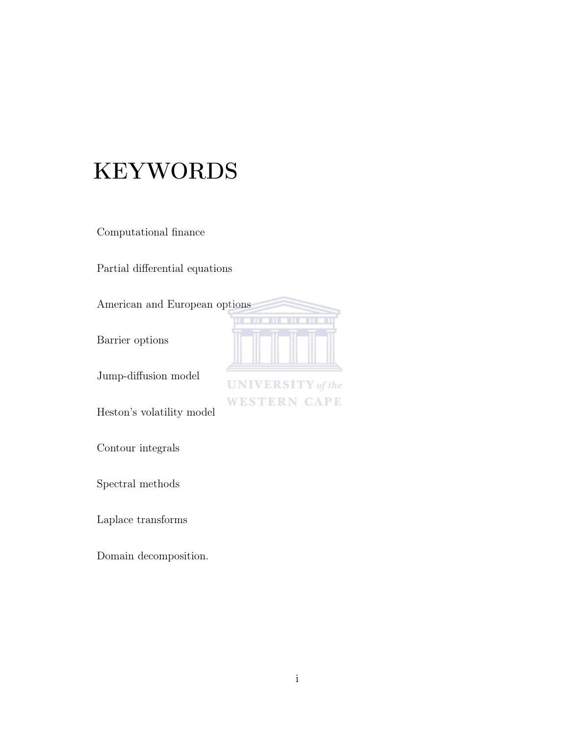# KEYWORDS

Computational finance

Partial differential equations

American and European options

Barrier options

Jump-diffusion model

Heston's volatility model

Contour integrals

Spectral methods

Laplace transforms

Domain decomposition.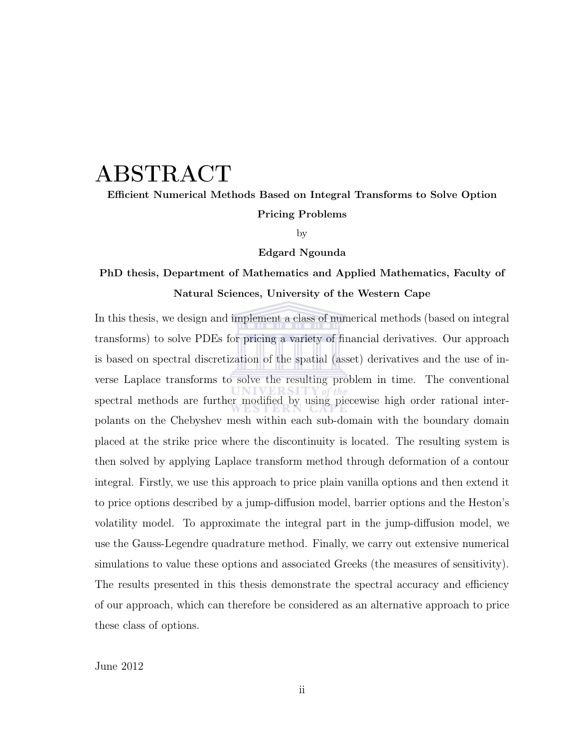# ABSTRACT

**Efficient Numerical Methods Based on Integral Transforms to Solve Option Pricing Problems**

by

**Edgard Ngounda**

**PhD thesis, Department of Mathematics and Applied Mathematics, Faculty of Natural Sciences, University of the Western Cape**

In this thesis, we design and implement a class of numerical methods (based on integral transforms) to solve PDEs for pricing a variety of financial derivatives. Our approach is based on spectral discretization of the spatial (asset) derivatives and the use of inverse Laplace transforms to solve the resulting problem in time. The conventional spectral methods are further modified by using piecewise high order rational interpolants on the Chebyshev mesh within each sub-domain with the boundary domain placed at the strike price where the discontinuity is located. The resulting system is then solved by applying Laplace transform method through deformation of a contour integral. Firstly, we use this approach to price plain vanilla options and then extend it to price options described by a jump-diffusion model, barrier options and the Heston's volatility model. To approximate the integral part in the jump-diffusion model, we use the Gauss-Legendre quadrature method. Finally, we carry out extensive numerical simulations to value these options and associated Greeks (the measures of sensitivity). The results presented in this thesis demonstrate the spectral accuracy and efficiency of our approach, which can therefore be considered as an alternative approach to price these class of options.

June 2012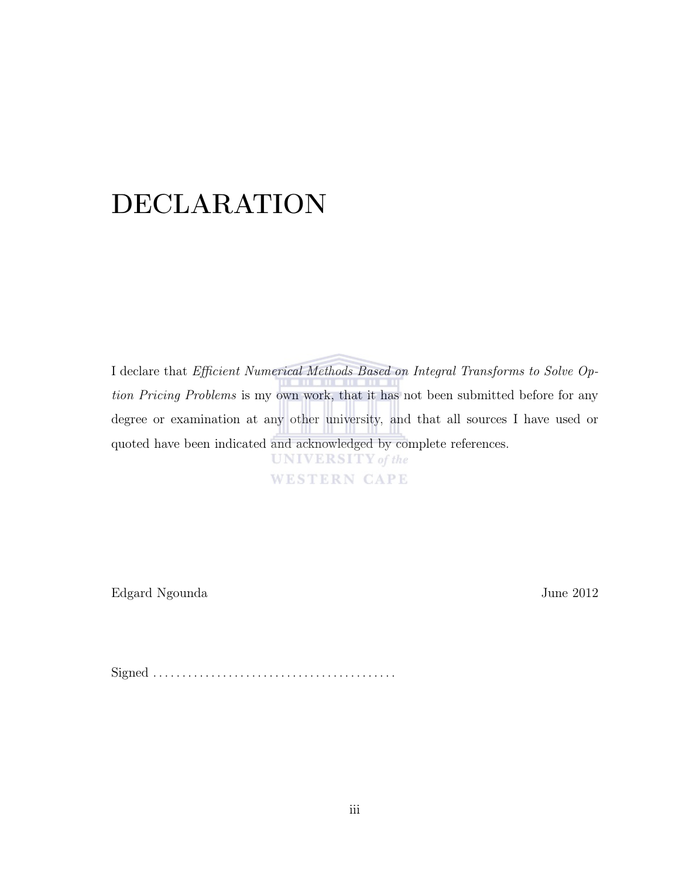# DECLARATION

I declare that *Efficient Numerical Methods Based on Integral Transforms to Solve Option Pricing Problems* is my own work, that it has not been submitted before for any degree or examination at any other university, and that all sources I have used or quoted have been indicated and acknowledged by complete references.

Edgard Ngounda June 2012

Signed . . . . . . . . . . . . . . . . . . . . . . . . . . . . . . . . . . . . . . . . .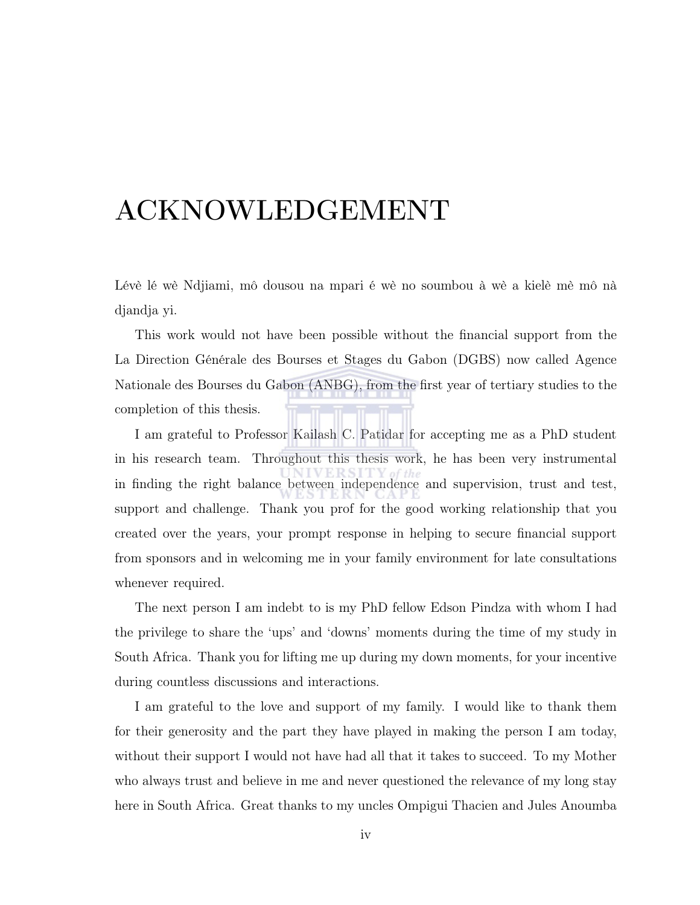# ACKNOWLEDGEMENT

Lévè lé wè Ndjiami, mô dousou na mpari é wè no soumbou à wè a kielè mè mô nà djandja yi.

This work would not have been possible without the financial support from the La Direction Générale des Bourses et Stages du Gabon (DGBS) now called Agence Nationale des Bourses du Gabon (ANBG), from the first year of tertiary studies to the completion of this thesis.

I am grateful to Professor Kailash C. Patidar for accepting me as a PhD student in his research team. Throughout this thesis work, he has been very instrumental in finding the right balance between independence and supervision, trust and test, support and challenge. Thank you prof for the good working relationship that you created over the years, your prompt response in helping to secure financial support from sponsors and in welcoming me in your family environment for late consultations whenever required.

The next person I am indebt to is my PhD fellow Edson Pindza with whom I had the privilege to share the 'ups' and 'downs' moments during the time of my study in South Africa. Thank you for lifting me up during my down moments, for your incentive during countless discussions and interactions.

I am grateful to the love and support of my family. I would like to thank them for their generosity and the part they have played in making the person I am today, without their support I would not have had all that it takes to succeed. To my Mother who always trust and believe in me and never questioned the relevance of my long stay here in South Africa. Great thanks to my uncles Ompigui Thacien and Jules Anoumba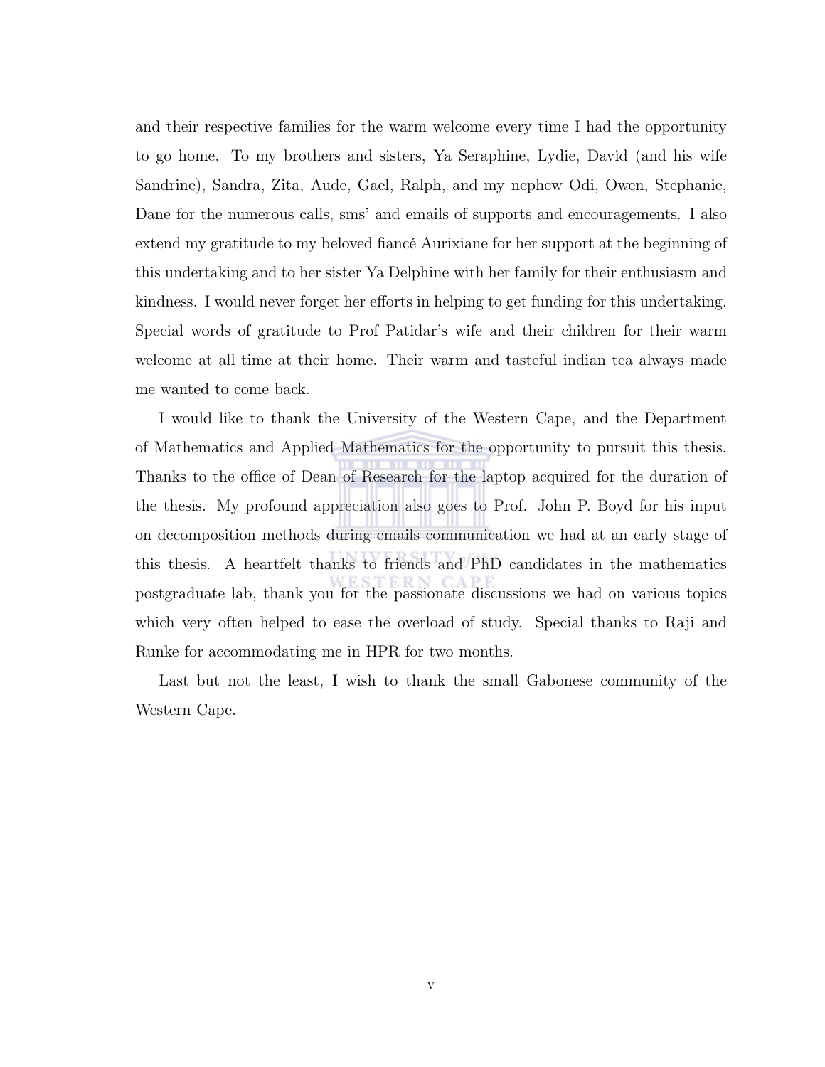and their respective families for the warm welcome every time I had the opportunity to go home. To my brothers and sisters, Ya Seraphine, Lydie, David (and his wife Sandrine), Sandra, Zita, Aude, Gael, Ralph, and my nephew Odi, Owen, Stephanie, Dane for the numerous calls, sms' and emails of supports and encouragements. I also extend my gratitude to my beloved fiancé Aurixiane for her support at the beginning of this undertaking and to her sister Ya Delphine with her family for their enthusiasm and kindness. I would never forget her efforts in helping to get funding for this undertaking. Special words of gratitude to Prof Patidar's wife and their children for their warm welcome at all time at their home. Their warm and tasteful indian tea always made me wanted to come back.

I would like to thank the University of the Western Cape, and the Department of Mathematics and Applied Mathematics for the opportunity to pursuit this thesis. Thanks to the office of Dean of Research for the laptop acquired for the duration of the thesis. My profound appreciation also goes to Prof. John P. Boyd for his input on decomposition methods during emails communication we had at an early stage of this thesis. A heartfelt thanks to friends and PhD candidates in the mathematics postgraduate lab, thank you for the passionate discussions we had on various topics which very often helped to ease the overload of study. Special thanks to Raji and Runke for accommodating me in HPR for two months.

Last but not the least, I wish to thank the small Gabonese community of the Western Cape.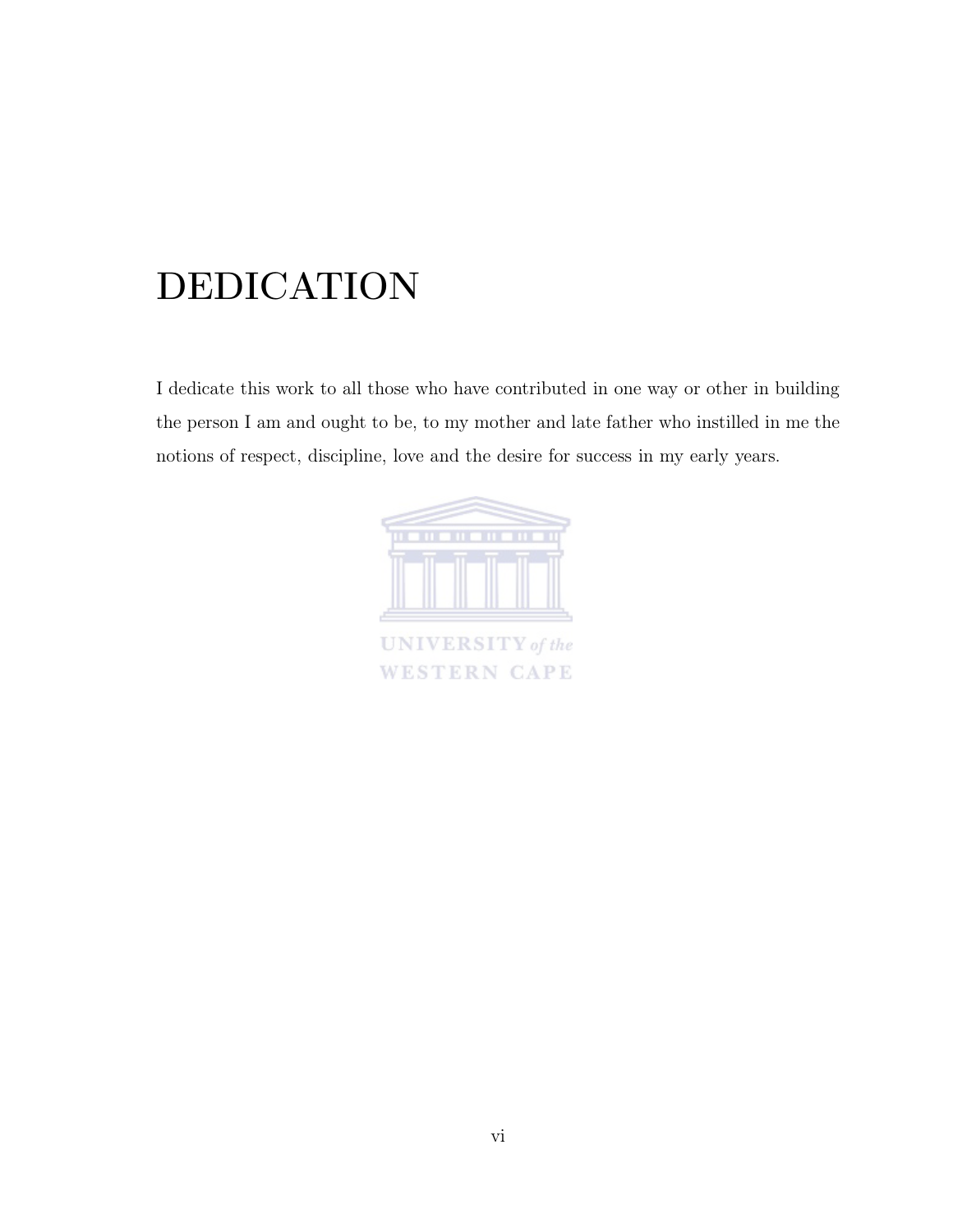# DEDICATION

I dedicate this work to all those who have contributed in one way or other in building the person I am and ought to be, to my mother and late father who instilled in me the notions of respect, discipline, love and the desire for success in my early years.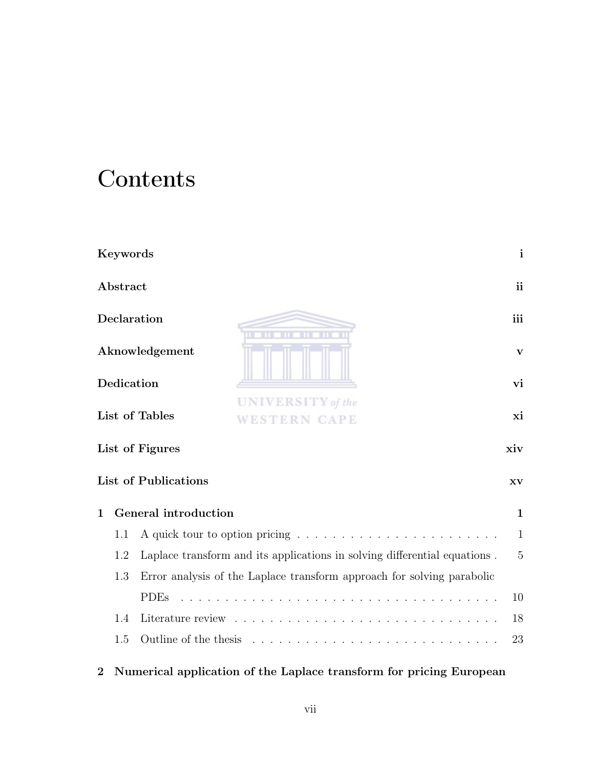# Contents

**Keywords** **i**

**Abstract** **ii**

**Declaration** **iii**

**Aknowledgement** **v**

**Dedication** **vi**

**List of Tables** **xi**

**List of Figures** **xiv**

**List of Publications** **xv**

**1 General introduction** **1**

- 1.1 A quick tour to option pricing . . . . . . . . . . . . . . . . . . . . . . . 1
- 1.2 Laplace transform and its applications in solving differential equations . 5
- 1.3 Error analysis of the Laplace transform approach for solving parabolic PDEs . . . . . . . . . . . . . . . . . . . . . . . . . . . . . . . . . . . . 10
- 1.4 Literature review . . . . . . . . . . . . . . . . . . . . . . . . . . . . . . 18
- 1.5 Outline of the thesis . . . . . . . . . . . . . . . . . . . . . . . . . . . . 23

**2 Numerical application of the Laplace transform for pricing European**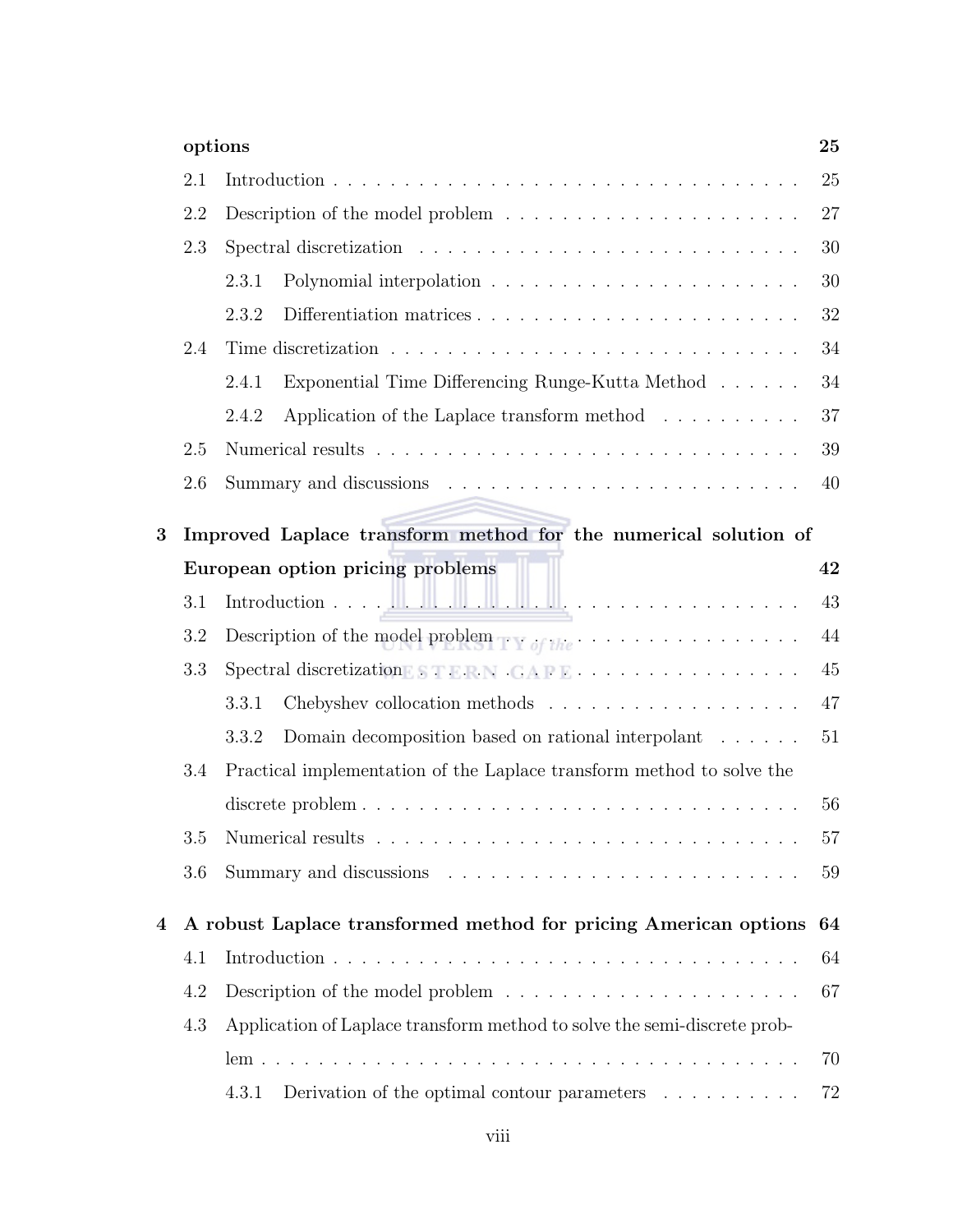**options** **25**

2.1 Introduction . . . . . . . . . . . . . . . . . . . . . . . . . . . . . . . . 25

2.2 Description of the model problem . . . . . . . . . . . . . . . . . . . . . 27

2.3 Spectral discretization . . . . . . . . . . . . . . . . . . . . . . . . . . . 30

2.3.1 Polynomial interpolation . . . . . . . . . . . . . . . . . . . . . 30

2.3.2 Differentiation matrices . . . . . . . . . . . . . . . . . . . . . . 32

2.4 Time discretization . . . . . . . . . . . . . . . . . . . . . . . . . . . . . 34

2.4.1 Exponential Time Differencing Runge-Kutta Method . . . . . . 34

2.4.2 Application of the Laplace transform method . . . . . . . . . . 37

2.5 Numerical results . . . . . . . . . . . . . . . . . . . . . . . . . . . . . . 39

2.6 Summary and discussions . . . . . . . . . . . . . . . . . . . . . . . . . 40

**3 Improved Laplace transform method for the numerical solution of European option pricing problems** **42**

3.1 Introduction . . . . . . . . . . . . . . . . . . . . . . . . . . . . . . . . 43

3.2 Description of the model problem . . . . . . . . . . . . . . . . . . . . . 44

3.3 Spectral discretization . . . . . . . . . . . . . . . . . . . . . . . . . . . 45

3.3.1 Chebyshev collocation methods . . . . . . . . . . . . . . . . . . 47

3.3.2 Domain decomposition based on rational interpolant . . . . . . 51

3.4 Practical implementation of the Laplace transform method to solve the discrete problem . . . . . . . . . . . . . . . . . . . . . . . . . . . . . . . 56

3.5 Numerical results . . . . . . . . . . . . . . . . . . . . . . . . . . . . . . 57

3.6 Summary and discussions . . . . . . . . . . . . . . . . . . . . . . . . . 59

**4 A robust Laplace transformed method for pricing American options** **64**

4.1 Introduction . . . . . . . . . . . . . . . . . . . . . . . . . . . . . . . . 64

4.2 Description of the model problem . . . . . . . . . . . . . . . . . . . . . 67

4.3 Application of Laplace transform method to solve the semi-discrete problem . . . . . . . . . . . . . . . . . . . . . . . . . . . . . . . . . . . . . 70

4.3.1 Derivation of the optimal contour parameters . . . . . . . . . . 72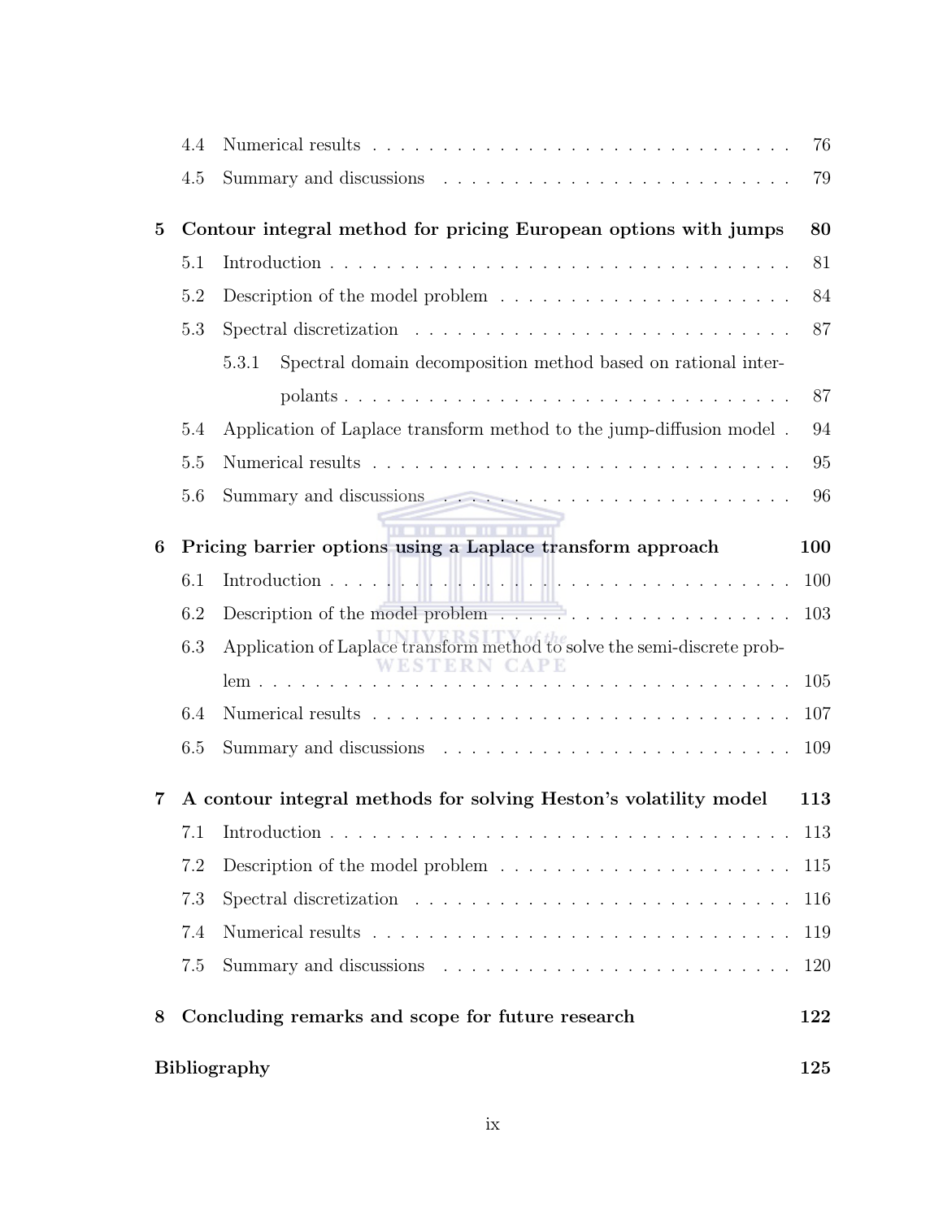| | | |
|---|---|---|
| 4.4 | Numerical results | 76 |
| 4.5 | Summary and discussions | 79 |
| **5** | **Contour integral method for pricing European options with jumps** | **80** |
| 5.1 | Introduction | 81 |
| 5.2 | Description of the model problem | 84 |
| 5.3 | Spectral discretization | 87 |
| 5.3.1 | Spectral domain decomposition method based on rational interpolants | 87 |
| 5.4 | Application of Laplace transform method to the jump-diffusion model | 94 |
| 5.5 | Numerical results | 95 |
| 5.6 | Summary and discussions | 96 |
| **6** | **Pricing barrier options using a Laplace transform approach** | **100** |
| 6.1 | Introduction | 100 |
| 6.2 | Description of the model problem | 103 |
| 6.3 | Application of Laplace transform method to solve the semi-discrete problem | 105 |
| 6.4 | Numerical results | 107 |
| 6.5 | Summary and discussions | 109 |
| **7** | **A contour integral methods for solving Heston's volatility model** | **113** |
| 7.1 | Introduction | 113 |
| 7.2 | Description of the model problem | 115 |
| 7.3 | Spectral discretization | 116 |
| 7.4 | Numerical results | 119 |
| 7.5 | Summary and discussions | 120 |
| **8** | **Concluding remarks and scope for future research** | **122** |
| | **Bibliography** | **125** |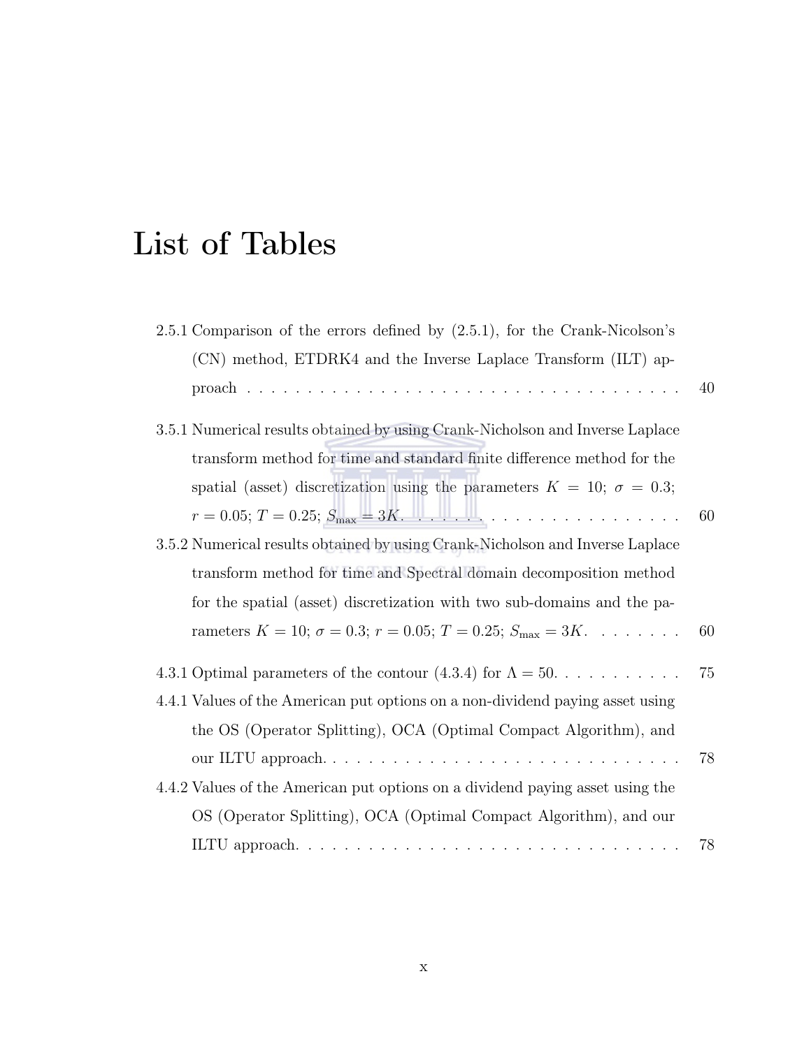# List of Tables

2.5.1 Comparison of the errors defined by (2.5.1), for the Crank-Nicolson's (CN) method, ETDRK4 and the Inverse Laplace Transform (ILT) approach . . . . . . . . . . . . . . . . . . . . . . . . . . . . . . . . . . . . . 40

3.5.1 Numerical results obtained by using Crank-Nicholson and Inverse Laplace transform method for time and standard finite difference method for the spatial (asset) discretization using the parameters $K = 10$; $\sigma = 0.3$; $r = 0.05$; $T = 0.25$; $S_{\max} = 3K$. . . . . . . . . . . . . . . . . . . . . . . . . 60

3.5.2 Numerical results obtained by using Crank-Nicholson and Inverse Laplace transform method for time and Spectral domain decomposition method for the spatial (asset) discretization with two sub-domains and the parameters $K = 10$; $\sigma = 0.3$; $r = 0.05$; $T = 0.25$; $S_{\max} = 3K$. . . . . . . . 60

4.3.1 Optimal parameters of the contour (4.3.4) for $\Lambda = 50$. . . . . . . . . . . 75

4.4.1 Values of the American put options on a non-dividend paying asset using the OS (Operator Splitting), OCA (Optimal Compact Algorithm), and our ILTU approach. . . . . . . . . . . . . . . . . . . . . . . . . . . . . . . . 78

4.4.2 Values of the American put options on a dividend paying asset using the OS (Operator Splitting), OCA (Optimal Compact Algorithm), and our ILTU approach. . . . . . . . . . . . . . . . . . . . . . . . . . . . . . . . 78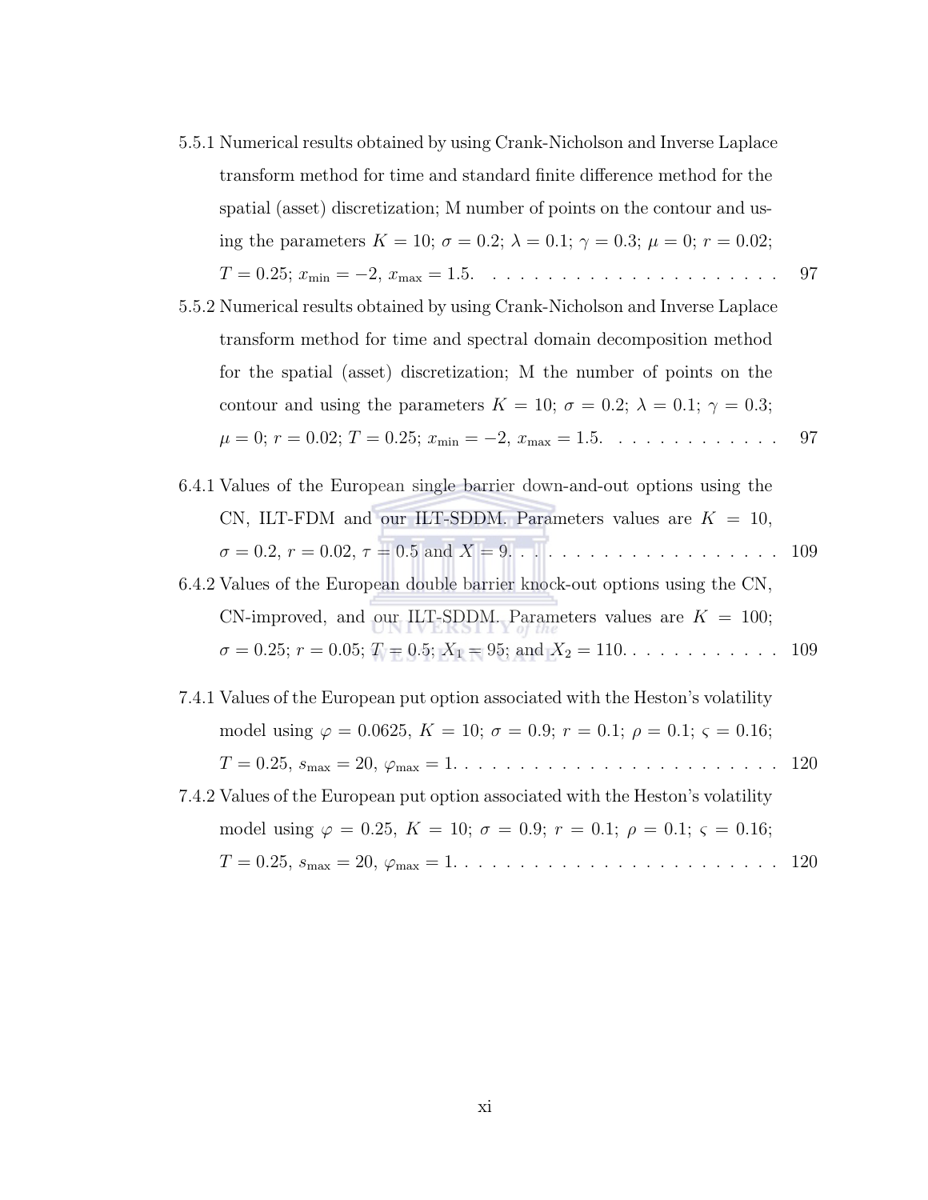5.5.1 Numerical results obtained by using Crank-Nicholson and Inverse Laplace transform method for time and standard finite difference method for the spatial (asset) discretization; M number of points on the contour and using the parameters $K = 10$; $\sigma = 0.2$; $\lambda = 0.1$; $\gamma = 0.3$; $\mu = 0$; $r = 0.02$; $T = 0.25$; $x_{\min} = -2$, $x_{\max} = 1.5$. . . . . . . . . . . . . . . . . . . . . . 97

5.5.2 Numerical results obtained by using Crank-Nicholson and Inverse Laplace transform method for time and spectral domain decomposition method for the spatial (asset) discretization; M the number of points on the contour and using the parameters $K = 10$; $\sigma = 0.2$; $\lambda = 0.1$; $\gamma = 0.3$; $\mu = 0$; $r = 0.02$; $T = 0.25$; $x_{\min} = -2$, $x_{\max} = 1.5$. . . . . . . . . . . . . 97

6.4.1 Values of the European single barrier down-and-out options using the CN, ILT-FDM and our ILT-SDDM. Parameters values are $K = 10$, $\sigma = 0.2$, $r = 0.02$, $\tau = 0.5$ and $X = 9$. . . . . . . . . . . . . . . . . . . . 109

6.4.2 Values of the European double barrier knock-out options using the CN, CN-improved, and our ILT-SDDM. Parameters values are $K = 100$; $\sigma = 0.25$; $r = 0.05$; $T = 0.5$; $X_1 = 95$; and $X_2 = 110$. . . . . . . . . . . . 109

7.4.1 Values of the European put option associated with the Heston's volatility model using $\varphi = 0.0625$, $K = 10$; $\sigma = 0.9$; $r = 0.1$; $\rho = 0.1$; $\varsigma = 0.16$; $T = 0.25$, $s_{\max} = 20$, $\varphi_{\max} = 1$. . . . . . . . . . . . . . . . . . . . . . . . 120

7.4.2 Values of the European put option associated with the Heston's volatility model using $\varphi = 0.25$, $K = 10$; $\sigma = 0.9$; $r = 0.1$; $\rho = 0.1$; $\varsigma = 0.16$; $T = 0.25$, $s_{\max} = 20$, $\varphi_{\max} = 1$. . . . . . . . . . . . . . . . . . . . . . . . 120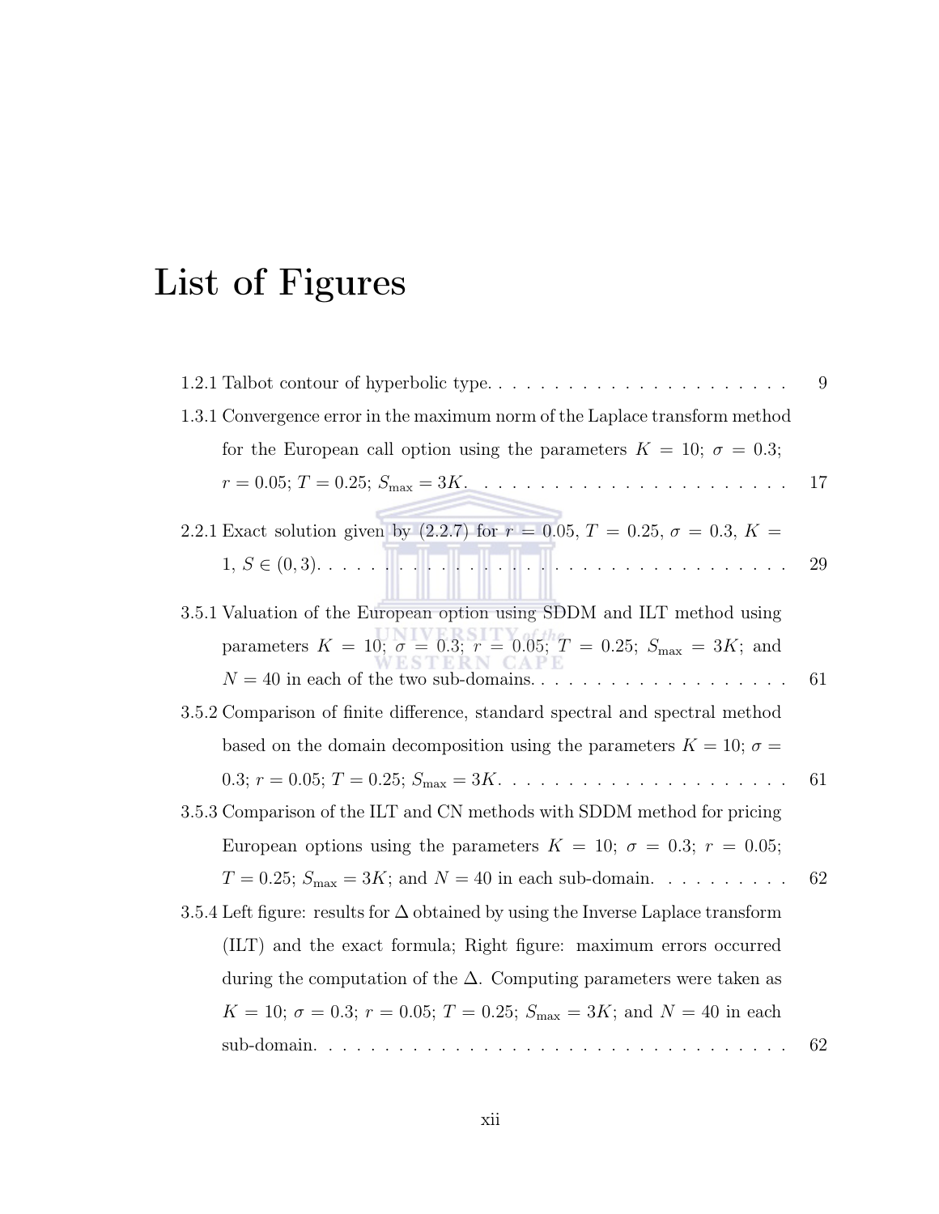# List of Figures

1.2.1 Talbot contour of hyperbolic type. . . . . . . . . . . . . . . . . . . . . . 9

1.3.1 Convergence error in the maximum norm of the Laplace transform method for the European call option using the parameters $K = 10$; $\sigma = 0.3$; $r = 0.05$; $T = 0.25$; $S_{\max} = 3K$. . . . . . . . . . . . . . . . . . . . . . 17

2.2.1 Exact solution given by (2.2.7) for $r = 0.05$, $T = 0.25$, $\sigma = 0.3$, $K = 1$, $S \in (0, 3)$. . . . . . . . . . . . . . . . . . . . . . . . . . . . . . . . . . . 29

3.5.1 Valuation of the European option using SDDM and ILT method using parameters $K = 10$; $\sigma = 0.3$; $r = 0.05$; $T = 0.25$; $S_{\max} = 3K$; and $N = 40$ in each of the two sub-domains. . . . . . . . . . . . . . . . . . . 61

3.5.2 Comparison of finite difference, standard spectral and spectral method based on the domain decomposition using the parameters $K = 10$; $\sigma = 0.3$; $r = 0.05$; $T = 0.25$; $S_{\max} = 3K$. . . . . . . . . . . . . . . . . . . . . 61

3.5.3 Comparison of the ILT and CN methods with SDDM method for pricing European options using the parameters $K = 10$; $\sigma = 0.3$; $r = 0.05$; $T = 0.25$; $S_{\max} = 3K$; and $N = 40$ in each sub-domain. . . . . . . . . . 62

3.5.4 Left figure: results for $\Delta$ obtained by using the Inverse Laplace transform (ILT) and the exact formula; Right figure: maximum errors occurred during the computation of the $\Delta$. Computing parameters were taken as $K = 10$; $\sigma = 0.3$; $r = 0.05$; $T = 0.25$; $S_{\max} = 3K$; and $N = 40$ in each sub-domain. . . . . . . . . . . . . . . . . . . . . . . . . . . . . . . . . . 62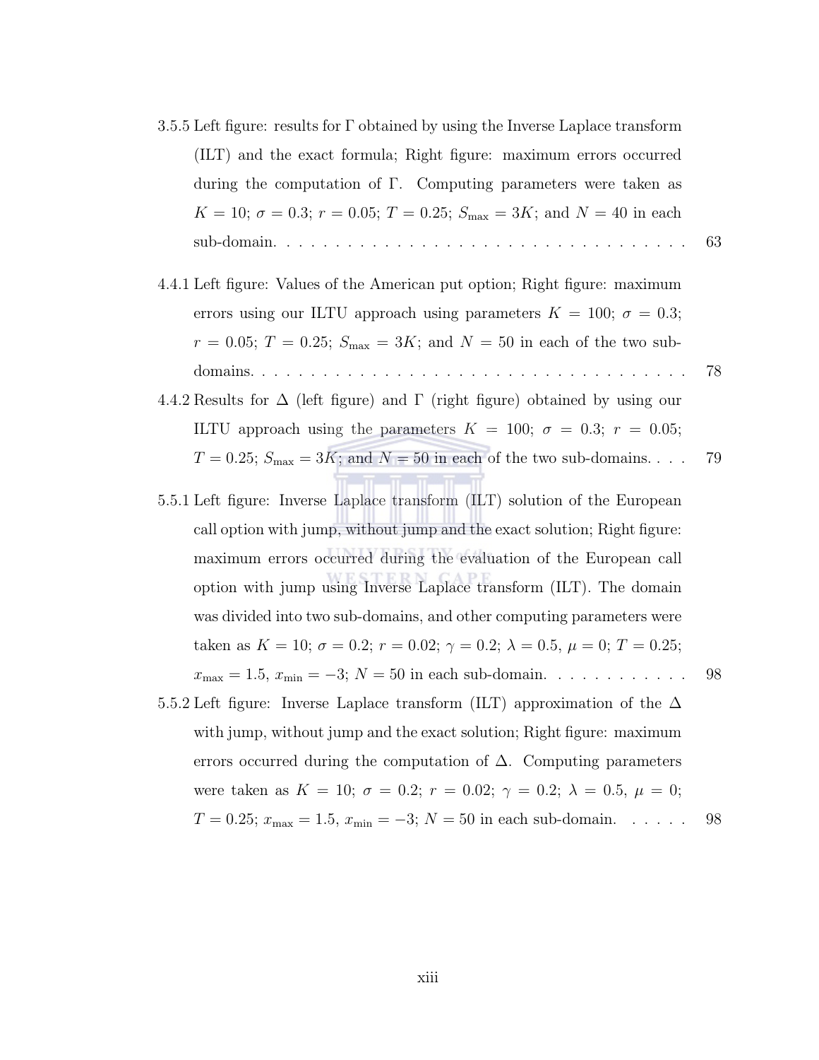3.5.5 Left figure: results for $\Gamma$ obtained by using the Inverse Laplace transform (ILT) and the exact formula; Right figure: maximum errors occurred during the computation of $\Gamma$. Computing parameters were taken as $K = 10$; $\sigma = 0.3$; $r = 0.05$; $T = 0.25$; $S_{\max} = 3K$; and $N = 40$ in each sub-domain. . . . . . . . . . . . . . . . . . . . . . . . . . . . . . . . . . 63

4.4.1 Left figure: Values of the American put option; Right figure: maximum errors using our ILTU approach using parameters $K = 100$; $\sigma = 0.3$; $r = 0.05$; $T = 0.25$; $S_{\max} = 3K$; and $N = 50$ in each of the two sub-domains. . . . . . . . . . . . . . . . . . . . . . . . . . . . . . . . . . . . . . 78

4.4.2 Results for $\Delta$ (left figure) and $\Gamma$ (right figure) obtained by using our ILTU approach using the parameters $K = 100$; $\sigma = 0.3$; $r = 0.05$; $T = 0.25$; $S_{\max} = 3K$; and $N = 50$ in each of the two sub-domains. . . . 79

5.5.1 Left figure: Inverse Laplace transform (ILT) solution of the European call option with jump, without jump and the exact solution; Right figure: maximum errors occurred during the evaluation of the European call option with jump using Inverse Laplace transform (ILT). The domain was divided into two sub-domains, and other computing parameters were taken as $K = 10$; $\sigma = 0.2$; $r = 0.02$; $\gamma = 0.2$; $\lambda = 0.5$, $\mu = 0$; $T = 0.25$; $x_{\max} = 1.5$, $x_{\min} = -3$; $N = 50$ in each sub-domain. . . . . . . . . . . . 98

5.5.2 Left figure: Inverse Laplace transform (ILT) approximation of the $\Delta$ with jump, without jump and the exact solution; Right figure: maximum errors occurred during the computation of $\Delta$. Computing parameters were taken as $K = 10$; $\sigma = 0.2$; $r = 0.02$; $\gamma = 0.2$; $\lambda = 0.5$, $\mu = 0$; $T = 0.25$; $x_{\max} = 1.5$, $x_{\min} = -3$; $N = 50$ in each sub-domain. . . . . . 98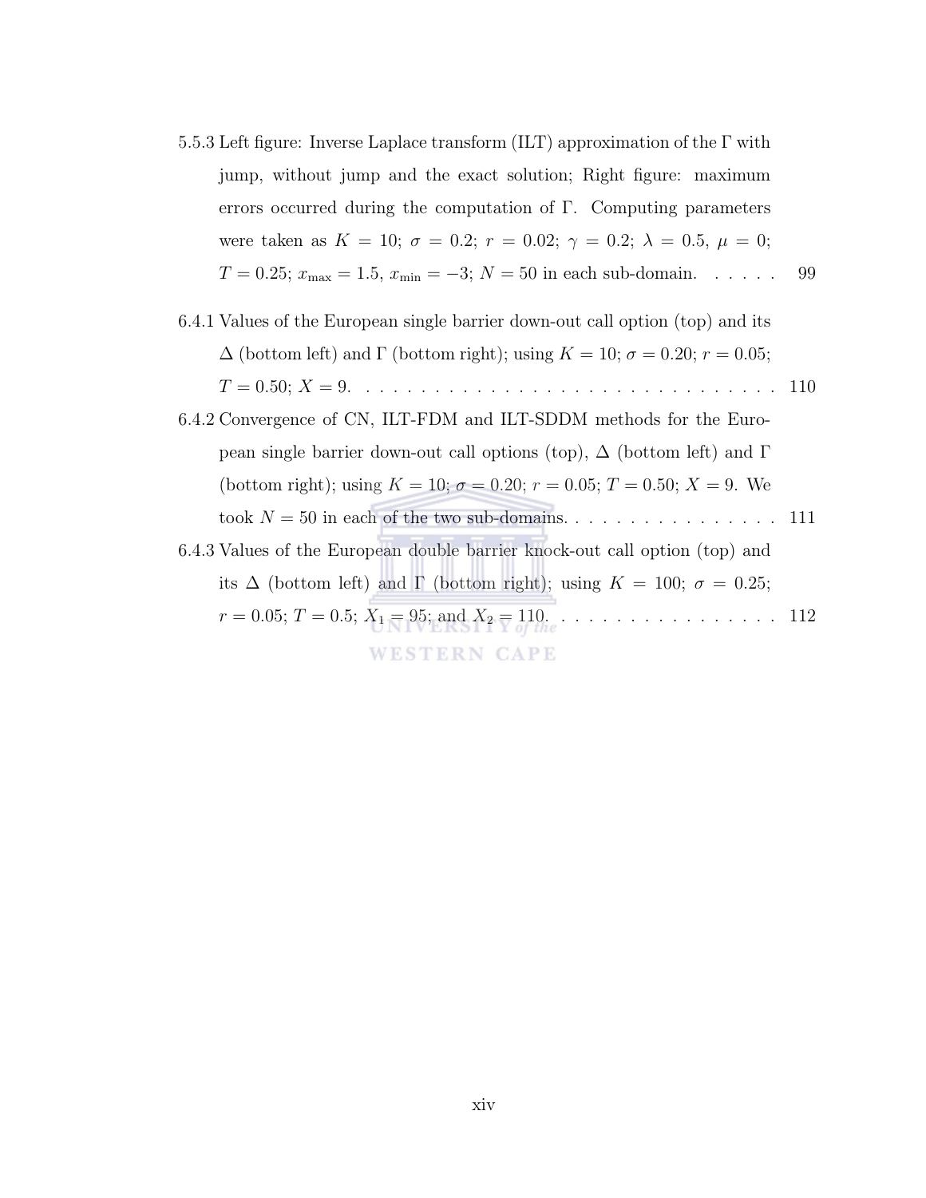5.5.3 Left figure: Inverse Laplace transform (ILT) approximation of the $\Gamma$ with jump, without jump and the exact solution; Right figure: maximum errors occurred during the computation of $\Gamma$. Computing parameters were taken as $K = 10$; $\sigma = 0.2$; $r = 0.02$; $\gamma = 0.2$; $\lambda = 0.5$, $\mu = 0$; $T = 0.25$; $x_{\max} = 1.5$, $x_{\min} = -3$; $N = 50$ in each sub-domain. . . . . . 99

6.4.1 Values of the European single barrier down-out call option (top) and its $\Delta$ (bottom left) and $\Gamma$ (bottom right); using $K = 10$; $\sigma = 0.20$; $r = 0.05$; $T = 0.50$; $X = 9$. . . . . . . . . . . . . . . . . . . . . . . . . . . . . . . . 110

6.4.2 Convergence of CN, ILT-FDM and ILT-SDDM methods for the European single barrier down-out call options (top), $\Delta$ (bottom left) and $\Gamma$ (bottom right); using $K = 10$; $\sigma = 0.20$; $r = 0.05$; $T = 0.50$; $X = 9$. We took $N = 50$ in each of the two sub-domains. . . . . . . . . . . . . . . . 111

6.4.3 Values of the European double barrier knock-out call option (top) and its $\Delta$ (bottom left) and $\Gamma$ (bottom right); using $K = 100$; $\sigma = 0.25$; $r = 0.05$; $T = 0.5$; $X_1 = 95$; and $X_2 = 110$. . . . . . . . . . . . . . . . . 112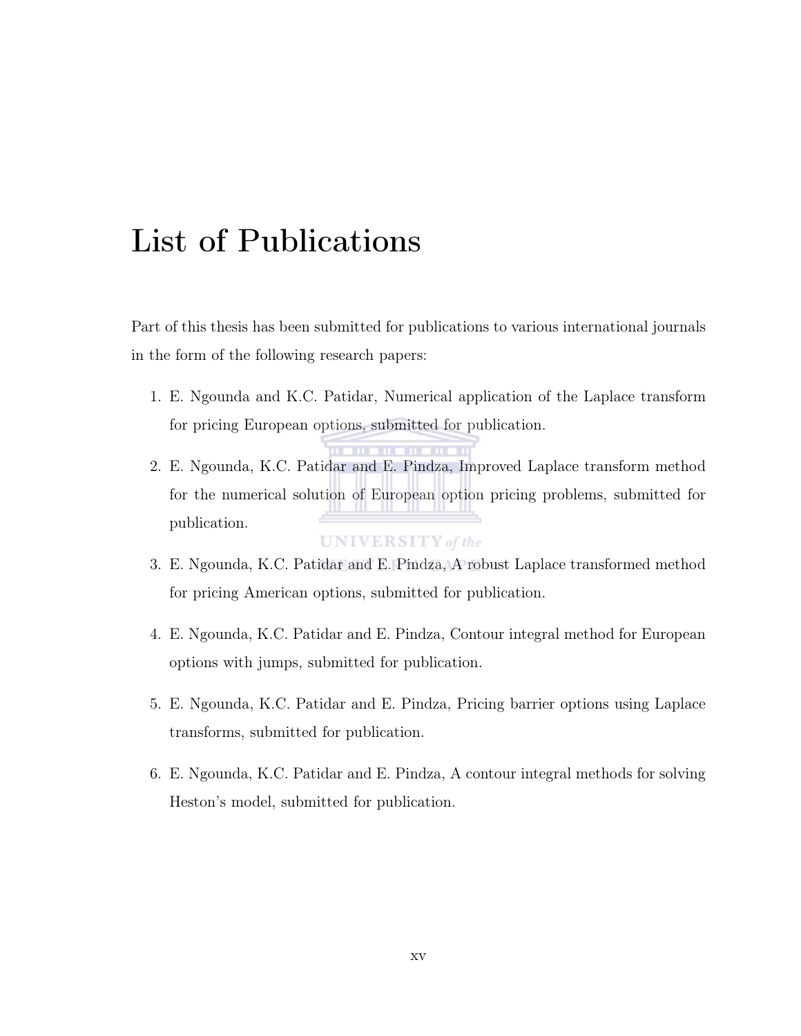# List of Publications

Part of this thesis has been submitted for publications to various international journals in the form of the following research papers:

1. E. Ngounda and K.C. Patidar, Numerical application of the Laplace transform for pricing European options, submitted for publication.
2. E. Ngounda, K.C. Patidar and E. Pindza, Improved Laplace transform method for the numerical solution of European option pricing problems, submitted for publication.
3. E. Ngounda, K.C. Patidar and E. Pindza, A robust Laplace transformed method for pricing American options, submitted for publication.
4. E. Ngounda, K.C. Patidar and E. Pindza, Contour integral method for European options with jumps, submitted for publication.
5. E. Ngounda, K.C. Patidar and E. Pindza, Pricing barrier options using Laplace transforms, submitted for publication.
6. E. Ngounda, K.C. Patidar and E. Pindza, A contour integral methods for solving Heston's model, submitted for publication.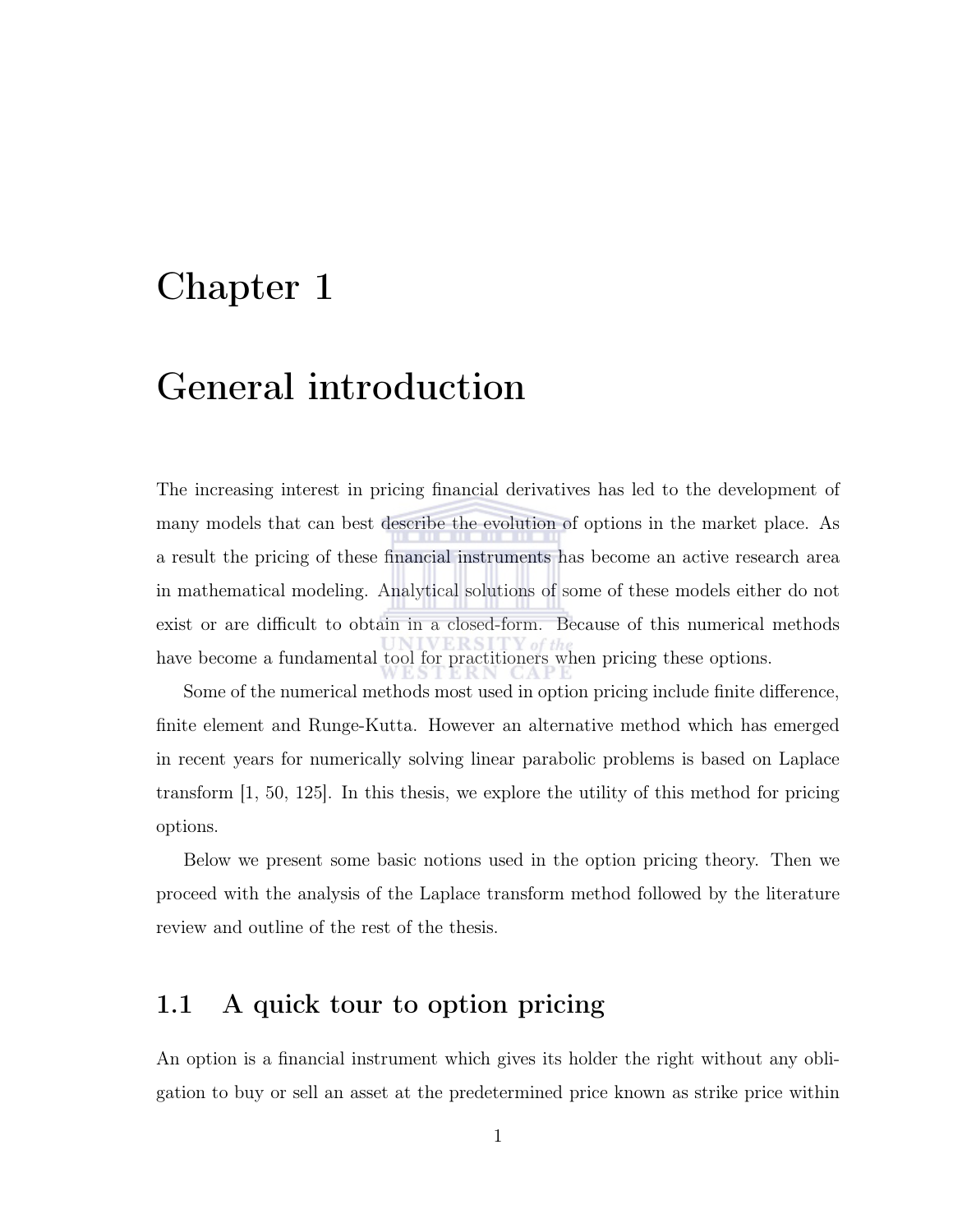#  Chapter 1

# General introduction

The increasing interest in pricing financial derivatives has led to the development of many models that can best describe the evolution of options in the market place. As a result the pricing of these financial instruments has become an active research area in mathematical modeling. Analytical solutions of some of these models either do not exist or are difficult to obtain in a closed-form. Because of this numerical methods have become a fundamental tool for practitioners when pricing these options.

Some of the numerical methods most used in option pricing include finite difference, finite element and Runge-Kutta. However an alternative method which has emerged in recent years for numerically solving linear parabolic problems is based on Laplace transform [1, 50, 125]. In this thesis, we explore the utility of this method for pricing options.

Below we present some basic notions used in the option pricing theory. Then we proceed with the analysis of the Laplace transform method followed by the literature review and outline of the rest of the thesis.

## 1.1 A quick tour to option pricing

An option is a financial instrument which gives its holder the right without any obligation to buy or sell an asset at the predetermined price known as strike price within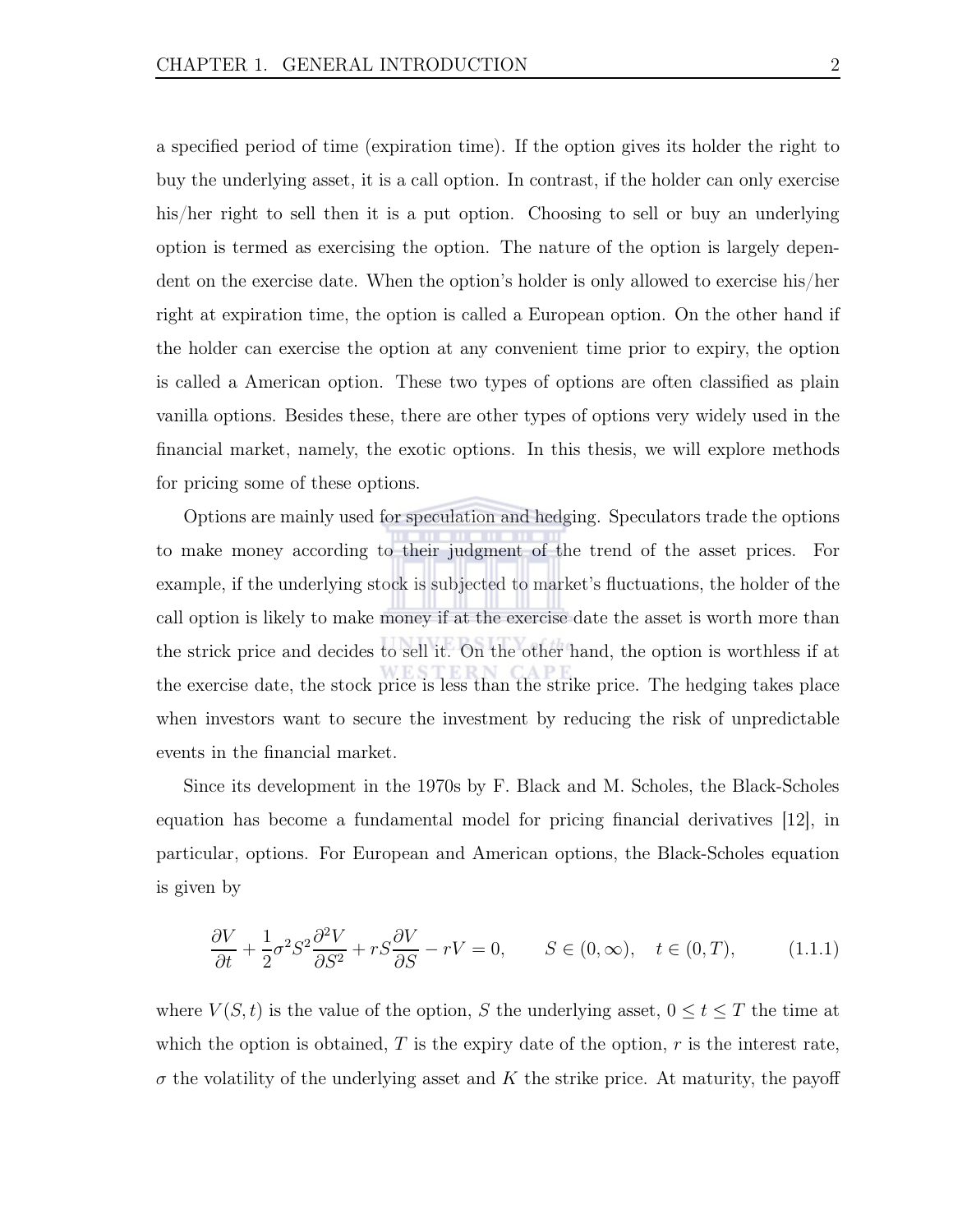a specified period of time (expiration time). If the option gives its holder the right to buy the underlying asset, it is a call option. In contrast, if the holder can only exercise his/her right to sell then it is a put option. Choosing to sell or buy an underlying option is termed as exercising the option. The nature of the option is largely dependent on the exercise date. When the option's holder is only allowed to exercise his/her right at expiration time, the option is called a European option. On the other hand if the holder can exercise the option at any convenient time prior to expiry, the option is called a American option. These two types of options are often classified as plain vanilla options. Besides these, there are other types of options very widely used in the financial market, namely, the exotic options. In this thesis, we will explore methods for pricing some of these options.

Options are mainly used for speculation and hedging. Speculators trade the options to make money according to their judgment of the trend of the asset prices. For example, if the underlying stock is subjected to market's fluctuations, the holder of the call option is likely to make money if at the exercise date the asset is worth more than the strick price and decides to sell it. On the other hand, the option is worthless if at the exercise date, the stock price is less than the strike price. The hedging takes place when investors want to secure the investment by reducing the risk of unpredictable events in the financial market.

Since its development in the 1970s by F. Black and M. Scholes, the Black-Scholes equation has become a fundamental model for pricing financial derivatives [12], in particular, options. For European and American options, the Black-Scholes equation is given by

$$\frac{\partial V}{\partial t} + \frac{1}{2}\sigma^2 S^2 \frac{\partial^2 V}{\partial S^2} + rS\frac{\partial V}{\partial S} - rV = 0, \qquad S \in (0, \infty), \quad t \in (0, T), \tag{1.1.1}$$

where $V(S, t)$ is the value of the option, $S$ the underlying asset, $0 \leq t \leq T$ the time at which the option is obtained, $T$ is the expiry date of the option, $r$ is the interest rate, $\sigma$ the volatility of the underlying asset and $K$ the strike price. At maturity, the payoff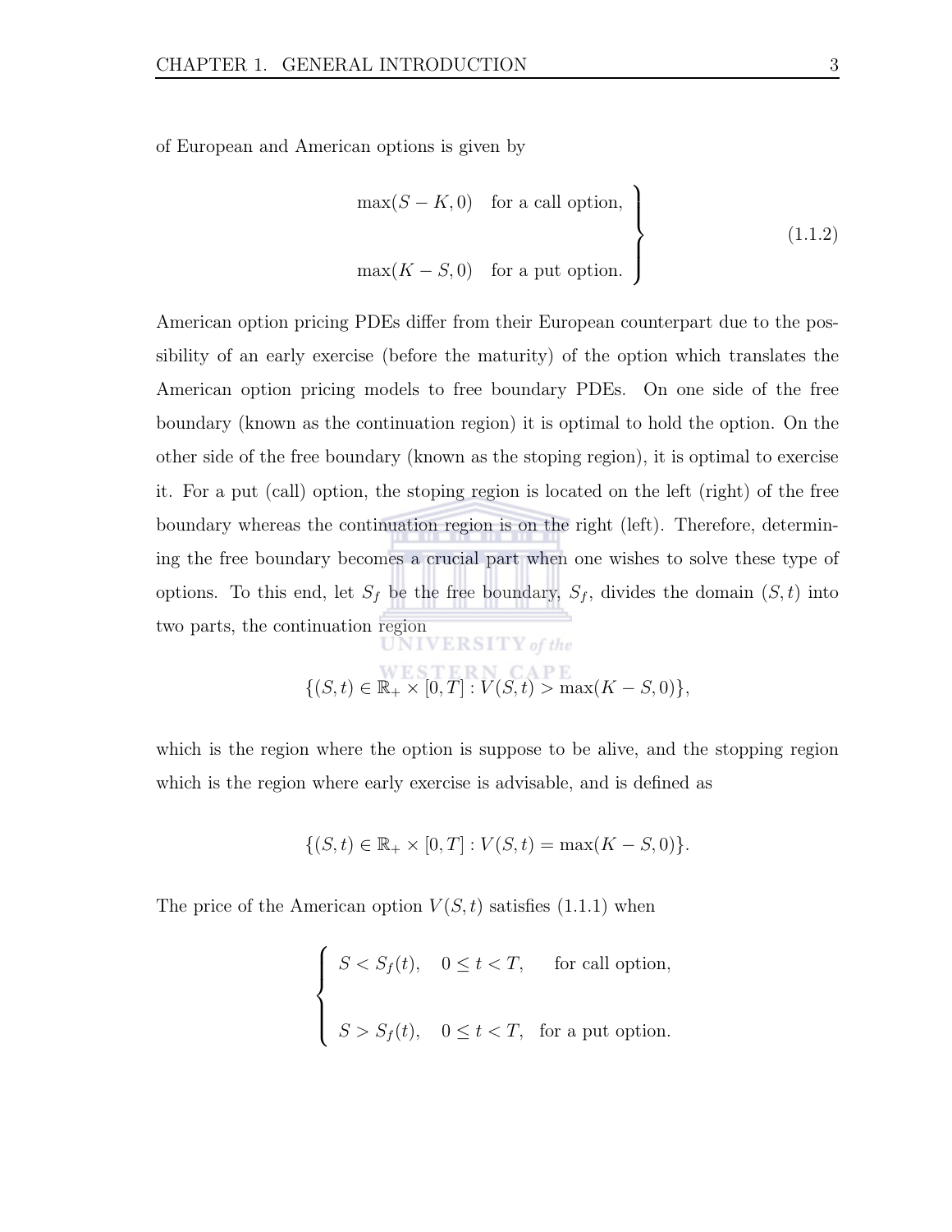of European and American options is given by

$$
\left.\begin{array}{ll}
\max(S-K,0) & \text{for a call option,} \\[2em]
\max(K-S,0) & \text{for a put option.}
\end{array}\right\} \tag{1.1.2}
$$

American option pricing PDEs differ from their European counterpart due to the possibility of an early exercise (before the maturity) of the option which translates the American option pricing models to free boundary PDEs. On one side of the free boundary (known as the continuation region) it is optimal to hold the option. On the other side of the free boundary (known as the stoping region), it is optimal to exercise it. For a put (call) option, the stoping region is located on the left (right) of the free boundary whereas the continuation region is on the right (left). Therefore, determining the free boundary becomes a crucial part when one wishes to solve these type of options. To this end, let $S_f$ be the free boundary, $S_f$, divides the domain $(S,t)$ into two parts, the continuation region

$$
\{(S,t) \in \mathbb{R}_+ \times [0,T] : V(S,t) > \max(K-S,0)\},
$$

which is the region where the option is suppose to be alive, and the stopping region which is the region where early exercise is advisable, and is defined as

$$
\{(S,t) \in \mathbb{R}_+ \times [0,T] : V(S,t) = \max(K-S,0)\}.
$$

The price of the American option $V(S,t)$ satisfies (1.1.1) when

$$
\begin{cases}
S < S_f(t), \quad 0 \leq t < T, \quad \text{for call option,} \\[2em]
S > S_f(t), \quad 0 \leq t < T, \quad \text{for a put option.}
\end{cases}
$$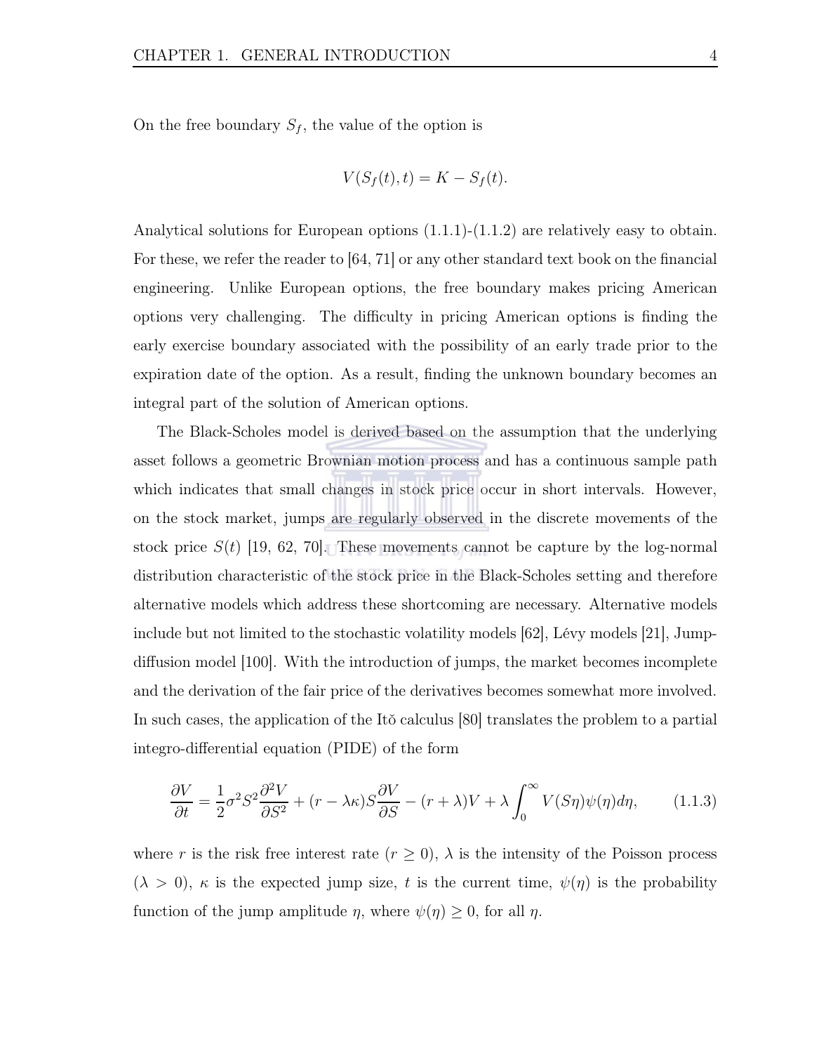On the free boundary $S_f$, the value of the option is

$$V(S_f(t), t) = K - S_f(t).$$

Analytical solutions for European options (1.1.1)-(1.1.2) are relatively easy to obtain. For these, we refer the reader to [64, 71] or any other standard text book on the financial engineering. Unlike European options, the free boundary makes pricing American options very challenging. The difficulty in pricing American options is finding the early exercise boundary associated with the possibility of an early trade prior to the expiration date of the option. As a result, finding the unknown boundary becomes an integral part of the solution of American options.

The Black-Scholes model is derived based on the assumption that the underlying asset follows a geometric Brownian motion process and has a continuous sample path which indicates that small changes in stock price occur in short intervals. However, on the stock market, jumps are regularly observed in the discrete movements of the stock price $S(t)$ [19, 62, 70]. These movements cannot be capture by the log-normal distribution characteristic of the stock price in the Black-Scholes setting and therefore alternative models which address these shortcoming are necessary. Alternative models include but not limited to the stochastic volatility models [62], Lévy models [21], Jump-diffusion model [100]. With the introduction of jumps, the market becomes incomplete and the derivation of the fair price of the derivatives becomes somewhat more involved. In such cases, the application of the Itǒ calculus [80] translates the problem to a partial integro-differential equation (PIDE) of the form

$$\frac{\partial V}{\partial t} = \frac{1}{2}\sigma^2 S^2 \frac{\partial^2 V}{\partial S^2} + (r - \lambda\kappa) S \frac{\partial V}{\partial S} - (r + \lambda) V + \lambda \int_0^\infty V(S\eta)\psi(\eta) d\eta, \qquad (1.1.3)$$

where $r$ is the risk free interest rate ($r \geq 0$), $\lambda$ is the intensity of the Poisson process ($\lambda > 0$), $\kappa$ is the expected jump size, $t$ is the current time, $\psi(\eta)$ is the probability function of the jump amplitude $\eta$, where $\psi(\eta) \geq 0$, for all $\eta$.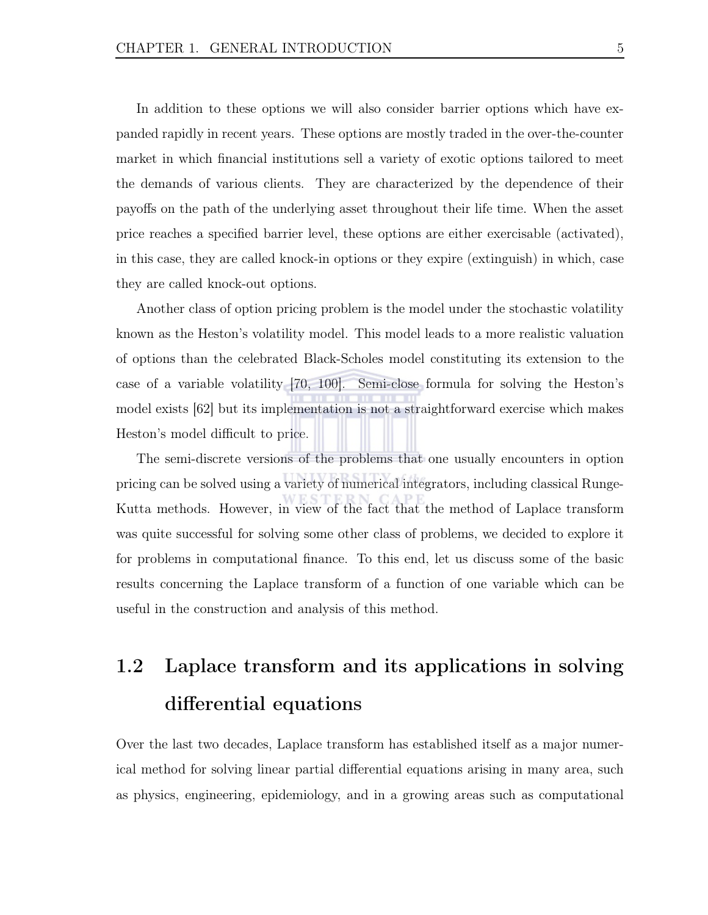In addition to these options we will also consider barrier options which have expanded rapidly in recent years. These options are mostly traded in the over-the-counter market in which financial institutions sell a variety of exotic options tailored to meet the demands of various clients. They are characterized by the dependence of their payoffs on the path of the underlying asset throughout their life time. When the asset price reaches a specified barrier level, these options are either exercisable (activated), in this case, they are called knock-in options or they expire (extinguish) in which, case they are called knock-out options.

Another class of option pricing problem is the model under the stochastic volatility known as the Heston's volatility model. This model leads to a more realistic valuation of options than the celebrated Black-Scholes model constituting its extension to the case of a variable volatility [70, 100]. Semi-close formula for solving the Heston's model exists [62] but its implementation is not a straightforward exercise which makes Heston's model difficult to price.

The semi-discrete versions of the problems that one usually encounters in option pricing can be solved using a variety of numerical integrators, including classical Runge-Kutta methods. However, in view of the fact that the method of Laplace transform was quite successful for solving some other class of problems, we decided to explore it for problems in computational finance. To this end, let us discuss some of the basic results concerning the Laplace transform of a function of one variable which can be useful in the construction and analysis of this method.

## 1.2 Laplace transform and its applications in solving differential equations

Over the last two decades, Laplace transform has established itself as a major numerical method for solving linear partial differential equations arising in many area, such as physics, engineering, epidemiology, and in a growing areas such as computational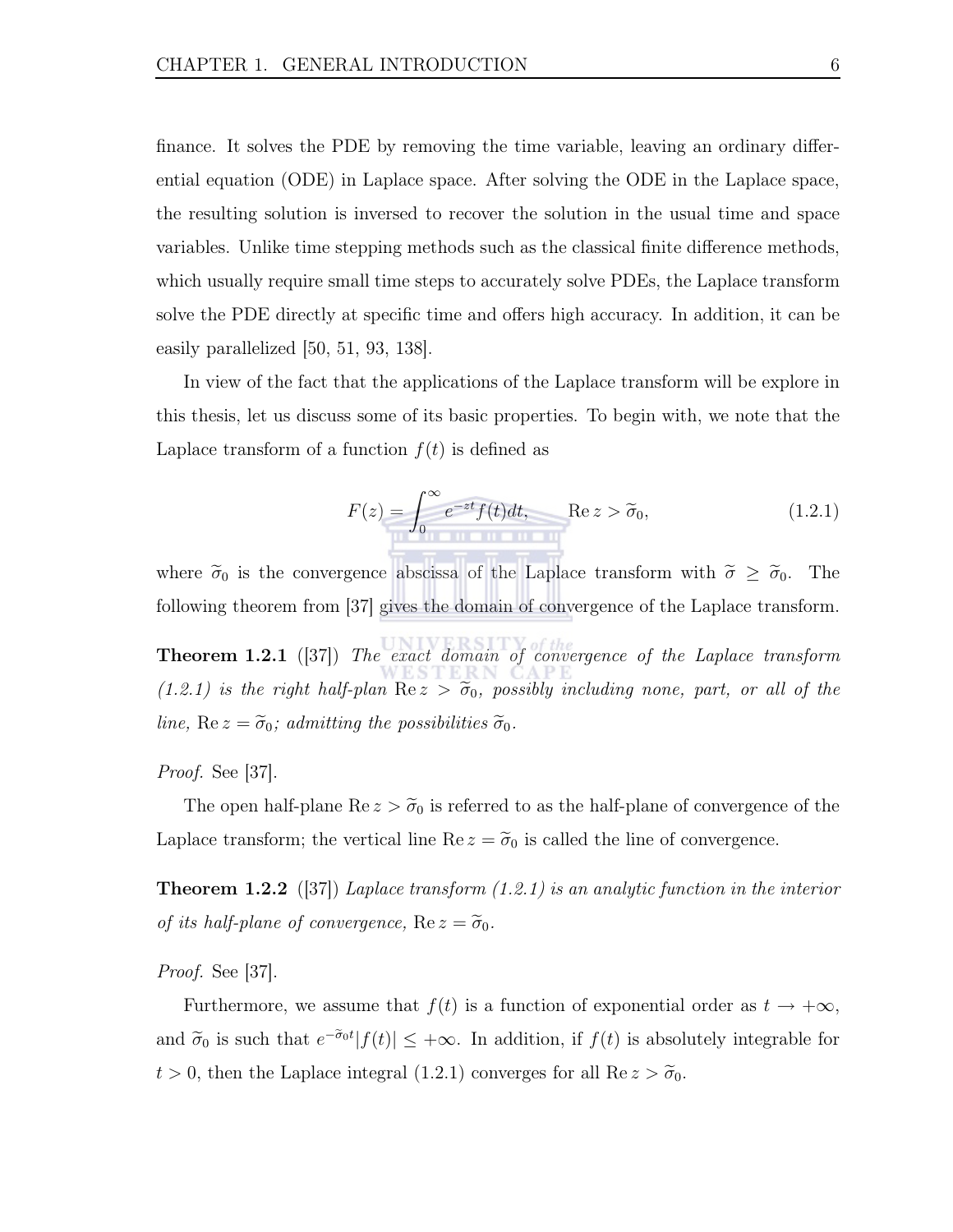finance. It solves the PDE by removing the time variable, leaving an ordinary differential equation (ODE) in Laplace space. After solving the ODE in the Laplace space, the resulting solution is inversed to recover the solution in the usual time and space variables. Unlike time stepping methods such as the classical finite difference methods, which usually require small time steps to accurately solve PDEs, the Laplace transform solve the PDE directly at specific time and offers high accuracy. In addition, it can be easily parallelized [50, 51, 93, 138].

In view of the fact that the applications of the Laplace transform will be explore in this thesis, let us discuss some of its basic properties. To begin with, we note that the Laplace transform of a function $f(t)$ is defined as

$$F(z) = \int_0^\infty e^{-zt} f(t) dt, \qquad \operatorname{Re} z > \widetilde{\sigma}_0, \tag{1.2.1}$$

where $\widetilde{\sigma}_0$ is the convergence abscissa of the Laplace transform with $\widetilde{\sigma} \geq \widetilde{\sigma}_0$. The following theorem from [37] gives the domain of convergence of the Laplace transform.

**Theorem 1.2.1** ([37]) *The exact domain of convergence of the Laplace transform (1.2.1) is the right half-plan* $\operatorname{Re} z > \widetilde{\sigma}_0$*, possibly including none, part, or all of the line,* $\operatorname{Re} z = \widetilde{\sigma}_0$*; admitting the possibilities* $\widetilde{\sigma}_0$*.*

*Proof.* See [37].

The open half-plane $\operatorname{Re} z > \widetilde{\sigma}_0$ is referred to as the half-plane of convergence of the Laplace transform; the vertical line $\operatorname{Re} z = \widetilde{\sigma}_0$ is called the line of convergence.

**Theorem 1.2.2** ([37]) *Laplace transform (1.2.1) is an analytic function in the interior of its half-plane of convergence,* $\operatorname{Re} z = \widetilde{\sigma}_0$*.*

*Proof.* See [37].

Furthermore, we assume that $f(t)$ is a function of exponential order as $t \to +\infty$, and $\widetilde{\sigma}_0$ is such that $e^{-\widetilde{\sigma}_0 t}|f(t)| \leq +\infty$. In addition, if $f(t)$ is absolutely integrable for $t > 0$, then the Laplace integral (1.2.1) converges for all $\operatorname{Re} z > \widetilde{\sigma}_0$.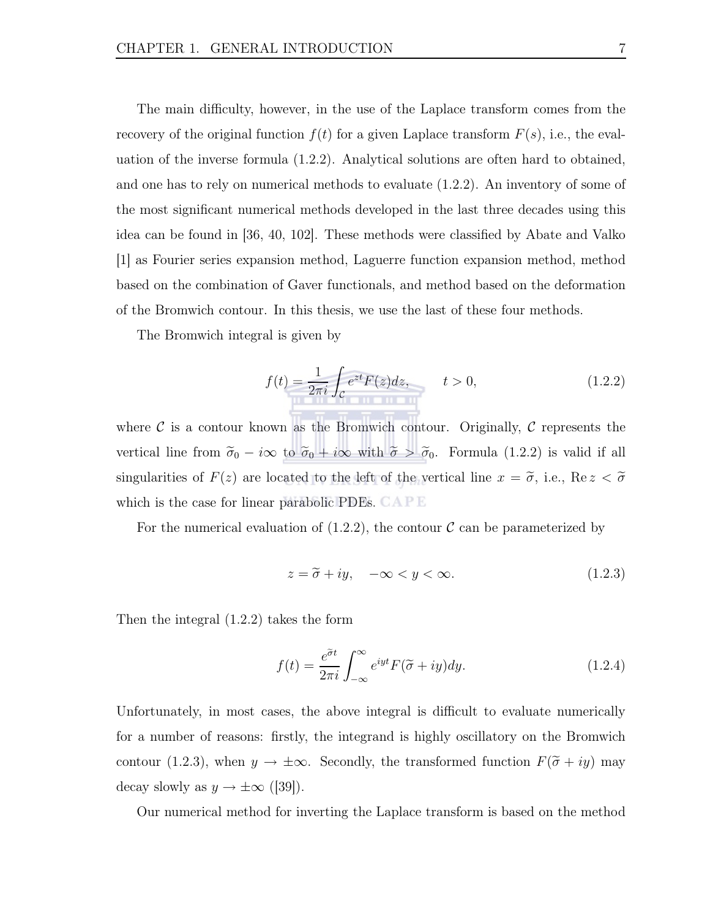The main difficulty, however, in the use of the Laplace transform comes from the recovery of the original function $f(t)$ for a given Laplace transform $F(s)$, i.e., the evaluation of the inverse formula (1.2.2). Analytical solutions are often hard to obtained, and one has to rely on numerical methods to evaluate (1.2.2). An inventory of some of the most significant numerical methods developed in the last three decades using this idea can be found in [36, 40, 102]. These methods were classified by Abate and Valko [1] as Fourier series expansion method, Laguerre function expansion method, method based on the combination of Gaver functionals, and method based on the deformation of the Bromwich contour. In this thesis, we use the last of these four methods.

The Bromwich integral is given by

$$f(t) = \frac{1}{2\pi i}\int_{\mathcal{C}} e^{zt}F(z)dz, \qquad t > 0, \tag{1.2.2}$$

where $\mathcal{C}$ is a contour known as the Bromwich contour. Originally, $\mathcal{C}$ represents the vertical line from $\widetilde{\sigma}_0 - i\infty$ to $\widetilde{\sigma}_0 + i\infty$ with $\widetilde{\sigma} > \widetilde{\sigma}_0$. Formula (1.2.2) is valid if all singularities of $F(z)$ are located to the left of the vertical line $x = \widetilde{\sigma}$, i.e., $\mathrm{Re}\, z < \widetilde{\sigma}$ which is the case for linear parabolic PDEs.

For the numerical evaluation of (1.2.2), the contour $\mathcal{C}$ can be parameterized by

$$z = \widetilde{\sigma} + iy, \quad -\infty < y < \infty. \tag{1.2.3}$$

Then the integral (1.2.2) takes the form

$$f(t) = \frac{e^{\widetilde{\sigma}t}}{2\pi i}\int_{-\infty}^{\infty} e^{iyt}F(\widetilde{\sigma} + iy)dy. \tag{1.2.4}$$

Unfortunately, in most cases, the above integral is difficult to evaluate numerically for a number of reasons: firstly, the integrand is highly oscillatory on the Bromwich contour (1.2.3), when $y \to \pm\infty$. Secondly, the transformed function $F(\widetilde{\sigma} + iy)$ may decay slowly as $y \to \pm\infty$ ([39]).

Our numerical method for inverting the Laplace transform is based on the method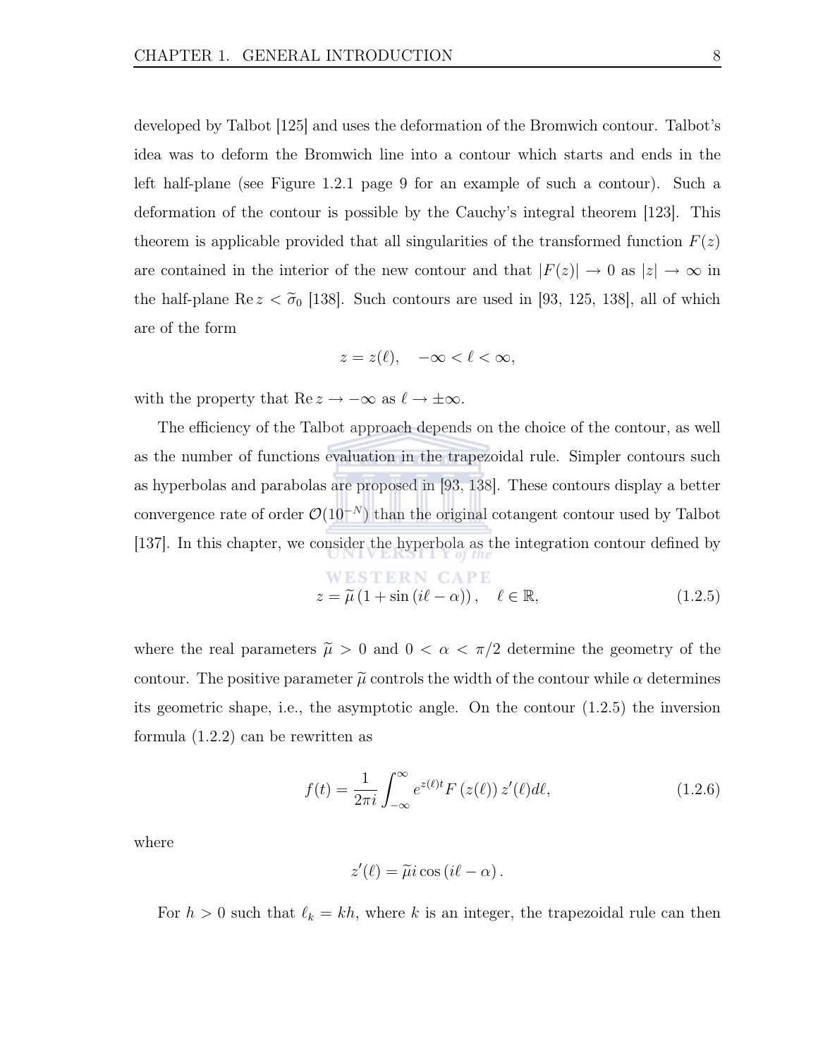developed by Talbot [125] and uses the deformation of the Bromwich contour. Talbot's idea was to deform the Bromwich line into a contour which starts and ends in the left half-plane (see Figure 1.2.1 page 9 for an example of such a contour). Such a deformation of the contour is possible by the Cauchy's integral theorem [123]. This theorem is applicable provided that all singularities of the transformed function $F(z)$ are contained in the interior of the new contour and that $|F(z)| \to 0$ as $|z| \to \infty$ in the half-plane $\operatorname{Re} z < \widetilde{\sigma}_0$ [138]. Such contours are used in [93, 125, 138], all of which are of the form

$$z = z(\ell), \quad -\infty < \ell < \infty,$$

with the property that $\operatorname{Re} z \to -\infty$ as $\ell \to \pm\infty$.

The efficiency of the Talbot approach depends on the choice of the contour, as well as the number of functions evaluation in the trapezoidal rule. Simpler contours such as hyperbolas and parabolas are proposed in [93, 138]. These contours display a better convergence rate of order $\mathcal{O}(10^{-N})$ than the original cotangent contour used by Talbot [137]. In this chapter, we consider the hyperbola as the integration contour defined by

$$z = \widetilde{\mu}\left(1 + \sin\left(i\ell - \alpha\right)\right), \quad \ell \in \mathbb{R}, \tag{1.2.5}$$

where the real parameters $\widetilde{\mu} > 0$ and $0 < \alpha < \pi/2$ determine the geometry of the contour. The positive parameter $\widetilde{\mu}$ controls the width of the contour while $\alpha$ determines its geometric shape, i.e., the asymptotic angle. On the contour (1.2.5) the inversion formula (1.2.2) can be rewritten as

$$f(t) = \frac{1}{2\pi i}\int_{-\infty}^{\infty} e^{z(\ell)t} F\left(z(\ell)\right) z'(\ell) d\ell, \tag{1.2.6}$$

where

$$z'(\ell) = \widetilde{\mu} i \cos\left(i\ell - \alpha\right).$$

For $h > 0$ such that $\ell_k = kh$, where $k$ is an integer, the trapezoidal rule can then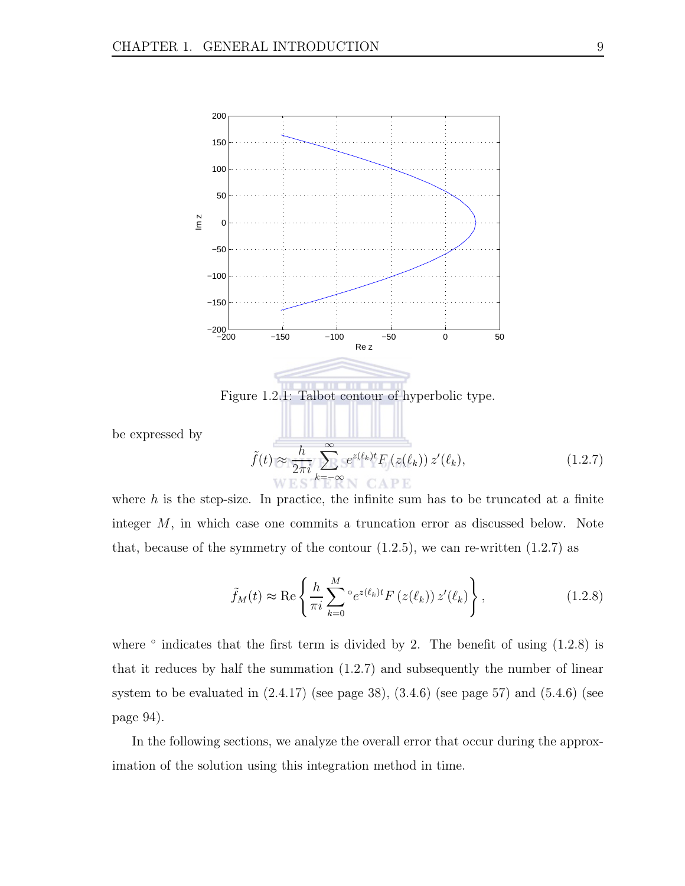Figure 1.2.1: Talbot contour of hyperbolic type.

be expressed by

$$\tilde{f}(t) \approx \frac{h}{2\pi i} \sum_{k=-\infty}^{\infty} e^{z(\ell_k)t} F\left(z(\ell_k)\right) z'(\ell_k), \tag{1.2.7}$$

where $h$ is the step-size. In practice, the infinite sum has to be truncated at a finite integer $M$, in which case one commits a truncation error as discussed below. Note that, because of the symmetry of the contour (1.2.5), we can re-written (1.2.7) as

$$\tilde{f}_M(t) \approx \mathrm{Re}\left\{ \frac{h}{\pi i} \sum_{k=0}^{M}{}^{\circ} e^{z(\ell_k)t} F\left(z(\ell_k)\right) z'(\ell_k) \right\}, \tag{1.2.8}$$

where $^\circ$ indicates that the first term is divided by 2. The benefit of using (1.2.8) is that it reduces by half the summation (1.2.7) and subsequently the number of linear system to be evaluated in (2.4.17) (see page 38), (3.4.6) (see page 57) and (5.4.6) (see page 94).

In the following sections, we analyze the overall error that occur during the approximation of the solution using this integration method in time.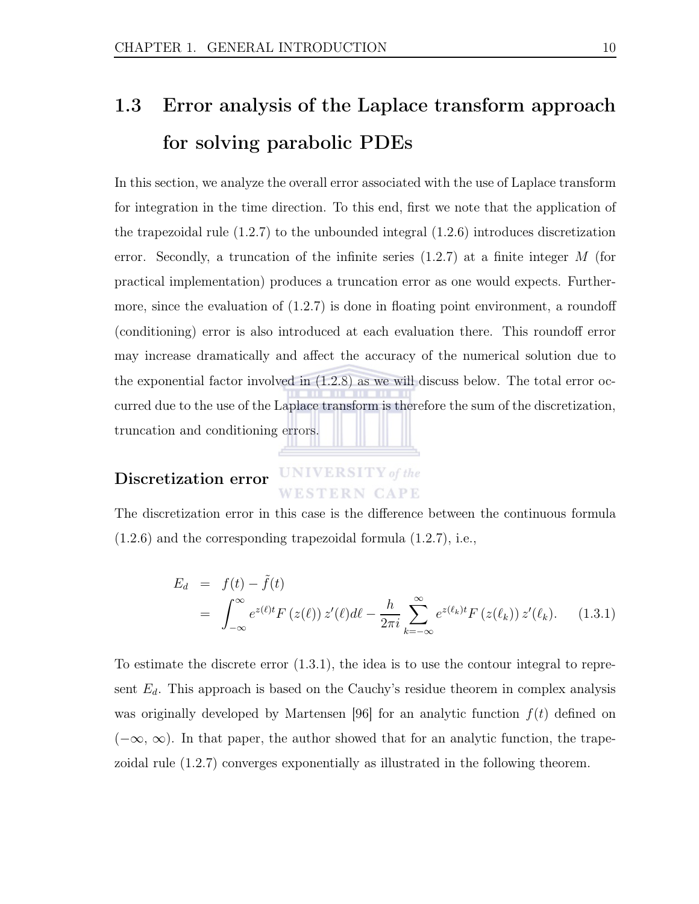## 1.3 Error analysis of the Laplace transform approach for solving parabolic PDEs

In this section, we analyze the overall error associated with the use of Laplace transform for integration in the time direction. To this end, first we note that the application of the trapezoidal rule (1.2.7) to the unbounded integral (1.2.6) introduces discretization error. Secondly, a truncation of the infinite series (1.2.7) at a finite integer $M$ (for practical implementation) produces a truncation error as one would expects. Furthermore, since the evaluation of (1.2.7) is done in floating point environment, a roundoff (conditioning) error is also introduced at each evaluation there. This roundoff error may increase dramatically and affect the accuracy of the numerical solution due to the exponential factor involved in (1.2.8) as we will discuss below. The total error occurred due to the use of the Laplace transform is therefore the sum of the discretization, truncation and conditioning errors.

### Discretization error

The discretization error in this case is the difference between the continuous formula (1.2.6) and the corresponding trapezoidal formula (1.2.7), i.e.,

$$
\begin{aligned}
E_d &= f(t) - \tilde{f}(t) \\
&= \int_{-\infty}^{\infty} e^{z(\ell)t} F\left(z(\ell)\right) z'(\ell) d\ell - \frac{h}{2\pi i} \sum_{k=-\infty}^{\infty} e^{z(\ell_k)t} F\left(z(\ell_k)\right) z'(\ell_k). \qquad (1.3.1)
\end{aligned}
$$

To estimate the discrete error (1.3.1), the idea is to use the contour integral to represent $E_d$. This approach is based on the Cauchy's residue theorem in complex analysis was originally developed by Martensen [96] for an analytic function $f(t)$ defined on $(-\infty, \infty)$. In that paper, the author showed that for an analytic function, the trapezoidal rule (1.2.7) converges exponentially as illustrated in the following theorem.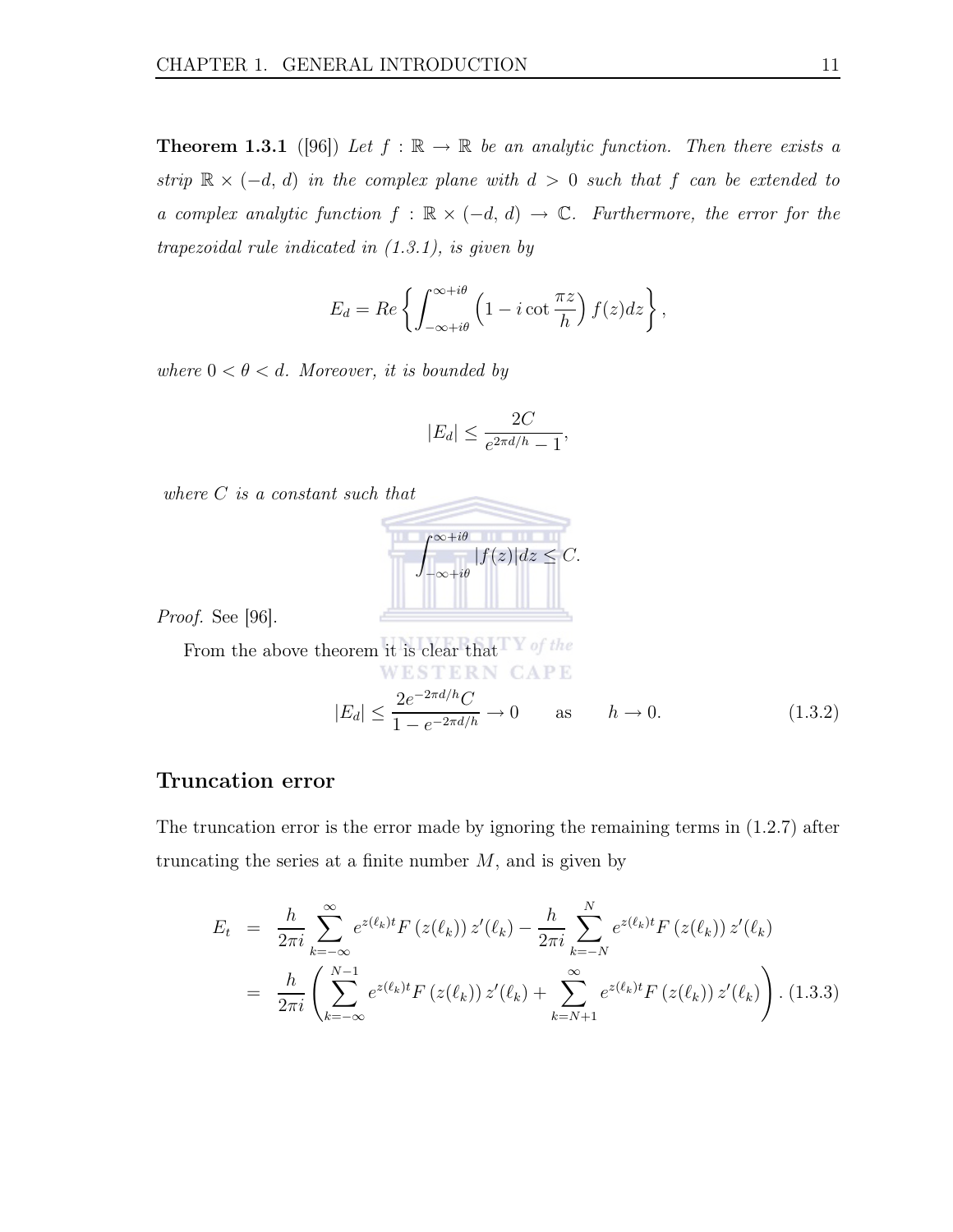**Theorem 1.3.1** ([96]) *Let $f : \mathbb{R} \to \mathbb{R}$ be an analytic function. Then there exists a strip $\mathbb{R} \times (-d,\, d)$ in the complex plane with $d > 0$ such that $f$ can be extended to a complex analytic function $f : \mathbb{R} \times (-d,\, d) \to \mathbb{C}$. Furthermore, the error for the trapezoidal rule indicated in (1.3.1), is given by*

$$E_d = Re\left\{ \int_{-\infty + i\theta}^{\infty + i\theta} \left(1 - i \cot \frac{\pi z}{h}\right) f(z) dz \right\},$$

*where $0 < \theta < d$. Moreover, it is bounded by*

$$|E_d| \leq \frac{2C}{e^{2\pi d/h} - 1},$$

*where $C$ is a constant such that*

$$\int_{-\infty + i\theta}^{\infty + i\theta} |f(z)| dz \leq C.$$

*Proof.* See [96].

From the above theorem it is clear that

$$|E_d| \leq \frac{2e^{-2\pi d/h} C}{1 - e^{-2\pi d/h}} \to 0 \qquad \text{as} \qquad h \to 0. \tag{1.3.2}$$

## Truncation error

The truncation error is the error made by ignoring the remaining terms in (1.2.7) after truncating the series at a finite number $M$, and is given by

$$\begin{aligned} E_t &= \frac{h}{2\pi i} \sum_{k=-\infty}^{\infty} e^{z(\ell_k)t} F\left(z(\ell_k)\right) z'(\ell_k) - \frac{h}{2\pi i} \sum_{k=-N}^{N} e^{z(\ell_k)t} F\left(z(\ell_k)\right) z'(\ell_k) \\ &= \frac{h}{2\pi i} \left( \sum_{k=-\infty}^{N-1} e^{z(\ell_k)t} F\left(z(\ell_k)\right) z'(\ell_k) + \sum_{k=N+1}^{\infty} e^{z(\ell_k)t} F\left(z(\ell_k)\right) z'(\ell_k) \right). \end{aligned} \tag{1.3.3}$$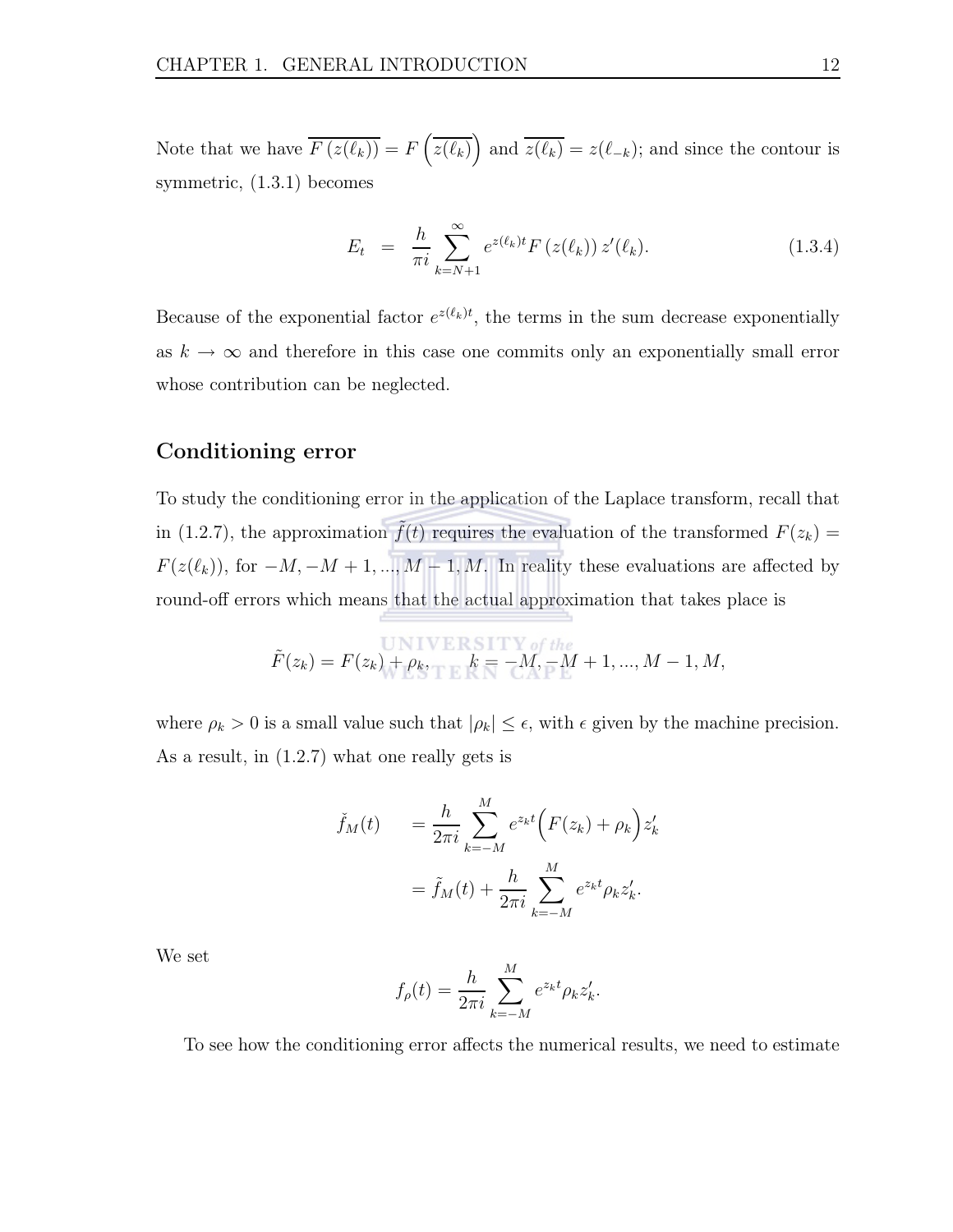Note that we have $\overline{F\left(z(\ell_k)\right)} = F\left(\overline{z(\ell_k)}\right)$ and $\overline{z(\ell_k)} = z(\ell_{-k})$; and since the contour is symmetric, (1.3.1) becomes

$$E_t = \frac{h}{\pi i} \sum_{k=N+1}^{\infty} e^{z(\ell_k)t} F\left(z(\ell_k)\right) z'(\ell_k). \tag{1.3.4}$$

Because of the exponential factor $e^{z(\ell_k)t}$, the terms in the sum decrease exponentially as $k \to \infty$ and therefore in this case one commits only an exponentially small error whose contribution can be neglected.

## Conditioning error

To study the conditioning error in the application of the Laplace transform, recall that in (1.2.7), the approximation $\tilde{f}(t)$ requires the evaluation of the transformed $F(z_k) = F(z(\ell_k))$, for $-M, -M+1, ..., M-1, M$. In reality these evaluations are affected by round-off errors which means that the actual approximation that takes place is

$$\tilde{F}(z_k) = F(z_k) + \rho_k, \qquad k = -M, -M+1, ..., M-1, M,$$

where $\rho_k > 0$ is a small value such that $|\rho_k| \leq \epsilon$, with $\epsilon$ given by the machine precision. As a result, in (1.2.7) what one really gets is

$$\begin{aligned} \check{f}_M(t) \quad &= \frac{h}{2\pi i} \sum_{k=-M}^{M} e^{z_k t} \Big( F(z_k) + \rho_k \Big) z_k' \\ &= \tilde{f}_M(t) + \frac{h}{2\pi i} \sum_{k=-M}^{M} e^{z_k t} \rho_k z_k'. \end{aligned}$$

We set

$$f_\rho(t) = \frac{h}{2\pi i} \sum_{k=-M}^{M} e^{z_k t} \rho_k z_k'.$$

To see how the conditioning error affects the numerical results, we need to estimate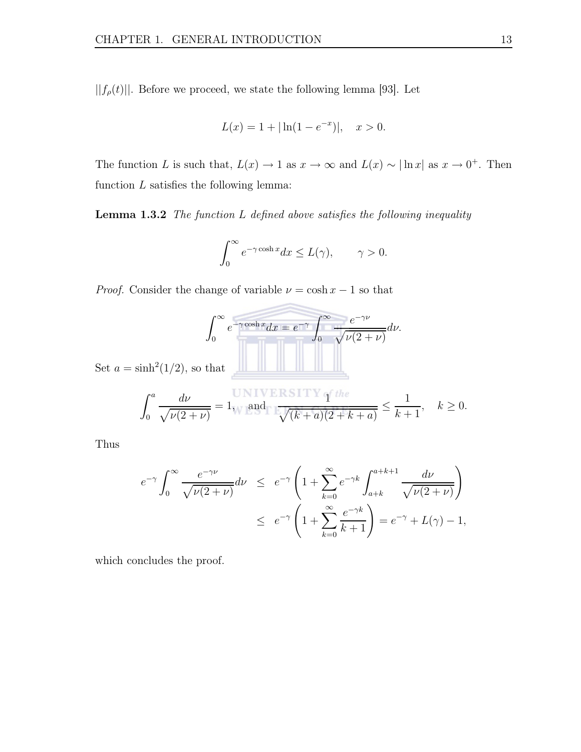$||f_\rho(t)||$. Before we proceed, we state the following lemma [93]. Let

$$L(x) = 1 + |\ln(1 - e^{-x})|, \quad x > 0.$$

The function $L$ is such that, $L(x) \to 1$ as $x \to \infty$ and $L(x) \sim |\ln x|$ as $x \to 0^+$. Then function $L$ satisfies the following lemma:

**Lemma 1.3.2** *The function $L$ defined above satisfies the following inequality*

$$\int_0^\infty e^{-\gamma \cosh x} dx \leq L(\gamma), \qquad \gamma > 0.$$

*Proof.* Consider the change of variable $\nu = \cosh x - 1$ so that

$$\int_0^\infty e^{-\gamma \cosh x} dx = e^{-\gamma} \int_0^\infty \frac{e^{-\gamma\nu}}{\sqrt{\nu(2+\nu)}} d\nu.$$

Set $a = \sinh^2(1/2)$, so that

$$\int_0^a \frac{d\nu}{\sqrt{\nu(2+\nu)}} = 1, \quad \text{and} \quad \frac{1}{\sqrt{(k+a)(2+k+a)}} \leq \frac{1}{k+1}, \quad k \geq 0.$$

Thus

$$\begin{aligned}
e^{-\gamma} \int_0^\infty \frac{e^{-\gamma\nu}}{\sqrt{\nu(2+\nu)}} d\nu &\leq e^{-\gamma} \left( 1 + \sum_{k=0}^\infty e^{-\gamma k} \int_{a+k}^{a+k+1} \frac{d\nu}{\sqrt{\nu(2+\nu)}} \right) \\
&\leq e^{-\gamma} \left( 1 + \sum_{k=0}^\infty \frac{e^{-\gamma k}}{k+1} \right) = e^{-\gamma} + L(\gamma) - 1,
\end{aligned}$$

which concludes the proof.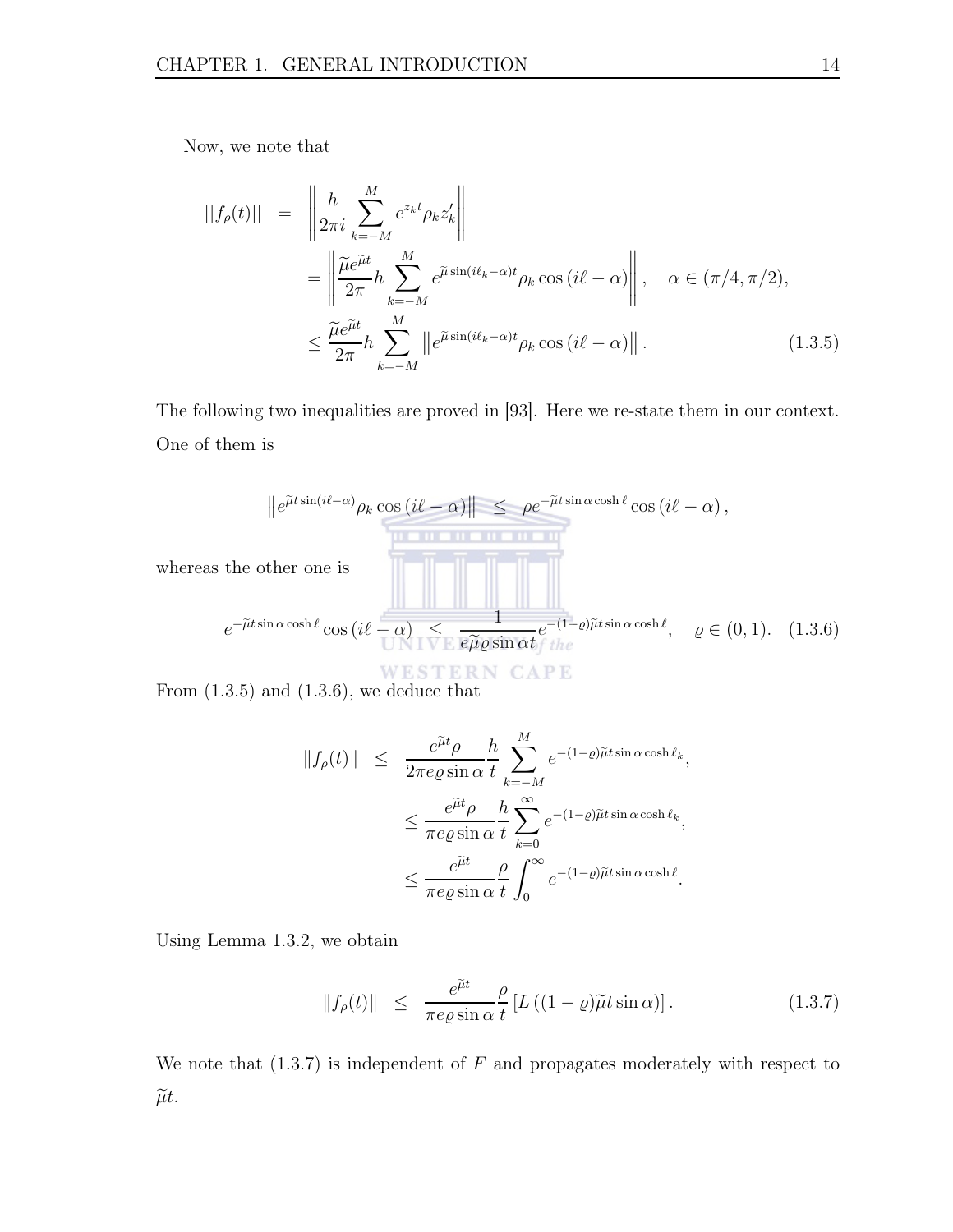Now, we note that

$$
\begin{aligned}
||f_\rho(t)|| &= \left\| \frac{h}{2\pi i} \sum_{k=-M}^{M} e^{z_k t} \rho_k z_k' \right\| \\
&= \left\| \frac{\widetilde{\mu} e^{\widetilde{\mu} t}}{2\pi} h \sum_{k=-M}^{M} e^{\widetilde{\mu} \sin(i\ell_k - \alpha)t} \rho_k \cos(i\ell - \alpha) \right\|, \quad \alpha \in (\pi/4, \pi/2), \\
&\leq \frac{\widetilde{\mu} e^{\widetilde{\mu} t}}{2\pi} h \sum_{k=-M}^{M} \left\| e^{\widetilde{\mu} \sin(i\ell_k - \alpha)t} \rho_k \cos(i\ell - \alpha) \right\|. 
\end{aligned} \tag{1.3.5}
$$

The following two inequalities are proved in [93]. Here we re-state them in our context. One of them is

$$
\left\| e^{\widetilde{\mu} t \sin(i\ell - \alpha)} \rho_k \cos(i\ell - \alpha) \right\| \leq \rho e^{-\widetilde{\mu} t \sin\alpha \cosh \ell} \cos(i\ell - \alpha),
$$

whereas the other one is

$$
e^{-\widetilde{\mu} t \sin\alpha \cosh\ell} \cos(i\ell - \alpha) \leq \frac{1}{e \widetilde{\mu} \varrho \sin\alpha t} e^{-(1-\varrho)\widetilde{\mu} t \sin\alpha \cosh\ell}, \quad \varrho \in (0, 1). \tag{1.3.6}
$$

From (1.3.5) and (1.3.6), we deduce that

$$
\begin{aligned}
\|f_\rho(t)\| &\leq \frac{e^{\widetilde{\mu} t} \rho}{2\pi e \varrho \sin\alpha} \frac{h}{t} \sum_{k=-M}^{M} e^{-(1-\varrho)\widetilde{\mu} t \sin\alpha \cosh \ell_k}, \\
&\leq \frac{e^{\widetilde{\mu} t} \rho}{\pi e \varrho \sin\alpha} \frac{h}{t} \sum_{k=0}^{\infty} e^{-(1-\varrho)\widetilde{\mu} t \sin\alpha \cosh \ell_k}, \\
&\leq \frac{e^{\widetilde{\mu} t}}{\pi e \varrho \sin\alpha} \frac{\rho}{t} \int_0^\infty e^{-(1-\varrho)\widetilde{\mu} t \sin\alpha \cosh \ell}.
\end{aligned}
$$

Using Lemma 1.3.2, we obtain

$$
\|f_\rho(t)\| \leq \frac{e^{\widetilde{\mu} t}}{\pi e \varrho \sin\alpha} \frac{\rho}{t} \left[ L\left( (1-\varrho)\widetilde{\mu} t \sin\alpha \right) \right]. \tag{1.3.7}
$$

We note that (1.3.7) is independent of $F$ and propagates moderately with respect to $\widetilde{\mu} t$.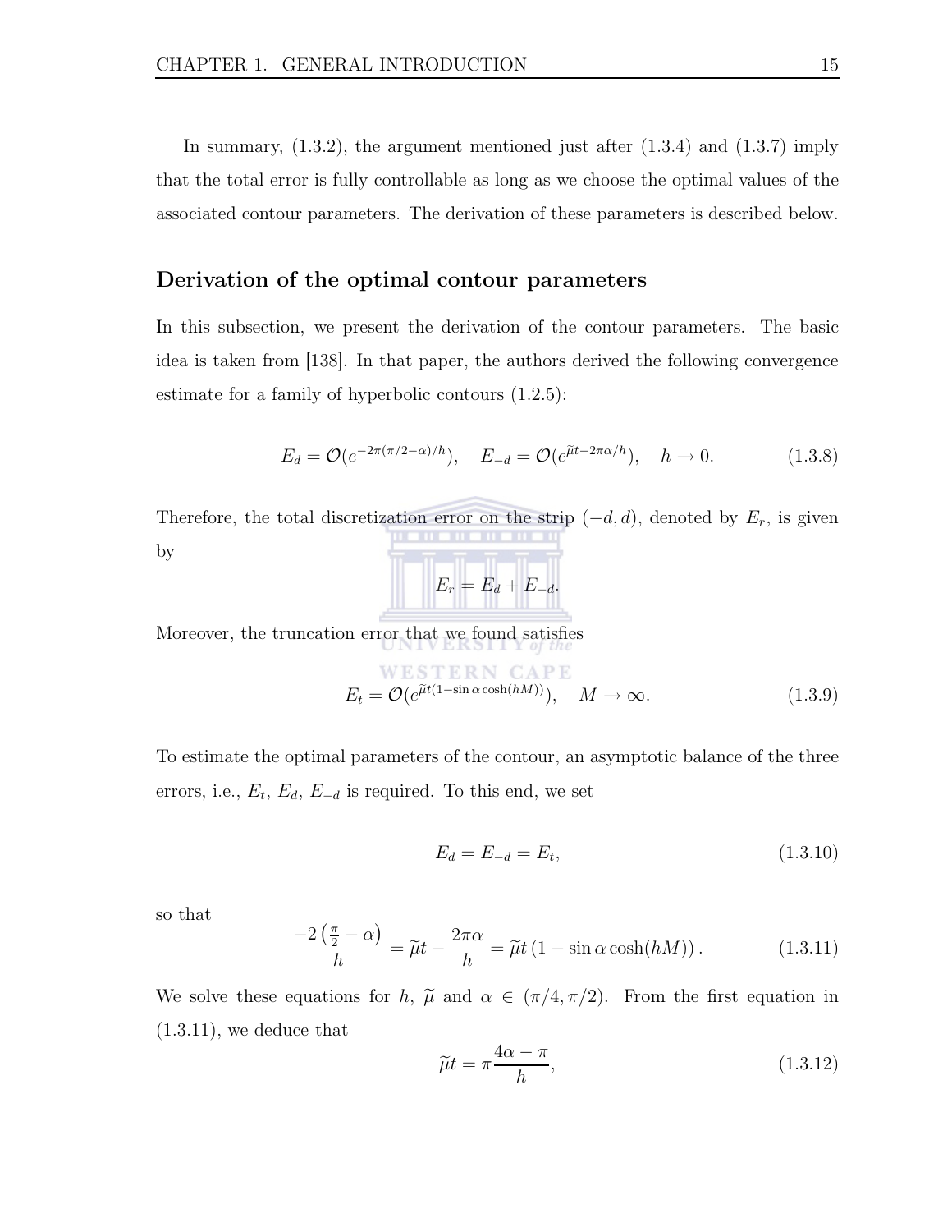In summary, (1.3.2), the argument mentioned just after (1.3.4) and (1.3.7) imply that the total error is fully controllable as long as we choose the optimal values of the associated contour parameters. The derivation of these parameters is described below.

### Derivation of the optimal contour parameters

In this subsection, we present the derivation of the contour parameters. The basic idea is taken from [138]. In that paper, the authors derived the following convergence estimate for a family of hyperbolic contours (1.2.5):

$$E_d = \mathcal{O}(e^{-2\pi(\pi/2-\alpha)/h}), \quad E_{-d} = \mathcal{O}(e^{\widetilde{\mu}t-2\pi\alpha/h}), \quad h \to 0. \tag{1.3.8}$$

Therefore, the total discretization error on the strip $(-d, d)$, denoted by $E_r$, is given by

$$E_r = E_d + E_{-d}.$$

Moreover, the truncation error that we found satisfies

$$E_t = \mathcal{O}(e^{\widetilde{\mu}t(1-\sin\alpha\cosh(hM))}), \quad M \to \infty. \tag{1.3.9}$$

To estimate the optimal parameters of the contour, an asymptotic balance of the three errors, i.e., $E_t$, $E_d$, $E_{-d}$ is required. To this end, we set

$$E_d = E_{-d} = E_t, \tag{1.3.10}$$

so that

$$\frac{-2\left(\frac{\pi}{2}-\alpha\right)}{h} = \widetilde{\mu}t - \frac{2\pi\alpha}{h} = \widetilde{\mu}t\left(1-\sin\alpha\cosh(hM)\right). \tag{1.3.11}$$

We solve these equations for $h$, $\widetilde{\mu}$ and $\alpha \in (\pi/4, \pi/2)$. From the first equation in (1.3.11), we deduce that

$$\widetilde{\mu}t = \pi\frac{4\alpha-\pi}{h}, \tag{1.3.12}$$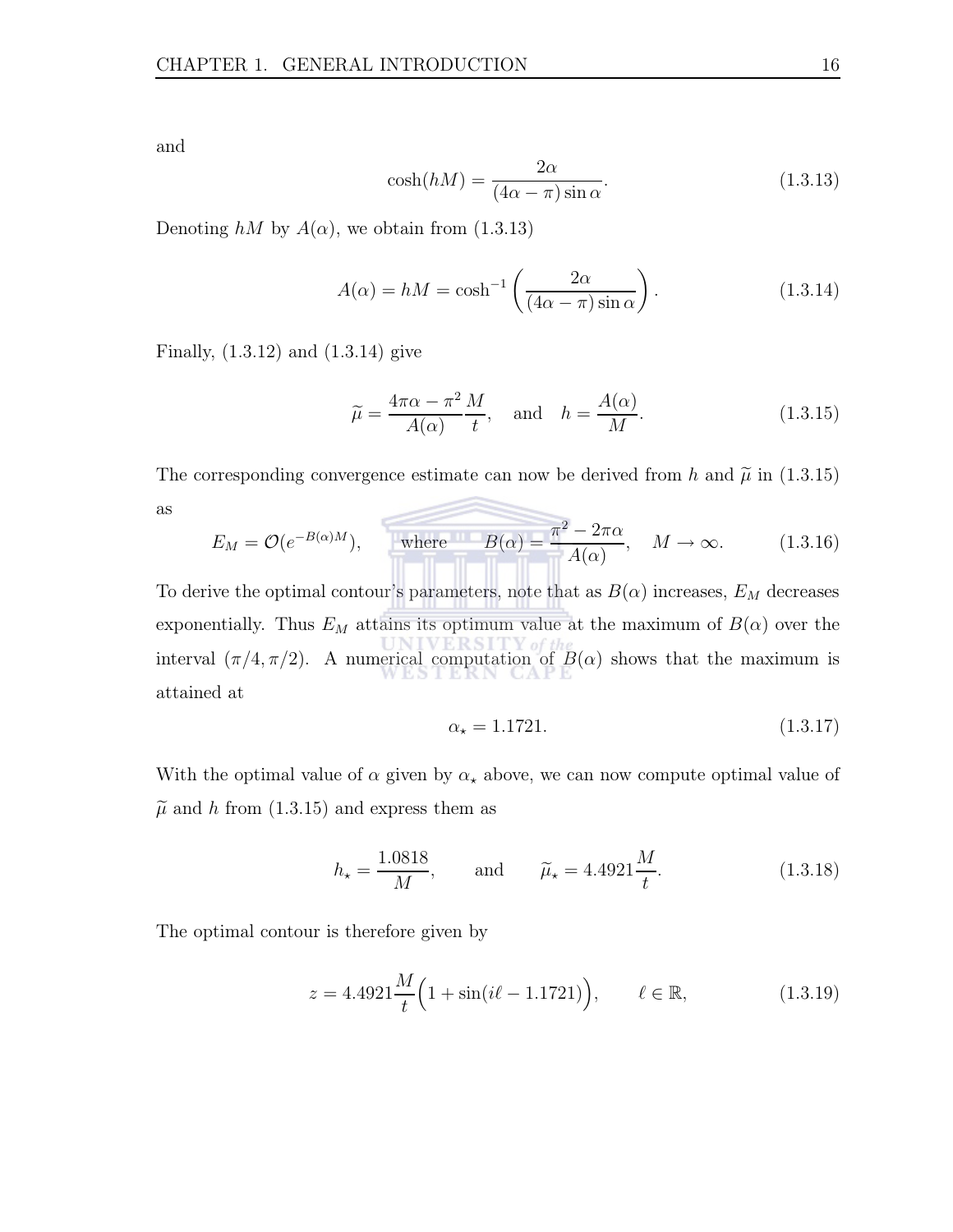and

$$\cosh(hM) = \frac{2\alpha}{(4\alpha - \pi)\sin\alpha}. \tag{1.3.13}$$

Denoting $hM$ by $A(\alpha)$, we obtain from (1.3.13)

$$A(\alpha) = hM = \cosh^{-1}\left(\frac{2\alpha}{(4\alpha - \pi)\sin\alpha}\right). \tag{1.3.14}$$

Finally, (1.3.12) and (1.3.14) give

$$\widetilde{\mu} = \frac{4\pi\alpha - \pi^2}{A(\alpha)}\frac{M}{t}, \quad \text{and} \quad h = \frac{A(\alpha)}{M}. \tag{1.3.15}$$

The corresponding convergence estimate can now be derived from $h$ and $\widetilde{\mu}$ in (1.3.15) as

$$E_M = \mathcal{O}(e^{-B(\alpha)M}), \qquad \text{where} \qquad B(\alpha) = \frac{\pi^2 - 2\pi\alpha}{A(\alpha)}, \quad M \to \infty. \tag{1.3.16}$$

To derive the optimal contour's parameters, note that as $B(\alpha)$ increases, $E_M$ decreases exponentially. Thus $E_M$ attains its optimum value at the maximum of $B(\alpha)$ over the interval $(\pi/4, \pi/2)$. A numerical computation of $B(\alpha)$ shows that the maximum is attained at

$$\alpha_\star = 1.1721. \tag{1.3.17}$$

With the optimal value of $\alpha$ given by $\alpha_\star$ above, we can now compute optimal value of $\widetilde{\mu}$ and $h$ from (1.3.15) and express them as

$$h_\star = \frac{1.0818}{M}, \qquad \text{and} \qquad \widetilde{\mu}_\star = 4.4921\frac{M}{t}. \tag{1.3.18}$$

The optimal contour is therefore given by

$$z = 4.4921\frac{M}{t}\Big(1 + \sin(i\ell - 1.1721)\Big), \qquad \ell \in \mathbb{R}, \tag{1.3.19}$$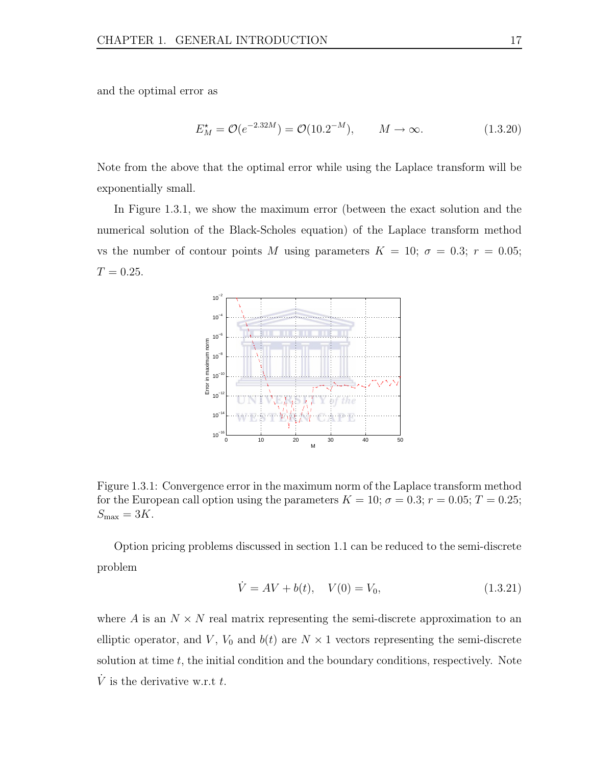and the optimal error as

$$E_M^{\star} = \mathcal{O}(e^{-2.32M}) = \mathcal{O}(10.2^{-M}), \qquad M \to \infty. \tag{1.3.20}$$

Note from the above that the optimal error while using the Laplace transform will be exponentially small.

In Figure 1.3.1, we show the maximum error (between the exact solution and the numerical solution of the Black-Scholes equation) of the Laplace transform method vs the number of contour points $M$ using parameters $K = 10$; $\sigma = 0.3$; $r = 0.05$; $T = 0.25$.

Figure 1.3.1: Convergence error in the maximum norm of the Laplace transform method for the European call option using the parameters $K = 10$; $\sigma = 0.3$; $r = 0.05$; $T = 0.25$; $S_{\max} = 3K$.

Option pricing problems discussed in section 1.1 can be reduced to the semi-discrete problem

$$\dot{V} = AV + b(t), \quad V(0) = V_0, \tag{1.3.21}$$

where $A$ is an $N \times N$ real matrix representing the semi-discrete approximation to an elliptic operator, and $V$, $V_0$ and $b(t)$ are $N \times 1$ vectors representing the semi-discrete solution at time $t$, the initial condition and the boundary conditions, respectively. Note $\dot{V}$ is the derivative w.r.t $t$.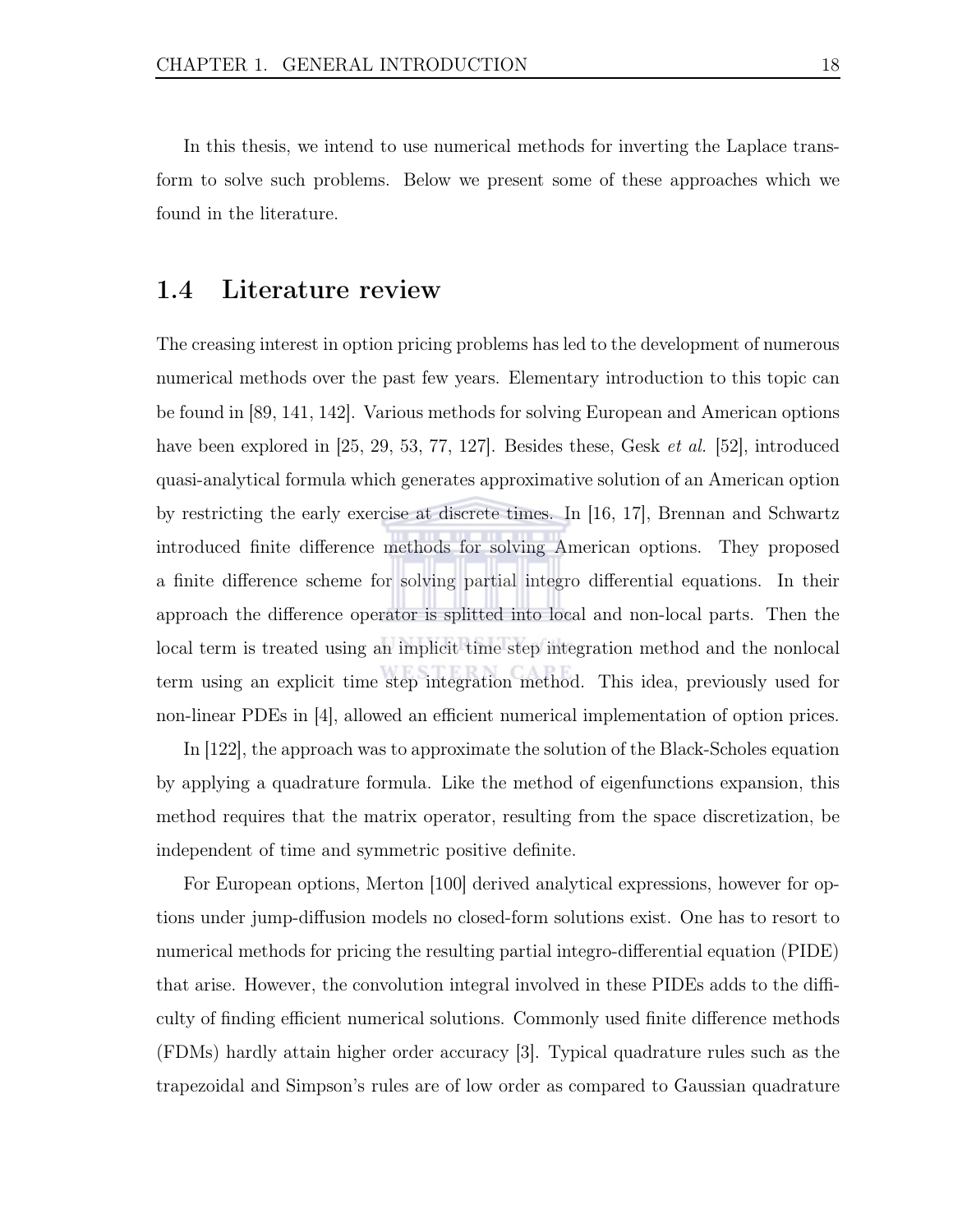In this thesis, we intend to use numerical methods for inverting the Laplace transform to solve such problems. Below we present some of these approaches which we found in the literature.

## 1.4 Literature review

The creasing interest in option pricing problems has led to the development of numerous numerical methods over the past few years. Elementary introduction to this topic can be found in [89, 141, 142]. Various methods for solving European and American options have been explored in [25, 29, 53, 77, 127]. Besides these, Gesk *et al.* [52], introduced quasi-analytical formula which generates approximative solution of an American option by restricting the early exercise at discrete times. In [16, 17], Brennan and Schwartz introduced finite difference methods for solving American options. They proposed a finite difference scheme for solving partial integro differential equations. In their approach the difference operator is splitted into local and non-local parts. Then the local term is treated using an implicit time step integration method and the nonlocal term using an explicit time step integration method. This idea, previously used for non-linear PDEs in [4], allowed an efficient numerical implementation of option prices.

In [122], the approach was to approximate the solution of the Black-Scholes equation by applying a quadrature formula. Like the method of eigenfunctions expansion, this method requires that the matrix operator, resulting from the space discretization, be independent of time and symmetric positive definite.

For European options, Merton [100] derived analytical expressions, however for options under jump-diffusion models no closed-form solutions exist. One has to resort to numerical methods for pricing the resulting partial integro-differential equation (PIDE) that arise. However, the convolution integral involved in these PIDEs adds to the difficulty of finding efficient numerical solutions. Commonly used finite difference methods (FDMs) hardly attain higher order accuracy [3]. Typical quadrature rules such as the trapezoidal and Simpson's rules are of low order as compared to Gaussian quadrature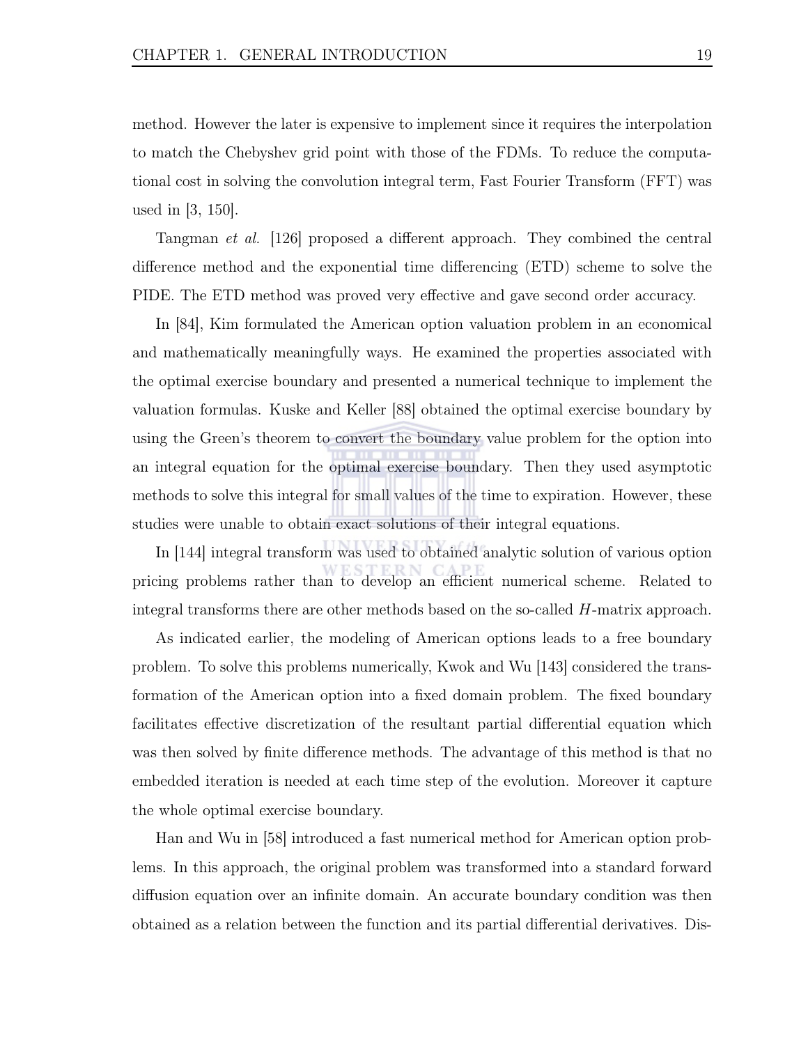method. However the later is expensive to implement since it requires the interpolation to match the Chebyshev grid point with those of the FDMs. To reduce the computational cost in solving the convolution integral term, Fast Fourier Transform (FFT) was used in [3, 150].

Tangman *et al.* [126] proposed a different approach. They combined the central difference method and the exponential time differencing (ETD) scheme to solve the PIDE. The ETD method was proved very effective and gave second order accuracy.

In [84], Kim formulated the American option valuation problem in an economical and mathematically meaningfully ways. He examined the properties associated with the optimal exercise boundary and presented a numerical technique to implement the valuation formulas. Kuske and Keller [88] obtained the optimal exercise boundary by using the Green's theorem to convert the boundary value problem for the option into an integral equation for the optimal exercise boundary. Then they used asymptotic methods to solve this integral for small values of the time to expiration. However, these studies were unable to obtain exact solutions of their integral equations.

In [144] integral transform was used to obtained analytic solution of various option pricing problems rather than to develop an efficient numerical scheme. Related to integral transforms there are other methods based on the so-called $H$-matrix approach.

As indicated earlier, the modeling of American options leads to a free boundary problem. To solve this problems numerically, Kwok and Wu [143] considered the transformation of the American option into a fixed domain problem. The fixed boundary facilitates effective discretization of the resultant partial differential equation which was then solved by finite difference methods. The advantage of this method is that no embedded iteration is needed at each time step of the evolution. Moreover it capture the whole optimal exercise boundary.

Han and Wu in [58] introduced a fast numerical method for American option problems. In this approach, the original problem was transformed into a standard forward diffusion equation over an infinite domain. An accurate boundary condition was then obtained as a relation between the function and its partial differential derivatives. Dis-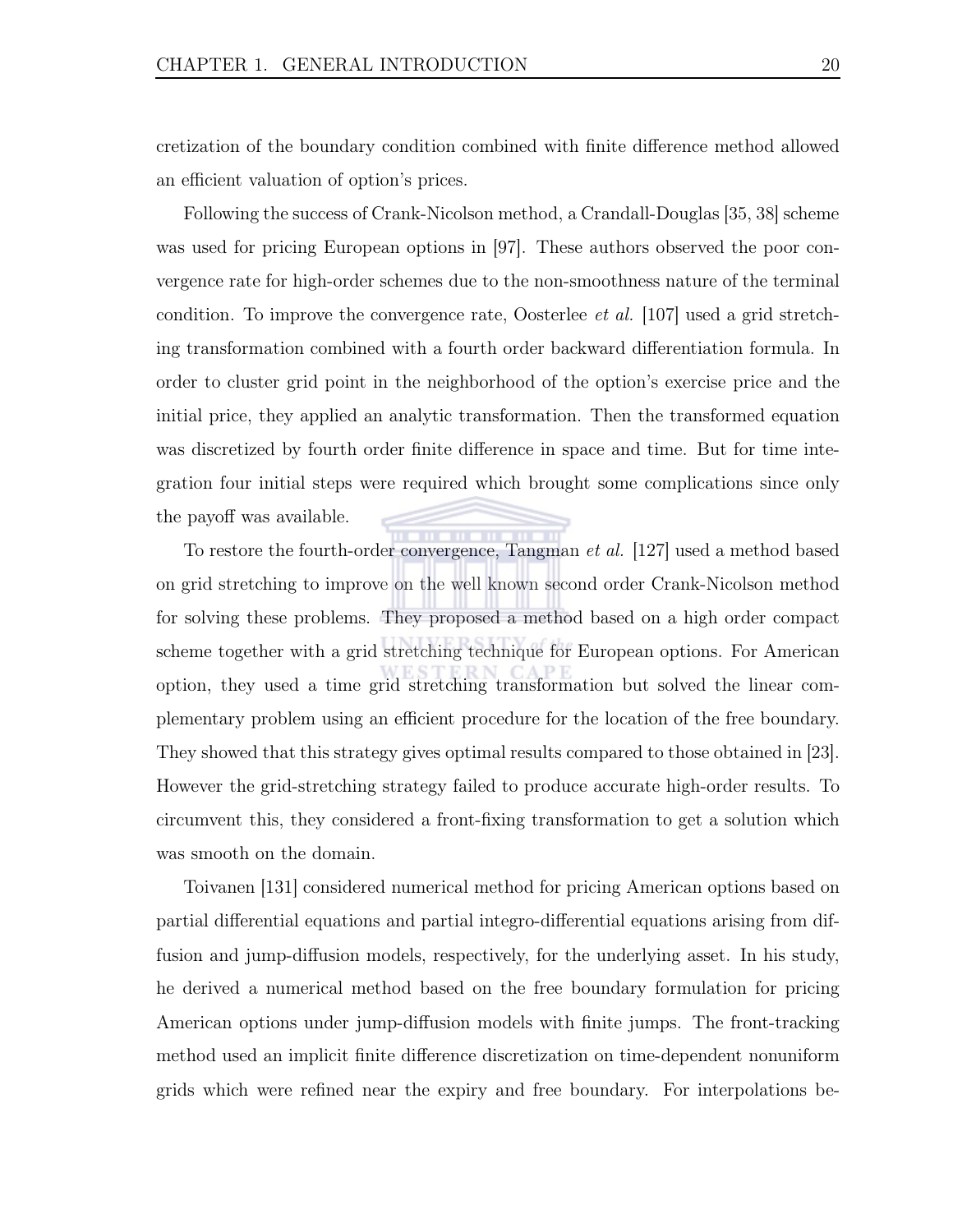cretization of the boundary condition combined with finite difference method allowed an efficient valuation of option's prices.

Following the success of Crank-Nicolson method, a Crandall-Douglas [35, 38] scheme was used for pricing European options in [97]. These authors observed the poor convergence rate for high-order schemes due to the non-smoothness nature of the terminal condition. To improve the convergence rate, Oosterlee *et al.* [107] used a grid stretching transformation combined with a fourth order backward differentiation formula. In order to cluster grid point in the neighborhood of the option's exercise price and the initial price, they applied an analytic transformation. Then the transformed equation was discretized by fourth order finite difference in space and time. But for time integration four initial steps were required which brought some complications since only the payoff was available.

To restore the fourth-order convergence, Tangman *et al.* [127] used a method based on grid stretching to improve on the well known second order Crank-Nicolson method for solving these problems. They proposed a method based on a high order compact scheme together with a grid stretching technique for European options. For American option, they used a time grid stretching transformation but solved the linear complementary problem using an efficient procedure for the location of the free boundary. They showed that this strategy gives optimal results compared to those obtained in [23]. However the grid-stretching strategy failed to produce accurate high-order results. To circumvent this, they considered a front-fixing transformation to get a solution which was smooth on the domain.

Toivanen [131] considered numerical method for pricing American options based on partial differential equations and partial integro-differential equations arising from diffusion and jump-diffusion models, respectively, for the underlying asset. In his study, he derived a numerical method based on the free boundary formulation for pricing American options under jump-diffusion models with finite jumps. The front-tracking method used an implicit finite difference discretization on time-dependent nonuniform grids which were refined near the expiry and free boundary. For interpolations be-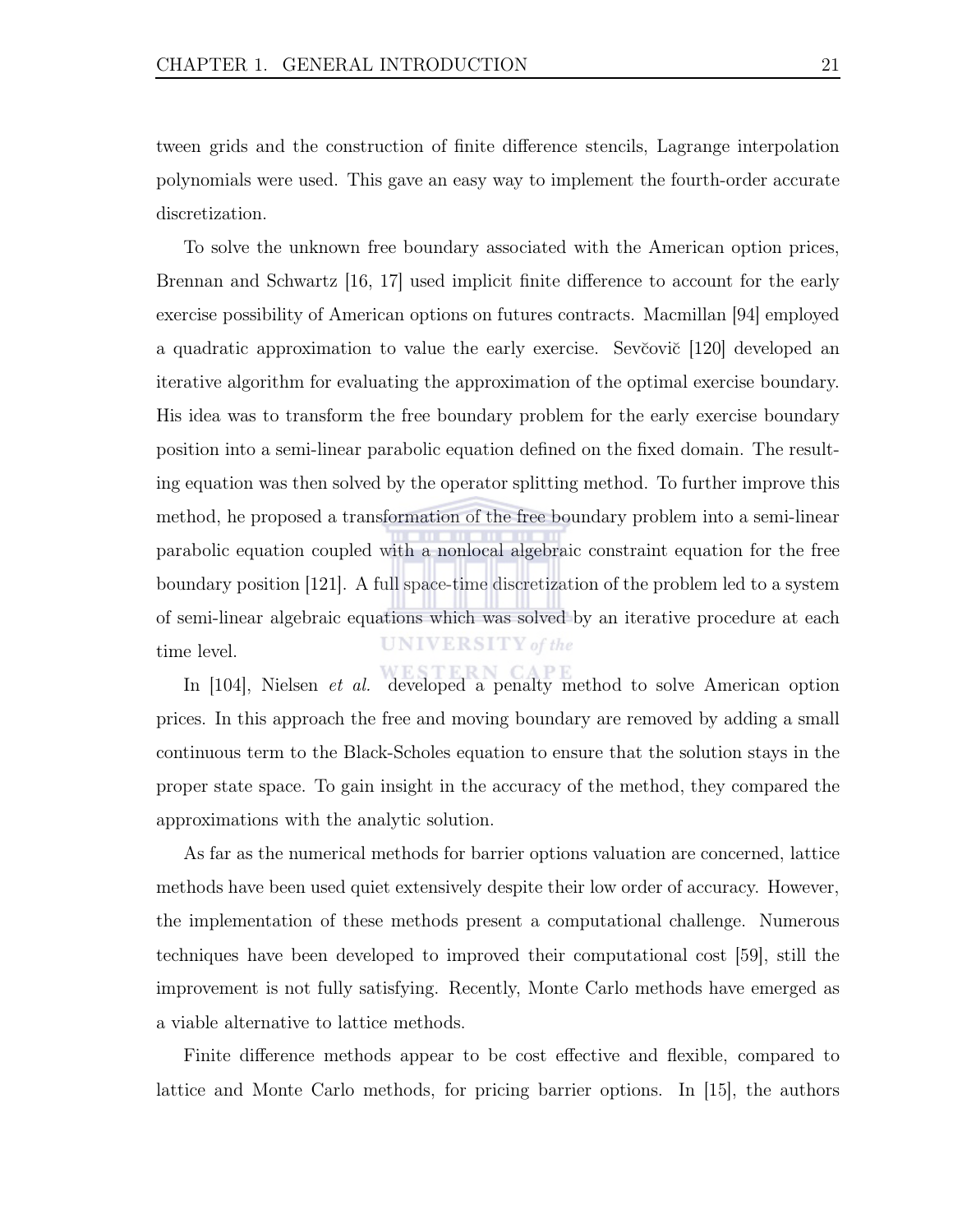tween grids and the construction of finite difference stencils, Lagrange interpolation polynomials were used. This gave an easy way to implement the fourth-order accurate discretization.

To solve the unknown free boundary associated with the American option prices, Brennan and Schwartz [16, 17] used implicit finite difference to account for the early exercise possibility of American options on futures contracts. Macmillan [94] employed a quadratic approximation to value the early exercise. Sevčovič [120] developed an iterative algorithm for evaluating the approximation of the optimal exercise boundary. His idea was to transform the free boundary problem for the early exercise boundary position into a semi-linear parabolic equation defined on the fixed domain. The resulting equation was then solved by the operator splitting method. To further improve this method, he proposed a transformation of the free boundary problem into a semi-linear parabolic equation coupled with a nonlocal algebraic constraint equation for the free boundary position [121]. A full space-time discretization of the problem led to a system of semi-linear algebraic equations which was solved by an iterative procedure at each time level.

In [104], Nielsen *et al.* developed a penalty method to solve American option prices. In this approach the free and moving boundary are removed by adding a small continuous term to the Black-Scholes equation to ensure that the solution stays in the proper state space. To gain insight in the accuracy of the method, they compared the approximations with the analytic solution.

As far as the numerical methods for barrier options valuation are concerned, lattice methods have been used quiet extensively despite their low order of accuracy. However, the implementation of these methods present a computational challenge. Numerous techniques have been developed to improved their computational cost [59], still the improvement is not fully satisfying. Recently, Monte Carlo methods have emerged as a viable alternative to lattice methods.

Finite difference methods appear to be cost effective and flexible, compared to lattice and Monte Carlo methods, for pricing barrier options. In [15], the authors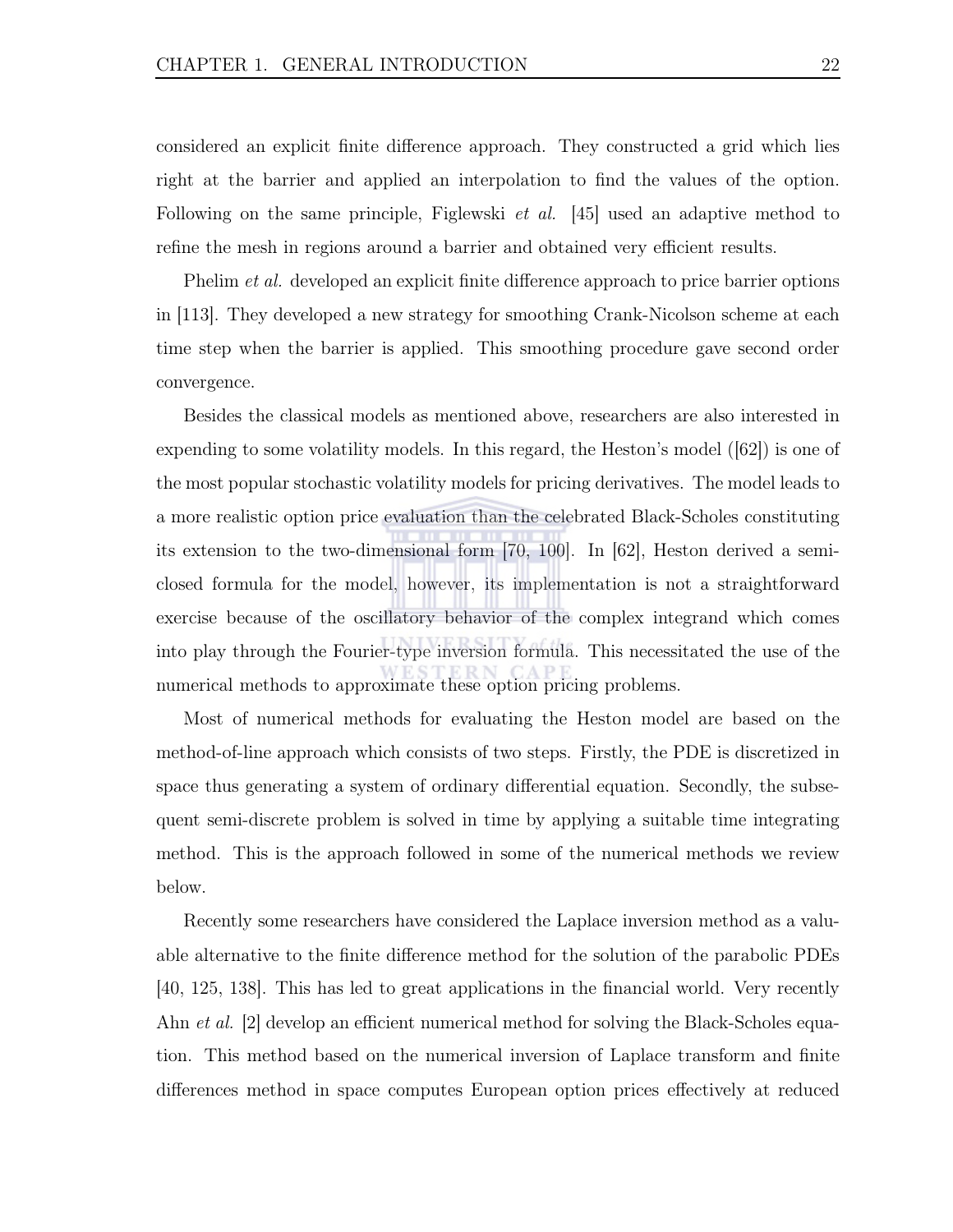considered an explicit finite difference approach. They constructed a grid which lies right at the barrier and applied an interpolation to find the values of the option. Following on the same principle, Figlewski *et al.* [45] used an adaptive method to refine the mesh in regions around a barrier and obtained very efficient results.

Phelim *et al.* developed an explicit finite difference approach to price barrier options in [113]. They developed a new strategy for smoothing Crank-Nicolson scheme at each time step when the barrier is applied. This smoothing procedure gave second order convergence.

Besides the classical models as mentioned above, researchers are also interested in expending to some volatility models. In this regard, the Heston's model ([62]) is one of the most popular stochastic volatility models for pricing derivatives. The model leads to a more realistic option price evaluation than the celebrated Black-Scholes constituting its extension to the two-dimensional form [70, 100]. In [62], Heston derived a semi-closed formula for the model, however, its implementation is not a straightforward exercise because of the oscillatory behavior of the complex integrand which comes into play through the Fourier-type inversion formula. This necessitated the use of the numerical methods to approximate these option pricing problems.

Most of numerical methods for evaluating the Heston model are based on the method-of-line approach which consists of two steps. Firstly, the PDE is discretized in space thus generating a system of ordinary differential equation. Secondly, the subsequent semi-discrete problem is solved in time by applying a suitable time integrating method. This is the approach followed in some of the numerical methods we review below.

Recently some researchers have considered the Laplace inversion method as a valuable alternative to the finite difference method for the solution of the parabolic PDEs [40, 125, 138]. This has led to great applications in the financial world. Very recently Ahn *et al.* [2] develop an efficient numerical method for solving the Black-Scholes equation. This method based on the numerical inversion of Laplace transform and finite differences method in space computes European option prices effectively at reduced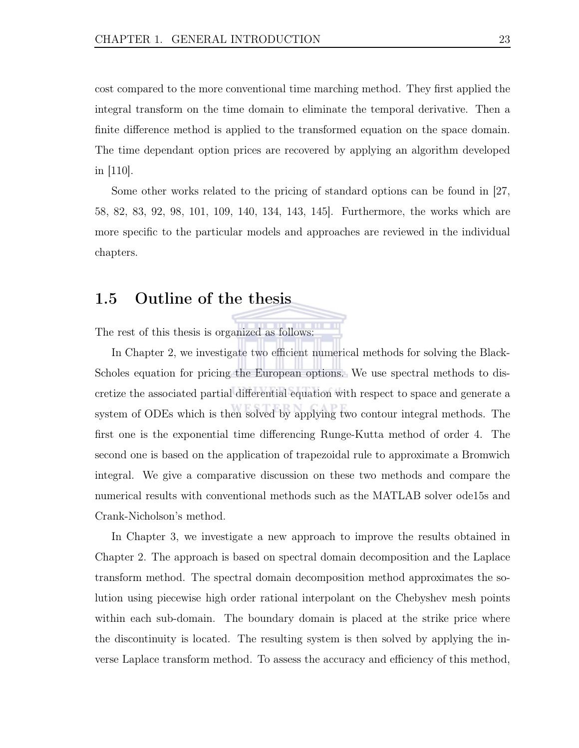cost compared to the more conventional time marching method. They first applied the integral transform on the time domain to eliminate the temporal derivative. Then a finite difference method is applied to the transformed equation on the space domain. The time dependant option prices are recovered by applying an algorithm developed in [110].

Some other works related to the pricing of standard options can be found in [27, 58, 82, 83, 92, 98, 101, 109, 140, 134, 143, 145]. Furthermore, the works which are more specific to the particular models and approaches are reviewed in the individual chapters.

## 1.5 Outline of the thesis

The rest of this thesis is organized as follows:

In Chapter 2, we investigate two efficient numerical methods for solving the Black-Scholes equation for pricing the European options. We use spectral methods to discretize the associated partial differential equation with respect to space and generate a system of ODEs which is then solved by applying two contour integral methods. The first one is the exponential time differencing Runge-Kutta method of order 4. The second one is based on the application of trapezoidal rule to approximate a Bromwich integral. We give a comparative discussion on these two methods and compare the numerical results with conventional methods such as the MATLAB solver ode15s and Crank-Nicholson's method.

In Chapter 3, we investigate a new approach to improve the results obtained in Chapter 2. The approach is based on spectral domain decomposition and the Laplace transform method. The spectral domain decomposition method approximates the solution using piecewise high order rational interpolant on the Chebyshev mesh points within each sub-domain. The boundary domain is placed at the strike price where the discontinuity is located. The resulting system is then solved by applying the inverse Laplace transform method. To assess the accuracy and efficiency of this method,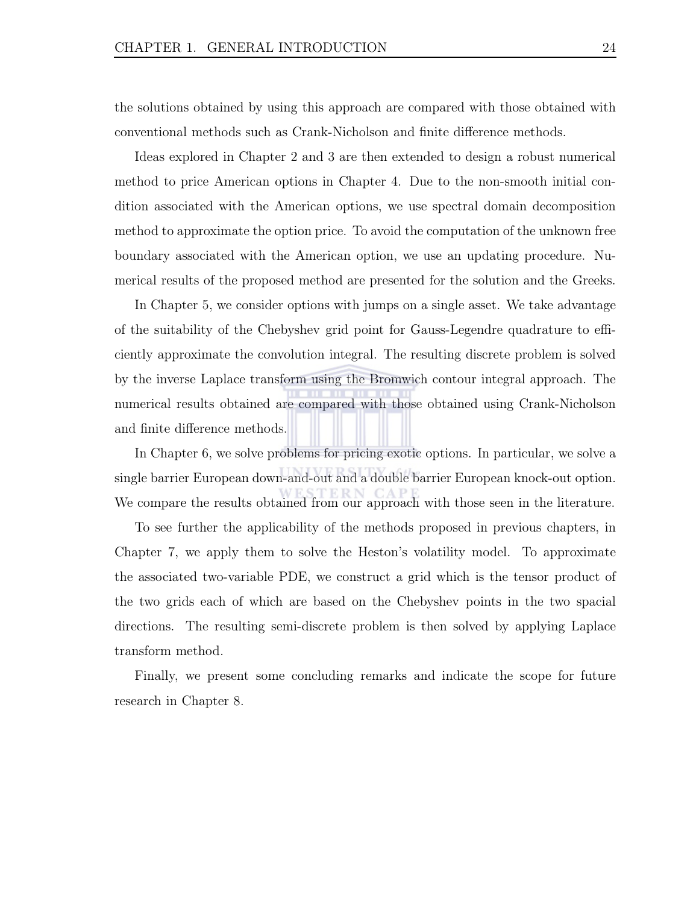the solutions obtained by using this approach are compared with those obtained with conventional methods such as Crank-Nicholson and finite difference methods.

Ideas explored in Chapter 2 and 3 are then extended to design a robust numerical method to price American options in Chapter 4. Due to the non-smooth initial condition associated with the American options, we use spectral domain decomposition method to approximate the option price. To avoid the computation of the unknown free boundary associated with the American option, we use an updating procedure. Numerical results of the proposed method are presented for the solution and the Greeks.

In Chapter 5, we consider options with jumps on a single asset. We take advantage of the suitability of the Chebyshev grid point for Gauss-Legendre quadrature to efficiently approximate the convolution integral. The resulting discrete problem is solved by the inverse Laplace transform using the Bromwich contour integral approach. The numerical results obtained are compared with those obtained using Crank-Nicholson and finite difference methods.

In Chapter 6, we solve problems for pricing exotic options. In particular, we solve a single barrier European down-and-out and a double barrier European knock-out option. We compare the results obtained from our approach with those seen in the literature.

To see further the applicability of the methods proposed in previous chapters, in Chapter 7, we apply them to solve the Heston's volatility model. To approximate the associated two-variable PDE, we construct a grid which is the tensor product of the two grids each of which are based on the Chebyshev points in the two spacial directions. The resulting semi-discrete problem is then solved by applying Laplace transform method.

Finally, we present some concluding remarks and indicate the scope for future research in Chapter 8.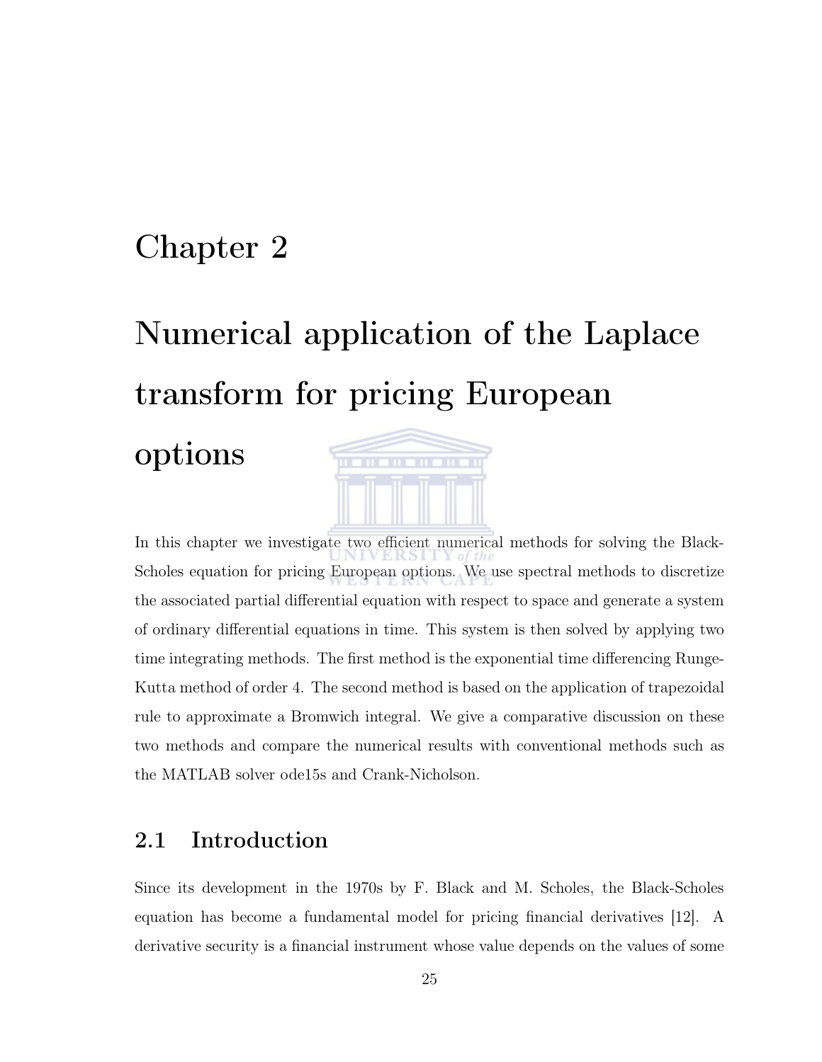# Chapter 2

# Numerical application of the Laplace transform for pricing European options

In this chapter we investigate two efficient numerical methods for solving the Black-Scholes equation for pricing European options. We use spectral methods to discretize the associated partial differential equation with respect to space and generate a system of ordinary differential equations in time. This system is then solved by applying two time integrating methods. The first method is the exponential time differencing Runge-Kutta method of order 4. The second method is based on the application of trapezoidal rule to approximate a Bromwich integral. We give a comparative discussion on these two methods and compare the numerical results with conventional methods such as the MATLAB solver ode15s and Crank-Nicholson.

## 2.1 Introduction

Since its development in the 1970s by F. Black and M. Scholes, the Black-Scholes equation has become a fundamental model for pricing financial derivatives [12]. A derivative security is a financial instrument whose value depends on the values of some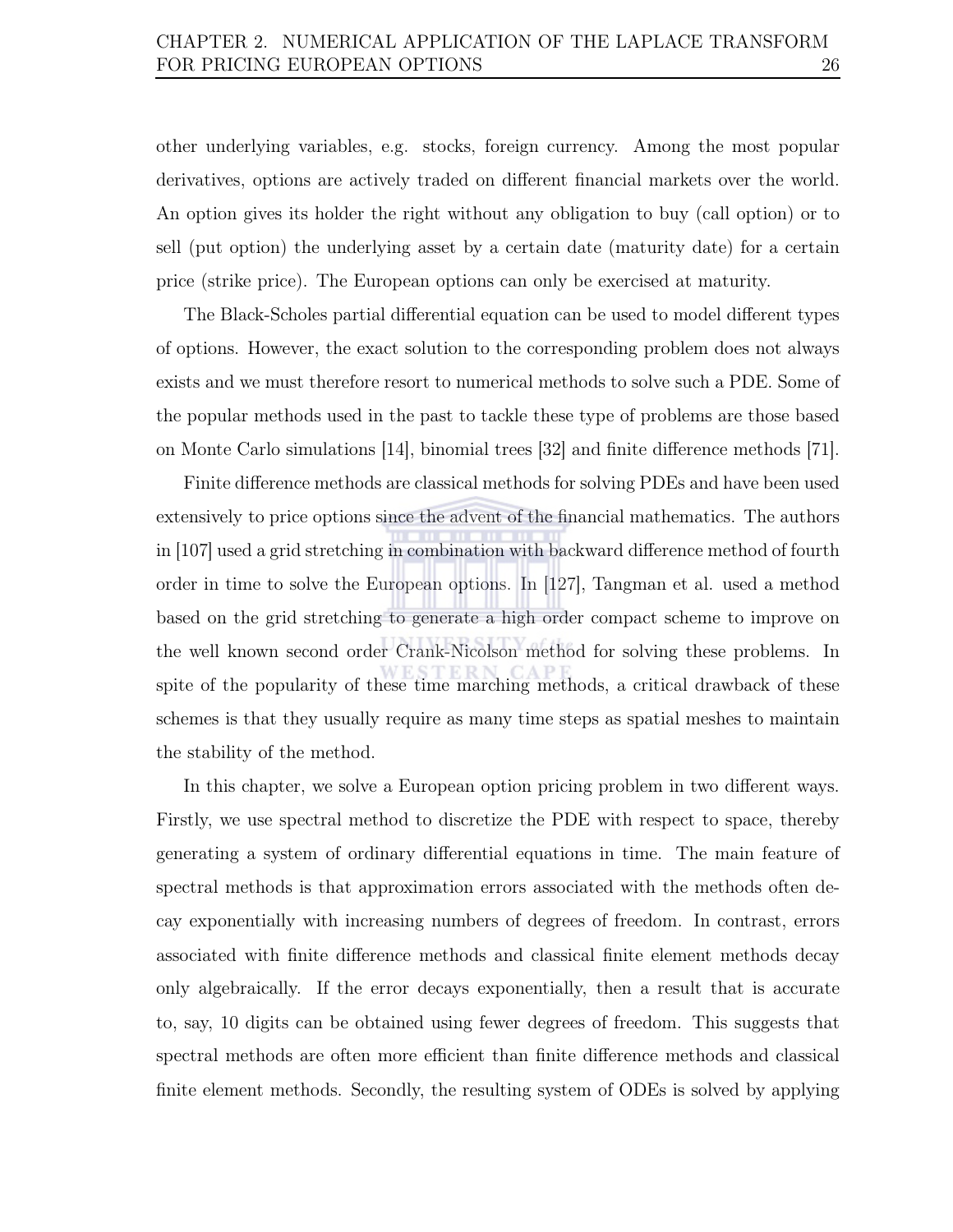other underlying variables, e.g. stocks, foreign currency. Among the most popular derivatives, options are actively traded on different financial markets over the world. An option gives its holder the right without any obligation to buy (call option) or to sell (put option) the underlying asset by a certain date (maturity date) for a certain price (strike price). The European options can only be exercised at maturity.

The Black-Scholes partial differential equation can be used to model different types of options. However, the exact solution to the corresponding problem does not always exists and we must therefore resort to numerical methods to solve such a PDE. Some of the popular methods used in the past to tackle these type of problems are those based on Monte Carlo simulations [14], binomial trees [32] and finite difference methods [71].

Finite difference methods are classical methods for solving PDEs and have been used extensively to price options since the advent of the financial mathematics. The authors in [107] used a grid stretching in combination with backward difference method of fourth order in time to solve the European options. In [127], Tangman et al. used a method based on the grid stretching to generate a high order compact scheme to improve on the well known second order Crank-Nicolson method for solving these problems. In spite of the popularity of these time marching methods, a critical drawback of these schemes is that they usually require as many time steps as spatial meshes to maintain the stability of the method.

In this chapter, we solve a European option pricing problem in two different ways. Firstly, we use spectral method to discretize the PDE with respect to space, thereby generating a system of ordinary differential equations in time. The main feature of spectral methods is that approximation errors associated with the methods often decay exponentially with increasing numbers of degrees of freedom. In contrast, errors associated with finite difference methods and classical finite element methods decay only algebraically. If the error decays exponentially, then a result that is accurate to, say, 10 digits can be obtained using fewer degrees of freedom. This suggests that spectral methods are often more efficient than finite difference methods and classical finite element methods. Secondly, the resulting system of ODEs is solved by applying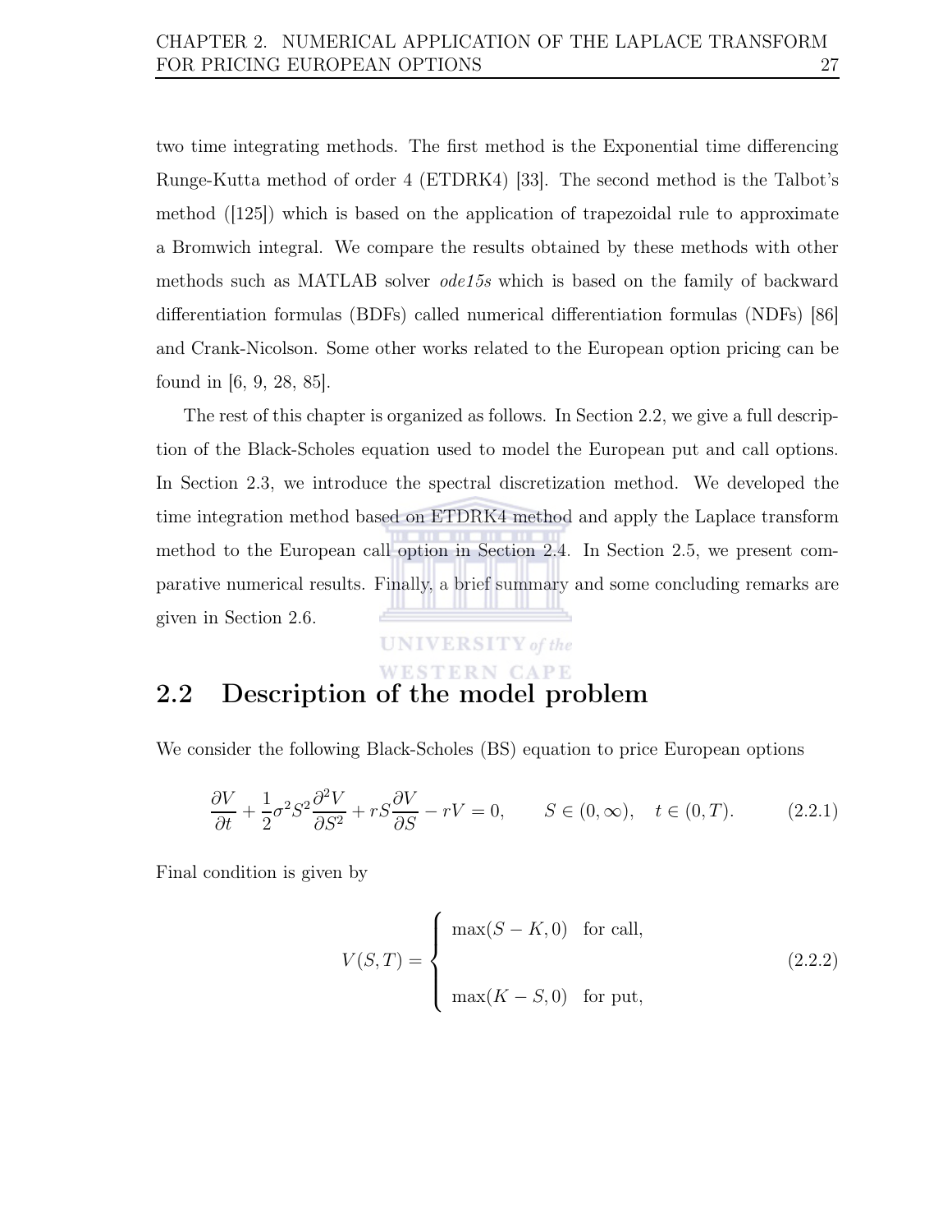two time integrating methods. The first method is the Exponential time differencing Runge-Kutta method of order 4 (ETDRK4) [33]. The second method is the Talbot's method ([125]) which is based on the application of trapezoidal rule to approximate a Bromwich integral. We compare the results obtained by these methods with other methods such as MATLAB solver *ode15s* which is based on the family of backward differentiation formulas (BDFs) called numerical differentiation formulas (NDFs) [86] and Crank-Nicolson. Some other works related to the European option pricing can be found in [6, 9, 28, 85].

The rest of this chapter is organized as follows. In Section 2.2, we give a full description of the Black-Scholes equation used to model the European put and call options. In Section 2.3, we introduce the spectral discretization method. We developed the time integration method based on ETDRK4 method and apply the Laplace transform method to the European call option in Section 2.4. In Section 2.5, we present comparative numerical results. Finally, a brief summary and some concluding remarks are given in Section 2.6.

## 2.2 Description of the model problem

We consider the following Black-Scholes (BS) equation to price European options

$$\frac{\partial V}{\partial t} + \frac{1}{2}\sigma^2 S^2 \frac{\partial^2 V}{\partial S^2} + rS\frac{\partial V}{\partial S} - rV = 0, \qquad S \in (0, \infty), \quad t \in (0, T). \tag{2.2.1}$$

Final condition is given by

$$V(S,T) = \begin{cases} \max(S-K, 0) & \text{for call,} \\ \\ \max(K-S, 0) & \text{for put,} \end{cases} \tag{2.2.2}$$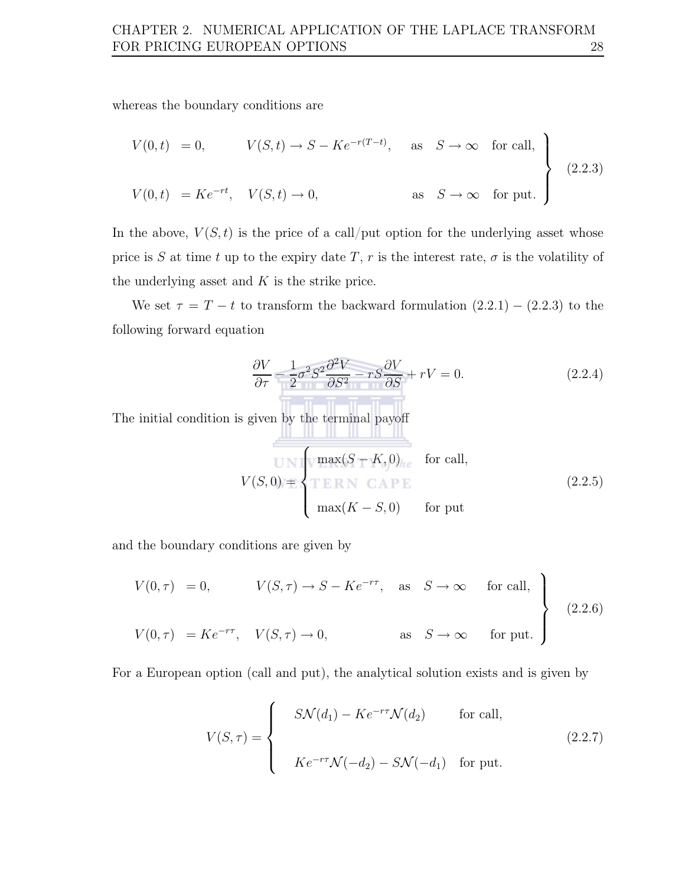whereas the boundary conditions are

$$\left.\begin{array}{llll} V(0,t) & = 0, & V(S,t) \to S - Ke^{-r(T-t)}, \quad \text{as} \quad S \to \infty & \text{for call,} \\ \\ V(0,t) & = Ke^{-rt}, & V(S,t) \to 0, \qquad\qquad\qquad \text{as} \quad S \to \infty & \text{for put.} \end{array}\right\} \tag{2.2.3}$$

In the above, $V(S,t)$ is the price of a call/put option for the underlying asset whose price is $S$ at time $t$ up to the expiry date $T$, $r$ is the interest rate, $\sigma$ is the volatility of the underlying asset and $K$ is the strike price.

We set $\tau = T - t$ to transform the backward formulation (2.2.1) – (2.2.3) to the following forward equation

$$\frac{\partial V}{\partial \tau} - \frac{1}{2}\sigma^2 S^2 \frac{\partial^2 V}{\partial S^2} - rS\frac{\partial V}{\partial S} + rV = 0. \tag{2.2.4}$$

The initial condition is given by the terminal payoff

$$V(S,0) = \begin{cases} \max(S-K,0) & \text{for call,} \\ \\ \max(K-S,0) & \text{for put} \end{cases} \tag{2.2.5}$$

and the boundary conditions are given by

$$\left.\begin{array}{llll} V(0,\tau) & = 0, & V(S,\tau) \to S - Ke^{-r\tau}, \quad \text{as} \quad S \to \infty & \text{for call,} \\ \\ V(0,\tau) & = Ke^{-r\tau}, & V(S,\tau) \to 0, \qquad\qquad \text{as} \quad S \to \infty & \text{for put.} \end{array}\right\} \tag{2.2.6}$$

For a European option (call and put), the analytical solution exists and is given by

$$V(S,\tau) = \begin{cases} S\mathcal{N}(d_1) - Ke^{-r\tau}\mathcal{N}(d_2) & \text{for call,} \\ \\ Ke^{-r\tau}\mathcal{N}(-d_2) - S\mathcal{N}(-d_1) & \text{for put.} \end{cases} \tag{2.2.7}$$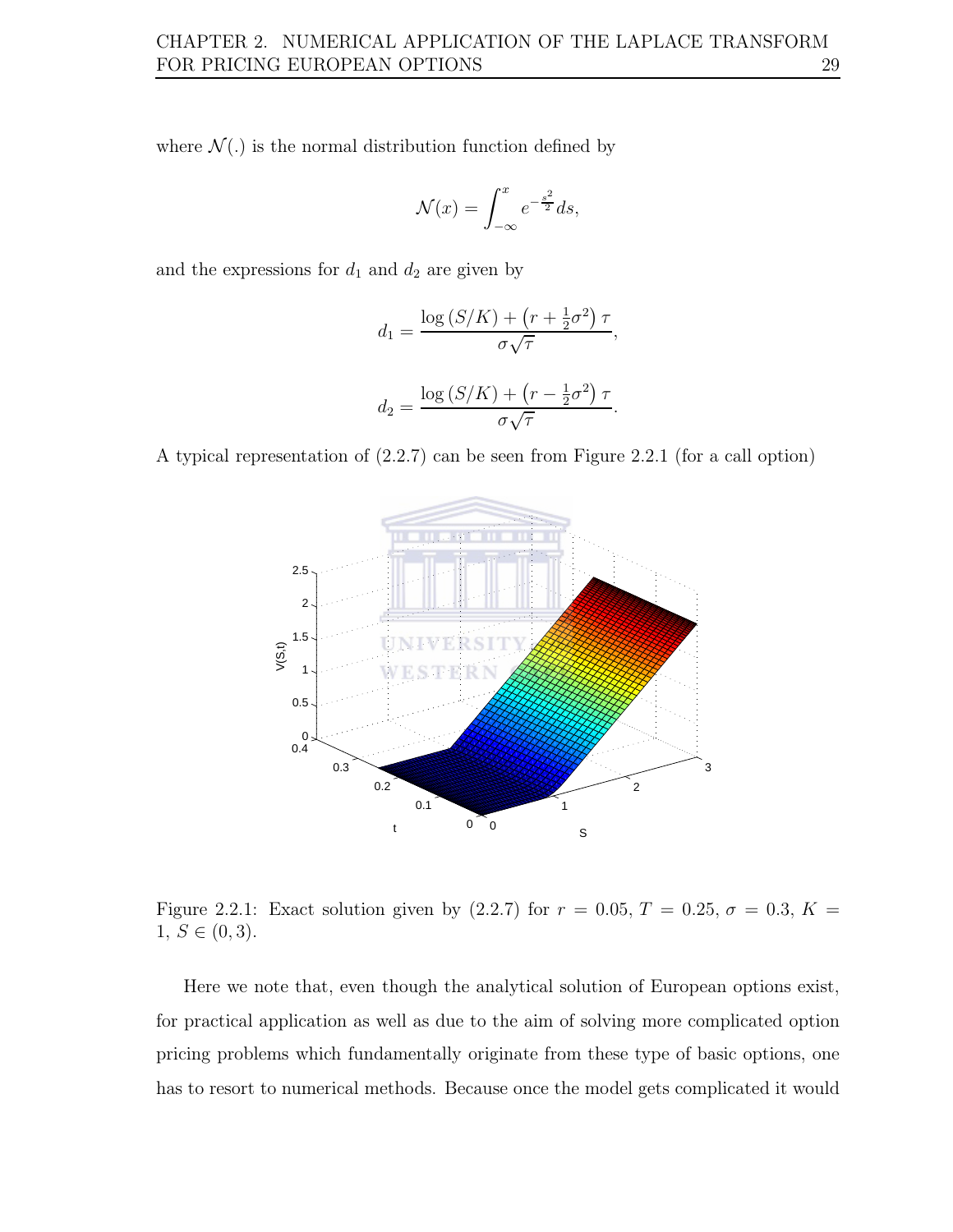where $\mathcal{N}(.)$ is the normal distribution function defined by

$$\mathcal{N}(x) = \int_{-\infty}^{x} e^{-\frac{s^2}{2}} ds,$$

and the expressions for $d_1$ and $d_2$ are given by

$$d_1 = \frac{\log(S/K) + \left(r + \frac{1}{2}\sigma^2\right)\tau}{\sigma\sqrt{\tau}},$$

$$d_2 = \frac{\log(S/K) + \left(r - \frac{1}{2}\sigma^2\right)\tau}{\sigma\sqrt{\tau}}.$$

A typical representation of (2.2.7) can be seen from Figure 2.2.1 (for a call option)

Figure 2.2.1: Exact solution given by (2.2.7) for $r = 0.05$, $T = 0.25$, $\sigma = 0.3$, $K = 1$, $S \in (0, 3)$.

Here we note that, even though the analytical solution of European options exist, for practical application as well as due to the aim of solving more complicated option pricing problems which fundamentally originate from these type of basic options, one has to resort to numerical methods. Because once the model gets complicated it would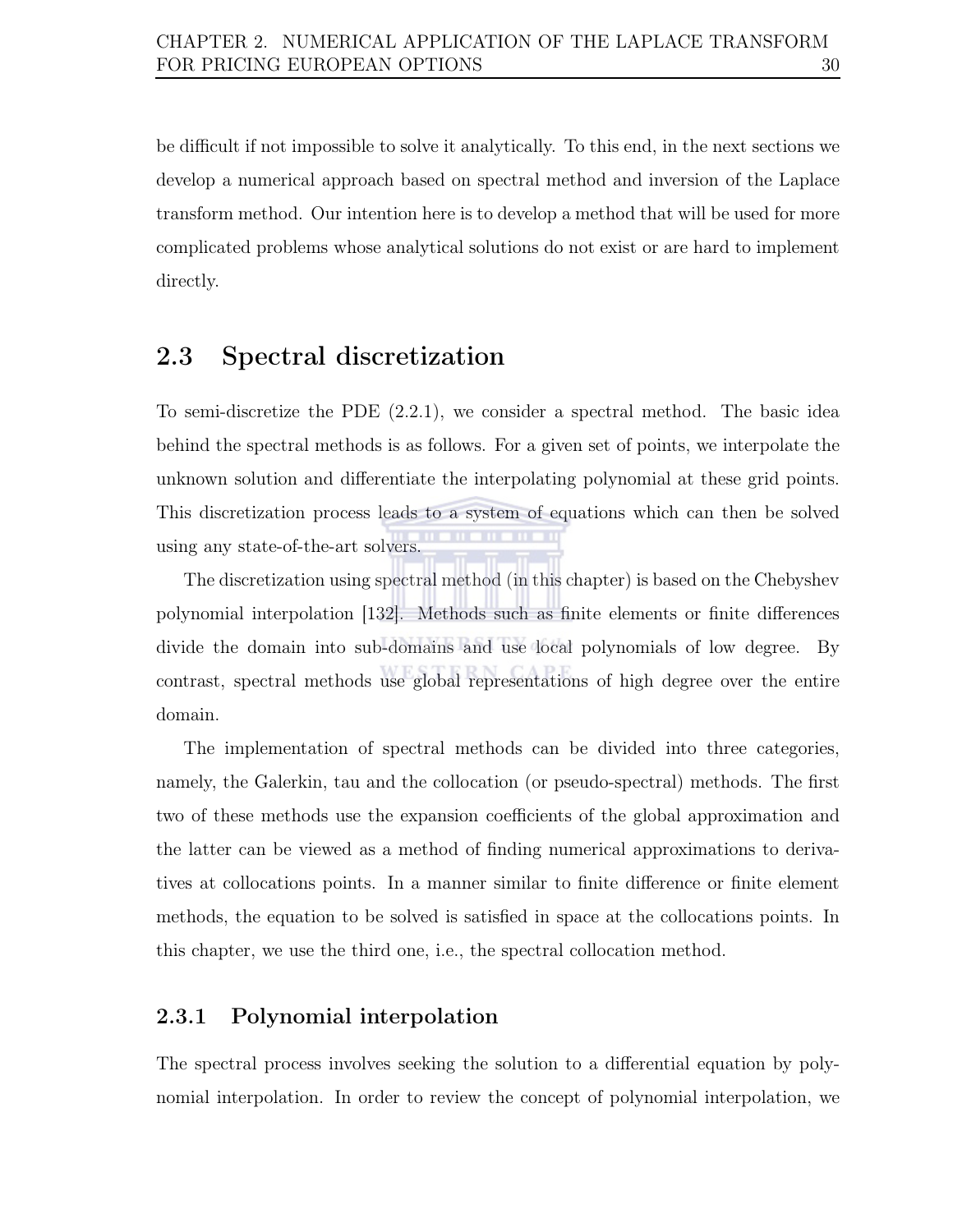be difficult if not impossible to solve it analytically. To this end, in the next sections we develop a numerical approach based on spectral method and inversion of the Laplace transform method. Our intention here is to develop a method that will be used for more complicated problems whose analytical solutions do not exist or are hard to implement directly.

## 2.3 Spectral discretization

To semi-discretize the PDE (2.2.1), we consider a spectral method. The basic idea behind the spectral methods is as follows. For a given set of points, we interpolate the unknown solution and differentiate the interpolating polynomial at these grid points. This discretization process leads to a system of equations which can then be solved using any state-of-the-art solvers.

The discretization using spectral method (in this chapter) is based on the Chebyshev polynomial interpolation [132]. Methods such as finite elements or finite differences divide the domain into sub-domains and use local polynomials of low degree. By contrast, spectral methods use global representations of high degree over the entire domain.

The implementation of spectral methods can be divided into three categories, namely, the Galerkin, tau and the collocation (or pseudo-spectral) methods. The first two of these methods use the expansion coefficients of the global approximation and the latter can be viewed as a method of finding numerical approximations to derivatives at collocations points. In a manner similar to finite difference or finite element methods, the equation to be solved is satisfied in space at the collocations points. In this chapter, we use the third one, i.e., the spectral collocation method.

### 2.3.1 Polynomial interpolation

The spectral process involves seeking the solution to a differential equation by polynomial interpolation. In order to review the concept of polynomial interpolation, we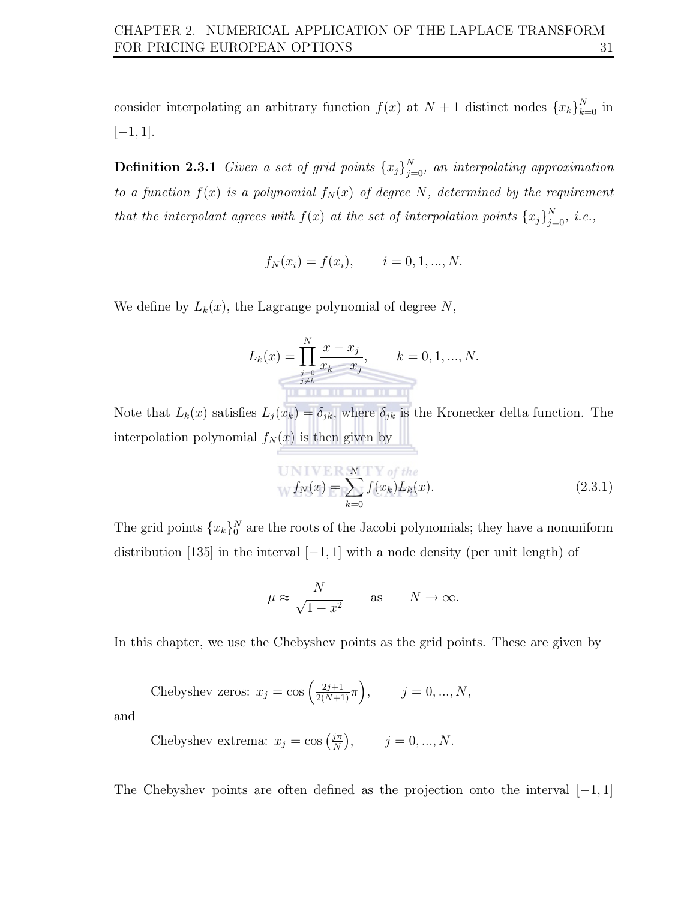consider interpolating an arbitrary function $f(x)$ at $N+1$ distinct nodes $\{x_k\}_{k=0}^{N}$ in $[-1,1]$.

**Definition 2.3.1** *Given a set of grid points $\{x_j\}_{j=0}^{N}$, an interpolating approximation to a function $f(x)$ is a polynomial $f_N(x)$ of degree $N$, determined by the requirement that the interpolant agrees with $f(x)$ at the set of interpolation points $\{x_j\}_{j=0}^{N}$, i.e.,*

$$f_N(x_i) = f(x_i), \qquad i = 0, 1, ..., N.$$

We define by $L_k(x)$, the Lagrange polynomial of degree $N$,

$$L_k(x) = \prod_{\substack{j=0 \\ j \neq k}}^{N} \frac{x - x_j}{x_k - x_j}, \qquad k = 0, 1, ..., N.$$

Note that $L_k(x)$ satisfies $L_j(x_k) = \delta_{jk}$, where $\delta_{jk}$ is the Kronecker delta function. The interpolation polynomial $f_N(x)$ is then given by

$$f_N(x) = \sum_{k=0}^{N} f(x_k) L_k(x). \tag{2.3.1}$$

The grid points $\{x_k\}_0^N$ are the roots of the Jacobi polynomials; they have a nonuniform distribution [135] in the interval $[-1,1]$ with a node density (per unit length) of

$$\mu \approx \frac{N}{\sqrt{1-x^2}} \qquad \text{as} \qquad N \to \infty.$$

In this chapter, we use the Chebyshev points as the grid points. These are given by

Chebyshev zeros: $x_j = \cos\left(\frac{2j+1}{2(N+1)}\pi\right), \qquad j = 0, ..., N,$

and

Chebyshev extrema: $x_j = \cos\left(\frac{j\pi}{N}\right), \qquad j = 0, ..., N.$

The Chebyshev points are often defined as the projection onto the interval $[-1,1]$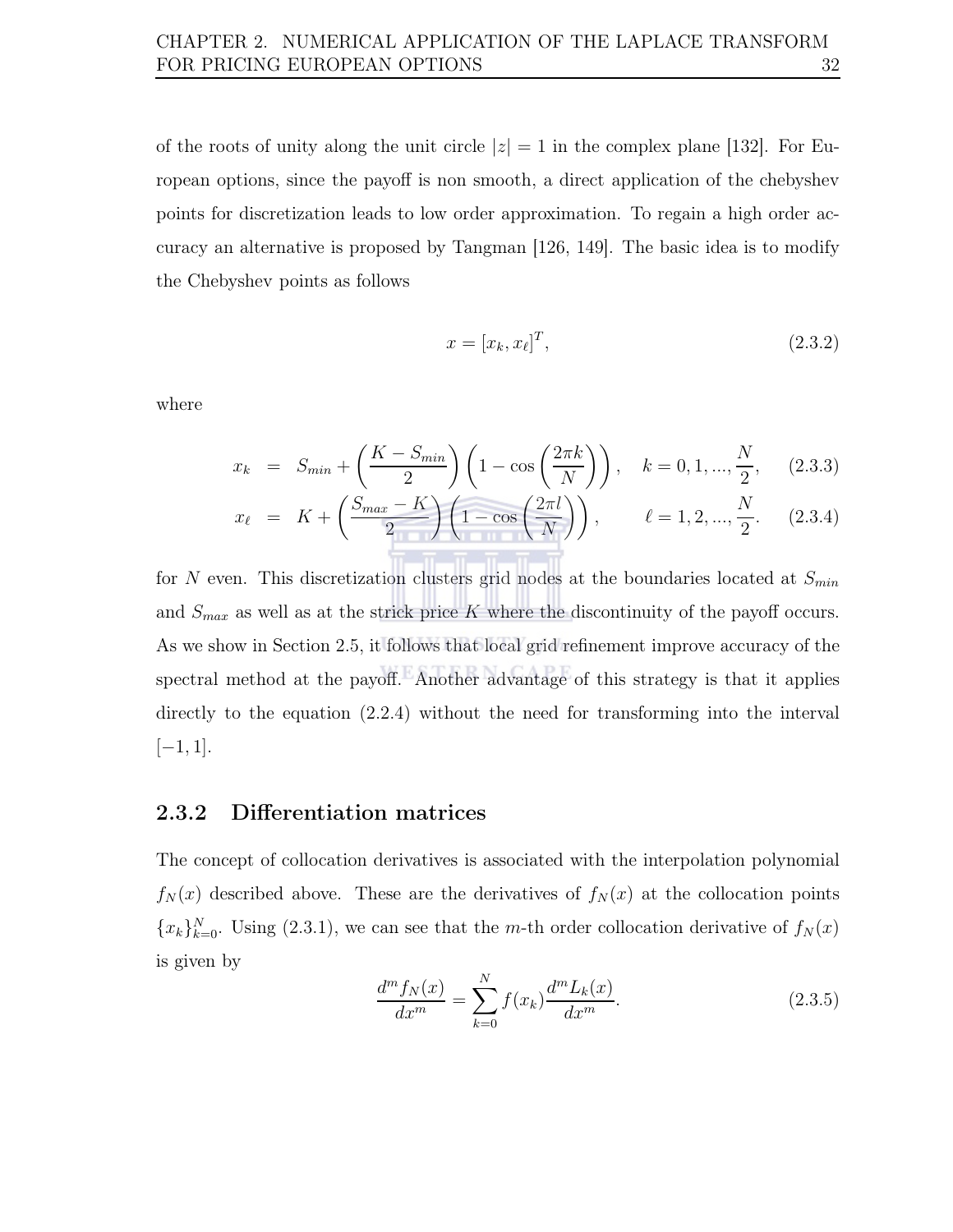of the roots of unity along the unit circle $|z| = 1$ in the complex plane [132]. For European options, since the payoff is non smooth, a direct application of the chebyshev points for discretization leads to low order approximation. To regain a high order accuracy an alternative is proposed by Tangman [126, 149]. The basic idea is to modify the Chebyshev points as follows

$$x = [x_k, x_\ell]^T, \tag{2.3.2}$$

where

$$x_k = S_{min} + \left(\frac{K - S_{min}}{2}\right)\left(1 - \cos\left(\frac{2\pi k}{N}\right)\right), \quad k = 0, 1, ..., \frac{N}{2}, \tag{2.3.3}$$

$$x_\ell = K + \left(\frac{S_{max} - K}{2}\right)\left(1 - \cos\left(\frac{2\pi l}{N}\right)\right), \quad \ell = 1, 2, ..., \frac{N}{2}. \tag{2.3.4}$$

for $N$ even. This discretization clusters grid nodes at the boundaries located at $S_{min}$ and $S_{max}$ as well as at the strick price $K$ where the discontinuity of the payoff occurs. As we show in Section 2.5, it follows that local grid refinement improve accuracy of the spectral method at the payoff. Another advantage of this strategy is that it applies directly to the equation (2.2.4) without the need for transforming into the interval $[-1, 1]$.

### 2.3.2 Differentiation matrices

The concept of collocation derivatives is associated with the interpolation polynomial $f_N(x)$ described above. These are the derivatives of $f_N(x)$ at the collocation points $\{x_k\}_{k=0}^{N}$. Using (2.3.1), we can see that the $m$-th order collocation derivative of $f_N(x)$ is given by

$$\frac{d^m f_N(x)}{dx^m} = \sum_{k=0}^{N} f(x_k)\frac{d^m L_k(x)}{dx^m}. \tag{2.3.5}$$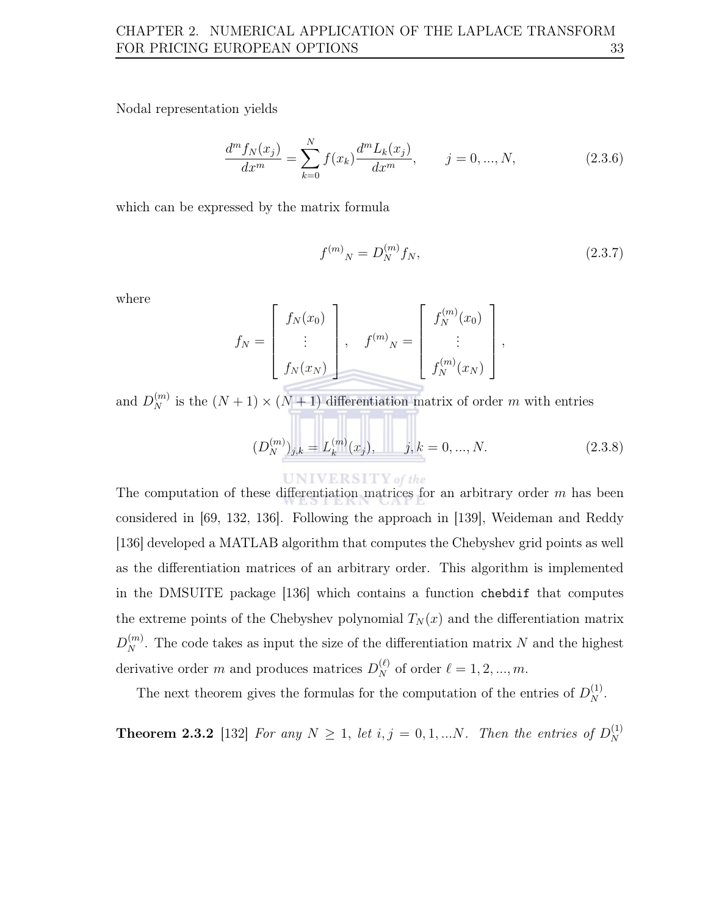Nodal representation yields

$$\frac{d^m f_N(x_j)}{dx^m} = \sum_{k=0}^{N} f(x_k) \frac{d^m L_k(x_j)}{dx^m}, \qquad j = 0, ..., N, \tag{2.3.6}$$

which can be expressed by the matrix formula

$$f^{(m)}{}_N = D_N^{(m)} f_N, \tag{2.3.7}$$

where

$$f_N = \begin{bmatrix} f_N(x_0) \\ \vdots \\ f_N(x_N) \end{bmatrix}, \quad f^{(m)}{}_N = \begin{bmatrix} f_N^{(m)}(x_0) \\ \vdots \\ f_N^{(m)}(x_N) \end{bmatrix},$$

and $D_N^{(m)}$ is the $(N+1) \times (N+1)$ differentiation matrix of order $m$ with entries

$$(D_N^{(m)})_{j,k} = L_k^{(m)}(x_j), \qquad j, k = 0, ..., N. \tag{2.3.8}$$

The computation of these differentiation matrices for an arbitrary order $m$ has been considered in [69, 132, 136]. Following the approach in [139], Weideman and Reddy [136] developed a MATLAB algorithm that computes the Chebyshev grid points as well as the differentiation matrices of an arbitrary order. This algorithm is implemented in the DMSUITE package [136] which contains a function `chebdif` that computes the extreme points of the Chebyshev polynomial $T_N(x)$ and the differentiation matrix $D_N^{(m)}$. The code takes as input the size of the differentiation matrix $N$ and the highest derivative order $m$ and produces matrices $D_N^{(\ell)}$ of order $\ell = 1, 2, ..., m$.

The next theorem gives the formulas for the computation of the entries of $D_N^{(1)}$.

**Theorem 2.3.2** [132] *For any $N \geq 1$, let $i, j = 0, 1, ...N$. Then the entries of $D_N^{(1)}$*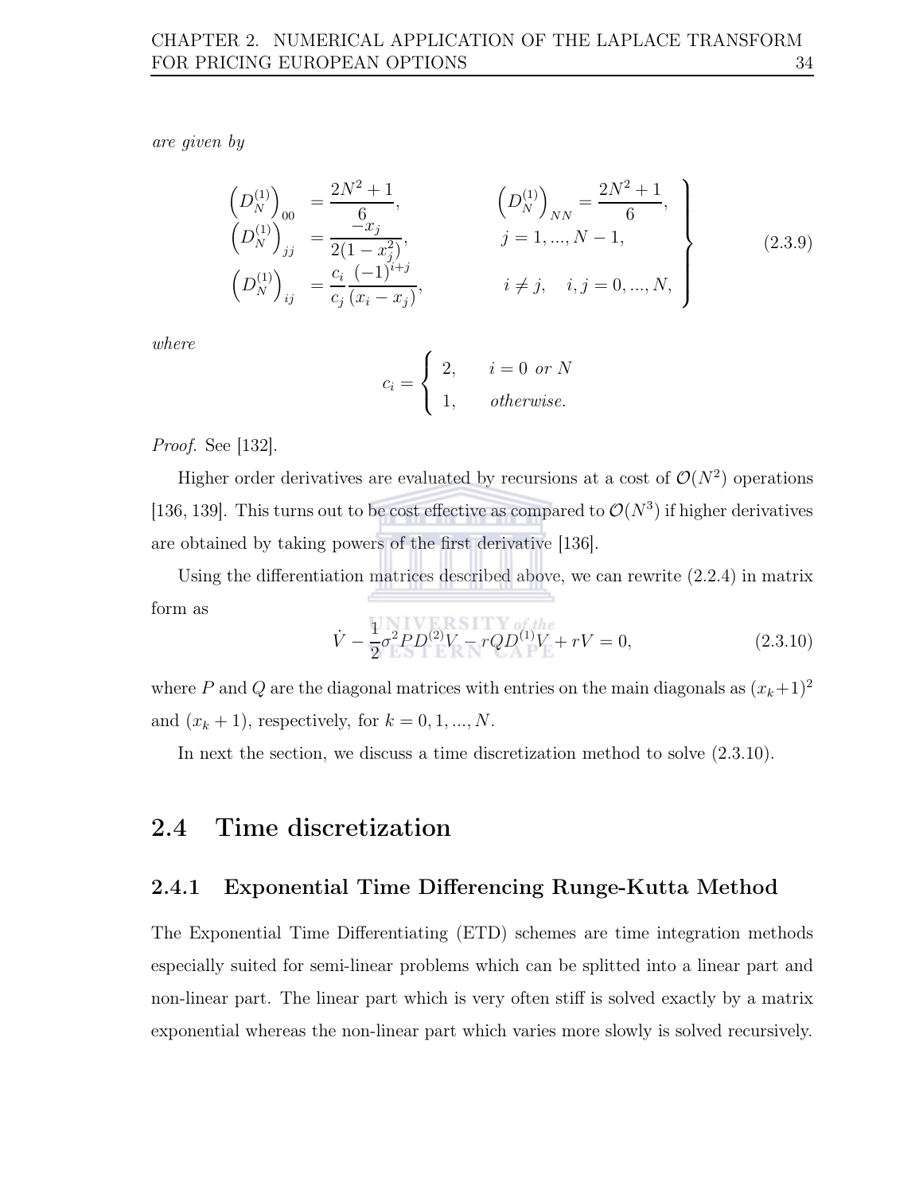*are given by*

$$
\left.
\begin{array}{lll}
\left(D_N^{(1)}\right)_{00} = \dfrac{2N^2+1}{6}, & \left(D_N^{(1)}\right)_{NN} = \dfrac{2N^2+1}{6}, & \\
\left(D_N^{(1)}\right)_{jj} = \dfrac{-x_j}{2(1-x_j^2)}, & j = 1, ..., N-1, & \\
\left(D_N^{(1)}\right)_{ij} = \dfrac{c_i}{c_j} \dfrac{(-1)^{i+j}}{(x_i - x_j)}, & i \neq j, \quad i, j = 0, ..., N, &
\end{array}
\right\} \tag{2.3.9}
$$

*where*

$$
c_i = \begin{cases} 2, & i = 0 \text{ or } N \\ 1, & \text{otherwise.} \end{cases}
$$

*Proof.* See [132].

Higher order derivatives are evaluated by recursions at a cost of $\mathcal{O}(N^2)$ operations [136, 139]. This turns out to be cost effective as compared to $\mathcal{O}(N^3)$ if higher derivatives are obtained by taking powers of the first derivative [136].

Using the differentiation matrices described above, we can rewrite (2.2.4) in matrix form as

$$
\dot{V} - \frac{1}{2}\sigma^2 P D^{(2)} V - rQD^{(1)}V + rV = 0, \tag{2.3.10}
$$

where $P$ and $Q$ are the diagonal matrices with entries on the main diagonals as $(x_k+1)^2$ and $(x_k + 1)$, respectively, for $k = 0, 1, ..., N$.

In next the section, we discuss a time discretization method to solve (2.3.10).

## 2.4 Time discretization

### 2.4.1 Exponential Time Differencing Runge-Kutta Method

The Exponential Time Differentiating (ETD) schemes are time integration methods especially suited for semi-linear problems which can be splitted into a linear part and non-linear part. The linear part which is very often stiff is solved exactly by a matrix exponential whereas the non-linear part which varies more slowly is solved recursively.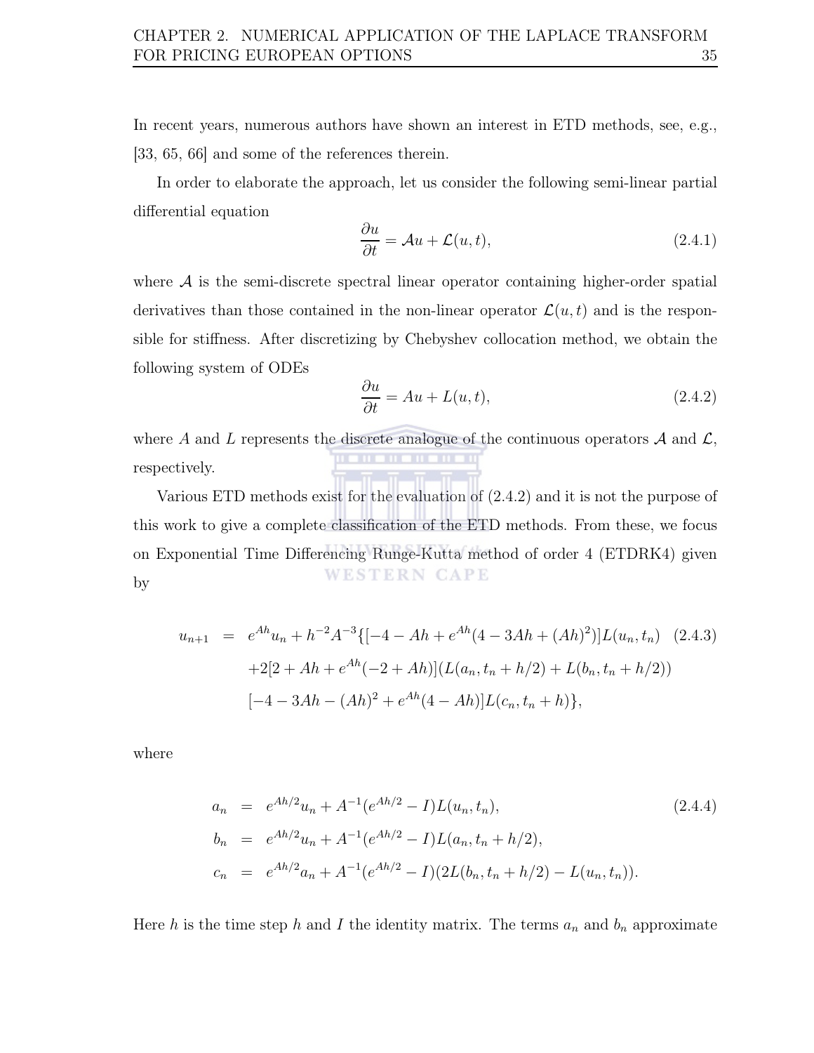In recent years, numerous authors have shown an interest in ETD methods, see, e.g., [33, 65, 66] and some of the references therein.

In order to elaborate the approach, let us consider the following semi-linear partial differential equation

$$\frac{\partial u}{\partial t} = \mathcal{A}u + \mathcal{L}(u,t), \tag{2.4.1}$$

where $\mathcal{A}$ is the semi-discrete spectral linear operator containing higher-order spatial derivatives than those contained in the non-linear operator $\mathcal{L}(u,t)$ and is the responsible for stiffness. After discretizing by Chebyshev collocation method, we obtain the following system of ODEs

$$\frac{\partial u}{\partial t} = Au + L(u,t), \tag{2.4.2}$$

where $A$ and $L$ represents the discrete analogue of the continuous operators $\mathcal{A}$ and $\mathcal{L}$, respectively.

Various ETD methods exist for the evaluation of (2.4.2) and it is not the purpose of this work to give a complete classification of the ETD methods. From these, we focus on Exponential Time Differencing Runge-Kutta method of order 4 (ETDRK4) given by

$$\begin{aligned} u_{n+1} &= e^{Ah}u_n + h^{-2}A^{-3}\{[-4 - Ah + e^{Ah}(4 - 3Ah + (Ah)^2)]L(u_n, t_n) \quad (2.4.3)\\ &\quad +2[2 + Ah + e^{Ah}(-2 + Ah)](L(a_n, t_n + h/2) + L(b_n, t_n + h/2))\\ &\quad [-4 - 3Ah - (Ah)^2 + e^{Ah}(4 - Ah)]L(c_n, t_n + h)\}, \end{aligned}$$

where

$$\begin{aligned} a_n &= e^{Ah/2}u_n + A^{-1}(e^{Ah/2} - I)L(u_n, t_n), \quad (2.4.4)\\ b_n &= e^{Ah/2}u_n + A^{-1}(e^{Ah/2} - I)L(a_n, t_n + h/2),\\ c_n &= e^{Ah/2}a_n + A^{-1}(e^{Ah/2} - I)(2L(b_n, t_n + h/2) - L(u_n, t_n)). \end{aligned}$$

Here $h$ is the time step $h$ and $I$ the identity matrix. The terms $a_n$ and $b_n$ approximate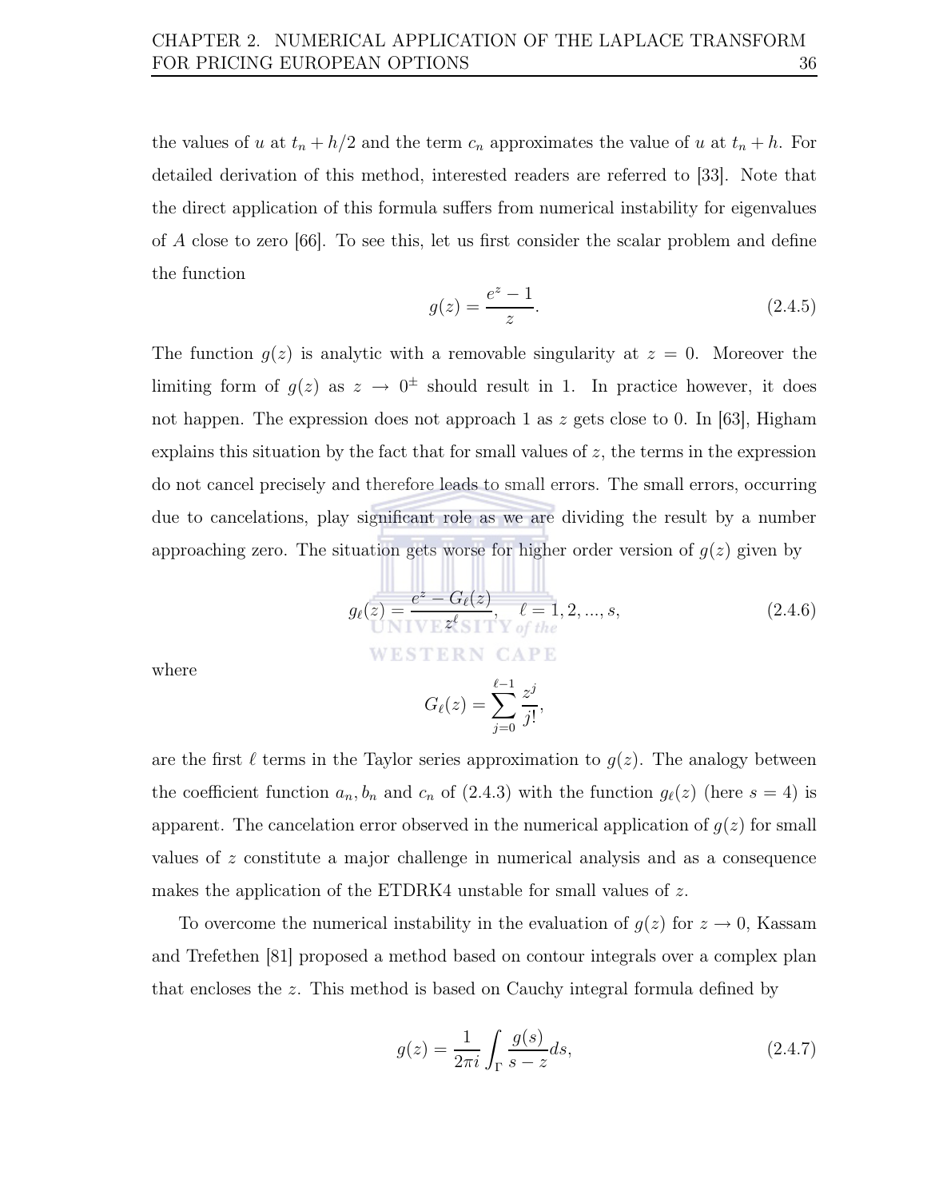the values of $u$ at $t_n + h/2$ and the term $c_n$ approximates the value of $u$ at $t_n + h$. For detailed derivation of this method, interested readers are referred to [33]. Note that the direct application of this formula suffers from numerical instability for eigenvalues of $A$ close to zero [66]. To see this, let us first consider the scalar problem and define the function

$$g(z) = \frac{e^z - 1}{z}. \tag{2.4.5}$$

The function $g(z)$ is analytic with a removable singularity at $z = 0$. Moreover the limiting form of $g(z)$ as $z \to 0^{\pm}$ should result in 1. In practice however, it does not happen. The expression does not approach 1 as $z$ gets close to 0. In [63], Higham explains this situation by the fact that for small values of $z$, the terms in the expression do not cancel precisely and therefore leads to small errors. The small errors, occurring due to cancelations, play significant role as we are dividing the result by a number approaching zero. The situation gets worse for higher order version of $g(z)$ given by

$$g_\ell(z) = \frac{e^z - G_\ell(z)}{z^\ell}, \quad \ell = 1, 2, ..., s, \tag{2.4.6}$$

where

$$G_\ell(z) = \sum_{j=0}^{\ell-1} \frac{z^j}{j!},$$

are the first $\ell$ terms in the Taylor series approximation to $g(z)$. The analogy between the coefficient function $a_n, b_n$ and $c_n$ of (2.4.3) with the function $g_\ell(z)$ (here $s = 4$) is apparent. The cancelation error observed in the numerical application of $g(z)$ for small values of $z$ constitute a major challenge in numerical analysis and as a consequence makes the application of the ETDRK4 unstable for small values of $z$.

To overcome the numerical instability in the evaluation of $g(z)$ for $z \to 0$, Kassam and Trefethen [81] proposed a method based on contour integrals over a complex plan that encloses the $z$. This method is based on Cauchy integral formula defined by

$$g(z) = \frac{1}{2\pi i} \int_\Gamma \frac{g(s)}{s - z} ds, \tag{2.4.7}$$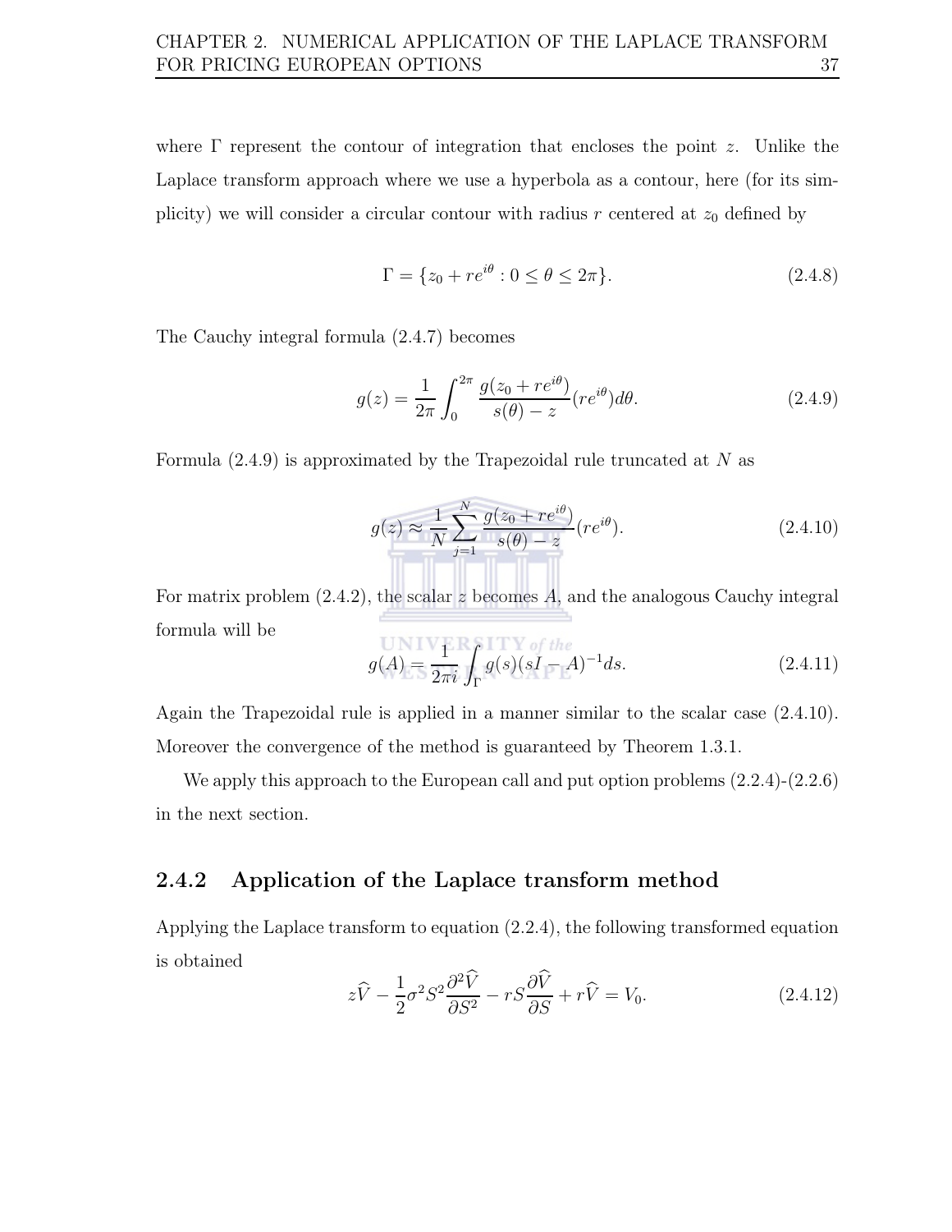where $\Gamma$ represent the contour of integration that encloses the point $z$. Unlike the Laplace transform approach where we use a hyperbola as a contour, here (for its simplicity) we will consider a circular contour with radius $r$ centered at $z_0$ defined by

$$\Gamma = \{z_0 + re^{i\theta} : 0 \leq \theta \leq 2\pi\}. \tag{2.4.8}$$

The Cauchy integral formula (2.4.7) becomes

$$g(z) = \frac{1}{2\pi} \int_0^{2\pi} \frac{g(z_0 + re^{i\theta})}{s(\theta) - z}(re^{i\theta})d\theta. \tag{2.4.9}$$

Formula (2.4.9) is approximated by the Trapezoidal rule truncated at $N$ as

$$g(z) \approx \frac{1}{N} \sum_{j=1}^{N} \frac{g(z_0 + re^{i\theta})}{s(\theta) - z}(re^{i\theta}). \tag{2.4.10}$$

For matrix problem (2.4.2), the scalar $z$ becomes $A$, and the analogous Cauchy integral formula will be

$$g(A) = \frac{1}{2\pi i} \int_\Gamma g(s)(sI - A)^{-1} ds. \tag{2.4.11}$$

Again the Trapezoidal rule is applied in a manner similar to the scalar case (2.4.10). Moreover the convergence of the method is guaranteed by Theorem 1.3.1.

We apply this approach to the European call and put option problems (2.2.4)-(2.2.6) in the next section.

### 2.4.2 Application of the Laplace transform method

Applying the Laplace transform to equation (2.2.4), the following transformed equation is obtained

$$z\widehat{V} - \frac{1}{2}\sigma^2 S^2 \frac{\partial^2 \widehat{V}}{\partial S^2} - rS\frac{\partial \widehat{V}}{\partial S} + r\widehat{V} = V_0. \tag{2.4.12}$$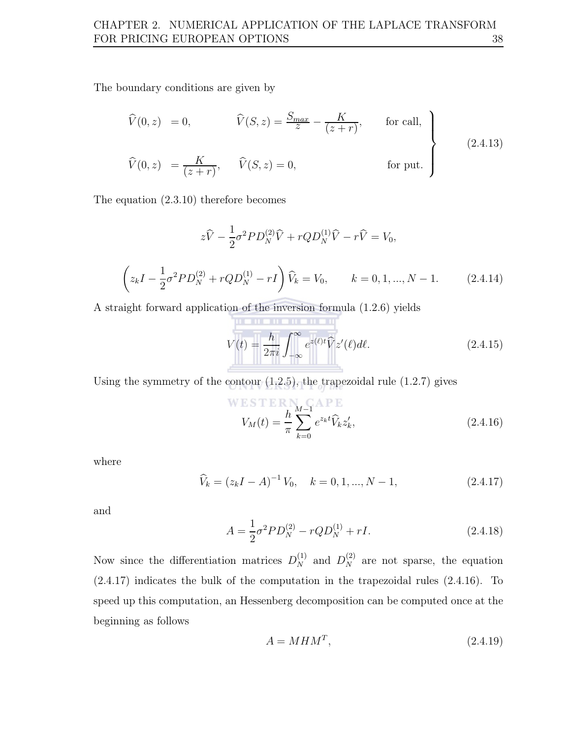The boundary conditions are given by

$$
\left.
\begin{array}{llll}
\widehat{V}(0,z) & = 0, & \widehat{V}(S,z) = \dfrac{S_{max}}{z} - \dfrac{K}{(z+r)}, & \text{for call,} \\[2ex]
\widehat{V}(0,z) & = \dfrac{K}{(z+r)}, & \widehat{V}(S,z) = 0, & \text{for put.}
\end{array}
\right\} \tag{2.4.13}
$$

The equation (2.3.10) therefore becomes

$$
z\widehat{V} - \frac{1}{2}\sigma^2 P D_N^{(2)} \widehat{V} + rQD_N^{(1)}\widehat{V} - r\widehat{V} = V_0,
$$

$$
\left( z_k I - \frac{1}{2}\sigma^2 P D_N^{(2)} + rQD_N^{(1)} - rI \right) \widehat{V}_k = V_0, \qquad k = 0, 1, ..., N-1. \tag{2.4.14}
$$

A straight forward application of the inversion formula (1.2.6) yields

$$
V(t) = \frac{h}{2\pi i} \int_{-\infty}^{\infty} e^{z(\ell)t} \widehat{V} z'(\ell) d\ell. \tag{2.4.15}
$$

Using the symmetry of the contour (1.2.5), the trapezoidal rule (1.2.7) gives

$$
V_M(t) = \frac{h}{\pi} \sum_{k=0}^{M-1} e^{z_k t} \widehat{V}_k z'_k, \tag{2.4.16}
$$

where

$$
\widehat{V}_k = (z_k I - A)^{-1} V_0, \quad k = 0, 1, ..., N-1, \tag{2.4.17}
$$

and

$$
A = \frac{1}{2}\sigma^2 P D_N^{(2)} - rQD_N^{(1)} + rI. \tag{2.4.18}
$$

Now since the differentiation matrices $D_N^{(1)}$ and $D_N^{(2)}$ are not sparse, the equation (2.4.17) indicates the bulk of the computation in the trapezoidal rules (2.4.16). To speed up this computation, an Hessenberg decomposition can be computed once at the beginning as follows

$$
A = MHM^T, \tag{2.4.19}
$$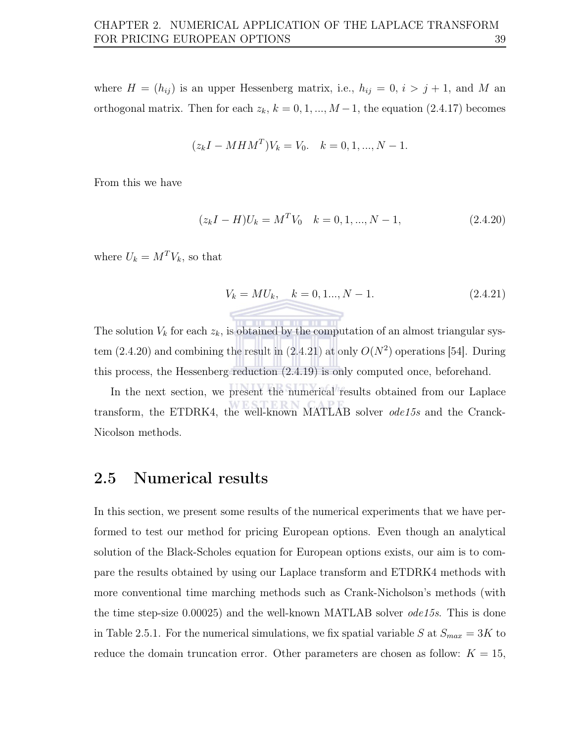where $H = (h_{ij})$ is an upper Hessenberg matrix, i.e., $h_{ij} = 0$, $i > j + 1$, and $M$ an orthogonal matrix. Then for each $z_k$, $k = 0, 1, ..., M - 1$, the equation (2.4.17) becomes

$$(z_k I - MHM^T)V_k = V_0. \quad k = 0, 1, ..., N - 1.$$

From this we have

$$(z_k I - H)U_k = M^T V_0 \quad k = 0, 1, ..., N - 1, \tag{2.4.20}$$

where $U_k = M^T V_k$, so that

$$V_k = MU_k, \quad k = 0, 1..., N - 1. \tag{2.4.21}$$

The solution $V_k$ for each $z_k$, is obtained by the computation of an almost triangular system (2.4.20) and combining the result in (2.4.21) at only $O(N^2)$ operations [54]. During this process, the Hessenberg reduction (2.4.19) is only computed once, beforehand.

In the next section, we present the numerical results obtained from our Laplace transform, the ETDRK4, the well-known MATLAB solver *ode15s* and the Cranck-Nicolson methods.

## 2.5 Numerical results

In this section, we present some results of the numerical experiments that we have performed to test our method for pricing European options. Even though an analytical solution of the Black-Scholes equation for European options exists, our aim is to compare the results obtained by using our Laplace transform and ETDRK4 methods with more conventional time marching methods such as Crank-Nicholson's methods (with the time step-size 0.00025) and the well-known MATLAB solver *ode15s*. This is done in Table 2.5.1. For the numerical simulations, we fix spatial variable $S$ at $S_{max} = 3K$ to reduce the domain truncation error. Other parameters are chosen as follow: $K = 15$,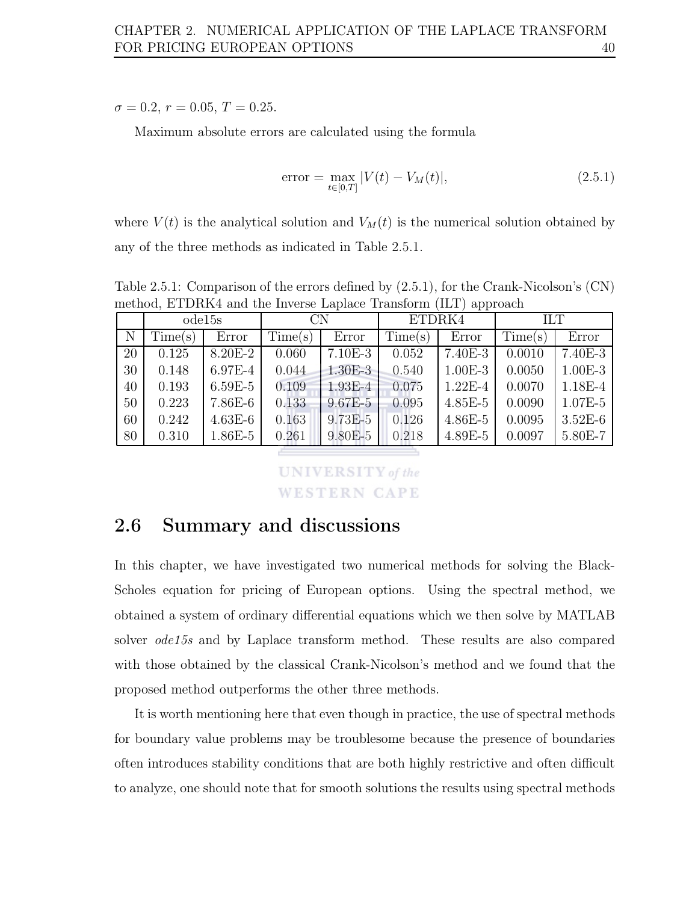$\sigma = 0.2$, $r = 0.05$, $T = 0.25$.

Maximum absolute errors are calculated using the formula

$$\text{error} = \max_{t \in [0,T]} |V(t) - V_M(t)|, \tag{2.5.1}$$

where $V(t)$ is the analytical solution and $V_M(t)$ is the numerical solution obtained by any of the three methods as indicated in Table 2.5.1.

Table 2.5.1: Comparison of the errors defined by (2.5.1), for the Crank-Nicolson's (CN) method, ETDRK4 and the Inverse Laplace Transform (ILT) approach

| | ode15s | | CN | | ETDRK4 | | ILT | |
|---|---|---|---|---|---|---|---|---|
| N | Time(s) | Error | Time(s) | Error | Time(s) | Error | Time(s) | Error |
| 20 | 0.125 | 8.20E-2 | 0.060 | 7.10E-3 | 0.052 | 7.40E-3 | 0.0010 | 7.40E-3 |
| 30 | 0.148 | 6.97E-4 | 0.044 | 1.30E-3 | 0.540 | 1.00E-3 | 0.0050 | 1.00E-3 |
| 40 | 0.193 | 6.59E-5 | 0.109 | 1.93E-4 | 0.075 | 1.22E-4 | 0.0070 | 1.18E-4 |
| 50 | 0.223 | 7.86E-6 | 0.133 | 9.67E-5 | 0.095 | 4.85E-5 | 0.0090 | 1.07E-5 |
| 60 | 0.242 | 4.63E-6 | 0.163 | 9.73E-5 | 0.126 | 4.86E-5 | 0.0095 | 3.52E-6 |
| 80 | 0.310 | 1.86E-5 | 0.261 | 9.80E-5 | 0.218 | 4.89E-5 | 0.0097 | 5.80E-7 |

## 2.6 Summary and discussions

In this chapter, we have investigated two numerical methods for solving the Black-Scholes equation for pricing of European options. Using the spectral method, we obtained a system of ordinary differential equations which we then solve by MATLAB solver *ode15s* and by Laplace transform method. These results are also compared with those obtained by the classical Crank-Nicolson's method and we found that the proposed method outperforms the other three methods.

It is worth mentioning here that even though in practice, the use of spectral methods for boundary value problems may be troublesome because the presence of boundaries often introduces stability conditions that are both highly restrictive and often difficult to analyze, one should note that for smooth solutions the results using spectral methods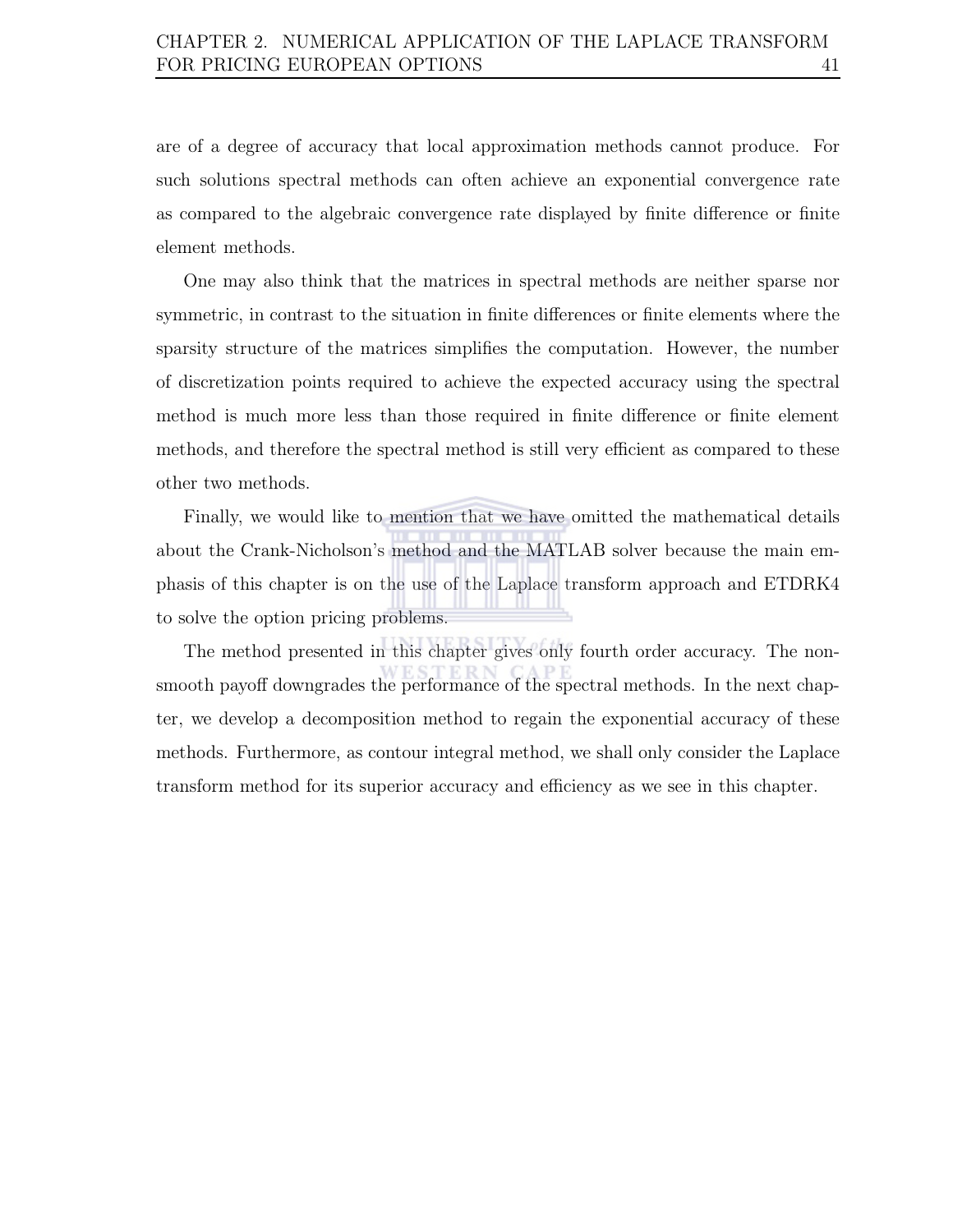are of a degree of accuracy that local approximation methods cannot produce. For such solutions spectral methods can often achieve an exponential convergence rate as compared to the algebraic convergence rate displayed by finite difference or finite element methods.

One may also think that the matrices in spectral methods are neither sparse nor symmetric, in contrast to the situation in finite differences or finite elements where the sparsity structure of the matrices simplifies the computation. However, the number of discretization points required to achieve the expected accuracy using the spectral method is much more less than those required in finite difference or finite element methods, and therefore the spectral method is still very efficient as compared to these other two methods.

Finally, we would like to mention that we have omitted the mathematical details about the Crank-Nicholson's method and the MATLAB solver because the main emphasis of this chapter is on the use of the Laplace transform approach and ETDRK4 to solve the option pricing problems.

The method presented in this chapter gives only fourth order accuracy. The non-smooth payoff downgrades the performance of the spectral methods. In the next chapter, we develop a decomposition method to regain the exponential accuracy of these methods. Furthermore, as contour integral method, we shall only consider the Laplace transform method for its superior accuracy and efficiency as we see in this chapter.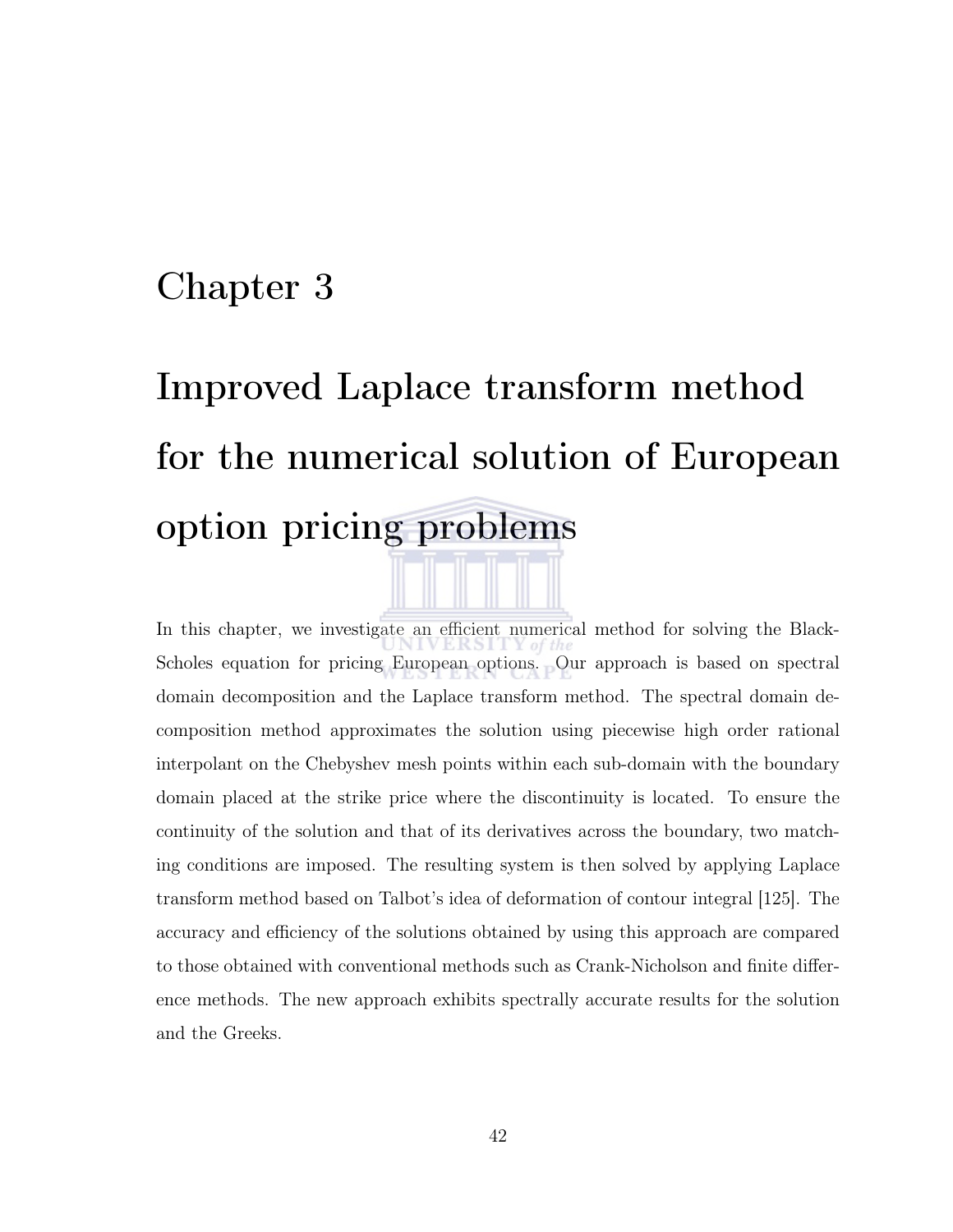# Chapter 3

# Improved Laplace transform method for the numerical solution of European option pricing problems

In this chapter, we investigate an efficient numerical method for solving the Black-Scholes equation for pricing European options. Our approach is based on spectral domain decomposition and the Laplace transform method. The spectral domain decomposition method approximates the solution using piecewise high order rational interpolant on the Chebyshev mesh points within each sub-domain with the boundary domain placed at the strike price where the discontinuity is located. To ensure the continuity of the solution and that of its derivatives across the boundary, two matching conditions are imposed. The resulting system is then solved by applying Laplace transform method based on Talbot's idea of deformation of contour integral [125]. The accuracy and efficiency of the solutions obtained by using this approach are compared to those obtained with conventional methods such as Crank-Nicholson and finite difference methods. The new approach exhibits spectrally accurate results for the solution and the Greeks.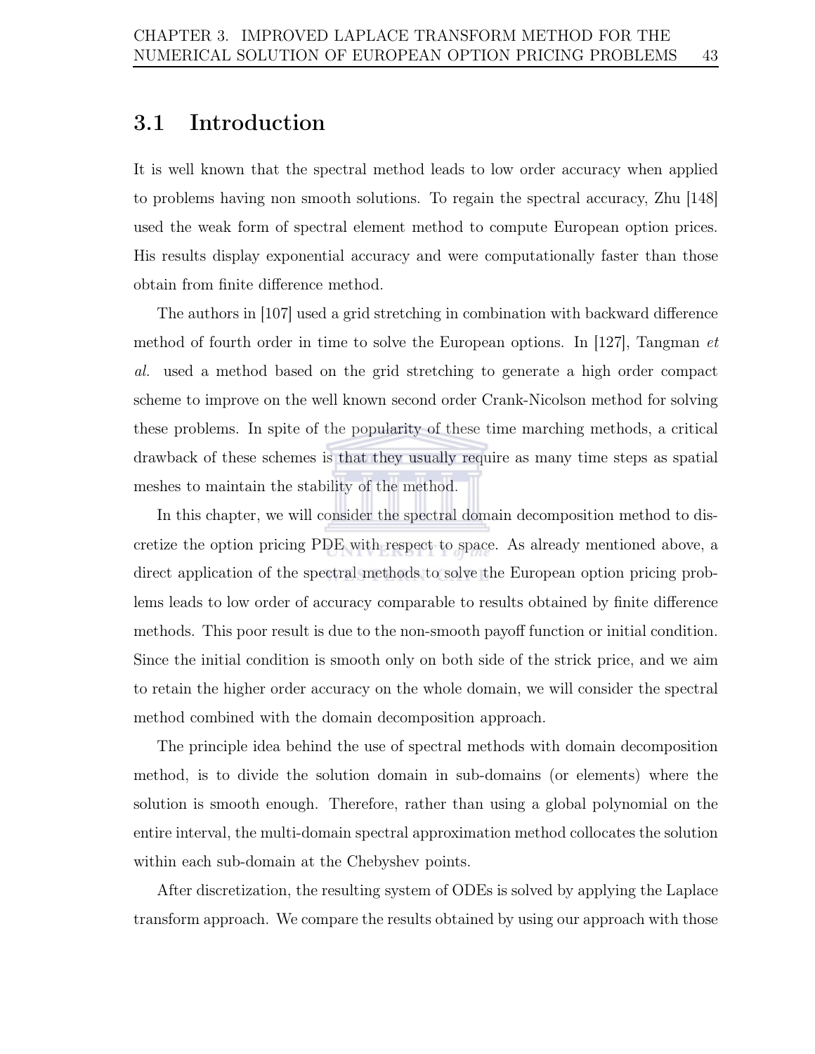## 3.1 Introduction

It is well known that the spectral method leads to low order accuracy when applied to problems having non smooth solutions. To regain the spectral accuracy, Zhu [148] used the weak form of spectral element method to compute European option prices. His results display exponential accuracy and were computationally faster than those obtain from finite difference method.

The authors in [107] used a grid stretching in combination with backward difference method of fourth order in time to solve the European options. In [127], Tangman *et al.* used a method based on the grid stretching to generate a high order compact scheme to improve on the well known second order Crank-Nicolson method for solving these problems. In spite of the popularity of these time marching methods, a critical drawback of these schemes is that they usually require as many time steps as spatial meshes to maintain the stability of the method.

In this chapter, we will consider the spectral domain decomposition method to discretize the option pricing PDE with respect to space. As already mentioned above, a direct application of the spectral methods to solve the European option pricing problems leads to low order of accuracy comparable to results obtained by finite difference methods. This poor result is due to the non-smooth payoff function or initial condition. Since the initial condition is smooth only on both side of the strick price, and we aim to retain the higher order accuracy on the whole domain, we will consider the spectral method combined with the domain decomposition approach.

The principle idea behind the use of spectral methods with domain decomposition method, is to divide the solution domain in sub-domains (or elements) where the solution is smooth enough. Therefore, rather than using a global polynomial on the entire interval, the multi-domain spectral approximation method collocates the solution within each sub-domain at the Chebyshev points.

After discretization, the resulting system of ODEs is solved by applying the Laplace transform approach. We compare the results obtained by using our approach with those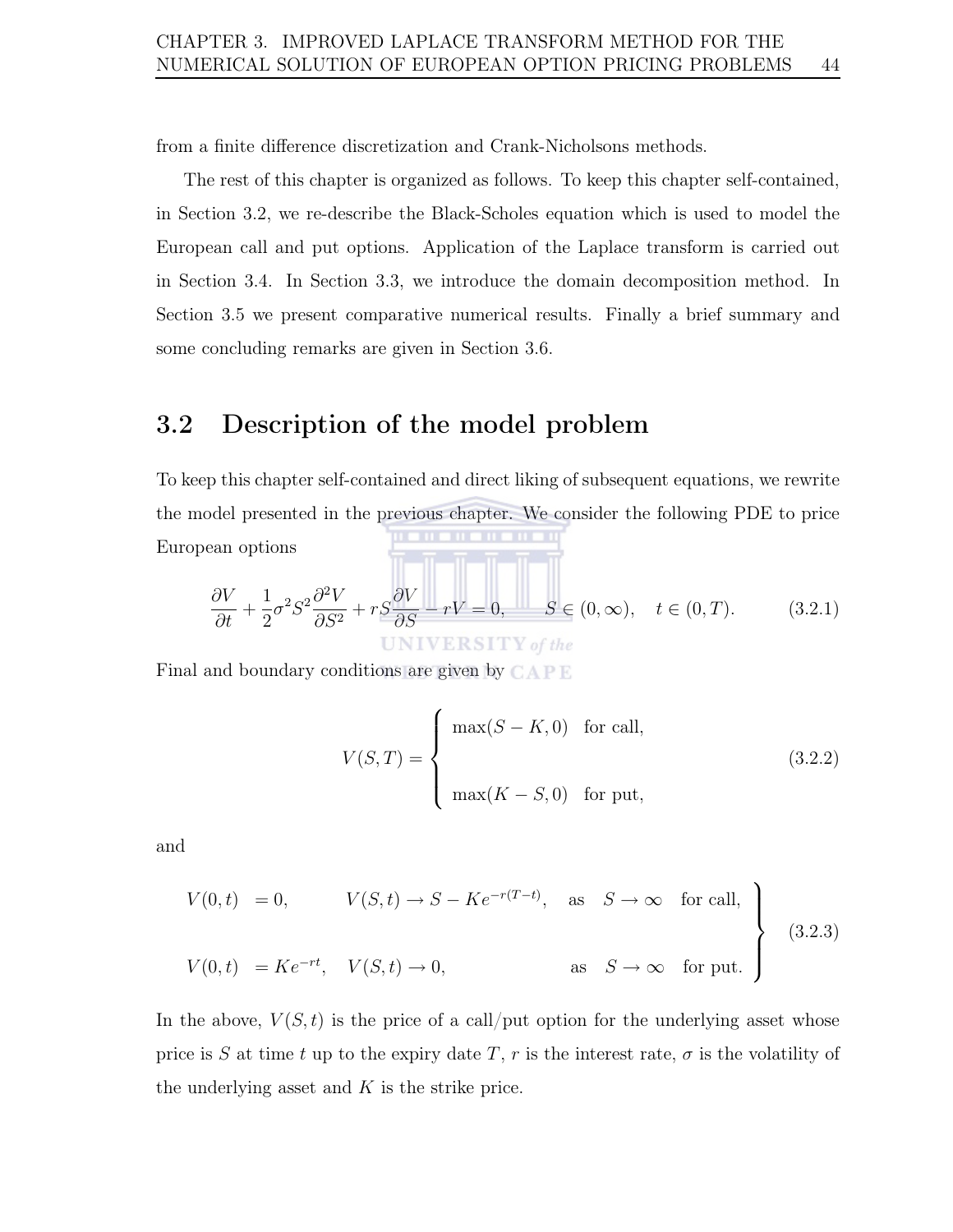from a finite difference discretization and Crank-Nicholsons methods.

The rest of this chapter is organized as follows. To keep this chapter self-contained, in Section 3.2, we re-describe the Black-Scholes equation which is used to model the European call and put options. Application of the Laplace transform is carried out in Section 3.4. In Section 3.3, we introduce the domain decomposition method. In Section 3.5 we present comparative numerical results. Finally a brief summary and some concluding remarks are given in Section 3.6.

## 3.2 Description of the model problem

To keep this chapter self-contained and direct liking of subsequent equations, we rewrite the model presented in the previous chapter. We consider the following PDE to price European options

$$\frac{\partial V}{\partial t} + \frac{1}{2}\sigma^2 S^2 \frac{\partial^2 V}{\partial S^2} + rS\frac{\partial V}{\partial S} - rV = 0, \qquad S \in (0, \infty), \quad t \in (0, T). \tag{3.2.1}$$

Final and boundary conditions are given by

$$V(S,T) = \begin{cases} \max(S-K,0) & \text{for call,} \\ \\ \max(K-S,0) & \text{for put,} \end{cases} \tag{3.2.2}$$

and

$$\left.\begin{array}{llll} V(0,t) & = 0, & V(S,t) \to S - Ke^{-r(T-t)}, \quad \text{as} \quad S \to \infty & \text{for call,} \\ \\ V(0,t) & = Ke^{-rt}, & V(S,t) \to 0, \qquad\qquad\qquad \text{as} \quad S \to \infty & \text{for put.} \end{array}\right\} \tag{3.2.3}$$

In the above, $V(S,t)$ is the price of a call/put option for the underlying asset whose price is $S$ at time $t$ up to the expiry date $T$, $r$ is the interest rate, $\sigma$ is the volatility of the underlying asset and $K$ is the strike price.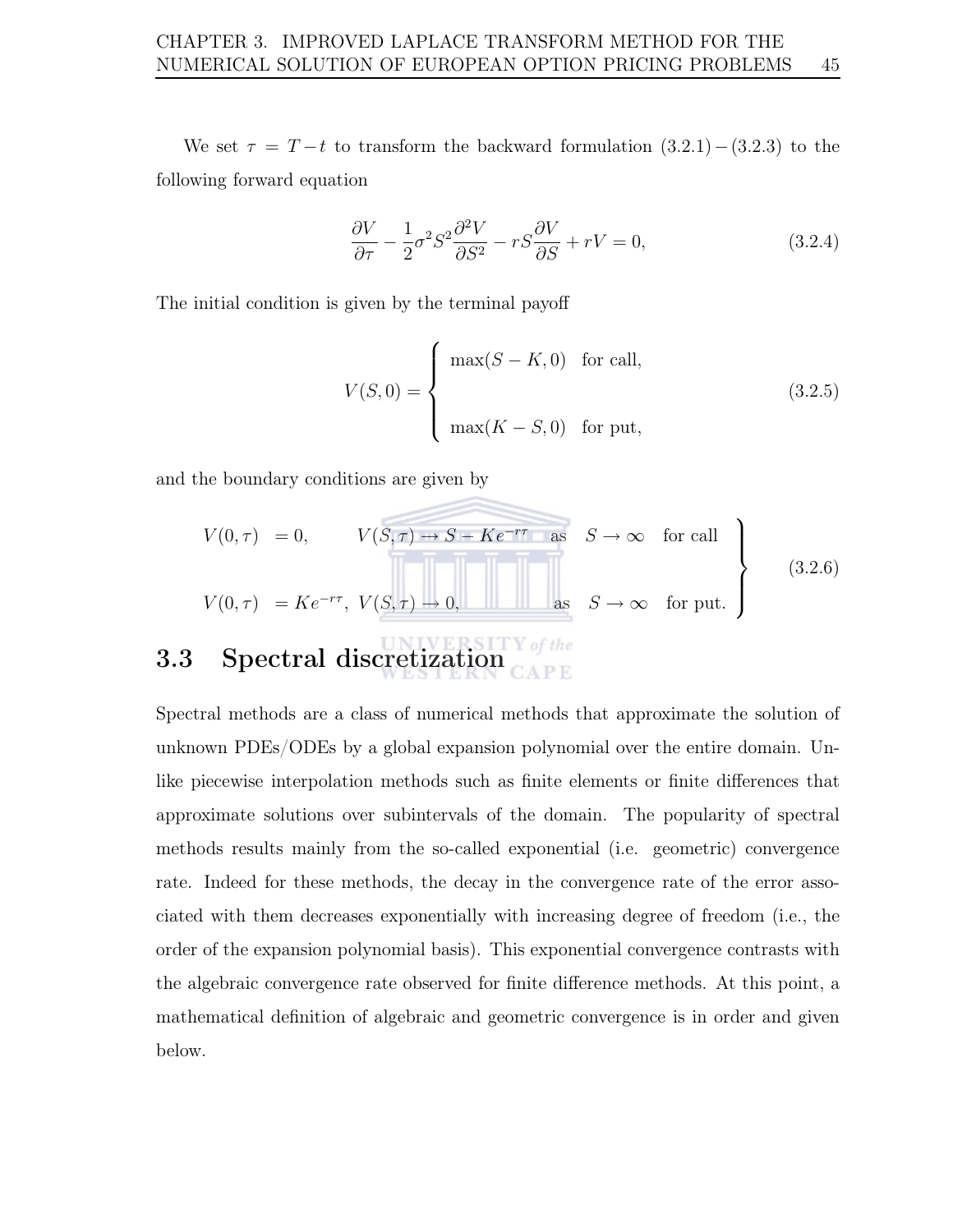We set $\tau = T - t$ to transform the backward formulation (3.2.1) − (3.2.3) to the following forward equation

$$\frac{\partial V}{\partial \tau} - \frac{1}{2}\sigma^2 S^2 \frac{\partial^2 V}{\partial S^2} - rS\frac{\partial V}{\partial S} + rV = 0, \tag{3.2.4}$$

The initial condition is given by the terminal payoff

$$V(S,0) = \begin{cases} \max(S-K, 0) & \text{for call,} \\ \\ \max(K-S, 0) & \text{for put,} \end{cases} \tag{3.2.5}$$

and the boundary conditions are given by

$$\left.\begin{array}{llll} V(0,\tau) & = 0, & V(S,\tau) \to S - Ke^{-r\tau} \quad \text{as} \quad S \to \infty & \text{for call} \\ \\ V(0,\tau) & = Ke^{-r\tau}, & V(S,\tau) \to 0, \qquad\qquad\quad \text{as} \quad S \to \infty & \text{for put.} \end{array}\right\} \tag{3.2.6}$$

## 3.3 Spectral discretization

Spectral methods are a class of numerical methods that approximate the solution of unknown PDEs/ODEs by a global expansion polynomial over the entire domain. Unlike piecewise interpolation methods such as finite elements or finite differences that approximate solutions over subintervals of the domain. The popularity of spectral methods results mainly from the so-called exponential (i.e. geometric) convergence rate. Indeed for these methods, the decay in the convergence rate of the error associated with them decreases exponentially with increasing degree of freedom (i.e., the order of the expansion polynomial basis). This exponential convergence contrasts with the algebraic convergence rate observed for finite difference methods. At this point, a mathematical definition of algebraic and geometric convergence is in order and given below.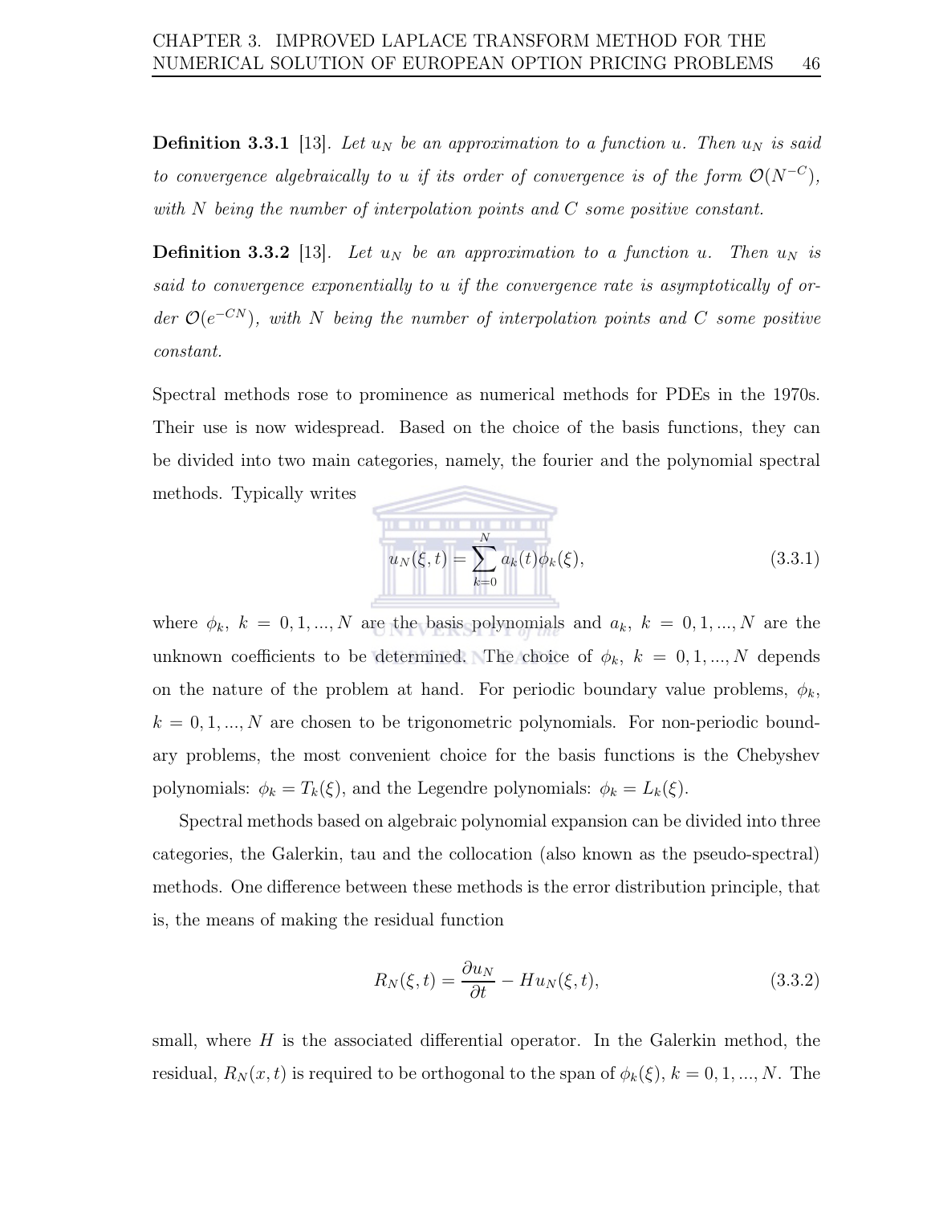**Definition 3.3.1** [13]. *Let $u_N$ be an approximation to a function $u$. Then $u_N$ is said to convergence algebraically to $u$ if its order of convergence is of the form $\mathcal{O}(N^{-C})$, with $N$ being the number of interpolation points and $C$ some positive constant.*

**Definition 3.3.2** [13]. *Let $u_N$ be an approximation to a function $u$. Then $u_N$ is said to convergence exponentially to $u$ if the convergence rate is asymptotically of order $\mathcal{O}(e^{-CN})$, with $N$ being the number of interpolation points and $C$ some positive constant.*

Spectral methods rose to prominence as numerical methods for PDEs in the 1970s. Their use is now widespread. Based on the choice of the basis functions, they can be divided into two main categories, namely, the fourier and the polynomial spectral methods. Typically writes

$$u_N(\xi, t) = \sum_{k=0}^{N} a_k(t)\phi_k(\xi), \tag{3.3.1}$$

where $\phi_k$, $k = 0, 1, ..., N$ are the basis polynomials and $a_k$, $k = 0, 1, ..., N$ are the unknown coefficients to be determined. The choice of $\phi_k$, $k = 0, 1, ..., N$ depends on the nature of the problem at hand. For periodic boundary value problems, $\phi_k$, $k = 0, 1, ..., N$ are chosen to be trigonometric polynomials. For non-periodic boundary problems, the most convenient choice for the basis functions is the Chebyshev polynomials: $\phi_k = T_k(\xi)$, and the Legendre polynomials: $\phi_k = L_k(\xi)$.

Spectral methods based on algebraic polynomial expansion can be divided into three categories, the Galerkin, tau and the collocation (also known as the pseudo-spectral) methods. One difference between these methods is the error distribution principle, that is, the means of making the residual function

$$R_N(\xi, t) = \frac{\partial u_N}{\partial t} - Hu_N(\xi, t), \tag{3.3.2}$$

small, where $H$ is the associated differential operator. In the Galerkin method, the residual, $R_N(x, t)$ is required to be orthogonal to the span of $\phi_k(\xi)$, $k = 0, 1, ..., N$. The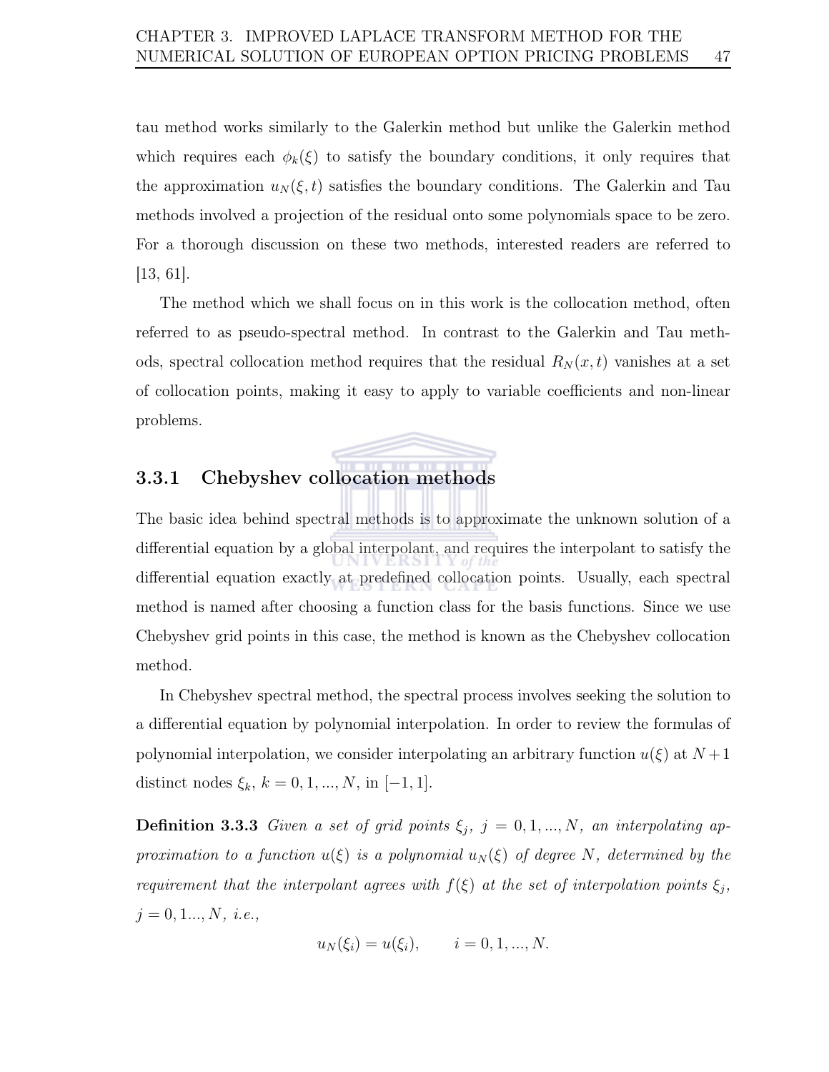tau method works similarly to the Galerkin method but unlike the Galerkin method which requires each $\phi_k(\xi)$ to satisfy the boundary conditions, it only requires that the approximation $u_N(\xi, t)$ satisfies the boundary conditions. The Galerkin and Tau methods involved a projection of the residual onto some polynomials space to be zero. For a thorough discussion on these two methods, interested readers are referred to [13, 61].

The method which we shall focus on in this work is the collocation method, often referred to as pseudo-spectral method. In contrast to the Galerkin and Tau methods, spectral collocation method requires that the residual $R_N(x, t)$ vanishes at a set of collocation points, making it easy to apply to variable coefficients and non-linear problems.

### 3.3.1 Chebyshev collocation methods

The basic idea behind spectral methods is to approximate the unknown solution of a differential equation by a global interpolant, and requires the interpolant to satisfy the differential equation exactly at predefined collocation points. Usually, each spectral method is named after choosing a function class for the basis functions. Since we use Chebyshev grid points in this case, the method is known as the Chebyshev collocation method.

In Chebyshev spectral method, the spectral process involves seeking the solution to a differential equation by polynomial interpolation. In order to review the formulas of polynomial interpolation, we consider interpolating an arbitrary function $u(\xi)$ at $N+1$ distinct nodes $\xi_k$, $k = 0, 1, ..., N$, in $[-1, 1]$.

**Definition 3.3.3** *Given a set of grid points $\xi_j$, $j = 0, 1, ..., N$, an interpolating approximation to a function $u(\xi)$ is a polynomial $u_N(\xi)$ of degree $N$, determined by the requirement that the interpolant agrees with $f(\xi)$ at the set of interpolation points $\xi_j$, $j = 0, 1..., N$, i.e.,*

$$u_N(\xi_i) = u(\xi_i), \qquad i = 0, 1, ..., N.$$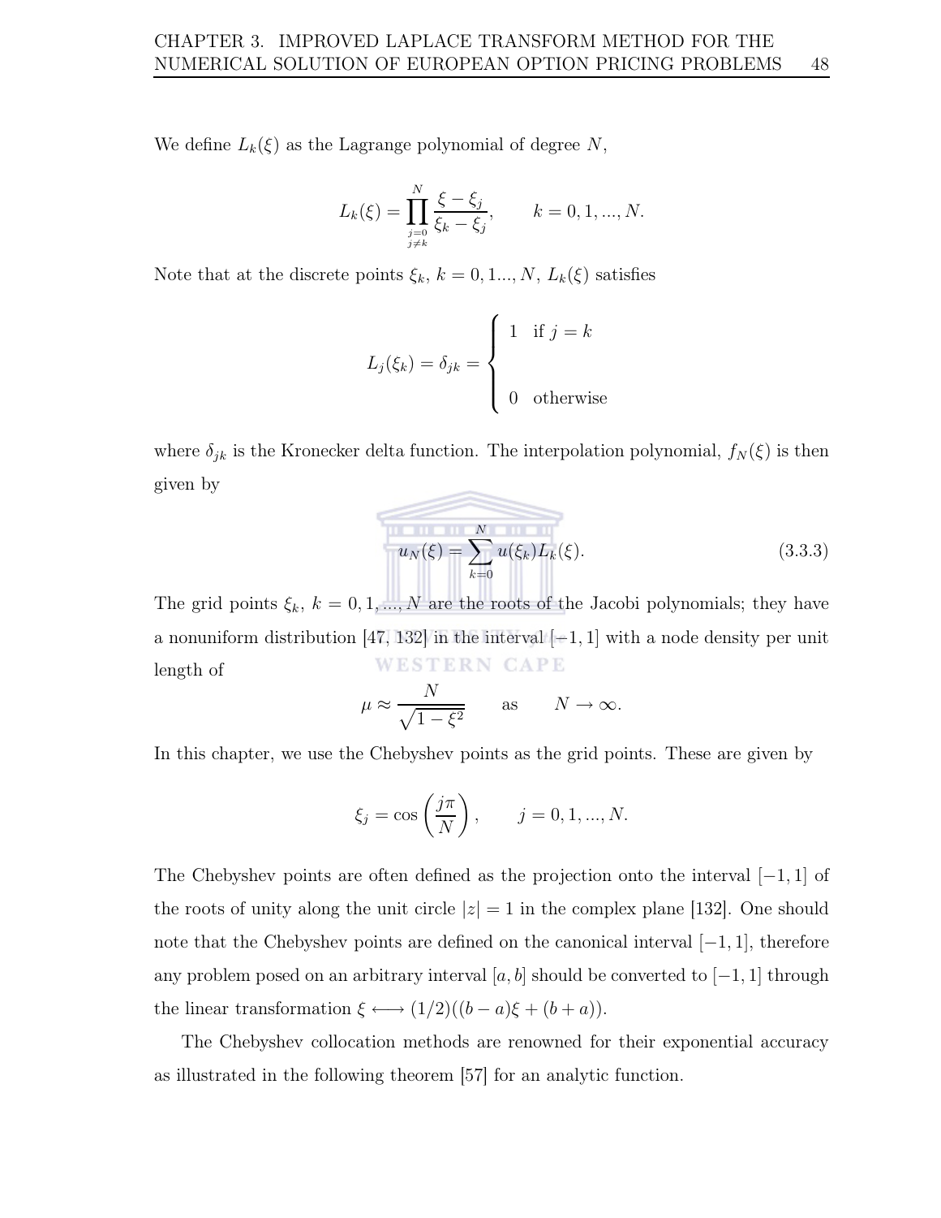We define $L_k(\xi)$ as the Lagrange polynomial of degree $N$,

$$L_k(\xi) = \prod_{\substack{j=0 \\ j \neq k}}^{N} \frac{\xi - \xi_j}{\xi_k - \xi_j}, \qquad k = 0, 1, ..., N.$$

Note that at the discrete points $\xi_k$, $k = 0, 1..., N$, $L_k(\xi)$ satisfies

$$L_j(\xi_k) = \delta_{jk} = \begin{cases} 1 & \text{if } j = k \\ \\ 0 & \text{otherwise} \end{cases}$$

where $\delta_{jk}$ is the Kronecker delta function. The interpolation polynomial, $f_N(\xi)$ is then given by

$$u_N(\xi) = \sum_{k=0}^{N} u(\xi_k) L_k(\xi). \tag{3.3.3}$$

The grid points $\xi_k$, $k = 0, 1, ..., N$ are the roots of the Jacobi polynomials; they have a nonuniform distribution [47, 132] in the interval $[-1, 1]$ with a node density per unit length of

$$\mu \approx \frac{N}{\sqrt{1 - \xi^2}} \qquad \text{as} \qquad N \to \infty.$$

In this chapter, we use the Chebyshev points as the grid points. These are given by

$$\xi_j = \cos\left(\frac{j\pi}{N}\right), \qquad j = 0, 1, ..., N.$$

The Chebyshev points are often defined as the projection onto the interval $[-1, 1]$ of the roots of unity along the unit circle $|z| = 1$ in the complex plane [132]. One should note that the Chebyshev points are defined on the canonical interval $[-1, 1]$, therefore any problem posed on an arbitrary interval $[a, b]$ should be converted to $[-1, 1]$ through the linear transformation $\xi \longleftrightarrow (1/2)((b - a)\xi + (b + a))$.

The Chebyshev collocation methods are renowned for their exponential accuracy as illustrated in the following theorem [57] for an analytic function.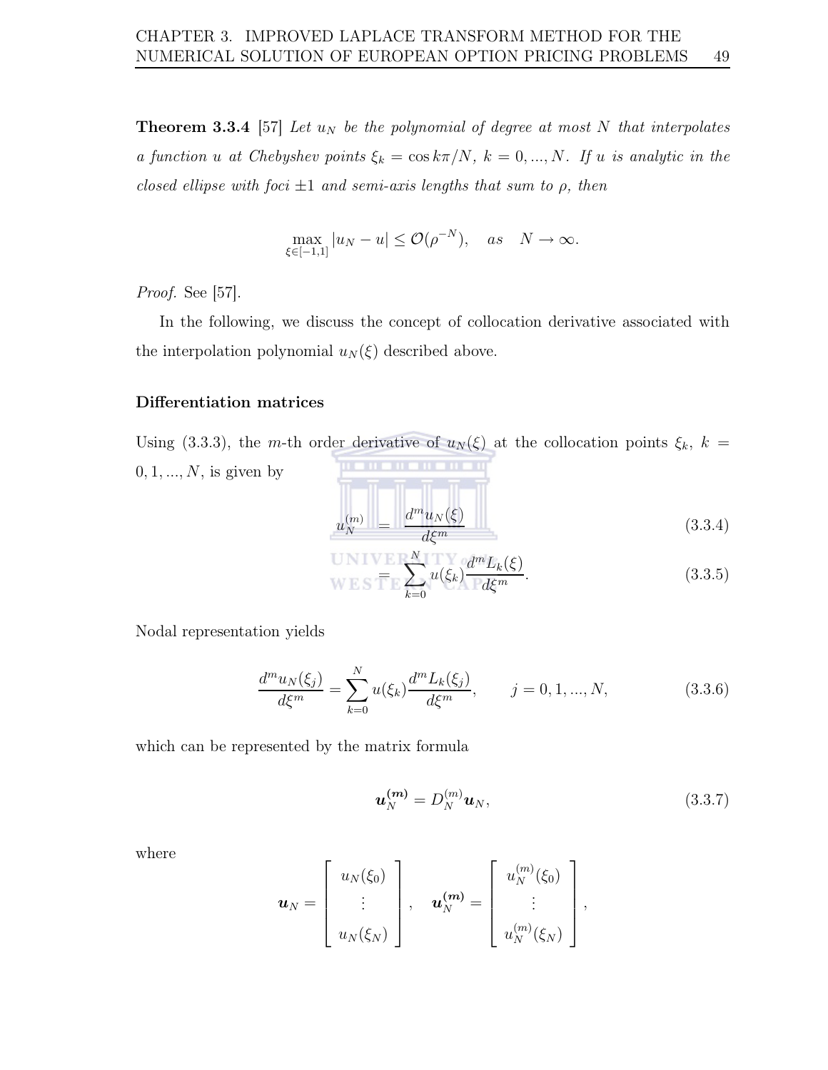**Theorem 3.3.4** [57] *Let $u_N$ be the polynomial of degree at most $N$ that interpolates a function $u$ at Chebyshev points $\xi_k = \cos k\pi/N$, $k = 0, ..., N$. If $u$ is analytic in the closed ellipse with foci $\pm 1$ and semi-axis lengths that sum to $\rho$, then*

$$\max_{\xi \in [-1,1]} |u_N - u| \leq \mathcal{O}(\rho^{-N}), \quad as \quad N \to \infty.$$

*Proof.* See [57].

In the following, we discuss the concept of collocation derivative associated with the interpolation polynomial $u_N(\xi)$ described above.

**Differentiation matrices**

Using (3.3.3), the $m$-th order derivative of $u_N(\xi)$ at the collocation points $\xi_k$, $k = 0, 1, ..., N$, is given by

$$u_N^{(m)} = \frac{d^m u_N(\xi)}{d\xi^m} \tag{3.3.4}$$

$$= \sum_{k=0}^{N} u(\xi_k) \frac{d^m L_k(\xi)}{d\xi^m}. \tag{3.3.5}$$

Nodal representation yields

$$\frac{d^m u_N(\xi_j)}{d\xi^m} = \sum_{k=0}^{N} u(\xi_k) \frac{d^m L_k(\xi_j)}{d\xi^m}, \qquad j = 0, 1, ..., N, \tag{3.3.6}$$

which can be represented by the matrix formula

$$\boldsymbol{u}_N^{(\boldsymbol{m})} = D_N^{(m)} \boldsymbol{u}_N, \tag{3.3.7}$$

where

$$\boldsymbol{u}_N = \begin{bmatrix} u_N(\xi_0) \\ \vdots \\ u_N(\xi_N) \end{bmatrix}, \quad \boldsymbol{u}_N^{(\boldsymbol{m})} = \begin{bmatrix} u_N^{(m)}(\xi_0) \\ \vdots \\ u_N^{(m)}(\xi_N) \end{bmatrix},$$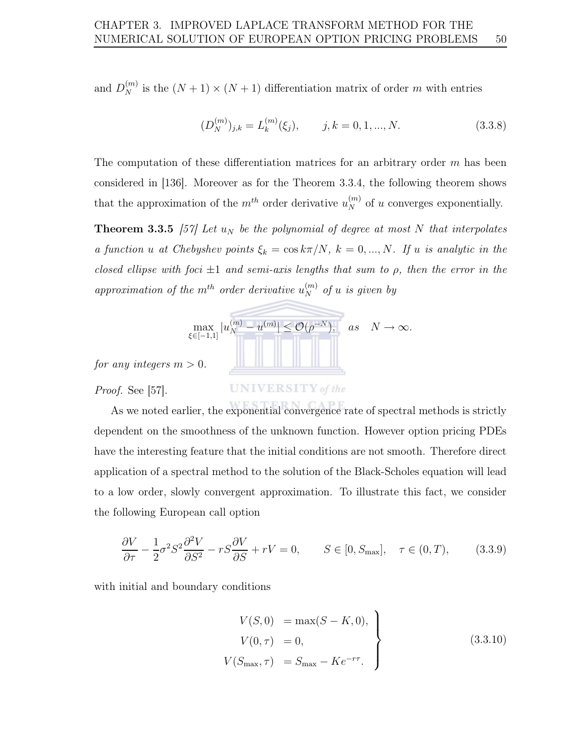and $D_N^{(m)}$ is the $(N+1)\times(N+1)$ differentiation matrix of order $m$ with entries

$$(D_N^{(m)})_{j,k} = L_k^{(m)}(\xi_j), \qquad j,k = 0,1,...,N. \tag{3.3.8}$$

The computation of these differentiation matrices for an arbitrary order $m$ has been considered in [136]. Moreover as for the Theorem 3.3.4, the following theorem shows that the approximation of the $m^{th}$ order derivative $u_N^{(m)}$ of $u$ converges exponentially.

**Theorem 3.3.5** *[57] Let $u_N$ be the polynomial of degree at most $N$ that interpolates a function $u$ at Chebyshev points $\xi_k = \cos k\pi/N$, $k = 0,...,N$. If $u$ is analytic in the closed ellipse with foci $\pm 1$ and semi-axis lengths that sum to $\rho$, then the error in the approximation of the $m^{th}$ order derivative $u_N^{(m)}$ of $u$ is given by*

$$\max_{\xi\in[-1,1]} |u_N^{(m)} - u^{(m)}| \leq \mathcal{O}(\rho^{-N}), \quad as \quad N \to \infty.$$

*for any integers $m > 0$.*

*Proof.* See [57].

As we noted earlier, the exponential convergence rate of spectral methods is strictly dependent on the smoothness of the unknown function. However option pricing PDEs have the interesting feature that the initial conditions are not smooth. Therefore direct application of a spectral method to the solution of the Black-Scholes equation will lead to a low order, slowly convergent approximation. To illustrate this fact, we consider the following European call option

$$\frac{\partial V}{\partial \tau} - \frac{1}{2}\sigma^2 S^2 \frac{\partial^2 V}{\partial S^2} - rS\frac{\partial V}{\partial S} + rV = 0, \qquad S \in [0, S_{\max}], \quad \tau \in (0,T), \tag{3.3.9}$$

with initial and boundary conditions

$$\left.\begin{aligned} V(S,0) &= \max(S-K,0), \\ V(0,\tau) &= 0, \\ V(S_{\max},\tau) &= S_{\max} - Ke^{-r\tau}. \end{aligned}\right\} \tag{3.3.10}$$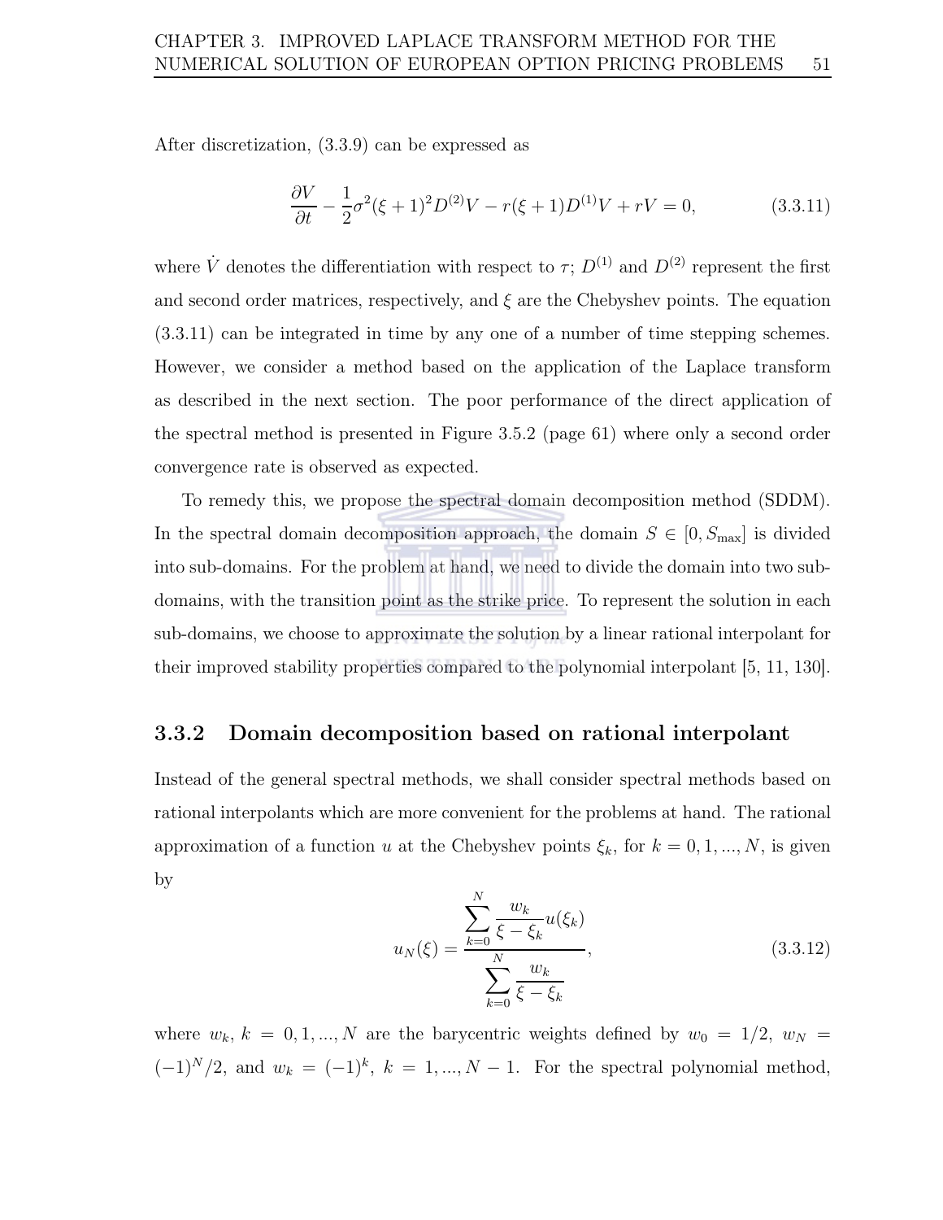After discretization, (3.3.9) can be expressed as

$$\frac{\partial V}{\partial t} - \frac{1}{2}\sigma^2(\xi+1)^2 D^{(2)}V - r(\xi+1)D^{(1)}V + rV = 0, \tag{3.3.11}$$

where $\dot{V}$ denotes the differentiation with respect to $\tau$; $D^{(1)}$ and $D^{(2)}$ represent the first and second order matrices, respectively, and $\xi$ are the Chebyshev points. The equation (3.3.11) can be integrated in time by any one of a number of time stepping schemes. However, we consider a method based on the application of the Laplace transform as described in the next section. The poor performance of the direct application of the spectral method is presented in Figure 3.5.2 (page 61) where only a second order convergence rate is observed as expected.

To remedy this, we propose the spectral domain decomposition method (SDDM). In the spectral domain decomposition approach, the domain $S \in [0, S_{\max}]$ is divided into sub-domains. For the problem at hand, we need to divide the domain into two sub-domains, with the transition point as the strike price. To represent the solution in each sub-domains, we choose to approximate the solution by a linear rational interpolant for their improved stability properties compared to the polynomial interpolant [5, 11, 130].

### 3.3.2 Domain decomposition based on rational interpolant

Instead of the general spectral methods, we shall consider spectral methods based on rational interpolants which are more convenient for the problems at hand. The rational approximation of a function $u$ at the Chebyshev points $\xi_k$, for $k = 0, 1, ..., N$, is given by

$$u_N(\xi) = \frac{\displaystyle\sum_{k=0}^{N} \frac{w_k}{\xi - \xi_k} u(\xi_k)}{\displaystyle\sum_{k=0}^{N} \frac{w_k}{\xi - \xi_k}}, \tag{3.3.12}$$

where $w_k$, $k = 0, 1, ..., N$ are the barycentric weights defined by $w_0 = 1/2$, $w_N = (-1)^N/2$, and $w_k = (-1)^k$, $k = 1, ..., N-1$. For the spectral polynomial method,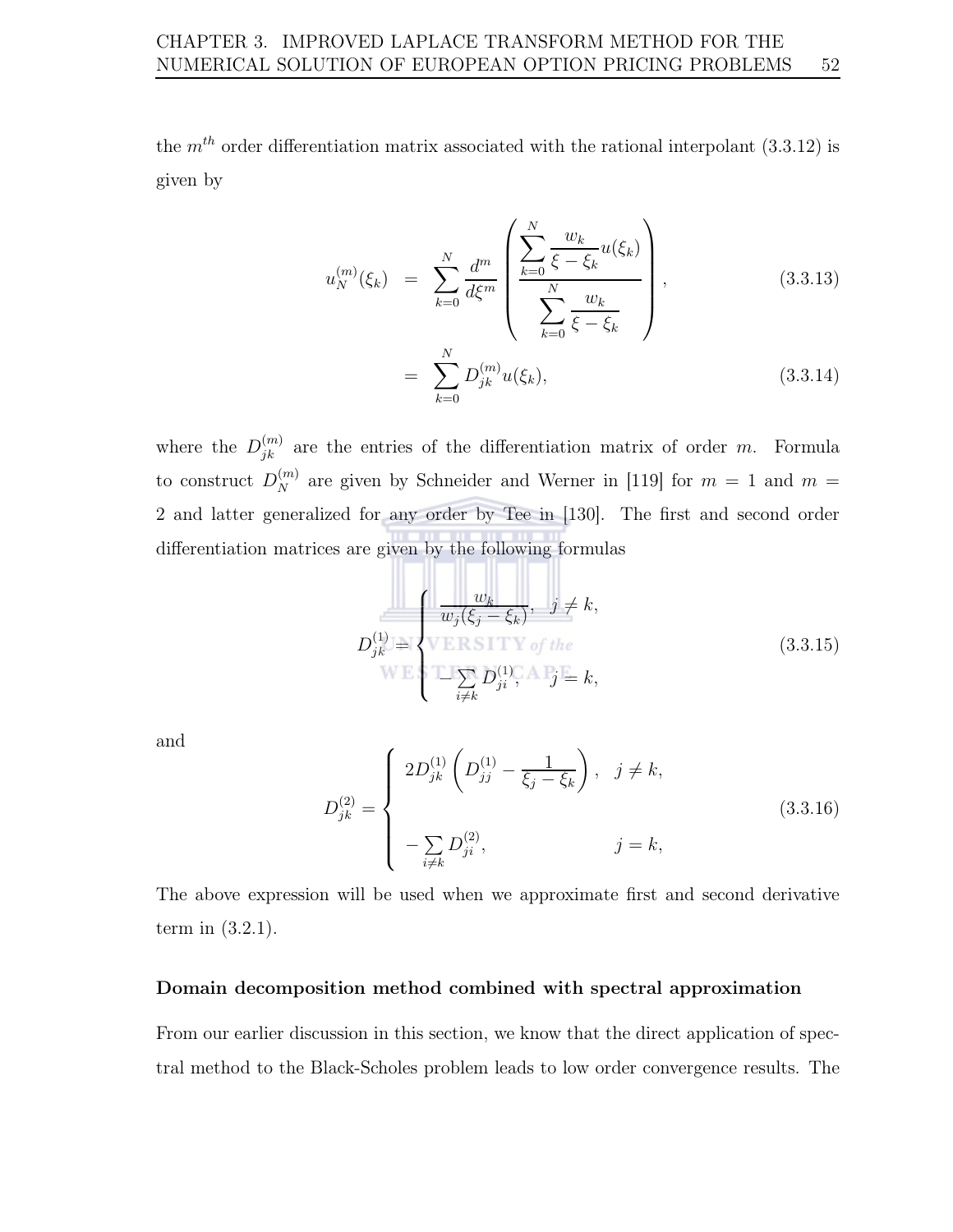the $m^{th}$ order differentiation matrix associated with the rational interpolant (3.3.12) is given by

$$
\begin{aligned}
u_N^{(m)}(\xi_k) &= \sum_{k=0}^{N} \frac{d^m}{d\xi^m} \left( \frac{\displaystyle\sum_{k=0}^{N} \frac{w_k}{\xi - \xi_k} u(\xi_k)}{\displaystyle\sum_{k=0}^{N} \frac{w_k}{\xi - \xi_k}} \right), \qquad (3.3.13) \\
&= \sum_{k=0}^{N} D_{jk}^{(m)} u(\xi_k), \qquad (3.3.14)
\end{aligned}
$$

where the $D_{jk}^{(m)}$ are the entries of the differentiation matrix of order $m$. Formula to construct $D_N^{(m)}$ are given by Schneider and Werner in [119] for $m = 1$ and $m = 2$ and latter generalized for any order by Tee in [130]. The first and second order differentiation matrices are given by the following formulas

$$
D_{jk}^{(1)} = \begin{cases} \dfrac{w_k}{w_j(\xi_j - \xi_k)}, & j \neq k, \\ -\displaystyle\sum_{i \neq k} D_{ji}^{(1)}, & j = k, \end{cases} \qquad (3.3.15)
$$

and

$$
D_{jk}^{(2)} = \begin{cases} 2D_{jk}^{(1)} \left( D_{jj}^{(1)} - \dfrac{1}{\xi_j - \xi_k} \right), & j \neq k, \\ -\displaystyle\sum_{i \neq k} D_{ji}^{(2)}, & j = k, \end{cases} \qquad (3.3.16)
$$

The above expression will be used when we approximate first and second derivative term in (3.2.1).

**Domain decomposition method combined with spectral approximation**

From our earlier discussion in this section, we know that the direct application of spectral method to the Black-Scholes problem leads to low order convergence results. The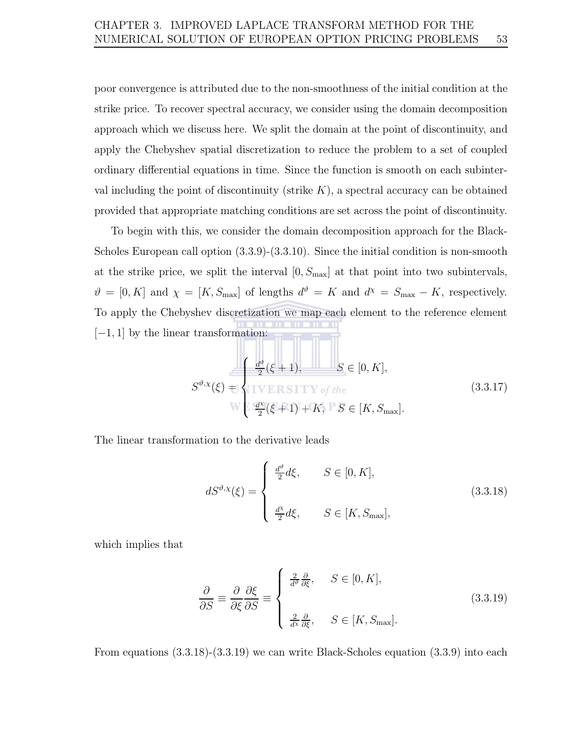poor convergence is attributed due to the non-smoothness of the initial condition at the strike price. To recover spectral accuracy, we consider using the domain decomposition approach which we discuss here. We split the domain at the point of discontinuity, and apply the Chebyshev spatial discretization to reduce the problem to a set of coupled ordinary differential equations in time. Since the function is smooth on each subinterval including the point of discontinuity (strike $K$), a spectral accuracy can be obtained provided that appropriate matching conditions are set across the point of discontinuity.

To begin with this, we consider the domain decomposition approach for the Black-Scholes European call option (3.3.9)-(3.3.10). Since the initial condition is non-smooth at the strike price, we split the interval $[0, S_{\max}]$ at that point into two subintervals, $\vartheta = [0, K]$ and $\chi = [K, S_{\max}]$ of lengths $d^{\vartheta} = K$ and $d^{\chi} = S_{\max} - K$, respectively. To apply the Chebyshev discretization we map each element to the reference element $[-1, 1]$ by the linear transformation:

$$
S^{\vartheta,\chi}(\xi) = \begin{cases} \frac{d^{\vartheta}}{2}(\xi + 1), & S \in [0, K], \\ \\ \frac{d^{\chi}}{2}(\xi + 1) + K, & S \in [K, S_{\max}]. \end{cases} \tag{3.3.17}
$$

The linear transformation to the derivative leads

$$
dS^{\vartheta,\chi}(\xi) = \begin{cases} \frac{d^{\vartheta}}{2} d\xi, & S \in [0, K], \\ \\ \frac{d^{\chi}}{2} d\xi, & S \in [K, S_{\max}], \end{cases} \tag{3.3.18}
$$

which implies that

$$
\frac{\partial}{\partial S} \equiv \frac{\partial}{\partial \xi}\frac{\partial \xi}{\partial S} \equiv \begin{cases} \frac{2}{d^{\vartheta}} \frac{\partial}{\partial \xi}, & S \in [0, K], \\ \\ \frac{2}{d^{\chi}} \frac{\partial}{\partial \xi}, & S \in [K, S_{\max}]. \end{cases} \tag{3.3.19}
$$

From equations (3.3.18)-(3.3.19) we can write Black-Scholes equation (3.3.9) into each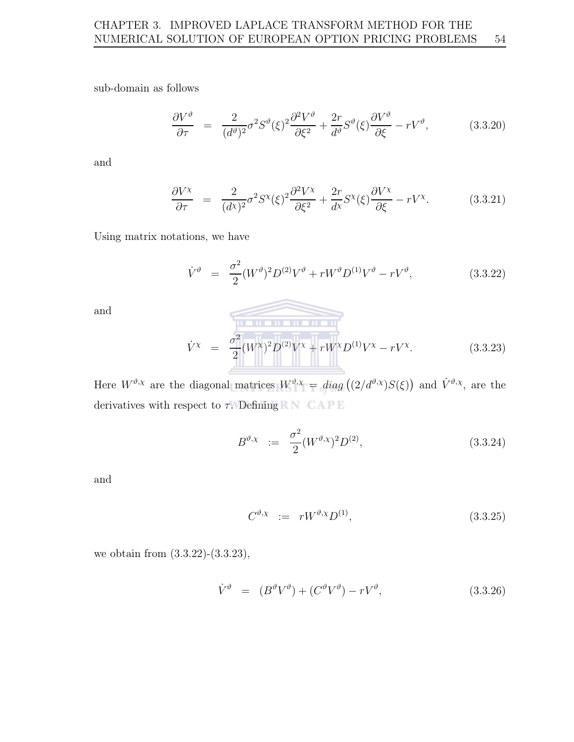sub-domain as follows

$$\frac{\partial V^\vartheta}{\partial \tau} \;=\; \frac{2}{(d^\vartheta)^2}\sigma^2 S^\vartheta(\xi)^2 \frac{\partial^2 V^\vartheta}{\partial \xi^2} + \frac{2r}{d^\vartheta} S^\vartheta(\xi)\frac{\partial V^\vartheta}{\partial \xi} - rV^\vartheta, \tag{3.3.20}$$

and

$$\frac{\partial V^\chi}{\partial \tau} \;=\; \frac{2}{(d^\chi)^2}\sigma^2 S^\chi(\xi)^2 \frac{\partial^2 V^\chi}{\partial \xi^2} + \frac{2r}{d^\chi} S^\chi(\xi)\frac{\partial V^\chi}{\partial \xi} - rV^\chi. \tag{3.3.21}$$

Using matrix notations, we have

$$\dot{V}^\vartheta \;=\; \frac{\sigma^2}{2}(W^\vartheta)^2 D^{(2)} V^\vartheta + rW^\vartheta D^{(1)} V^\vartheta - rV^\vartheta, \tag{3.3.22}$$

and

$$\dot{V}^\chi \;=\; \frac{\sigma^2}{2}(W^\chi)^2 D^{(2)} V^\chi + rW^\chi D^{(1)} V^\chi - rV^\chi. \tag{3.3.23}$$

Here $W^{\vartheta,\chi}$ are the diagonal matrices $W^{\vartheta,\chi} = diag\left((2/d^{\vartheta,\chi})S(\xi)\right)$ and $\dot{V}^{\vartheta,\chi}$, are the derivatives with respect to $\tau$. Defining

$$B^{\vartheta,\chi} \;:=\; \frac{\sigma^2}{2}(W^{\vartheta,\chi})^2 D^{(2)}, \tag{3.3.24}$$

and

$$C^{\vartheta,\chi} \;:=\; rW^{\vartheta,\chi} D^{(1)}, \tag{3.3.25}$$

we obtain from (3.3.22)-(3.3.23),

$$\dot{V}^\vartheta \;=\; (B^\vartheta V^\vartheta) + (C^\vartheta V^\vartheta) - rV^\vartheta, \tag{3.3.26}$$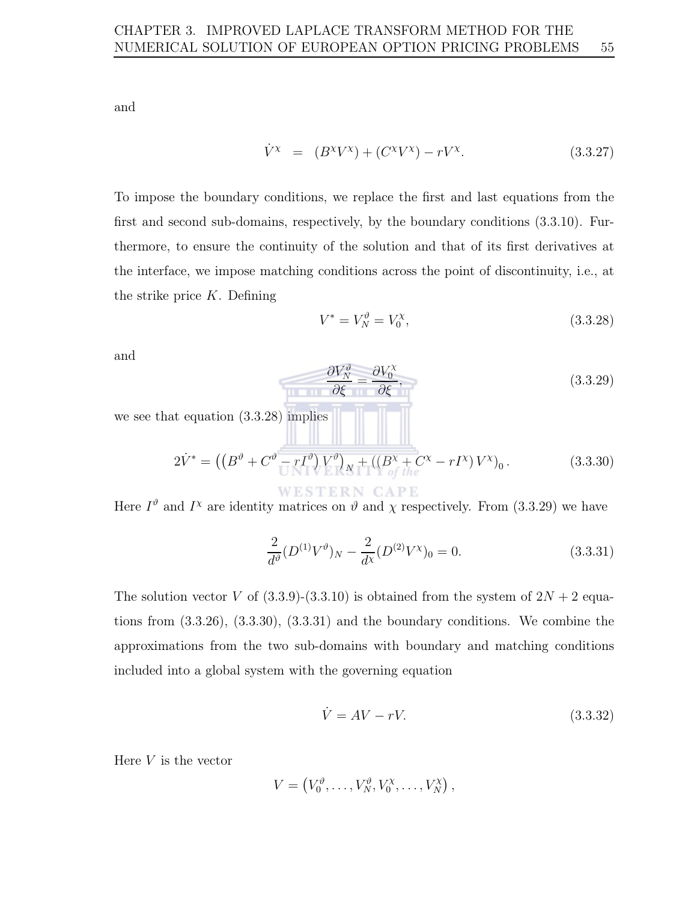and

$$\dot{V}^{\chi} \;=\; (B^{\chi}V^{\chi}) + (C^{\chi}V^{\chi}) - rV^{\chi}. \tag{3.3.27}$$

To impose the boundary conditions, we replace the first and last equations from the first and second sub-domains, respectively, by the boundary conditions (3.3.10). Furthermore, to ensure the continuity of the solution and that of its first derivatives at the interface, we impose matching conditions across the point of discontinuity, i.e., at the strike price $K$. Defining

$$V^* = V_N^{\vartheta} = V_0^{\chi}, \tag{3.3.28}$$

and

$$\frac{\partial V_N^{\vartheta}}{\partial \xi} = \frac{\partial V_0^{\chi}}{\partial \xi}, \tag{3.3.29}$$

we see that equation (3.3.28) implies

$$2\dot{V}^* = \left(\left(B^{\vartheta} + C^{\vartheta} - rI^{\vartheta}\right)V^{\vartheta}\right)_N + \left(\left(B^{\chi} + C^{\chi} - rI^{\chi}\right)V^{\chi}\right)_0. \tag{3.3.30}$$

Here $I^{\vartheta}$ and $I^{\chi}$ are identity matrices on $\vartheta$ and $\chi$ respectively. From (3.3.29) we have

$$\frac{2}{d^{\vartheta}}(D^{(1)}V^{\vartheta})_N - \frac{2}{d^{\chi}}(D^{(2)}V^{\chi})_0 = 0. \tag{3.3.31}$$

The solution vector $V$ of (3.3.9)-(3.3.10) is obtained from the system of $2N+2$ equations from (3.3.26), (3.3.30), (3.3.31) and the boundary conditions. We combine the approximations from the two sub-domains with boundary and matching conditions included into a global system with the governing equation

$$\dot{V} = AV - rV. \tag{3.3.32}$$

Here $V$ is the vector

$$V = \left(V_0^{\vartheta}, \ldots, V_N^{\vartheta}, V_0^{\chi}, \ldots, V_N^{\chi}\right),$$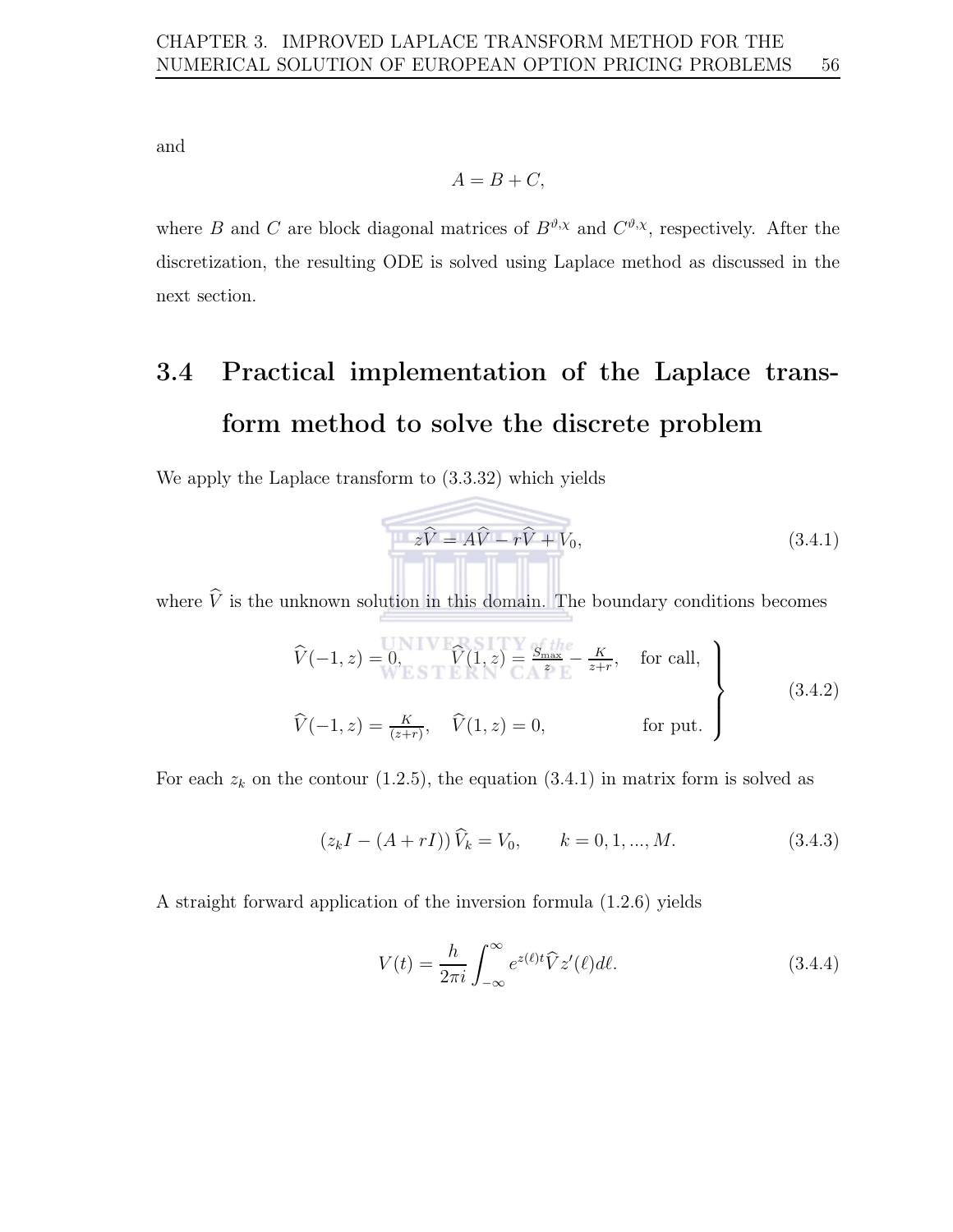and

$$A = B + C,$$

where $B$ and $C$ are block diagonal matrices of $B^{\vartheta,\chi}$ and $C^{\vartheta,\chi}$, respectively. After the discretization, the resulting ODE is solved using Laplace method as discussed in the next section.

## 3.4 Practical implementation of the Laplace transform method to solve the discrete problem

We apply the Laplace transform to (3.3.32) which yields

$$z\widehat{V} = A\widehat{V} - r\widehat{V} + V_0, \tag{3.4.1}$$

where $\widehat{V}$ is the unknown solution in this domain. The boundary conditions becomes

$$\left.\begin{array}{lll} \widehat{V}(-1,z) = 0, & \widehat{V}(1,z) = \frac{S_{\max}}{z} - \frac{K}{z+r}, & \text{for call,} \\ & & \\ \widehat{V}(-1,z) = \frac{K}{(z+r)}, & \widehat{V}(1,z) = 0, & \text{for put.} \end{array}\right\} \tag{3.4.2}$$

For each $z_k$ on the contour (1.2.5), the equation (3.4.1) in matrix form is solved as

$$\left(z_k I - (A + rI)\right)\widehat{V}_k = V_0, \qquad k = 0, 1, ..., M. \tag{3.4.3}$$

A straight forward application of the inversion formula (1.2.6) yields

$$V(t) = \frac{h}{2\pi i}\int_{-\infty}^{\infty} e^{z(\ell)t}\widehat{V}z'(\ell)d\ell. \tag{3.4.4}$$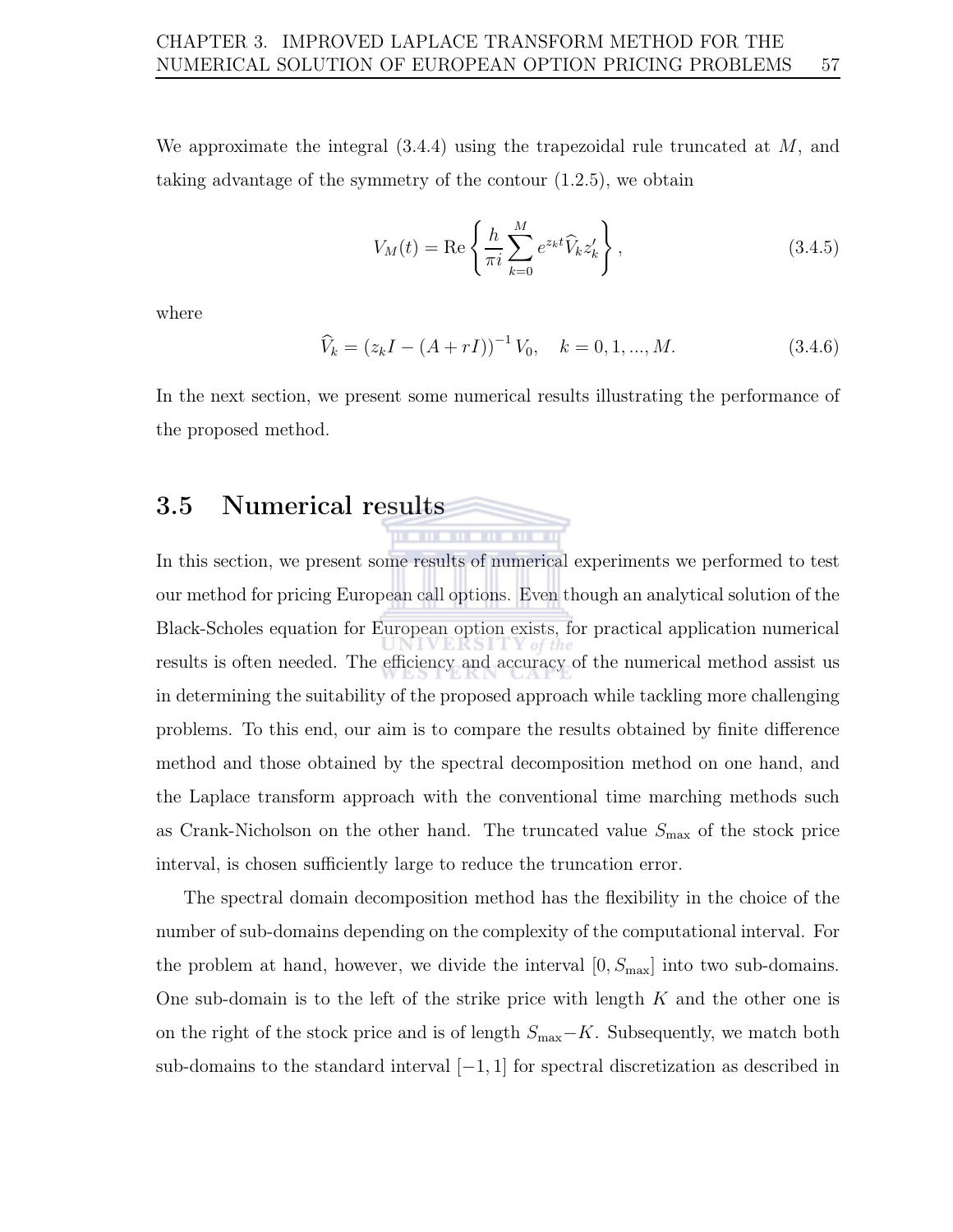We approximate the integral (3.4.4) using the trapezoidal rule truncated at $M$, and taking advantage of the symmetry of the contour (1.2.5), we obtain

$$V_M(t) = \text{Re}\left\{ \frac{h}{\pi i} \sum_{k=0}^{M} e^{z_k t} \widehat{V}_k z'_k \right\}, \tag{3.4.5}$$

where

$$\widehat{V}_k = \left(z_k I - (A + rI)\right)^{-1} V_0, \quad k = 0, 1, ..., M. \tag{3.4.6}$$

In the next section, we present some numerical results illustrating the performance of the proposed method.

## 3.5 Numerical results

In this section, we present some results of numerical experiments we performed to test our method for pricing European call options. Even though an analytical solution of the Black-Scholes equation for European option exists, for practical application numerical results is often needed. The efficiency and accuracy of the numerical method assist us in determining the suitability of the proposed approach while tackling more challenging problems. To this end, our aim is to compare the results obtained by finite difference method and those obtained by the spectral decomposition method on one hand, and the Laplace transform approach with the conventional time marching methods such as Crank-Nicholson on the other hand. The truncated value $S_{\max}$ of the stock price interval, is chosen sufficiently large to reduce the truncation error.

The spectral domain decomposition method has the flexibility in the choice of the number of sub-domains depending on the complexity of the computational interval. For the problem at hand, however, we divide the interval $[0, S_{\max}]$ into two sub-domains. One sub-domain is to the left of the strike price with length $K$ and the other one is on the right of the stock price and is of length $S_{\max} - K$. Subsequently, we match both sub-domains to the standard interval $[-1, 1]$ for spectral discretization as described in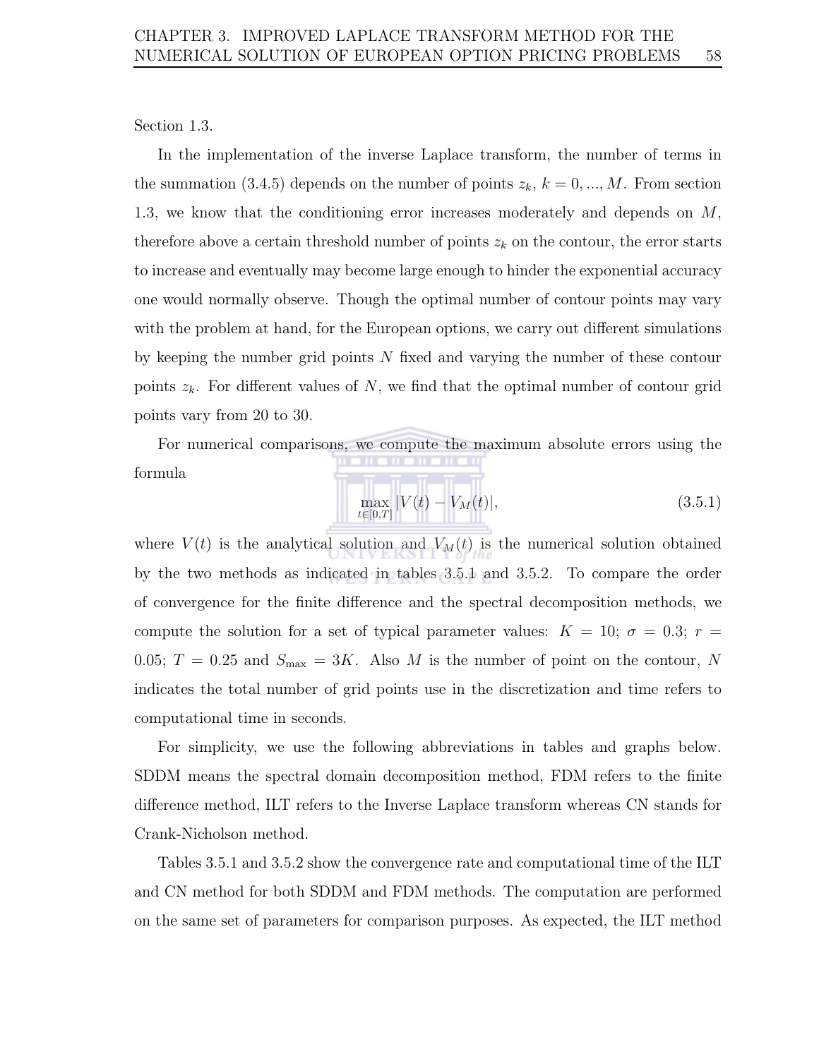Section 1.3.

In the implementation of the inverse Laplace transform, the number of terms in the summation (3.4.5) depends on the number of points $z_k$, $k = 0, ..., M$. From section 1.3, we know that the conditioning error increases moderately and depends on $M$, therefore above a certain threshold number of points $z_k$ on the contour, the error starts to increase and eventually may become large enough to hinder the exponential accuracy one would normally observe. Though the optimal number of contour points may vary with the problem at hand, for the European options, we carry out different simulations by keeping the number grid points $N$ fixed and varying the number of these contour points $z_k$. For different values of $N$, we find that the optimal number of contour grid points vary from 20 to 30.

For numerical comparisons, we compute the maximum absolute errors using the formula

$$\max_{t \in [0,T]} |V(t) - V_M(t)|, \tag{3.5.1}$$

where $V(t)$ is the analytical solution and $V_M(t)$ is the numerical solution obtained by the two methods as indicated in tables 3.5.1 and 3.5.2. To compare the order of convergence for the finite difference and the spectral decomposition methods, we compute the solution for a set of typical parameter values: $K = 10$; $\sigma = 0.3$; $r = 0.05$; $T = 0.25$ and $S_{\max} = 3K$. Also $M$ is the number of point on the contour, $N$ indicates the total number of grid points use in the discretization and time refers to computational time in seconds.

For simplicity, we use the following abbreviations in tables and graphs below. SDDM means the spectral domain decomposition method, FDM refers to the finite difference method, ILT refers to the Inverse Laplace transform whereas CN stands for Crank-Nicholson method.

Tables 3.5.1 and 3.5.2 show the convergence rate and computational time of the ILT and CN method for both SDDM and FDM methods. The computation are performed on the same set of parameters for comparison purposes. As expected, the ILT method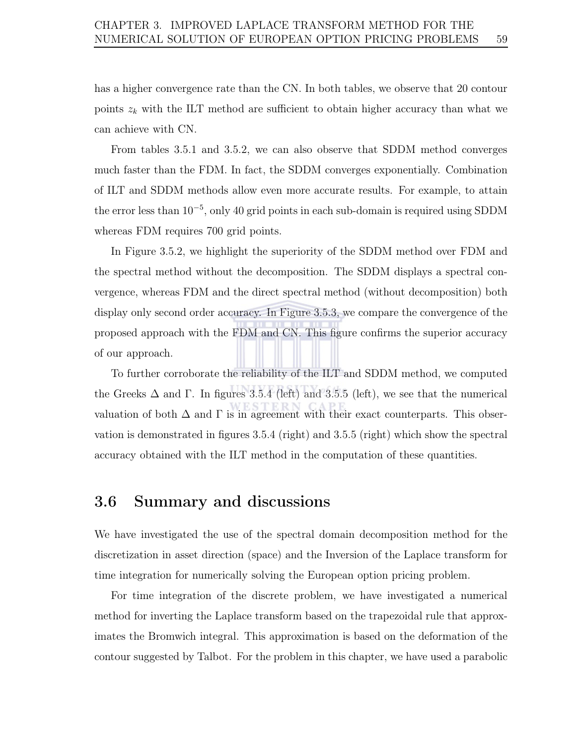has a higher convergence rate than the CN. In both tables, we observe that 20 contour points $z_k$ with the ILT method are sufficient to obtain higher accuracy than what we can achieve with CN.

From tables 3.5.1 and 3.5.2, we can also observe that SDDM method converges much faster than the FDM. In fact, the SDDM converges exponentially. Combination of ILT and SDDM methods allow even more accurate results. For example, to attain the error less than $10^{-5}$, only 40 grid points in each sub-domain is required using SDDM whereas FDM requires 700 grid points.

In Figure 3.5.2, we highlight the superiority of the SDDM method over FDM and the spectral method without the decomposition. The SDDM displays a spectral convergence, whereas FDM and the direct spectral method (without decomposition) both display only second order accuracy. In Figure 3.5.3, we compare the convergence of the proposed approach with the FDM and CN. This figure confirms the superior accuracy of our approach.

To further corroborate the reliability of the ILT and SDDM method, we computed the Greeks $\Delta$ and $\Gamma$. In figures 3.5.4 (left) and 3.5.5 (left), we see that the numerical valuation of both $\Delta$ and $\Gamma$ is in agreement with their exact counterparts. This observation is demonstrated in figures 3.5.4 (right) and 3.5.5 (right) which show the spectral accuracy obtained with the ILT method in the computation of these quantities.

## 3.6 Summary and discussions

We have investigated the use of the spectral domain decomposition method for the discretization in asset direction (space) and the Inversion of the Laplace transform for time integration for numerically solving the European option pricing problem.

For time integration of the discrete problem, we have investigated a numerical method for inverting the Laplace transform based on the trapezoidal rule that approximates the Bromwich integral. This approximation is based on the deformation of the contour suggested by Talbot. For the problem in this chapter, we have used a parabolic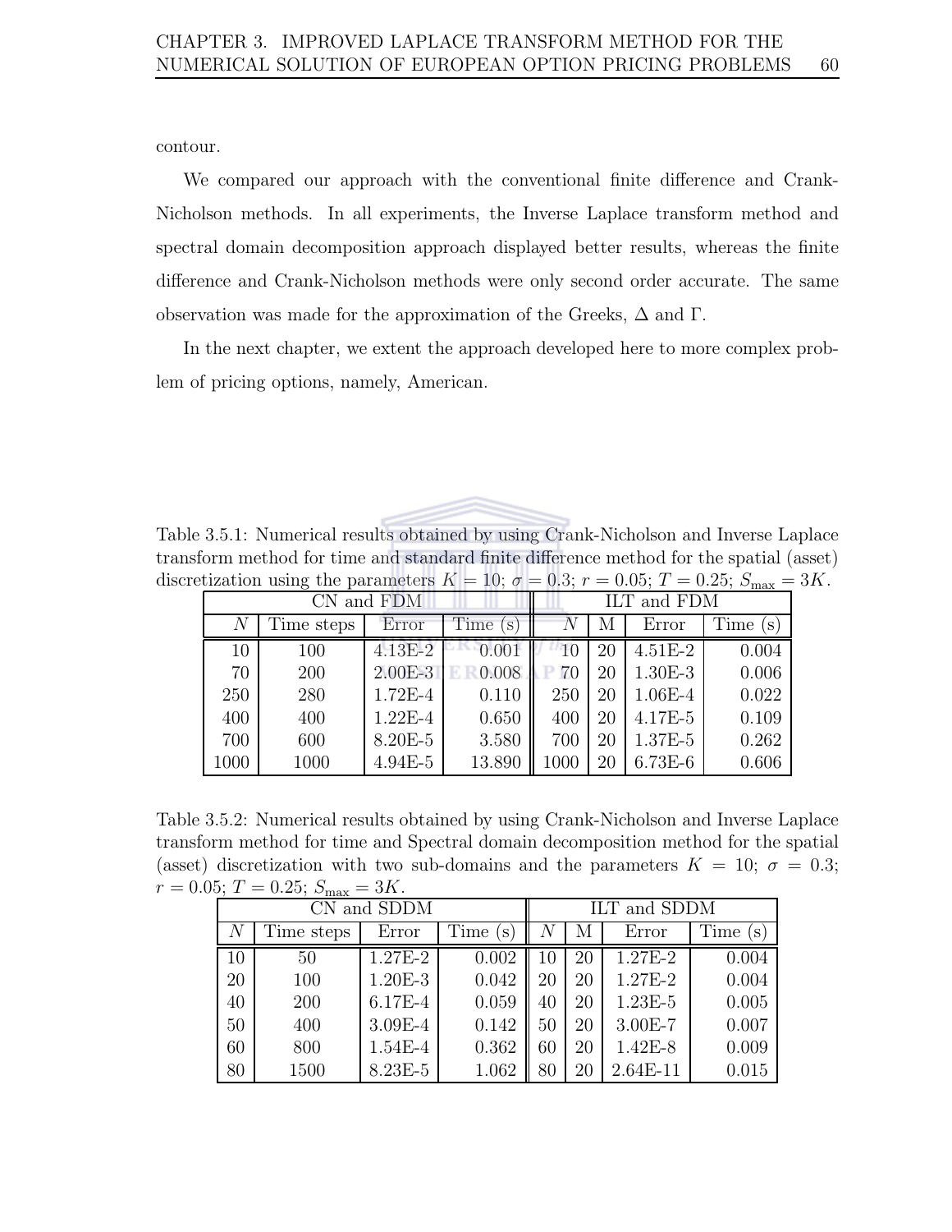contour.

We compared our approach with the conventional finite difference and Crank-Nicholson methods. In all experiments, the Inverse Laplace transform method and spectral domain decomposition approach displayed better results, whereas the finite difference and Crank-Nicholson methods were only second order accurate. The same observation was made for the approximation of the Greeks, $\Delta$ and $\Gamma$.

In the next chapter, we extent the approach developed here to more complex problem of pricing options, namely, American.

Table 3.5.1: Numerical results obtained by using Crank-Nicholson and Inverse Laplace transform method for time and standard finite difference method for the spatial (asset) discretization using the parameters $K = 10$; $\sigma = 0.3$; $r = 0.05$; $T = 0.25$; $S_{\max} = 3K$.

| CN and FDM | | | | ILT and FDM | | | |
|---|---|---|---|---|---|---|---|
| $N$ | Time steps | Error | Time (s) | $N$ | M | Error | Time (s) |
| 10 | 100 | 4.13E-2 | 0.001 | 10 | 20 | 4.51E-2 | 0.004 |
| 70 | 200 | 2.00E-3 | 0.008 | 70 | 20 | 1.30E-3 | 0.006 |
| 250 | 280 | 1.72E-4 | 0.110 | 250 | 20 | 1.06E-4 | 0.022 |
| 400 | 400 | 1.22E-4 | 0.650 | 400 | 20 | 4.17E-5 | 0.109 |
| 700 | 600 | 8.20E-5 | 3.580 | 700 | 20 | 1.37E-5 | 0.262 |
| 1000 | 1000 | 4.94E-5 | 13.890 | 1000 | 20 | 6.73E-6 | 0.606 |

Table 3.5.2: Numerical results obtained by using Crank-Nicholson and Inverse Laplace transform method for time and Spectral domain decomposition method for the spatial (asset) discretization with two sub-domains and the parameters $K = 10$; $\sigma = 0.3$; $r = 0.05$; $T = 0.25$; $S_{\max} = 3K$.

| CN and SDDM | | | | ILT and SDDM | | | |
|---|---|---|---|---|---|---|---|
| $N$ | Time steps | Error | Time (s) | $N$ | M | Error | Time (s) |
| 10 | 50 | 1.27E-2 | 0.002 | 10 | 20 | 1.27E-2 | 0.004 |
| 20 | 100 | 1.20E-3 | 0.042 | 20 | 20 | 1.27E-2 | 0.004 |
| 40 | 200 | 6.17E-4 | 0.059 | 40 | 20 | 1.23E-5 | 0.005 |
| 50 | 400 | 3.09E-4 | 0.142 | 50 | 20 | 3.00E-7 | 0.007 |
| 60 | 800 | 1.54E-4 | 0.362 | 60 | 20 | 1.42E-8 | 0.009 |
| 80 | 1500 | 8.23E-5 | 1.062 | 80 | 20 | 2.64E-11 | 0.015 |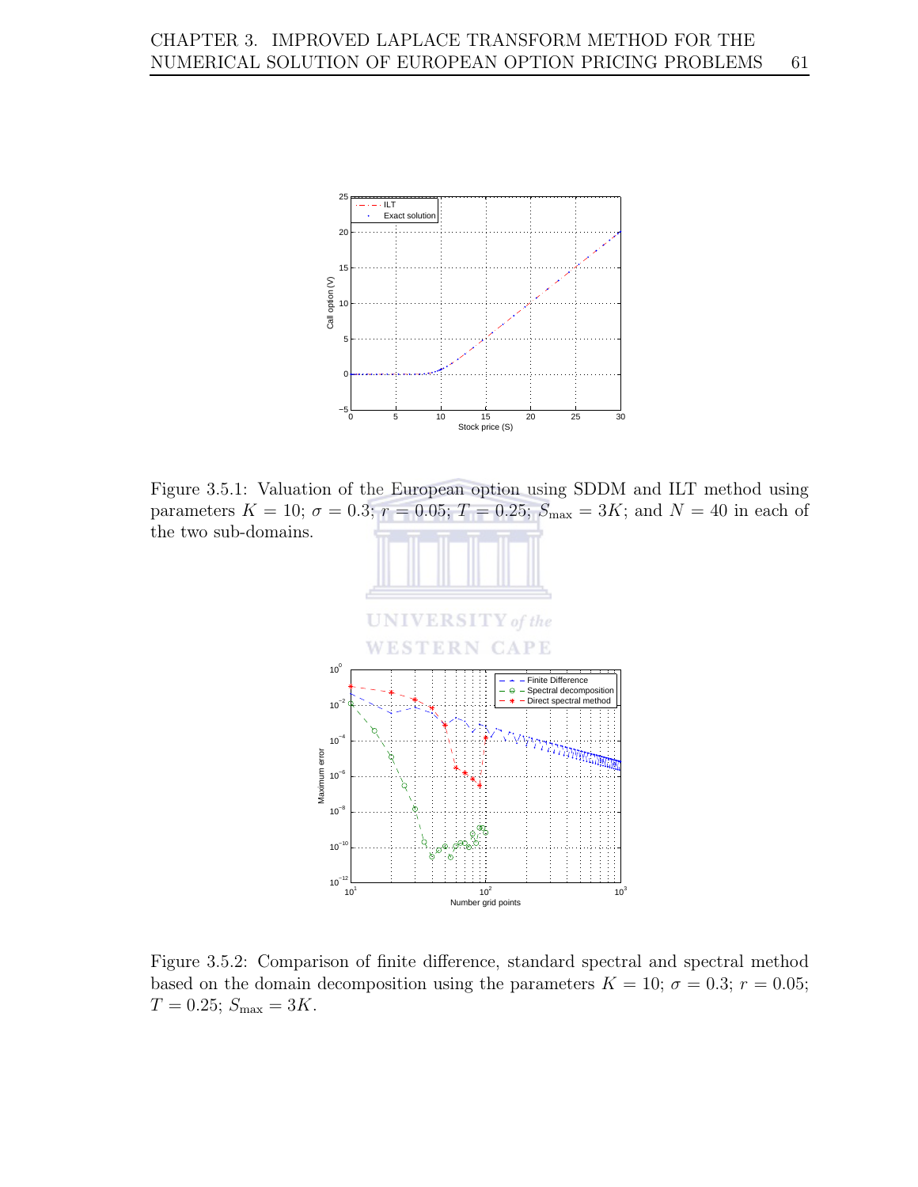Figure 3.5.1: Valuation of the European option using SDDM and ILT method using parameters $K = 10$; $\sigma = 0.3$; $r = 0.05$; $T = 0.25$; $S_{\max} = 3K$; and $N = 40$ in each of the two sub-domains.

Figure 3.5.2: Comparison of finite difference, standard spectral and spectral method based on the domain decomposition using the parameters $K = 10$; $\sigma = 0.3$; $r = 0.05$; $T = 0.25$; $S_{\max} = 3K$.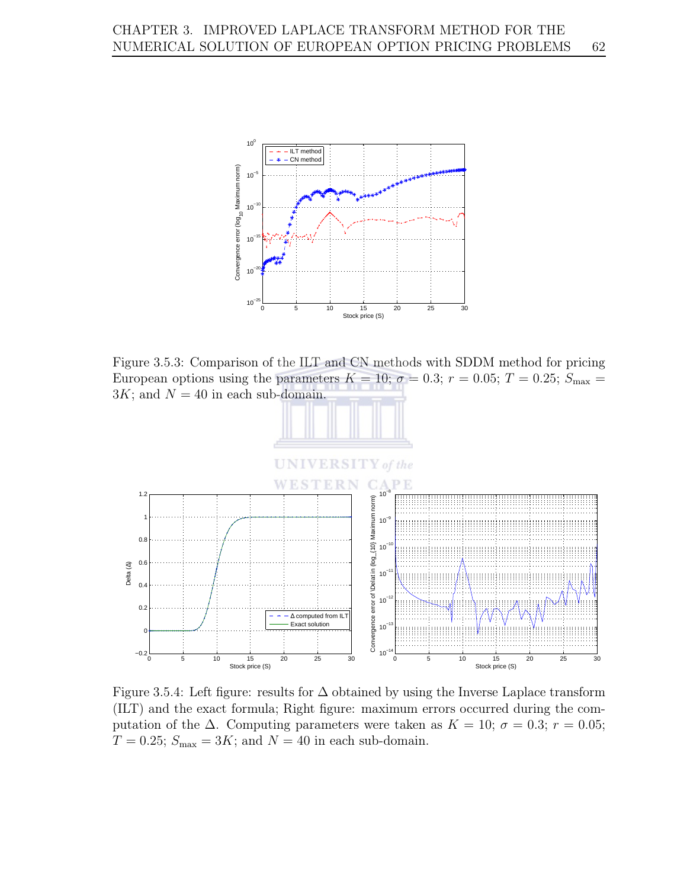Figure 3.5.3: Comparison of the ILT and CN methods with SDDM method for pricing European options using the parameters $K = 10$; $\sigma = 0.3$; $r = 0.05$; $T = 0.25$; $S_{\max} = 3K$; and $N = 40$ in each sub-domain.

Figure 3.5.4: Left figure: results for $\Delta$ obtained by using the Inverse Laplace transform (ILT) and the exact formula; Right figure: maximum errors occurred during the computation of the $\Delta$. Computing parameters were taken as $K = 10$; $\sigma = 0.3$; $r = 0.05$; $T = 0.25$; $S_{\max} = 3K$; and $N = 40$ in each sub-domain.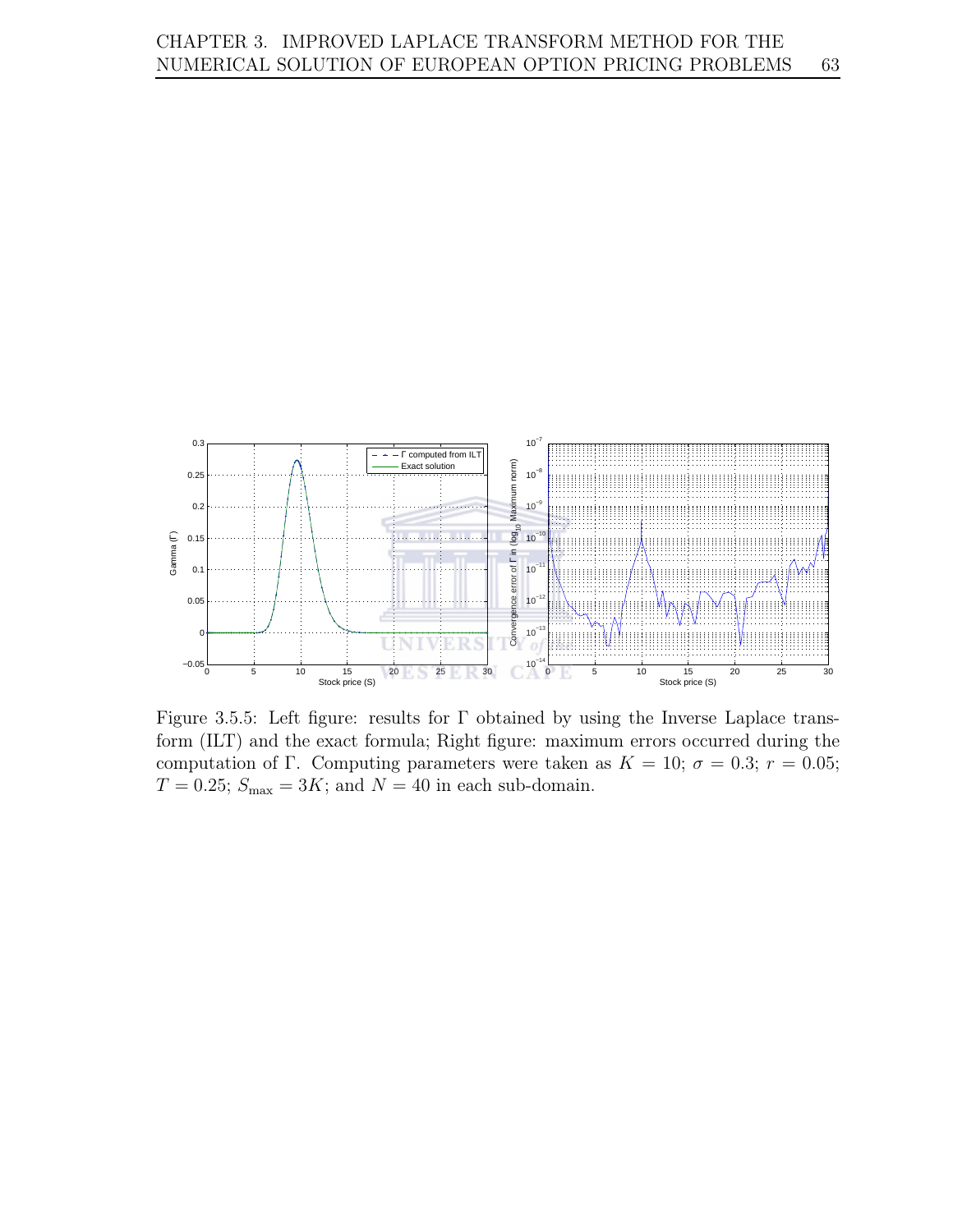Figure 3.5.5: Left figure: results for $\Gamma$ obtained by using the Inverse Laplace transform (ILT) and the exact formula; Right figure: maximum errors occurred during the computation of $\Gamma$. Computing parameters were taken as $K = 10$; $\sigma = 0.3$; $r = 0.05$; $T = 0.25$; $S_{\max} = 3K$; and $N = 40$ in each sub-domain.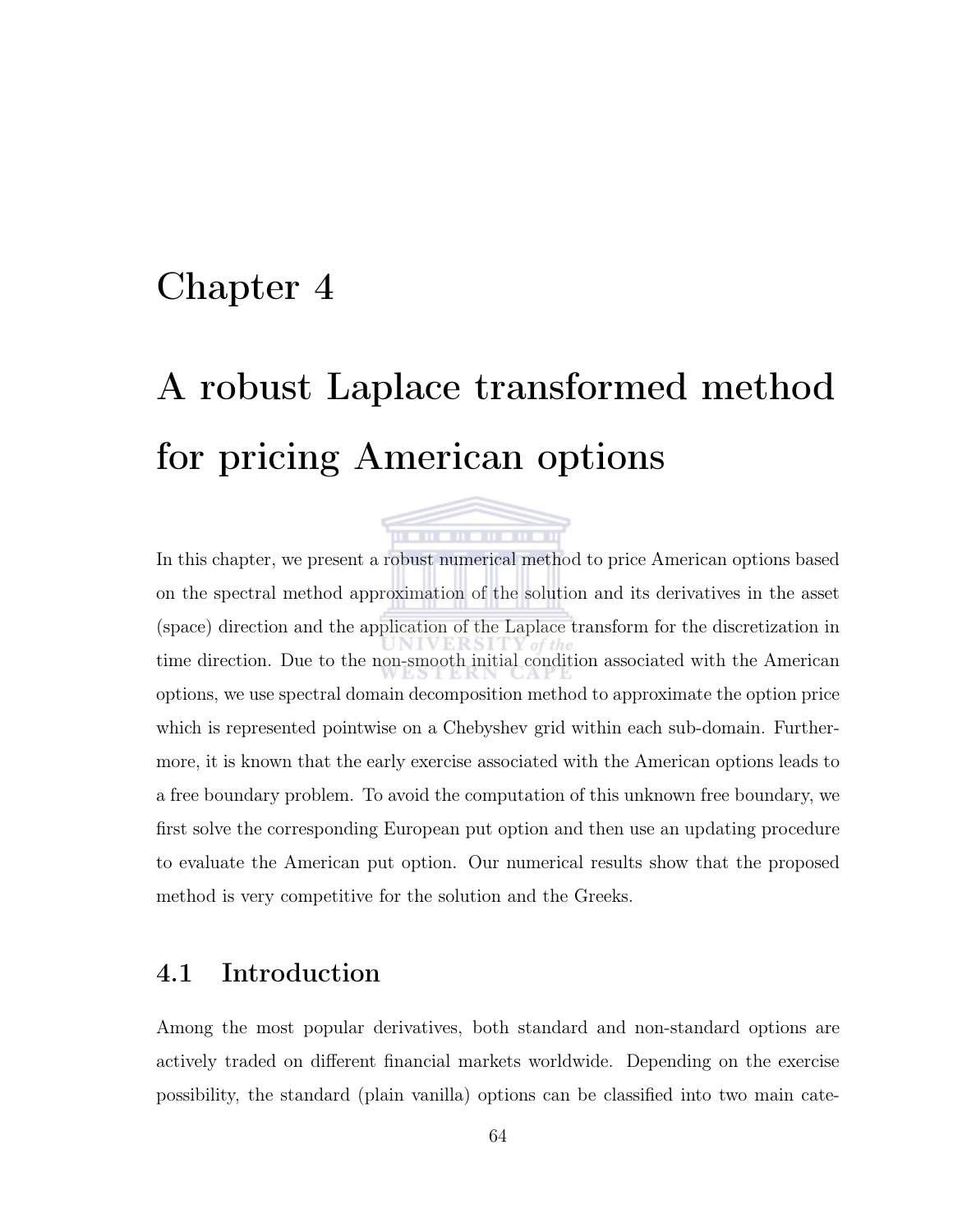# Chapter 4

# A robust Laplace transformed method for pricing American options

In this chapter, we present a robust numerical method to price American options based on the spectral method approximation of the solution and its derivatives in the asset (space) direction and the application of the Laplace transform for the discretization in time direction. Due to the non-smooth initial condition associated with the American options, we use spectral domain decomposition method to approximate the option price which is represented pointwise on a Chebyshev grid within each sub-domain. Furthermore, it is known that the early exercise associated with the American options leads to a free boundary problem. To avoid the computation of this unknown free boundary, we first solve the corresponding European put option and then use an updating procedure to evaluate the American put option. Our numerical results show that the proposed method is very competitive for the solution and the Greeks.

## 4.1 Introduction

Among the most popular derivatives, both standard and non-standard options are actively traded on different financial markets worldwide. Depending on the exercise possibility, the standard (plain vanilla) options can be classified into two main cate-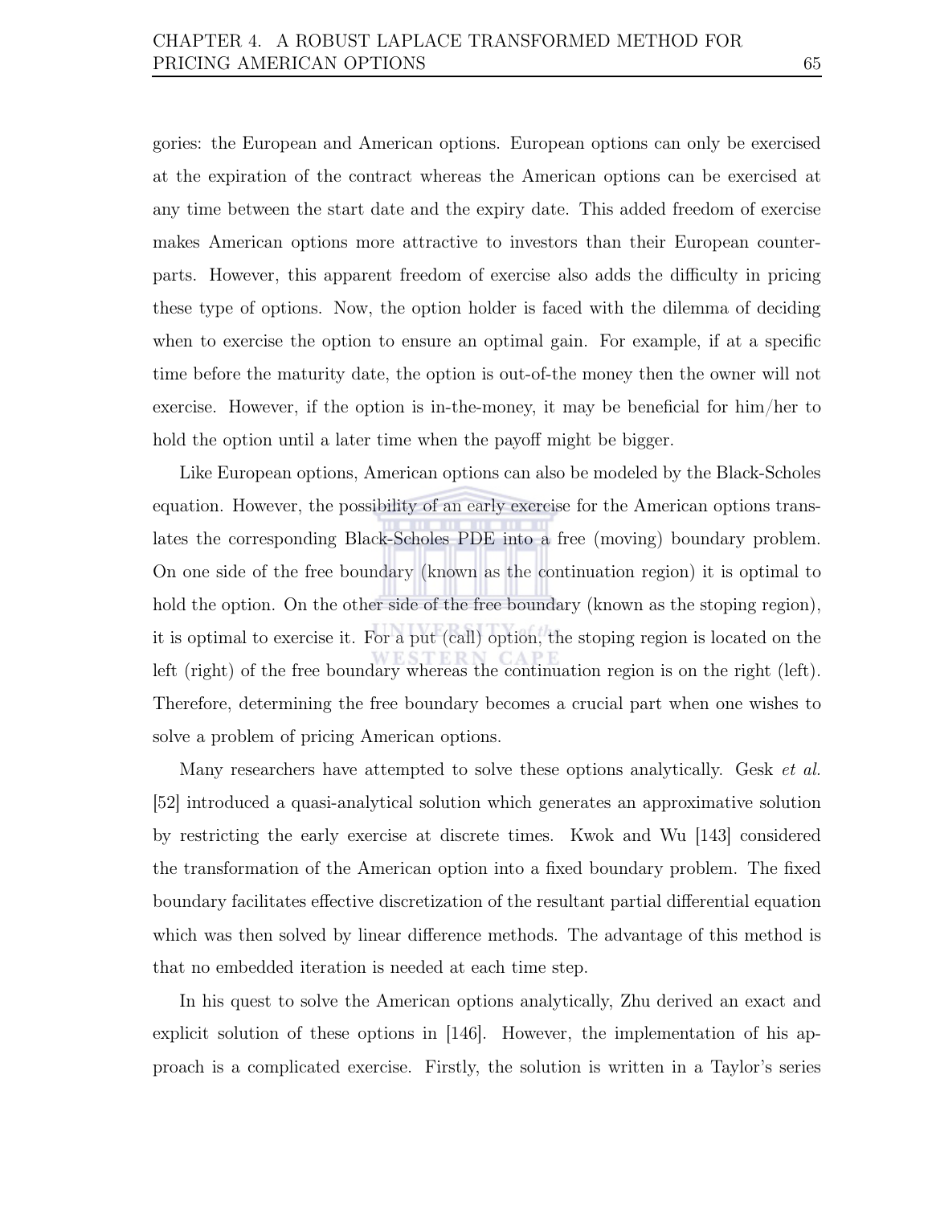gories: the European and American options. European options can only be exercised at the expiration of the contract whereas the American options can be exercised at any time between the start date and the expiry date. This added freedom of exercise makes American options more attractive to investors than their European counterparts. However, this apparent freedom of exercise also adds the difficulty in pricing these type of options. Now, the option holder is faced with the dilemma of deciding when to exercise the option to ensure an optimal gain. For example, if at a specific time before the maturity date, the option is out-of-the money then the owner will not exercise. However, if the option is in-the-money, it may be beneficial for him/her to hold the option until a later time when the payoff might be bigger.

Like European options, American options can also be modeled by the Black-Scholes equation. However, the possibility of an early exercise for the American options translates the corresponding Black-Scholes PDE into a free (moving) boundary problem. On one side of the free boundary (known as the continuation region) it is optimal to hold the option. On the other side of the free boundary (known as the stoping region), it is optimal to exercise it. For a put (call) option, the stoping region is located on the left (right) of the free boundary whereas the continuation region is on the right (left). Therefore, determining the free boundary becomes a crucial part when one wishes to solve a problem of pricing American options.

Many researchers have attempted to solve these options analytically. Gesk *et al.* [52] introduced a quasi-analytical solution which generates an approximative solution by restricting the early exercise at discrete times. Kwok and Wu [143] considered the transformation of the American option into a fixed boundary problem. The fixed boundary facilitates effective discretization of the resultant partial differential equation which was then solved by linear difference methods. The advantage of this method is that no embedded iteration is needed at each time step.

In his quest to solve the American options analytically, Zhu derived an exact and explicit solution of these options in [146]. However, the implementation of his approach is a complicated exercise. Firstly, the solution is written in a Taylor's series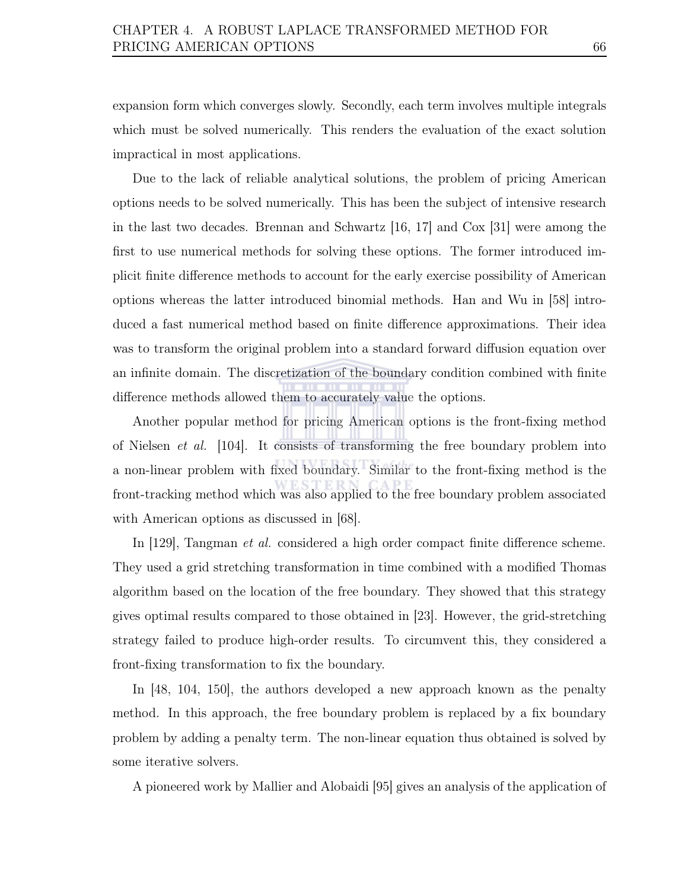expansion form which converges slowly. Secondly, each term involves multiple integrals which must be solved numerically. This renders the evaluation of the exact solution impractical in most applications.

Due to the lack of reliable analytical solutions, the problem of pricing American options needs to be solved numerically. This has been the subject of intensive research in the last two decades. Brennan and Schwartz [16, 17] and Cox [31] were among the first to use numerical methods for solving these options. The former introduced implicit finite difference methods to account for the early exercise possibility of American options whereas the latter introduced binomial methods. Han and Wu in [58] introduced a fast numerical method based on finite difference approximations. Their idea was to transform the original problem into a standard forward diffusion equation over an infinite domain. The discretization of the boundary condition combined with finite difference methods allowed them to accurately value the options.

Another popular method for pricing American options is the front-fixing method of Nielsen *et al.* [104]. It consists of transforming the free boundary problem into a non-linear problem with fixed boundary. Similar to the front-fixing method is the front-tracking method which was also applied to the free boundary problem associated with American options as discussed in [68].

In [129], Tangman *et al.* considered a high order compact finite difference scheme. They used a grid stretching transformation in time combined with a modified Thomas algorithm based on the location of the free boundary. They showed that this strategy gives optimal results compared to those obtained in [23]. However, the grid-stretching strategy failed to produce high-order results. To circumvent this, they considered a front-fixing transformation to fix the boundary.

In [48, 104, 150], the authors developed a new approach known as the penalty method. In this approach, the free boundary problem is replaced by a fix boundary problem by adding a penalty term. The non-linear equation thus obtained is solved by some iterative solvers.

A pioneered work by Mallier and Alobaidi [95] gives an analysis of the application of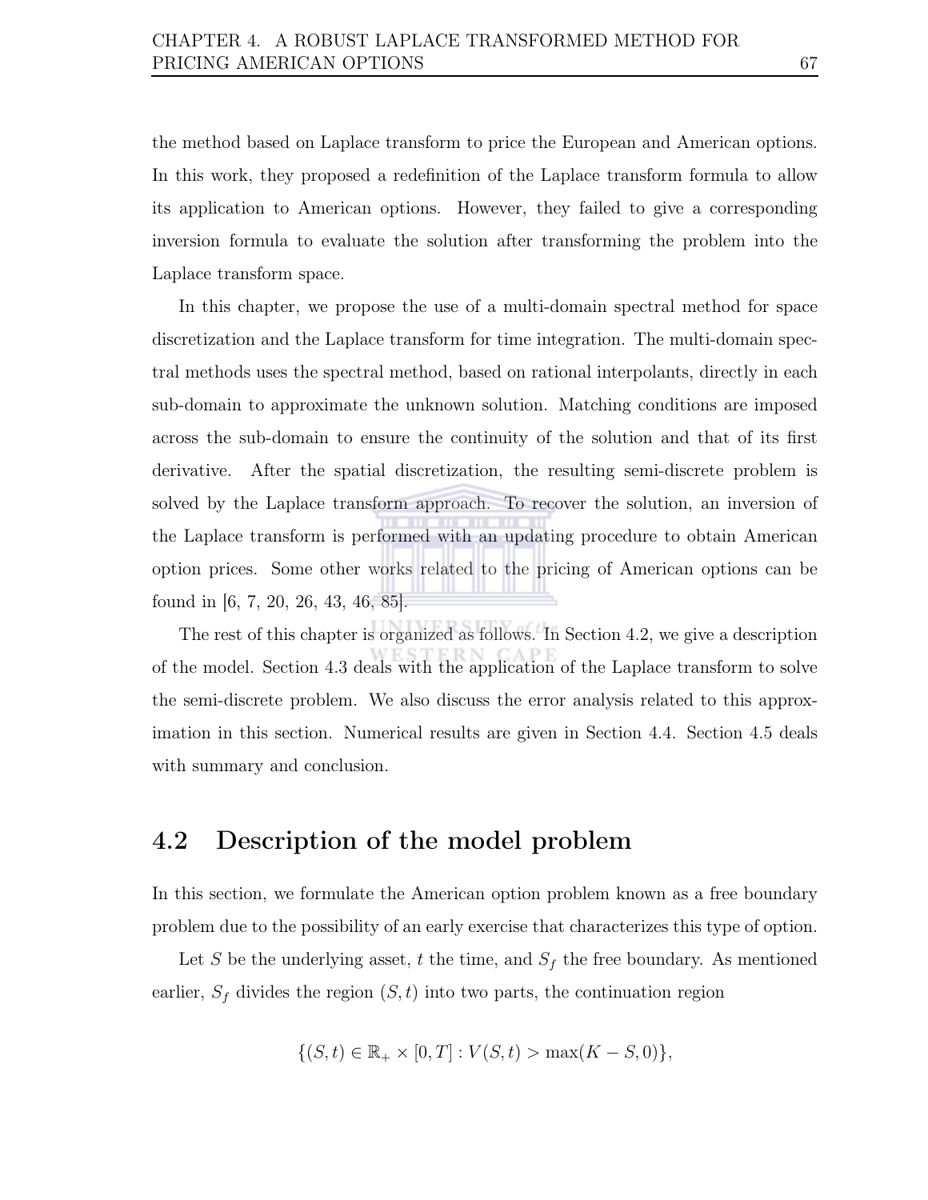the method based on Laplace transform to price the European and American options. In this work, they proposed a redefinition of the Laplace transform formula to allow its application to American options. However, they failed to give a corresponding inversion formula to evaluate the solution after transforming the problem into the Laplace transform space.

In this chapter, we propose the use of a multi-domain spectral method for space discretization and the Laplace transform for time integration. The multi-domain spectral methods uses the spectral method, based on rational interpolants, directly in each sub-domain to approximate the unknown solution. Matching conditions are imposed across the sub-domain to ensure the continuity of the solution and that of its first derivative. After the spatial discretization, the resulting semi-discrete problem is solved by the Laplace transform approach. To recover the solution, an inversion of the Laplace transform is performed with an updating procedure to obtain American option prices. Some other works related to the pricing of American options can be found in [6, 7, 20, 26, 43, 46, 85].

The rest of this chapter is organized as follows. In Section 4.2, we give a description of the model. Section 4.3 deals with the application of the Laplace transform to solve the semi-discrete problem. We also discuss the error analysis related to this approximation in this section. Numerical results are given in Section 4.4. Section 4.5 deals with summary and conclusion.

## 4.2 Description of the model problem

In this section, we formulate the American option problem known as a free boundary problem due to the possibility of an early exercise that characterizes this type of option.

Let $S$ be the underlying asset, $t$ the time, and $S_f$ the free boundary. As mentioned earlier, $S_f$ divides the region $(S, t)$ into two parts, the continuation region

$$\{(S,t) \in \mathbb{R}_+ \times [0,T] : V(S,t) > \max(K - S, 0)\},$$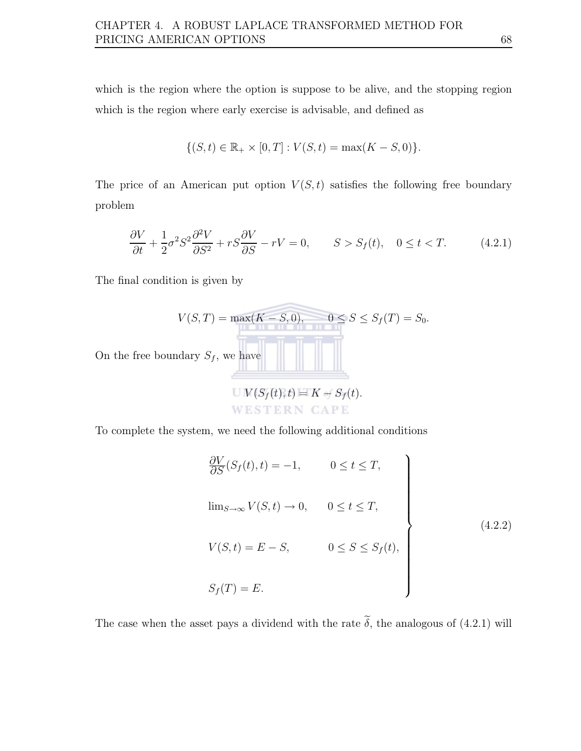which is the region where the option is suppose to be alive, and the stopping region which is the region where early exercise is advisable, and defined as

$$\{(S,t) \in \mathbb{R}_+ \times [0,T] : V(S,t) = \max(K - S, 0)\}.$$

The price of an American put option $V(S,t)$ satisfies the following free boundary problem

$$\frac{\partial V}{\partial t} + \frac{1}{2}\sigma^2 S^2 \frac{\partial^2 V}{\partial S^2} + rS\frac{\partial V}{\partial S} - rV = 0, \qquad S > S_f(t), \quad 0 \leq t < T. \tag{4.2.1}$$

The final condition is given by

$$V(S,T) = \max(K - S, 0), \qquad 0 \leq S \leq S_f(T) = S_0.$$

On the free boundary $S_f$, we have

$$V(S_f(t), t) = K - S_f(t).$$

To complete the system, we need the following additional conditions

$$\left.\begin{array}{ll} \dfrac{\partial V}{\partial S}(S_f(t), t) = -1, & 0 \leq t \leq T, \\[2ex] \lim_{S\to\infty} V(S,t) \to 0, & 0 \leq t \leq T, \\[2ex] V(S,t) = E - S, & 0 \leq S \leq S_f(t), \\[2ex] S_f(T) = E. & \end{array}\right\} \tag{4.2.2}$$

The case when the asset pays a dividend with the rate $\widetilde{\delta}$, the analogous of (4.2.1) will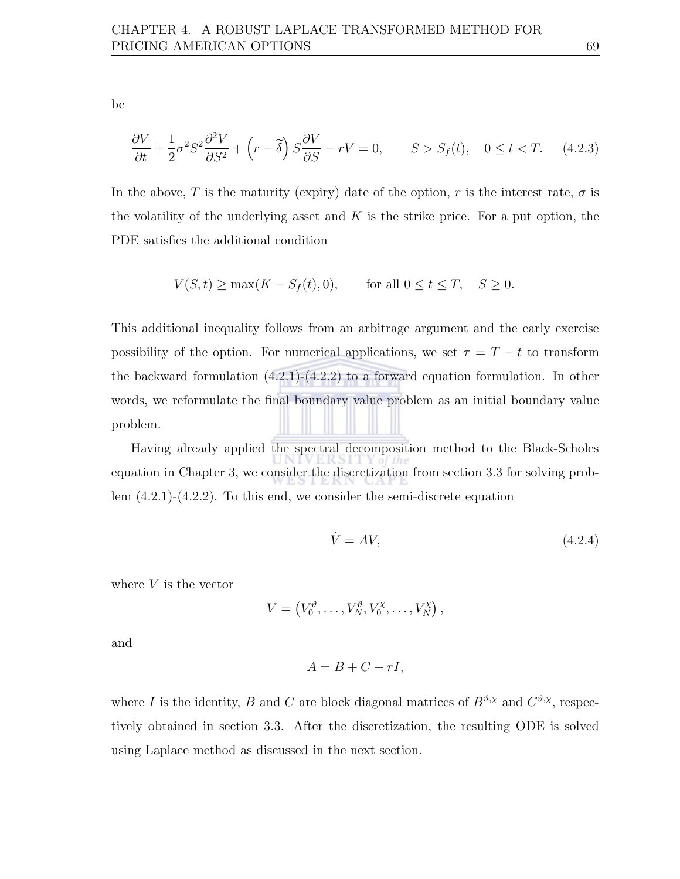be

$$\frac{\partial V}{\partial t} + \frac{1}{2}\sigma^2 S^2 \frac{\partial^2 V}{\partial S^2} + \left(r - \widetilde{\delta}\right) S \frac{\partial V}{\partial S} - rV = 0, \qquad S > S_f(t), \quad 0 \leq t < T. \tag{4.2.3}$$

In the above, $T$ is the maturity (expiry) date of the option, $r$ is the interest rate, $\sigma$ is the volatility of the underlying asset and $K$ is the strike price. For a put option, the PDE satisfies the additional condition

$$V(S,t) \geq \max(K - S_f(t), 0), \qquad \text{for all } 0 \leq t \leq T, \quad S \geq 0.$$

This additional inequality follows from an arbitrage argument and the early exercise possibility of the option. For numerical applications, we set $\tau = T - t$ to transform the backward formulation (4.2.1)-(4.2.2) to a forward equation formulation. In other words, we reformulate the final boundary value problem as an initial boundary value problem.

Having already applied the spectral decomposition method to the Black-Scholes equation in Chapter 3, we consider the discretization from section 3.3 for solving problem (4.2.1)-(4.2.2). To this end, we consider the semi-discrete equation

$$\dot{V} = AV, \tag{4.2.4}$$

where $V$ is the vector

$$V = \left(V_0^{\vartheta}, \ldots, V_N^{\vartheta}, V_0^{\chi}, \ldots, V_N^{\chi}\right),$$

and

$$A = B + C - rI,$$

where $I$ is the identity, $B$ and $C$ are block diagonal matrices of $B^{\vartheta,\chi}$ and $C^{\vartheta,\chi}$, respectively obtained in section 3.3. After the discretization, the resulting ODE is solved using Laplace method as discussed in the next section.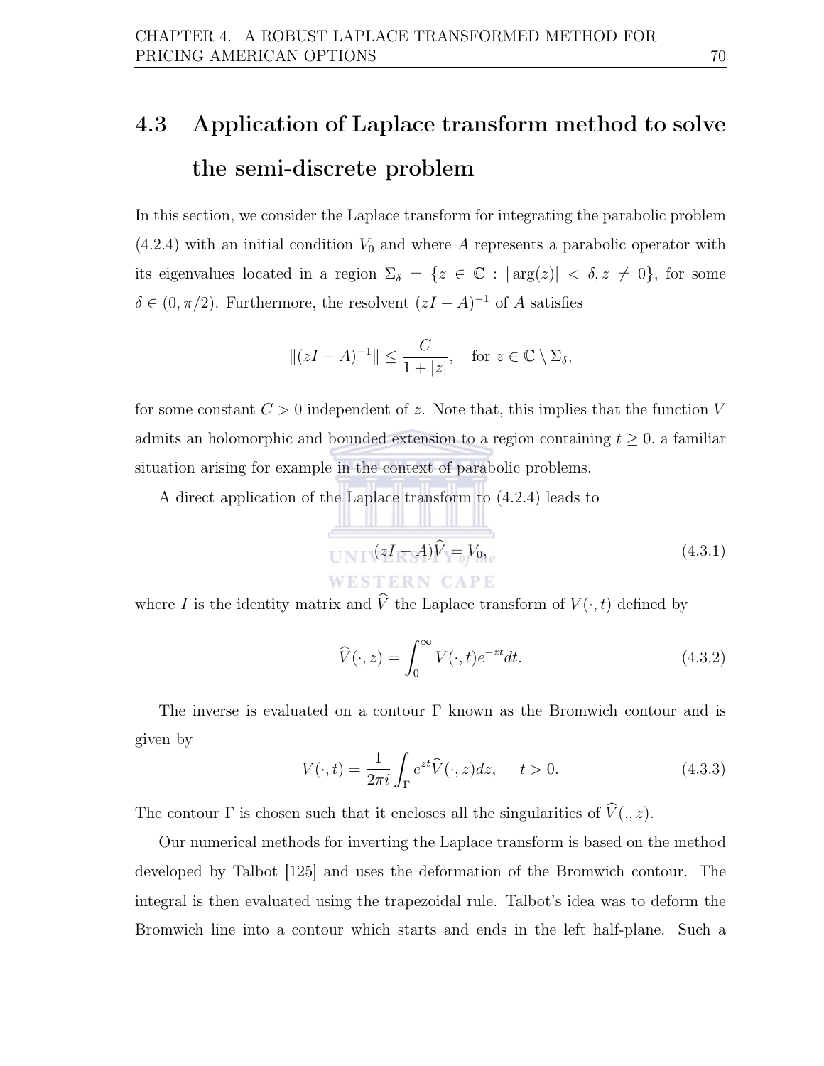## 4.3 Application of Laplace transform method to solve the semi-discrete problem

In this section, we consider the Laplace transform for integrating the parabolic problem (4.2.4) with an initial condition $V_0$ and where $A$ represents a parabolic operator with its eigenvalues located in a region $\Sigma_\delta = \{z \in \mathbb{C} : |\arg(z)| < \delta, z \neq 0\}$, for some $\delta \in (0, \pi/2)$. Furthermore, the resolvent $(zI - A)^{-1}$ of $A$ satisfies

$$\|(zI - A)^{-1}\| \leq \frac{C}{1 + |z|}, \quad \text{for } z \in \mathbb{C} \setminus \Sigma_\delta,$$

for some constant $C > 0$ independent of $z$. Note that, this implies that the function $V$ admits an holomorphic and bounded extension to a region containing $t \geq 0$, a familiar situation arising for example in the context of parabolic problems.

A direct application of the Laplace transform to (4.2.4) leads to

$$(zI - A)\widehat{V} = V_0, \tag{4.3.1}$$

where $I$ is the identity matrix and $\widehat{V}$ the Laplace transform of $V(\cdot, t)$ defined by

$$\widehat{V}(\cdot, z) = \int_0^\infty V(\cdot, t)e^{-zt}dt. \tag{4.3.2}$$

The inverse is evaluated on a contour $\Gamma$ known as the Bromwich contour and is given by

$$V(\cdot, t) = \frac{1}{2\pi i}\int_\Gamma e^{zt}\widehat{V}(\cdot, z)dz, \quad t > 0. \tag{4.3.3}$$

The contour $\Gamma$ is chosen such that it encloses all the singularities of $\widehat{V}(., z)$.

Our numerical methods for inverting the Laplace transform is based on the method developed by Talbot [125] and uses the deformation of the Bromwich contour. The integral is then evaluated using the trapezoidal rule. Talbot's idea was to deform the Bromwich line into a contour which starts and ends in the left half-plane. Such a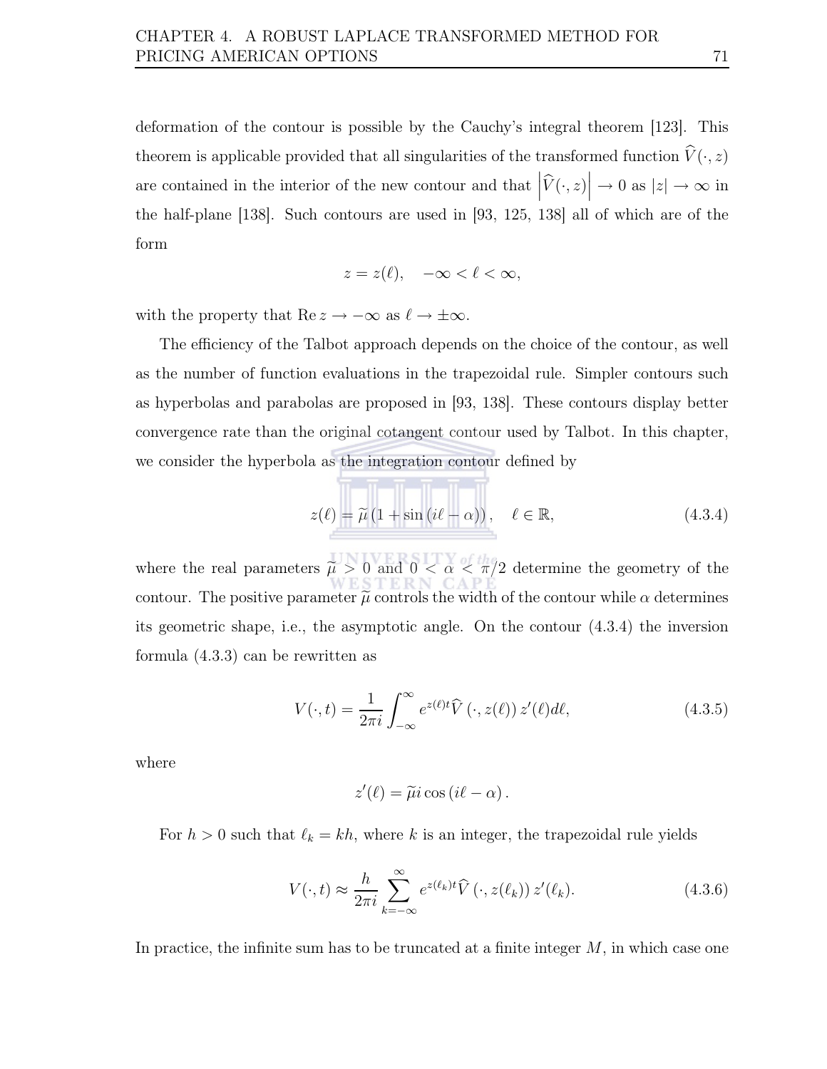deformation of the contour is possible by the Cauchy's integral theorem [123]. This theorem is applicable provided that all singularities of the transformed function $\widehat{V}(\cdot, z)$ are contained in the interior of the new contour and that $\left|\widehat{V}(\cdot, z)\right| \to 0$ as $|z| \to \infty$ in the half-plane [138]. Such contours are used in [93, 125, 138] all of which are of the form

$$z = z(\ell), \quad -\infty < \ell < \infty,$$

with the property that $\operatorname{Re} z \to -\infty$ as $\ell \to \pm\infty$.

The efficiency of the Talbot approach depends on the choice of the contour, as well as the number of function evaluations in the trapezoidal rule. Simpler contours such as hyperbolas and parabolas are proposed in [93, 138]. These contours display better convergence rate than the original cotangent contour used by Talbot. In this chapter, we consider the hyperbola as the integration contour defined by

$$z(\ell) = \widetilde{\mu}\left(1 + \sin\left(i\ell - \alpha\right)\right), \quad \ell \in \mathbb{R}, \tag{4.3.4}$$

where the real parameters $\widetilde{\mu} > 0$ and $0 < \alpha < \pi/2$ determine the geometry of the contour. The positive parameter $\widetilde{\mu}$ controls the width of the contour while $\alpha$ determines its geometric shape, i.e., the asymptotic angle. On the contour (4.3.4) the inversion formula (4.3.3) can be rewritten as

$$V(\cdot, t) = \frac{1}{2\pi i} \int_{-\infty}^{\infty} e^{z(\ell)t} \widehat{V}\left(\cdot, z(\ell)\right) z'(\ell) d\ell, \tag{4.3.5}$$

where

$$z'(\ell) = \widetilde{\mu} i \cos\left(i\ell - \alpha\right).$$

For $h > 0$ such that $\ell_k = kh$, where $k$ is an integer, the trapezoidal rule yields

$$V(\cdot, t) \approx \frac{h}{2\pi i} \sum_{k=-\infty}^{\infty} e^{z(\ell_k)t} \widehat{V}\left(\cdot, z(\ell_k)\right) z'(\ell_k). \tag{4.3.6}$$

In practice, the infinite sum has to be truncated at a finite integer $M$, in which case one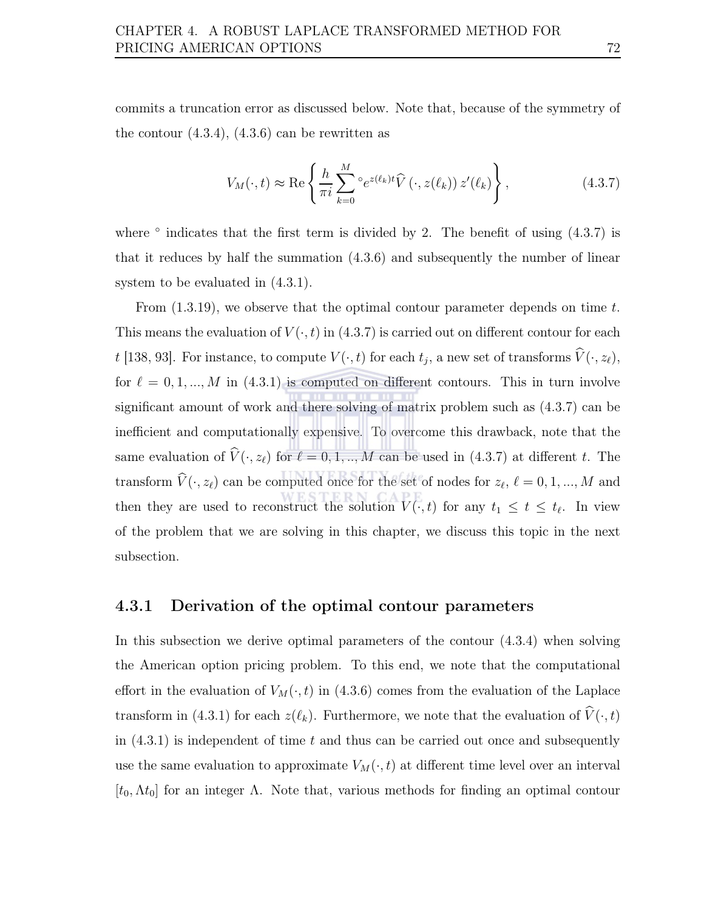commits a truncation error as discussed below. Note that, because of the symmetry of the contour (4.3.4), (4.3.6) can be rewritten as

$$V_M(\cdot, t) \approx \mathrm{Re}\left\{ \frac{h}{\pi i} \sum_{k=0}^{M} {}^{\circ} e^{z(\ell_k)t} \widehat{V}\left(\cdot, z(\ell_k)\right) z'(\ell_k) \right\}, \tag{4.3.7}$$

where $^\circ$ indicates that the first term is divided by 2. The benefit of using (4.3.7) is that it reduces by half the summation (4.3.6) and subsequently the number of linear system to be evaluated in (4.3.1).

From (1.3.19), we observe that the optimal contour parameter depends on time $t$. This means the evaluation of $V(\cdot, t)$ in (4.3.7) is carried out on different contour for each $t$ [138, 93]. For instance, to compute $V(\cdot, t)$ for each $t_j$, a new set of transforms $\widehat{V}(\cdot, z_\ell)$, for $\ell = 0, 1, ..., M$ in (4.3.1) is computed on different contours. This in turn involve significant amount of work and there solving of matrix problem such as (4.3.7) can be inefficient and computationally expensive. To overcome this drawback, note that the same evaluation of $\widehat{V}(\cdot, z_\ell)$ for $\ell = 0, 1, .., M$ can be used in (4.3.7) at different $t$. The transform $\widehat{V}(\cdot, z_\ell)$ can be computed once for the set of nodes for $z_\ell$, $\ell = 0, 1, ..., M$ and then they are used to reconstruct the solution $V(\cdot, t)$ for any $t_1 \leq t \leq t_\ell$. In view of the problem that we are solving in this chapter, we discuss this topic in the next subsection.

### 4.3.1 Derivation of the optimal contour parameters

In this subsection we derive optimal parameters of the contour (4.3.4) when solving the American option pricing problem. To this end, we note that the computational effort in the evaluation of $V_M(\cdot, t)$ in (4.3.6) comes from the evaluation of the Laplace transform in (4.3.1) for each $z(\ell_k)$. Furthermore, we note that the evaluation of $\widehat{V}(\cdot, t)$ in (4.3.1) is independent of time $t$ and thus can be carried out once and subsequently use the same evaluation to approximate $V_M(\cdot, t)$ at different time level over an interval $[t_0, \Lambda t_0]$ for an integer $\Lambda$. Note that, various methods for finding an optimal contour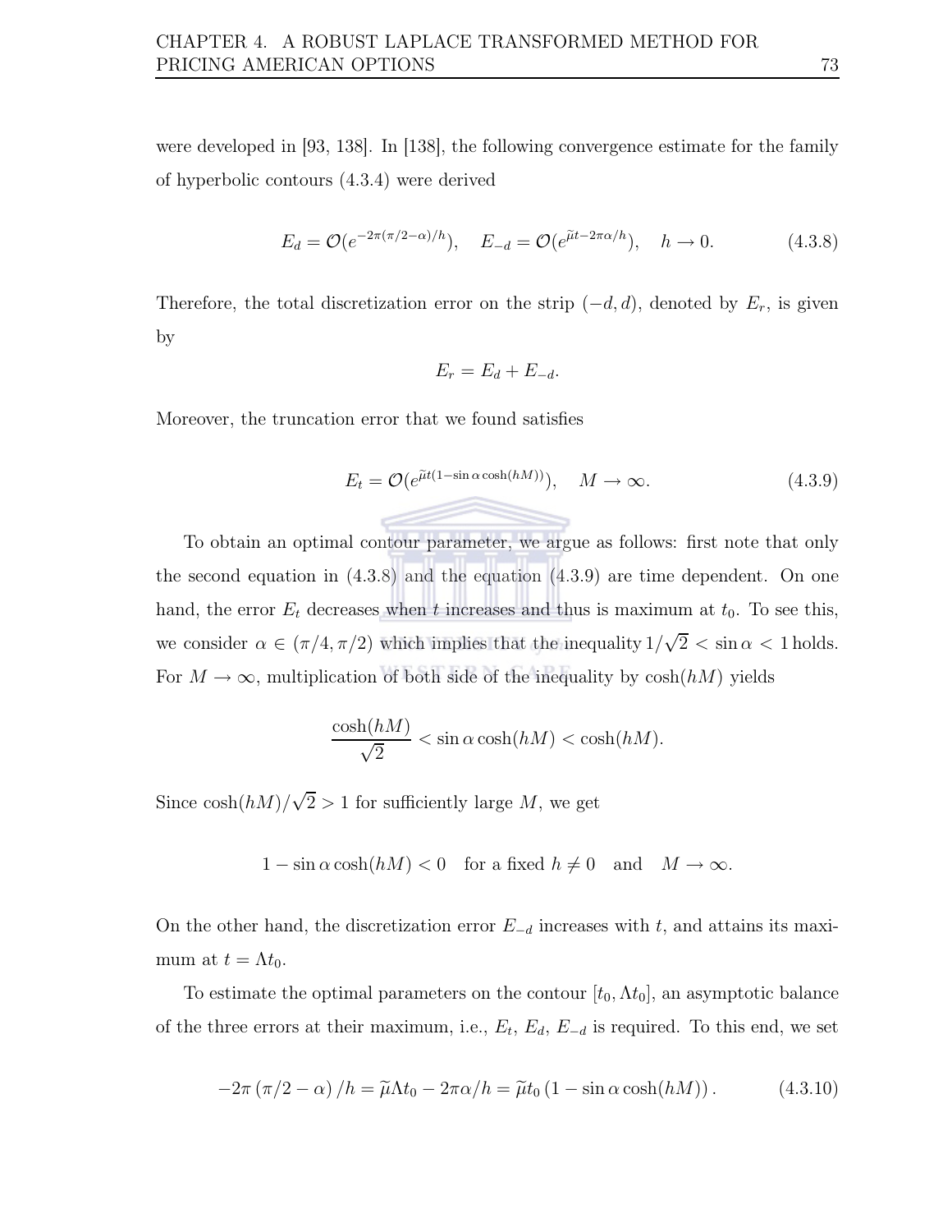were developed in [93, 138]. In [138], the following convergence estimate for the family of hyperbolic contours (4.3.4) were derived

$$E_d = \mathcal{O}(e^{-2\pi(\pi/2-\alpha)/h}), \quad E_{-d} = \mathcal{O}(e^{\widetilde{\mu}t-2\pi\alpha/h}), \quad h \to 0. \tag{4.3.8}$$

Therefore, the total discretization error on the strip $(-d, d)$, denoted by $E_r$, is given by

$$E_r = E_d + E_{-d}.$$

Moreover, the truncation error that we found satisfies

$$E_t = \mathcal{O}(e^{\widetilde{\mu}t(1-\sin\alpha\cosh(hM))}), \quad M \to \infty. \tag{4.3.9}$$

To obtain an optimal contour parameter, we argue as follows: first note that only the second equation in (4.3.8) and the equation (4.3.9) are time dependent. On one hand, the error $E_t$ decreases when $t$ increases and thus is maximum at $t_0$. To see this, we consider $\alpha \in (\pi/4, \pi/2)$ which implies that the inequality $1/\sqrt{2} < \sin\alpha < 1$ holds. For $M \to \infty$, multiplication of both side of the inequality by $\cosh(hM)$ yields

$$\frac{\cosh(hM)}{\sqrt{2}} < \sin\alpha\cosh(hM) < \cosh(hM).$$

Since $\cosh(hM)/\sqrt{2} > 1$ for sufficiently large $M$, we get

$$1 - \sin\alpha\cosh(hM) < 0 \quad \text{for a fixed } h \neq 0 \quad \text{and} \quad M \to \infty.$$

On the other hand, the discretization error $E_{-d}$ increases with $t$, and attains its maximum at $t = \Lambda t_0$.

To estimate the optimal parameters on the contour $[t_0, \Lambda t_0]$, an asymptotic balance of the three errors at their maximum, i.e., $E_t$, $E_d$, $E_{-d}$ is required. To this end, we set

$$-2\pi\left(\pi/2 - \alpha\right)/h = \widetilde{\mu}\Lambda t_0 - 2\pi\alpha/h = \widetilde{\mu}t_0\left(1 - \sin\alpha\cosh(hM)\right). \tag{4.3.10}$$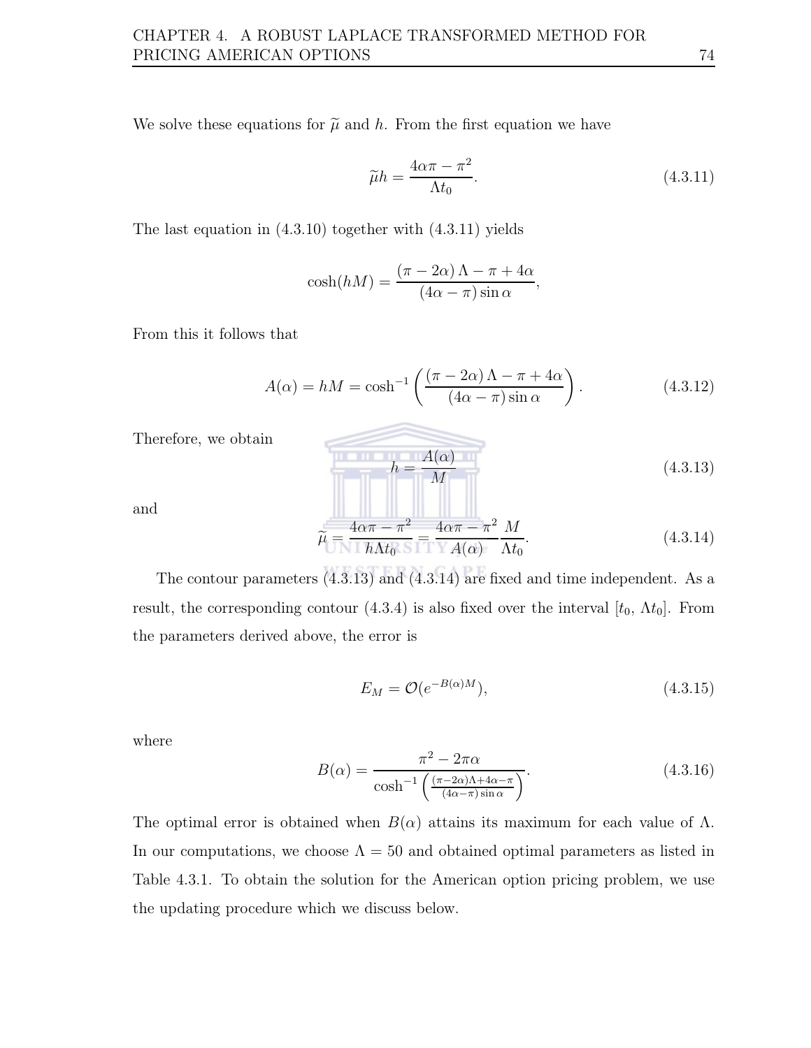We solve these equations for $\widetilde{\mu}$ and $h$. From the first equation we have

$$\widetilde{\mu} h = \frac{4\alpha\pi - \pi^2}{\Lambda t_0}. \tag{4.3.11}$$

The last equation in (4.3.10) together with (4.3.11) yields

$$\cosh(hM) = \frac{(\pi - 2\alpha)\,\Lambda - \pi + 4\alpha}{(4\alpha - \pi)\sin\alpha},$$

From this it follows that

$$A(\alpha) = hM = \cosh^{-1}\left(\frac{(\pi - 2\alpha)\,\Lambda - \pi + 4\alpha}{(4\alpha - \pi)\sin\alpha}\right). \tag{4.3.12}$$

Therefore, we obtain

$$h = \frac{A(\alpha)}{M} \tag{4.3.13}$$

and

$$\widetilde{\mu} = \frac{4\alpha\pi - \pi^2}{h\Lambda t_0} = \frac{4\alpha\pi - \pi^2}{A(\alpha)}\frac{M}{\Lambda t_0}. \tag{4.3.14}$$

The contour parameters (4.3.13) and (4.3.14) are fixed and time independent. As a result, the corresponding contour (4.3.4) is also fixed over the interval $[t_0, \Lambda t_0]$. From the parameters derived above, the error is

$$E_M = \mathcal{O}(e^{-B(\alpha)M}), \tag{4.3.15}$$

where

$$B(\alpha) = \frac{\pi^2 - 2\pi\alpha}{\cosh^{-1}\left(\frac{(\pi-2\alpha)\Lambda + 4\alpha - \pi}{(4\alpha-\pi)\sin\alpha}\right)}. \tag{4.3.16}$$

The optimal error is obtained when $B(\alpha)$ attains its maximum for each value of $\Lambda$. In our computations, we choose $\Lambda = 50$ and obtained optimal parameters as listed in Table 4.3.1. To obtain the solution for the American option pricing problem, we use the updating procedure which we discuss below.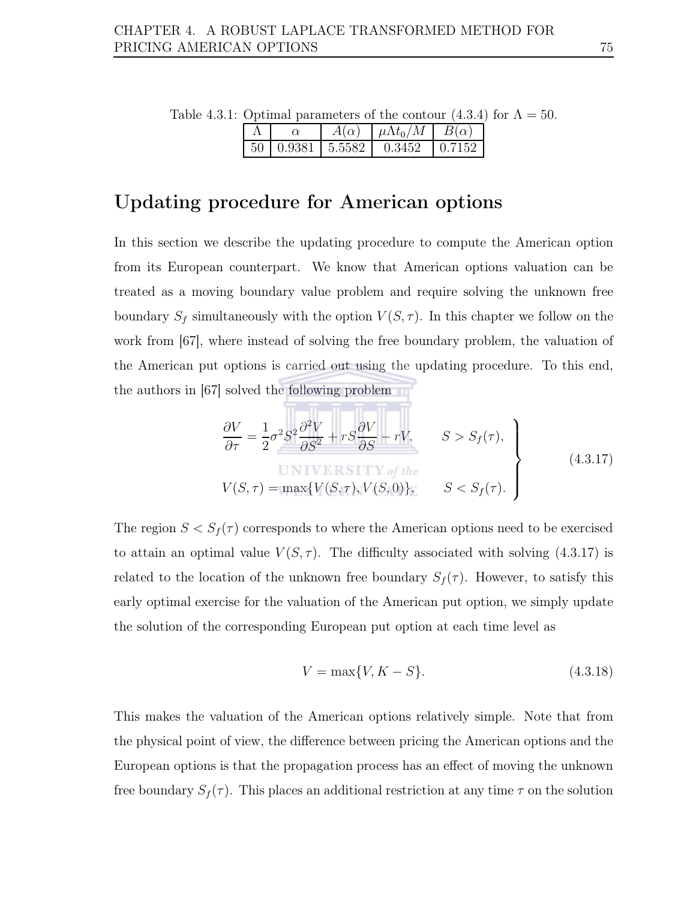Table 4.3.1: Optimal parameters of the contour (4.3.4) for $\Lambda = 50$.

| $\Lambda$ | $\alpha$ | $A(\alpha)$ | $\mu\Lambda t_0/M$ | $B(\alpha)$ |
|---|---|---|---|---|
| 50 | 0.9381 | 5.5582 | 0.3452 | 0.7152 |

## Updating procedure for American options

In this section we describe the updating procedure to compute the American option from its European counterpart. We know that American options valuation can be treated as a moving boundary value problem and require solving the unknown free boundary $S_f$ simultaneously with the option $V(S, \tau)$. In this chapter we follow on the work from [67], where instead of solving the free boundary problem, the valuation of the American put options is carried out using the updating procedure. To this end, the authors in [67] solved the following problem

$$\left.\begin{aligned} \frac{\partial V}{\partial \tau} &= \frac{1}{2}\sigma^2 S^2 \frac{\partial^2 V}{\partial S^2} + rS\frac{\partial V}{\partial S} - rV, \qquad S > S_f(\tau), \\ V(S,\tau) &= \max\{V(S,\tau), V(S,0)\}, \qquad S < S_f(\tau). \end{aligned}\right\} \tag{4.3.17}$$

The region $S < S_f(\tau)$ corresponds to where the American options need to be exercised to attain an optimal value $V(S, \tau)$. The difficulty associated with solving (4.3.17) is related to the location of the unknown free boundary $S_f(\tau)$. However, to satisfy this early optimal exercise for the valuation of the American put option, we simply update the solution of the corresponding European put option at each time level as

$$V = \max\{V, K - S\}. \tag{4.3.18}$$

This makes the valuation of the American options relatively simple. Note that from the physical point of view, the difference between pricing the American options and the European options is that the propagation process has an effect of moving the unknown free boundary $S_f(\tau)$. This places an additional restriction at any time $\tau$ on the solution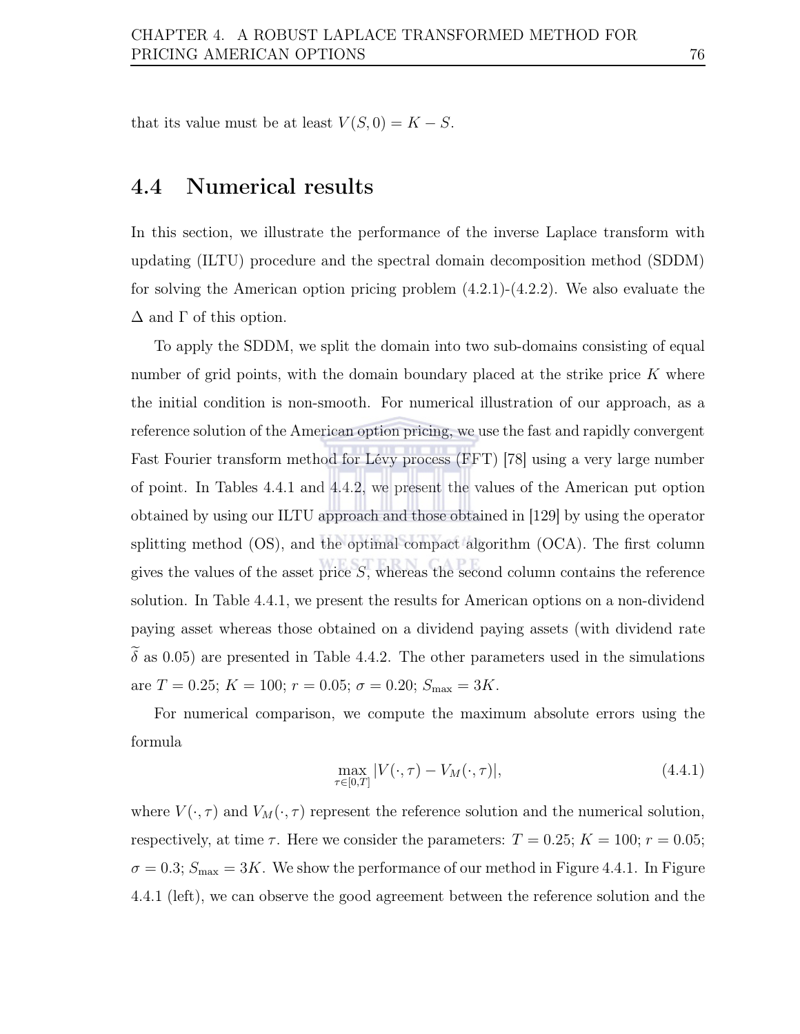that its value must be at least $V(S, 0) = K - S$.

## 4.4 Numerical results

In this section, we illustrate the performance of the inverse Laplace transform with updating (ILTU) procedure and the spectral domain decomposition method (SDDM) for solving the American option pricing problem (4.2.1)-(4.2.2). We also evaluate the $\Delta$ and $\Gamma$ of this option.

To apply the SDDM, we split the domain into two sub-domains consisting of equal number of grid points, with the domain boundary placed at the strike price $K$ where the initial condition is non-smooth. For numerical illustration of our approach, as a reference solution of the American option pricing, we use the fast and rapidly convergent Fast Fourier transform method for Lévy process (FFT) [78] using a very large number of point. In Tables 4.4.1 and 4.4.2, we present the values of the American put option obtained by using our ILTU approach and those obtained in [129] by using the operator splitting method (OS), and the optimal compact algorithm (OCA). The first column gives the values of the asset price $S$, whereas the second column contains the reference solution. In Table 4.4.1, we present the results for American options on a non-dividend paying asset whereas those obtained on a dividend paying assets (with dividend rate $\widetilde{\delta}$ as 0.05) are presented in Table 4.4.2. The other parameters used in the simulations are $T = 0.25$; $K = 100$; $r = 0.05$; $\sigma = 0.20$; $S_{\max} = 3K$.

For numerical comparison, we compute the maximum absolute errors using the formula

$$\max_{\tau \in [0,T]} |V(\cdot, \tau) - V_M(\cdot, \tau)|, \tag{4.4.1}$$

where $V(\cdot, \tau)$ and $V_M(\cdot, \tau)$ represent the reference solution and the numerical solution, respectively, at time $\tau$. Here we consider the parameters: $T = 0.25$; $K = 100$; $r = 0.05$; $\sigma = 0.3$; $S_{\max} = 3K$. We show the performance of our method in Figure 4.4.1. In Figure 4.4.1 (left), we can observe the good agreement between the reference solution and the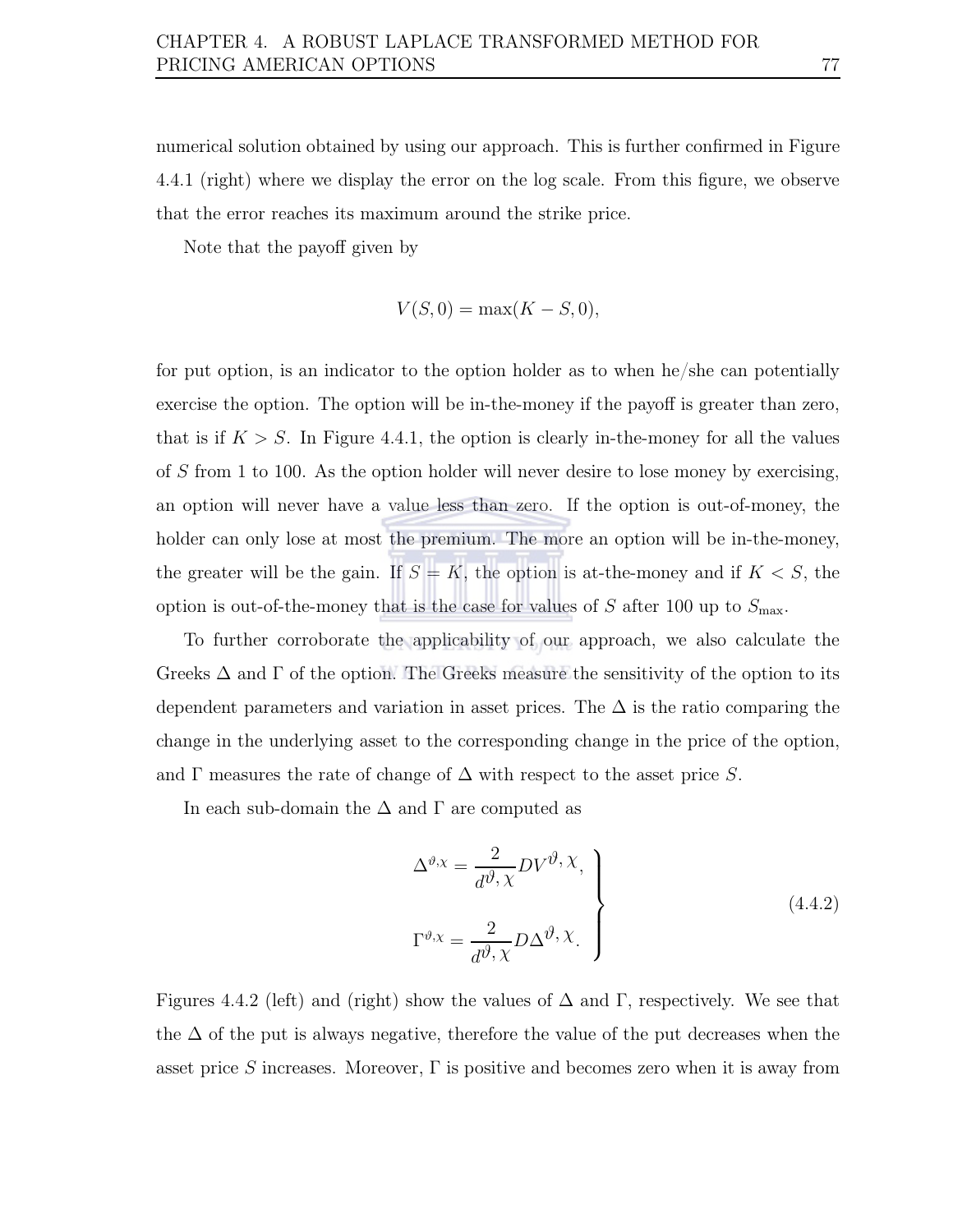numerical solution obtained by using our approach. This is further confirmed in Figure 4.4.1 (right) where we display the error on the log scale. From this figure, we observe that the error reaches its maximum around the strike price.

Note that the payoff given by

$$V(S, 0) = \max(K - S, 0),$$

for put option, is an indicator to the option holder as to when he/she can potentially exercise the option. The option will be in-the-money if the payoff is greater than zero, that is if $K > S$. In Figure 4.4.1, the option is clearly in-the-money for all the values of $S$ from 1 to 100. As the option holder will never desire to lose money by exercising, an option will never have a value less than zero. If the option is out-of-money, the holder can only lose at most the premium. The more an option will be in-the-money, the greater will be the gain. If $S = K$, the option is at-the-money and if $K < S$, the option is out-of-the-money that is the case for values of $S$ after 100 up to $S_{\max}$.

To further corroborate the applicability of our approach, we also calculate the Greeks $\Delta$ and $\Gamma$ of the option. The Greeks measure the sensitivity of the option to its dependent parameters and variation in asset prices. The $\Delta$ is the ratio comparing the change in the underlying asset to the corresponding change in the price of the option, and $\Gamma$ measures the rate of change of $\Delta$ with respect to the asset price $S$.

In each sub-domain the $\Delta$ and $\Gamma$ are computed as

$$\left.\begin{aligned} \Delta^{\vartheta,\chi} &= \frac{2}{d^{\vartheta,\chi}} D V^{\vartheta,\chi}, \\ \Gamma^{\vartheta,\chi} &= \frac{2}{d^{\vartheta,\chi}} D \Delta^{\vartheta,\chi}. \end{aligned}\right\} \tag{4.4.2}$$

Figures 4.4.2 (left) and (right) show the values of $\Delta$ and $\Gamma$, respectively. We see that the $\Delta$ of the put is always negative, therefore the value of the put decreases when the asset price $S$ increases. Moreover, $\Gamma$ is positive and becomes zero when it is away from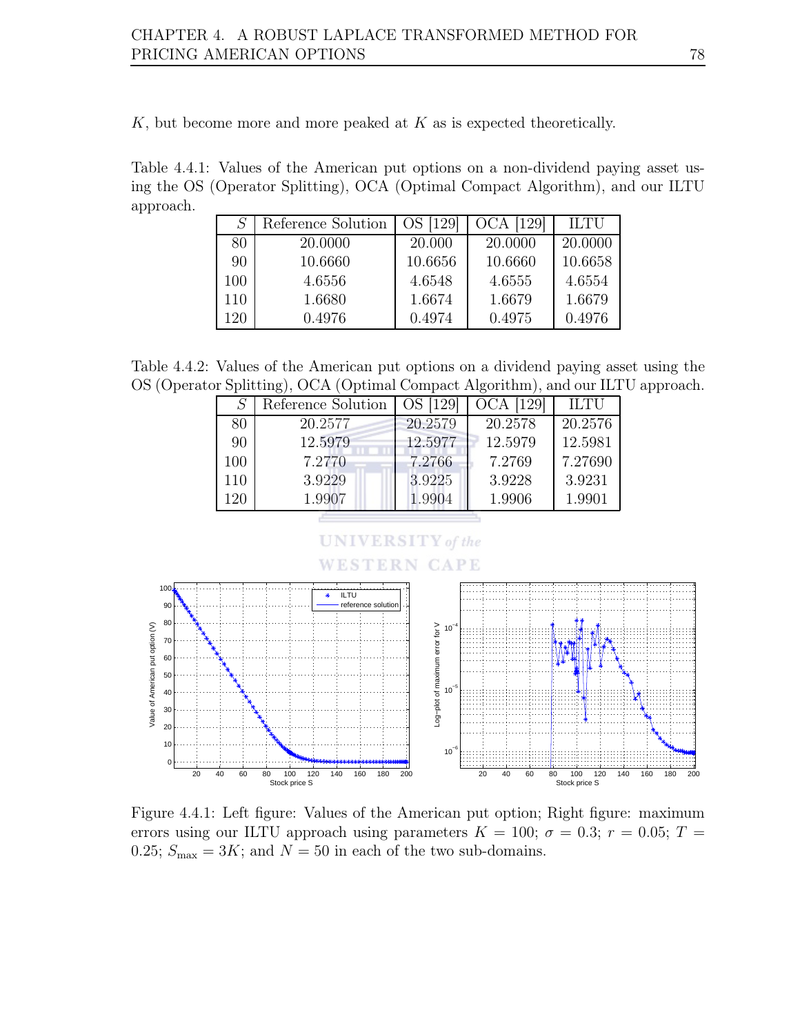$K$, but become more and more peaked at $K$ as is expected theoretically.

Table 4.4.1: Values of the American put options on a non-dividend paying asset using the OS (Operator Splitting), OCA (Optimal Compact Algorithm), and our ILTU approach.

| $S$ | Reference Solution | OS [129] | OCA [129] | ILTU |
|---|---|---|---|---|
| 80 | 20.0000 | 20.000 | 20.0000 | 20.0000 |
| 90 | 10.6660 | 10.6656 | 10.6660 | 10.6658 |
| 100 | 4.6556 | 4.6548 | 4.6555 | 4.6554 |
| 110 | 1.6680 | 1.6674 | 1.6679 | 1.6679 |
| 120 | 0.4976 | 0.4974 | 0.4975 | 0.4976 |

Table 4.4.2: Values of the American put options on a dividend paying asset using the OS (Operator Splitting), OCA (Optimal Compact Algorithm), and our ILTU approach.

| $S$ | Reference Solution | OS [129] | OCA [129] | ILTU |
|---|---|---|---|---|
| 80 | 20.2577 | 20.2579 | 20.2578 | 20.2576 |
| 90 | 12.5979 | 12.5977 | 12.5979 | 12.5981 |
| 100 | 7.2770 | 7.2766 | 7.2769 | 7.27690 |
| 110 | 3.9229 | 3.9225 | 3.9228 | 3.9231 |
| 120 | 1.9907 | 1.9904 | 1.9906 | 1.9901 |

Figure 4.4.1: Left figure: Values of the American put option; Right figure: maximum errors using our ILTU approach using parameters $K = 100$; $\sigma = 0.3$; $r = 0.05$; $T = 0.25$; $S_{\max} = 3K$; and $N = 50$ in each of the two sub-domains.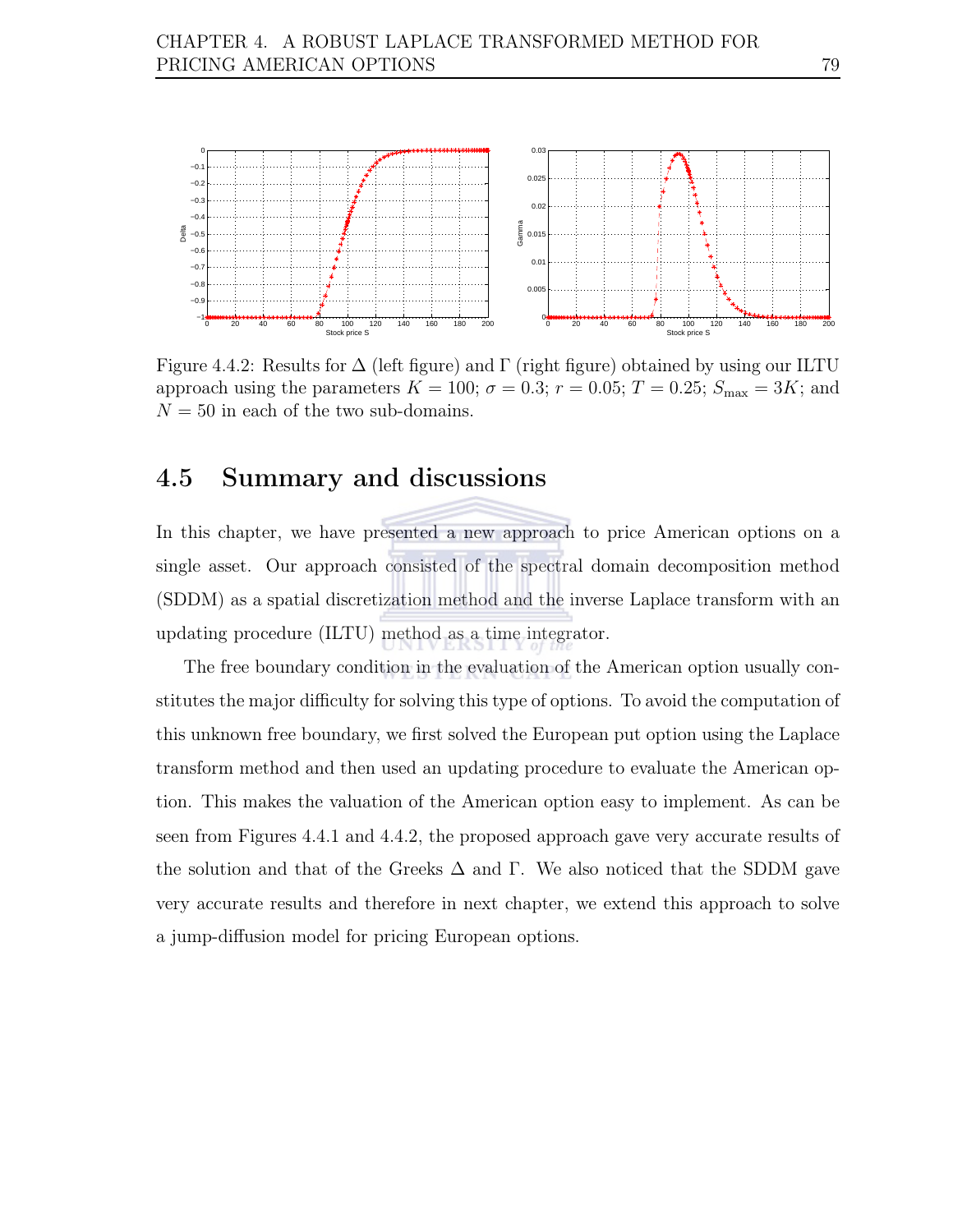Figure 4.4.2: Results for $\Delta$ (left figure) and $\Gamma$ (right figure) obtained by using our ILTU approach using the parameters $K = 100$; $\sigma = 0.3$; $r = 0.05$; $T = 0.25$; $S_{\max} = 3K$; and $N = 50$ in each of the two sub-domains.

## 4.5 Summary and discussions

In this chapter, we have presented a new approach to price American options on a single asset. Our approach consisted of the spectral domain decomposition method (SDDM) as a spatial discretization method and the inverse Laplace transform with an updating procedure (ILTU) method as a time integrator.

The free boundary condition in the evaluation of the American option usually constitutes the major difficulty for solving this type of options. To avoid the computation of this unknown free boundary, we first solved the European put option using the Laplace transform method and then used an updating procedure to evaluate the American option. This makes the valuation of the American option easy to implement. As can be seen from Figures 4.4.1 and 4.4.2, the proposed approach gave very accurate results of the solution and that of the Greeks $\Delta$ and $\Gamma$. We also noticed that the SDDM gave very accurate results and therefore in next chapter, we extend this approach to solve a jump-diffusion model for pricing European options.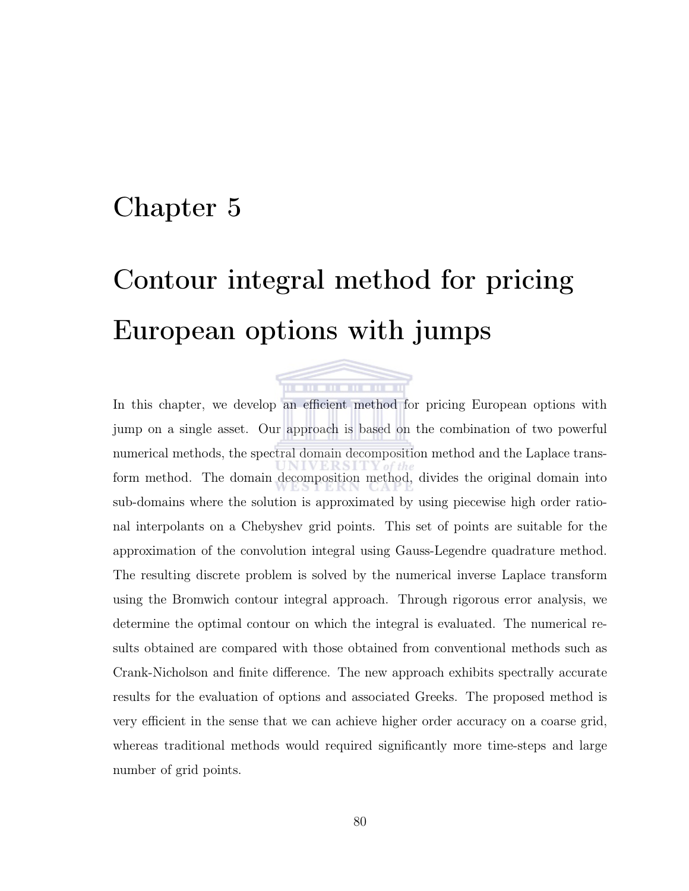# Chapter 5

# Contour integral method for pricing European options with jumps

In this chapter, we develop an efficient method for pricing European options with jump on a single asset. Our approach is based on the combination of two powerful numerical methods, the spectral domain decomposition method and the Laplace transform method. The domain decomposition method, divides the original domain into sub-domains where the solution is approximated by using piecewise high order rational interpolants on a Chebyshev grid points. This set of points are suitable for the approximation of the convolution integral using Gauss-Legendre quadrature method. The resulting discrete problem is solved by the numerical inverse Laplace transform using the Bromwich contour integral approach. Through rigorous error analysis, we determine the optimal contour on which the integral is evaluated. The numerical results obtained are compared with those obtained from conventional methods such as Crank-Nicholson and finite difference. The new approach exhibits spectrally accurate results for the evaluation of options and associated Greeks. The proposed method is very efficient in the sense that we can achieve higher order accuracy on a coarse grid, whereas traditional methods would required significantly more time-steps and large number of grid points.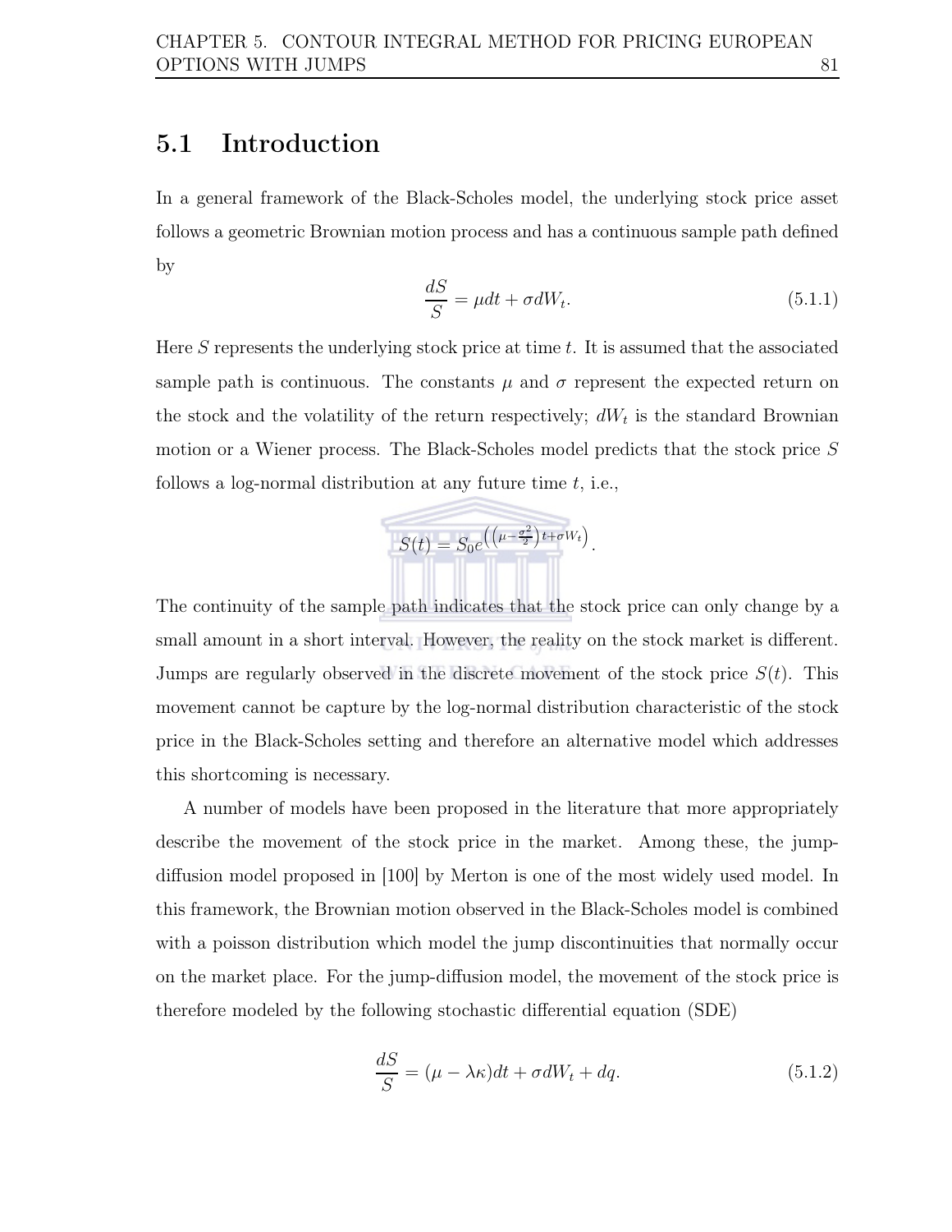## 5.1 Introduction

In a general framework of the Black-Scholes model, the underlying stock price asset follows a geometric Brownian motion process and has a continuous sample path defined by

$$\frac{dS}{S} = \mu dt + \sigma dW_t. \tag{5.1.1}$$

Here $S$ represents the underlying stock price at time $t$. It is assumed that the associated sample path is continuous. The constants $\mu$ and $\sigma$ represent the expected return on the stock and the volatility of the return respectively; $dW_t$ is the standard Brownian motion or a Wiener process. The Black-Scholes model predicts that the stock price $S$ follows a log-normal distribution at any future time $t$, i.e.,

$$S(t) = S_0 e^{\left(\left(\mu - \frac{\sigma^2}{2}\right)t + \sigma W_t\right)}.$$

The continuity of the sample path indicates that the stock price can only change by a small amount in a short interval. However, the reality on the stock market is different. Jumps are regularly observed in the discrete movement of the stock price $S(t)$. This movement cannot be capture by the log-normal distribution characteristic of the stock price in the Black-Scholes setting and therefore an alternative model which addresses this shortcoming is necessary.

A number of models have been proposed in the literature that more appropriately describe the movement of the stock price in the market. Among these, the jump-diffusion model proposed in [100] by Merton is one of the most widely used model. In this framework, the Brownian motion observed in the Black-Scholes model is combined with a poisson distribution which model the jump discontinuities that normally occur on the market place. For the jump-diffusion model, the movement of the stock price is therefore modeled by the following stochastic differential equation (SDE)

$$\frac{dS}{S} = (\mu - \lambda\kappa)dt + \sigma dW_t + dq. \tag{5.1.2}$$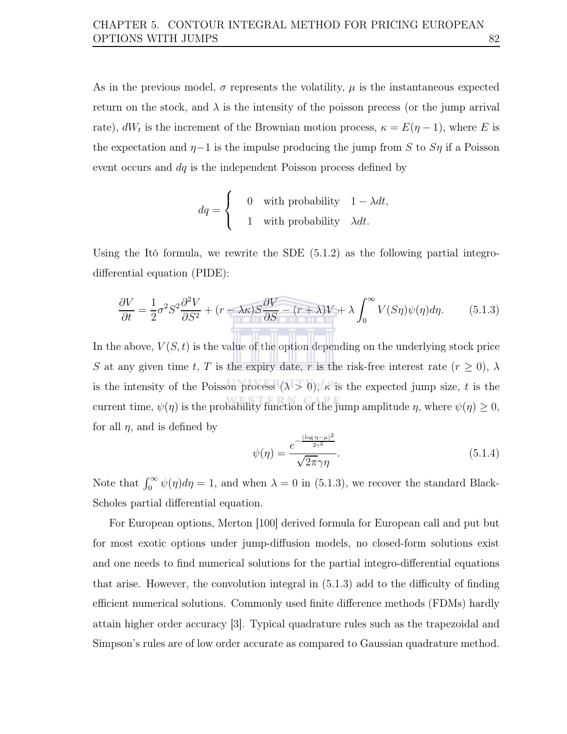As in the previous model, $\sigma$ represents the volatility, $\mu$ is the instantaneous expected return on the stock, and $\lambda$ is the intensity of the poisson precess (or the jump arrival rate), $dW_t$ is the increment of the Brownian motion process, $\kappa = E(\eta - 1)$, where $E$ is the expectation and $\eta - 1$ is the impulse producing the jump from $S$ to $S\eta$ if a Poisson event occurs and $dq$ is the independent Poisson process defined by

$$dq = \begin{cases} 0 & \text{with probability} \quad 1 - \lambda dt, \\ 1 & \text{with probability} \quad \lambda dt. \end{cases}$$

Using the Itô formula, we rewrite the SDE (5.1.2) as the following partial integro-differential equation (PIDE):

$$\frac{\partial V}{\partial t} = \frac{1}{2}\sigma^2 S^2 \frac{\partial^2 V}{\partial S^2} + (r - \lambda\kappa) S \frac{\partial V}{\partial S} - (r + \lambda)V + \lambda \int_0^\infty V(S\eta)\psi(\eta)d\eta. \tag{5.1.3}$$

In the above, $V(S,t)$ is the value of the option depending on the underlying stock price $S$ at any given time $t$, $T$ is the expiry date, $r$ is the risk-free interest rate ($r \geq 0$), $\lambda$ is the intensity of the Poisson process ($\lambda > 0$), $\kappa$ is the expected jump size, $t$ is the current time, $\psi(\eta)$ is the probability function of the jump amplitude $\eta$, where $\psi(\eta) \geq 0$, for all $\eta$, and is defined by

$$\psi(\eta) = \frac{e^{-\frac{(\log \eta - \mu)^2}{2\gamma^2}}}{\sqrt{2\pi}\gamma\eta}. \tag{5.1.4}$$

Note that $\int_0^\infty \psi(\eta)d\eta = 1$, and when $\lambda = 0$ in (5.1.3), we recover the standard Black-Scholes partial differential equation.

For European options, Merton [100] derived formula for European call and put but for most exotic options under jump-diffusion models, no closed-form solutions exist and one needs to find numerical solutions for the partial integro-differential equations that arise. However, the convolution integral in (5.1.3) add to the difficulty of finding efficient numerical solutions. Commonly used finite difference methods (FDMs) hardly attain higher order accuracy [3]. Typical quadrature rules such as the trapezoidal and Simpson's rules are of low order accurate as compared to Gaussian quadrature method.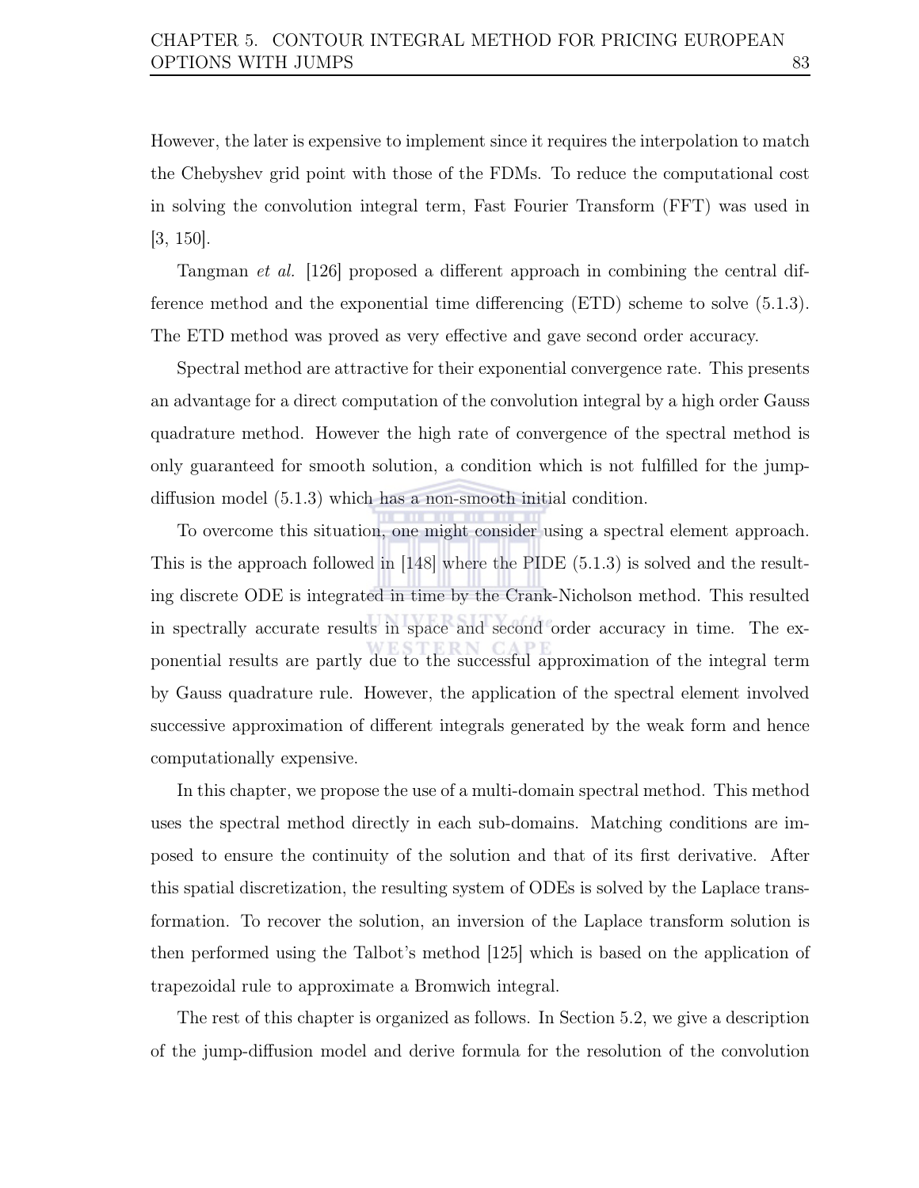However, the later is expensive to implement since it requires the interpolation to match the Chebyshev grid point with those of the FDMs. To reduce the computational cost in solving the convolution integral term, Fast Fourier Transform (FFT) was used in [3, 150].

Tangman *et al.* [126] proposed a different approach in combining the central difference method and the exponential time differencing (ETD) scheme to solve (5.1.3). The ETD method was proved as very effective and gave second order accuracy.

Spectral method are attractive for their exponential convergence rate. This presents an advantage for a direct computation of the convolution integral by a high order Gauss quadrature method. However the high rate of convergence of the spectral method is only guaranteed for smooth solution, a condition which is not fulfilled for the jump-diffusion model (5.1.3) which has a non-smooth initial condition.

To overcome this situation, one might consider using a spectral element approach. This is the approach followed in [148] where the PIDE (5.1.3) is solved and the resulting discrete ODE is integrated in time by the Crank-Nicholson method. This resulted in spectrally accurate results in space and second order accuracy in time. The exponential results are partly due to the successful approximation of the integral term by Gauss quadrature rule. However, the application of the spectral element involved successive approximation of different integrals generated by the weak form and hence computationally expensive.

In this chapter, we propose the use of a multi-domain spectral method. This method uses the spectral method directly in each sub-domains. Matching conditions are imposed to ensure the continuity of the solution and that of its first derivative. After this spatial discretization, the resulting system of ODEs is solved by the Laplace transformation. To recover the solution, an inversion of the Laplace transform solution is then performed using the Talbot's method [125] which is based on the application of trapezoidal rule to approximate a Bromwich integral.

The rest of this chapter is organized as follows. In Section 5.2, we give a description of the jump-diffusion model and derive formula for the resolution of the convolution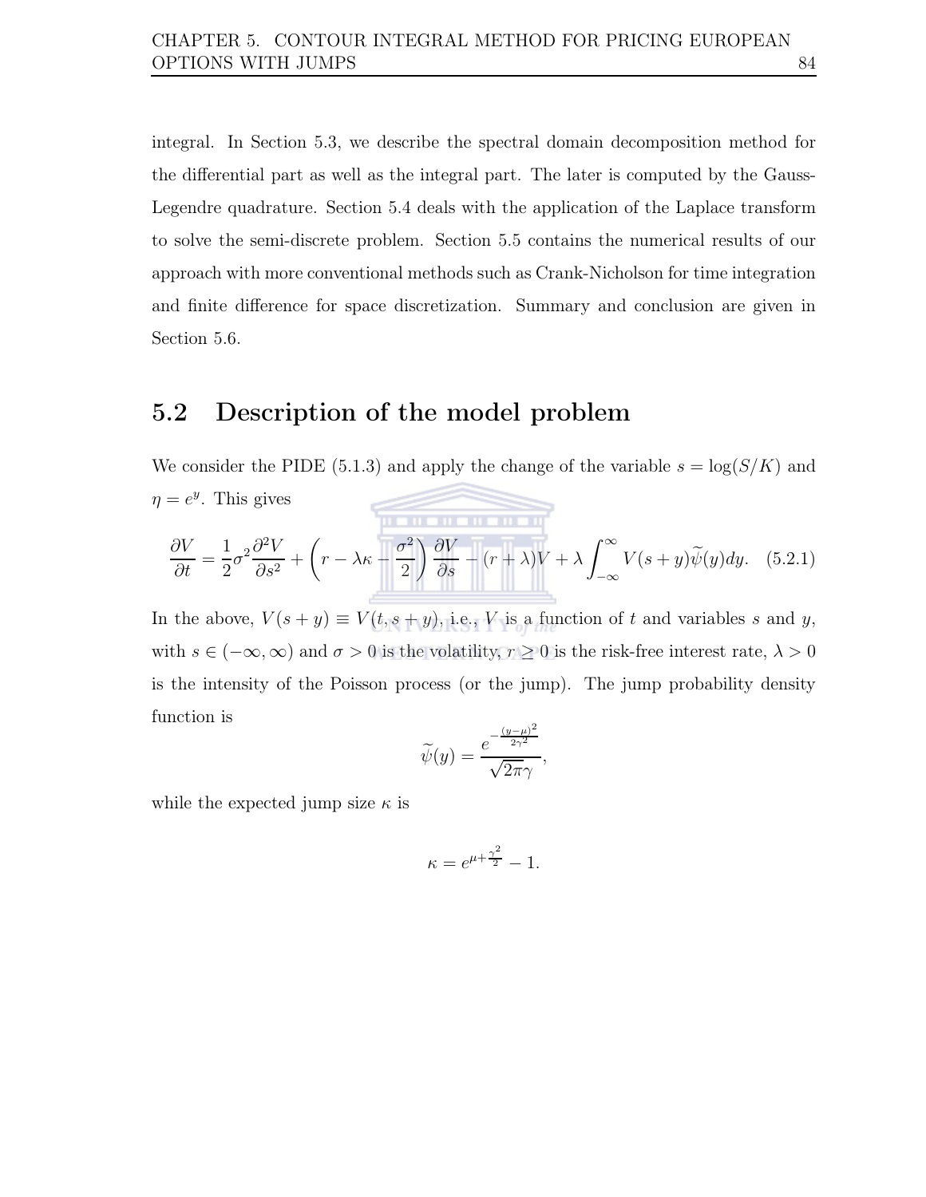integral. In Section 5.3, we describe the spectral domain decomposition method for the differential part as well as the integral part. The later is computed by the Gauss-Legendre quadrature. Section 5.4 deals with the application of the Laplace transform to solve the semi-discrete problem. Section 5.5 contains the numerical results of our approach with more conventional methods such as Crank-Nicholson for time integration and finite difference for space discretization. Summary and conclusion are given in Section 5.6.

## 5.2 Description of the model problem

We consider the PIDE (5.1.3) and apply the change of the variable $s = \log(S/K)$ and $\eta = e^y$. This gives

$$\frac{\partial V}{\partial t} = \frac{1}{2}\sigma^2 \frac{\partial^2 V}{\partial s^2} + \left(r - \lambda\kappa - \frac{\sigma^2}{2}\right)\frac{\partial V}{\partial s} - (r+\lambda)V + \lambda \int_{-\infty}^{\infty} V(s+y)\widetilde{\psi}(y)dy. \quad (5.2.1)$$

In the above, $V(s+y) \equiv V(t, s+y)$, i.e., $V$ is a function of $t$ and variables $s$ and $y$, with $s \in (-\infty, \infty)$ and $\sigma > 0$ is the volatility, $r \geq 0$ is the risk-free interest rate, $\lambda > 0$ is the intensity of the Poisson process (or the jump). The jump probability density function is

$$\widetilde{\psi}(y) = \frac{e^{-\frac{(y-\mu)^2}{2\gamma^2}}}{\sqrt{2\pi}\gamma},$$

while the expected jump size $\kappa$ is

$$\kappa = e^{\mu + \frac{\gamma^2}{2}} - 1.$$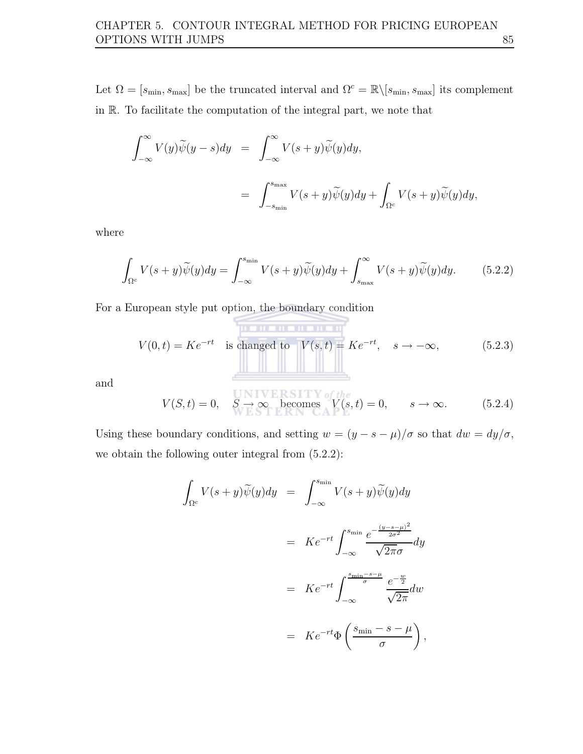Let $\Omega = [s_{\min}, s_{\max}]$ be the truncated interval and $\Omega^c = \mathbb{R}\backslash[s_{\min}, s_{\max}]$ its complement in $\mathbb{R}$. To facilitate the computation of the integral part, we note that

$$
\begin{aligned}
\int_{-\infty}^{\infty} V(y)\widetilde{\psi}(y-s)dy &= \int_{-\infty}^{\infty} V(s+y)\widetilde{\psi}(y)dy, \\
&= \int_{-s_{\min}}^{s_{\max}} V(s+y)\widetilde{\psi}(y)dy + \int_{\Omega^c} V(s+y)\widetilde{\psi}(y)dy,
\end{aligned}
$$

where

$$
\int_{\Omega^c} V(s+y)\widetilde{\psi}(y)dy = \int_{-\infty}^{s_{\min}} V(s+y)\widetilde{\psi}(y)dy + \int_{s_{\max}}^{\infty} V(s+y)\widetilde{\psi}(y)dy. \tag{5.2.2}
$$

For a European style put option, the boundary condition

$$
V(0,t) = Ke^{-rt} \quad \text{is changed to} \quad V(s,t) = Ke^{-rt}, \quad s \to -\infty, \tag{5.2.3}
$$

and

$$
V(S,t) = 0, \quad S \to \infty \quad \text{becomes} \quad V(s,t) = 0, \qquad s \to \infty. \tag{5.2.4}
$$

Using these boundary conditions, and setting $w = (y - s - \mu)/\sigma$ so that $dw = dy/\sigma$, we obtain the following outer integral from (5.2.2):

$$
\begin{aligned}
\int_{\Omega^c} V(s+y)\widetilde{\psi}(y)dy &= \int_{-\infty}^{s_{\min}} V(s+y)\widetilde{\psi}(y)dy \\
&= Ke^{-rt} \int_{-\infty}^{s_{\min}} \frac{e^{-\frac{(y-s-\mu)^2}{2\sigma^2}}}{\sqrt{2\pi}\sigma} dy \\
&= Ke^{-rt} \int_{-\infty}^{\frac{s_{\min}-s-\mu}{\sigma}} \frac{e^{-\frac{w}{2}}}{\sqrt{2\pi}} dw \\
&= Ke^{-rt} \Phi\left(\frac{s_{\min} - s - \mu}{\sigma}\right),
\end{aligned}
$$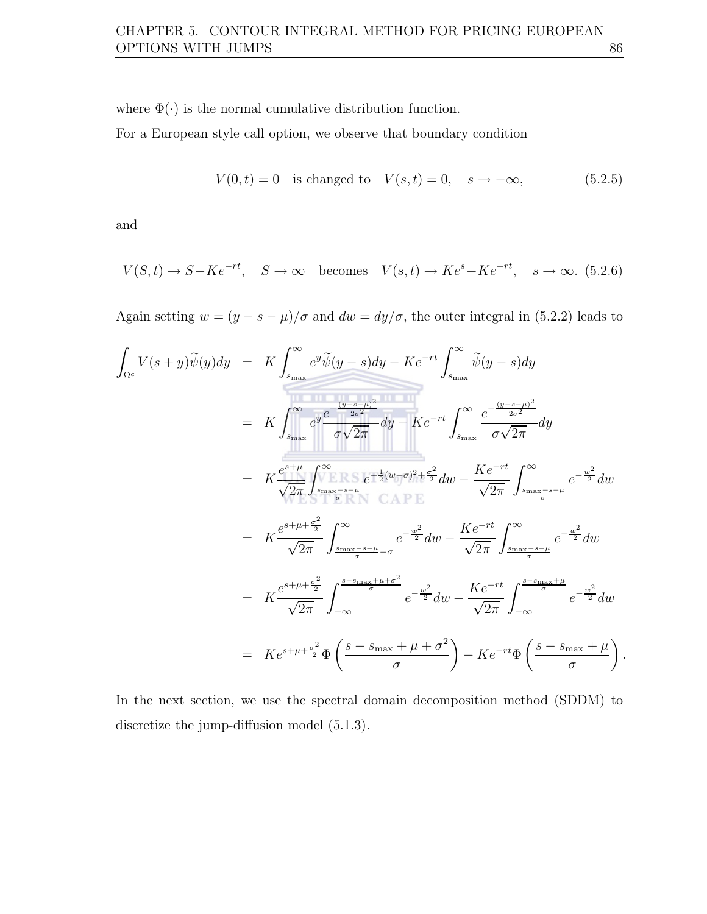where $\Phi(\cdot)$ is the normal cumulative distribution function.

For a European style call option, we observe that boundary condition

$$V(0,t) = 0 \quad \text{is changed to} \quad V(s,t) = 0, \quad s \to -\infty, \tag{5.2.5}$$

and

$$V(S,t) \to S - Ke^{-rt}, \quad S \to \infty \quad \text{becomes} \quad V(s,t) \to Ke^{s} - Ke^{-rt}, \quad s \to \infty. \tag{5.2.6}$$

Again setting $w = (y - s - \mu)/\sigma$ and $dw = dy/\sigma$, the outer integral in (5.2.2) leads to

$$
\begin{aligned}
\int_{\Omega^c} V(s+y)\widetilde{\psi}(y)dy &= K\int_{s_{\max}}^{\infty} e^{y}\widetilde{\psi}(y-s)dy - Ke^{-rt}\int_{s_{\max}}^{\infty}\widetilde{\psi}(y-s)dy \\
&= K\int_{s_{\max}}^{\infty} e^{y}\frac{e^{-\frac{(y-s-\mu)^2}{2\sigma^2}}}{\sigma\sqrt{2\pi}}dy - Ke^{-rt}\int_{s_{\max}}^{\infty}\frac{e^{-\frac{(y-s-\mu)^2}{2\sigma^2}}}{\sigma\sqrt{2\pi}}dy \\
&= K\frac{e^{s+\mu}}{\sqrt{2\pi}}\int_{\frac{s_{\max}-s-\mu}{\sigma}}^{\infty} e^{-\frac{1}{2}(w-\sigma)^2+\frac{\sigma^2}{2}}dw - \frac{Ke^{-rt}}{\sqrt{2\pi}}\int_{\frac{s_{\max}-s-\mu}{\sigma}}^{\infty} e^{-\frac{w^2}{2}}dw \\
&= K\frac{e^{s+\mu+\frac{\sigma^2}{2}}}{\sqrt{2\pi}}\int_{\frac{s_{\max}-s-\mu}{\sigma}-\sigma}^{\infty} e^{-\frac{w^2}{2}}dw - \frac{Ke^{-rt}}{\sqrt{2\pi}}\int_{\frac{s_{\max}-s-\mu}{\sigma}}^{\infty} e^{-\frac{w^2}{2}}dw \\
&= K\frac{e^{s+\mu+\frac{\sigma^2}{2}}}{\sqrt{2\pi}}\int_{-\infty}^{\frac{s-s_{\max}+\mu+\sigma^2}{\sigma}} e^{-\frac{w^2}{2}}dw - \frac{Ke^{-rt}}{\sqrt{2\pi}}\int_{-\infty}^{\frac{s-s_{\max}+\mu}{\sigma}} e^{-\frac{w^2}{2}}dw \\
&= Ke^{s+\mu+\frac{\sigma^2}{2}}\Phi\left(\frac{s-s_{\max}+\mu+\sigma^2}{\sigma}\right) - Ke^{-rt}\Phi\left(\frac{s-s_{\max}+\mu}{\sigma}\right).
\end{aligned}
$$

In the next section, we use the spectral domain decomposition method (SDDM) to discretize the jump-diffusion model (5.1.3).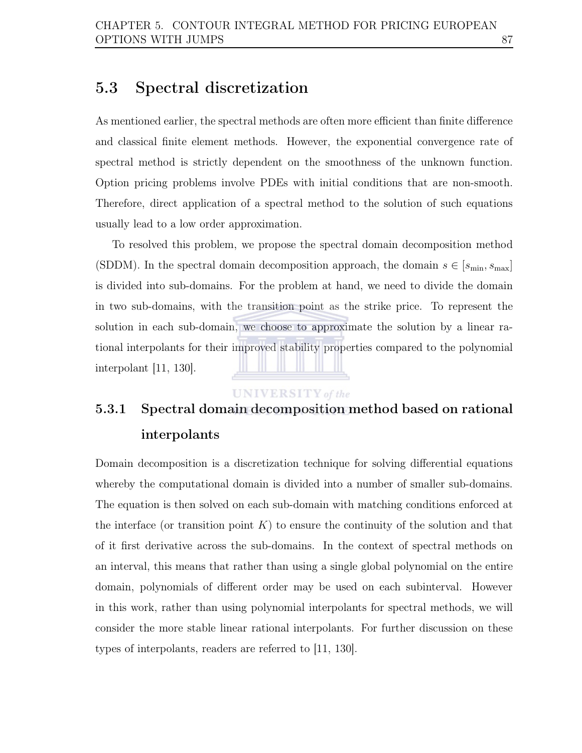## 5.3 Spectral discretization

As mentioned earlier, the spectral methods are often more efficient than finite difference and classical finite element methods. However, the exponential convergence rate of spectral method is strictly dependent on the smoothness of the unknown function. Option pricing problems involve PDEs with initial conditions that are non-smooth. Therefore, direct application of a spectral method to the solution of such equations usually lead to a low order approximation.

To resolved this problem, we propose the spectral domain decomposition method (SDDM). In the spectral domain decomposition approach, the domain $s \in [s_{\min}, s_{\max}]$ is divided into sub-domains. For the problem at hand, we need to divide the domain in two sub-domains, with the transition point as the strike price. To represent the solution in each sub-domain, we choose to approximate the solution by a linear rational interpolants for their improved stability properties compared to the polynomial interpolant [11, 130].

### 5.3.1 Spectral domain decomposition method based on rational interpolants

Domain decomposition is a discretization technique for solving differential equations whereby the computational domain is divided into a number of smaller sub-domains. The equation is then solved on each sub-domain with matching conditions enforced at the interface (or transition point $K$) to ensure the continuity of the solution and that of it first derivative across the sub-domains. In the context of spectral methods on an interval, this means that rather than using a single global polynomial on the entire domain, polynomials of different order may be used on each subinterval. However in this work, rather than using polynomial interpolants for spectral methods, we will consider the more stable linear rational interpolants. For further discussion on these types of interpolants, readers are referred to [11, 130].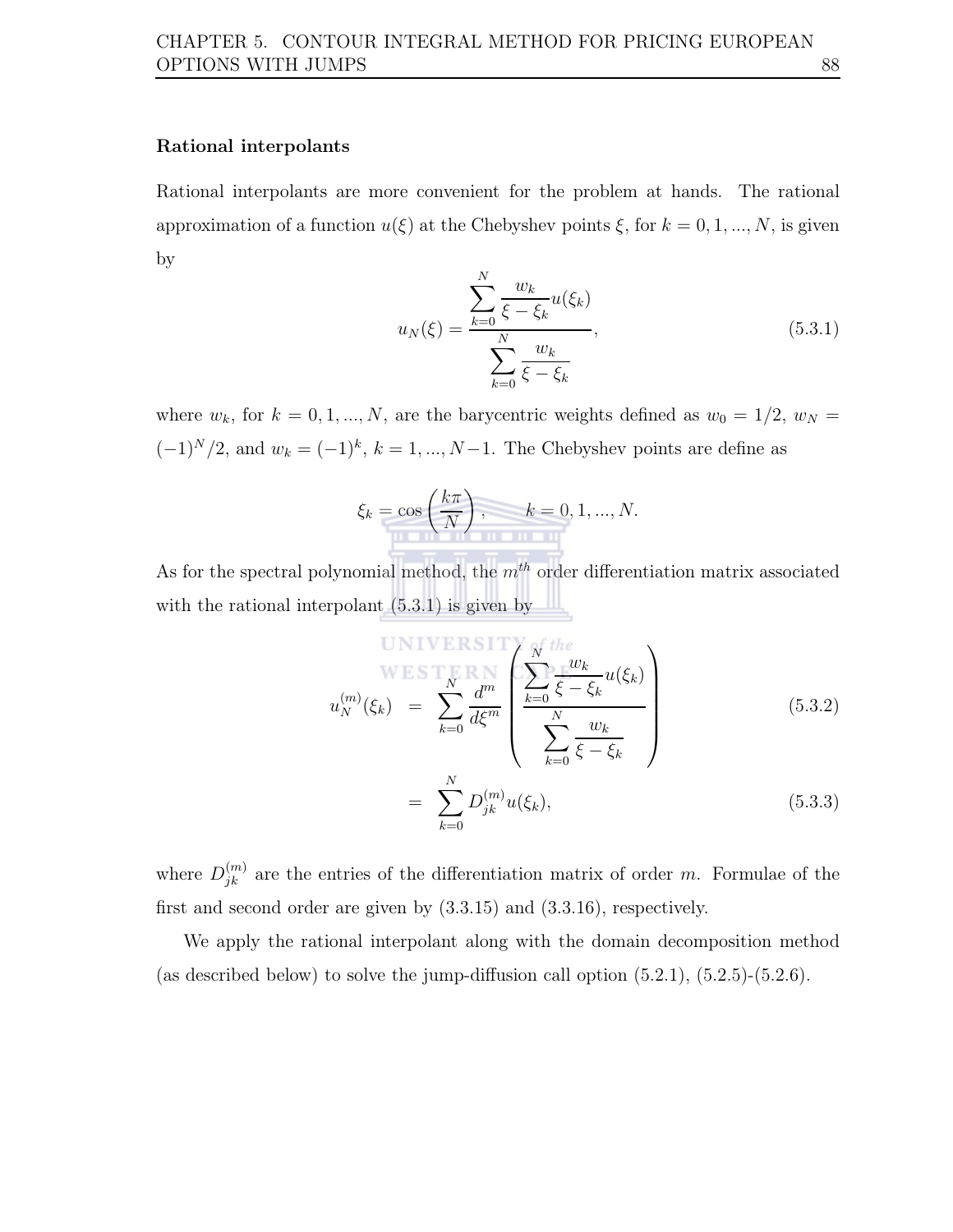**Rational interpolants**

Rational interpolants are more convenient for the problem at hands. The rational approximation of a function $u(\xi)$ at the Chebyshev points $\xi$, for $k = 0, 1, ..., N$, is given by

$$u_N(\xi) = \frac{\displaystyle\sum_{k=0}^{N} \frac{w_k}{\xi - \xi_k} u(\xi_k)}{\displaystyle\sum_{k=0}^{N} \frac{w_k}{\xi - \xi_k}}, \tag{5.3.1}$$

where $w_k$, for $k = 0, 1, ..., N$, are the barycentric weights defined as $w_0 = 1/2$, $w_N = (-1)^N/2$, and $w_k = (-1)^k$, $k = 1, ..., N-1$. The Chebyshev points are define as

$$\xi_k = \cos\left(\frac{k\pi}{N}\right), \qquad k = 0, 1, ..., N.$$

As for the spectral polynomial method, the $m^{th}$ order differentiation matrix associated with the rational interpolant (5.3.1) is given by

$$\begin{aligned} u_N^{(m)}(\xi_k) &= \sum_{k=0}^{N} \frac{d^m}{d\xi^m} \left( \frac{\displaystyle\sum_{k=0}^{N} \frac{w_k}{\xi - \xi_k} u(\xi_k)}{\displaystyle\sum_{k=0}^{N} \frac{w_k}{\xi - \xi_k}} \right) && (5.3.2) \\ &= \sum_{k=0}^{N} D_{jk}^{(m)} u(\xi_k), && (5.3.3) \end{aligned}$$

where $D_{jk}^{(m)}$ are the entries of the differentiation matrix of order $m$. Formulae of the first and second order are given by (3.3.15) and (3.3.16), respectively.

We apply the rational interpolant along with the domain decomposition method (as described below) to solve the jump-diffusion call option (5.2.1), (5.2.5)-(5.2.6).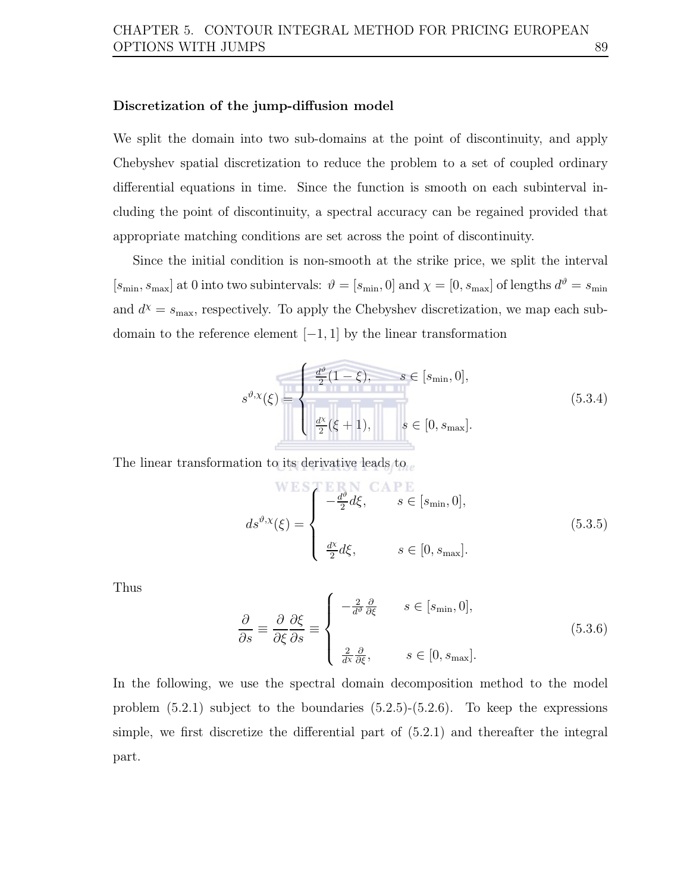### Discretization of the jump-diffusion model

We split the domain into two sub-domains at the point of discontinuity, and apply Chebyshev spatial discretization to reduce the problem to a set of coupled ordinary differential equations in time. Since the function is smooth on each subinterval including the point of discontinuity, a spectral accuracy can be regained provided that appropriate matching conditions are set across the point of discontinuity.

Since the initial condition is non-smooth at the strike price, we split the interval $[s_{\min}, s_{\max}]$ at 0 into two subintervals: $\vartheta = [s_{\min}, 0]$ and $\chi = [0, s_{\max}]$ of lengths $d^{\vartheta} = s_{\min}$ and $d^{\chi} = s_{\max}$, respectively. To apply the Chebyshev discretization, we map each subdomain to the reference element $[-1, 1]$ by the linear transformation

$$
s^{\vartheta,\chi}(\xi) = \begin{cases} \frac{d^{\vartheta}}{2}(1-\xi), & s \in [s_{\min}, 0], \\ \\ \frac{d^{\chi}}{2}(\xi+1), & s \in [0, s_{\max}]. \end{cases} \tag{5.3.4}
$$

The linear transformation to its derivative leads to

$$
ds^{\vartheta,\chi}(\xi) = \begin{cases} -\frac{d^{\vartheta}}{2}d\xi, & s \in [s_{\min}, 0], \\ \\ \frac{d^{\chi}}{2}d\xi, & s \in [0, s_{\max}]. \end{cases} \tag{5.3.5}
$$

Thus

$$
\frac{\partial}{\partial s} \equiv \frac{\partial}{\partial \xi}\frac{\partial \xi}{\partial s} \equiv \begin{cases} -\frac{2}{d^{\vartheta}}\frac{\partial}{\partial \xi} & s \in [s_{\min}, 0], \\ \\ \frac{2}{d^{\chi}}\frac{\partial}{\partial \xi}, & s \in [0, s_{\max}]. \end{cases} \tag{5.3.6}
$$

In the following, we use the spectral domain decomposition method to the model problem (5.2.1) subject to the boundaries (5.2.5)-(5.2.6). To keep the expressions simple, we first discretize the differential part of (5.2.1) and thereafter the integral part.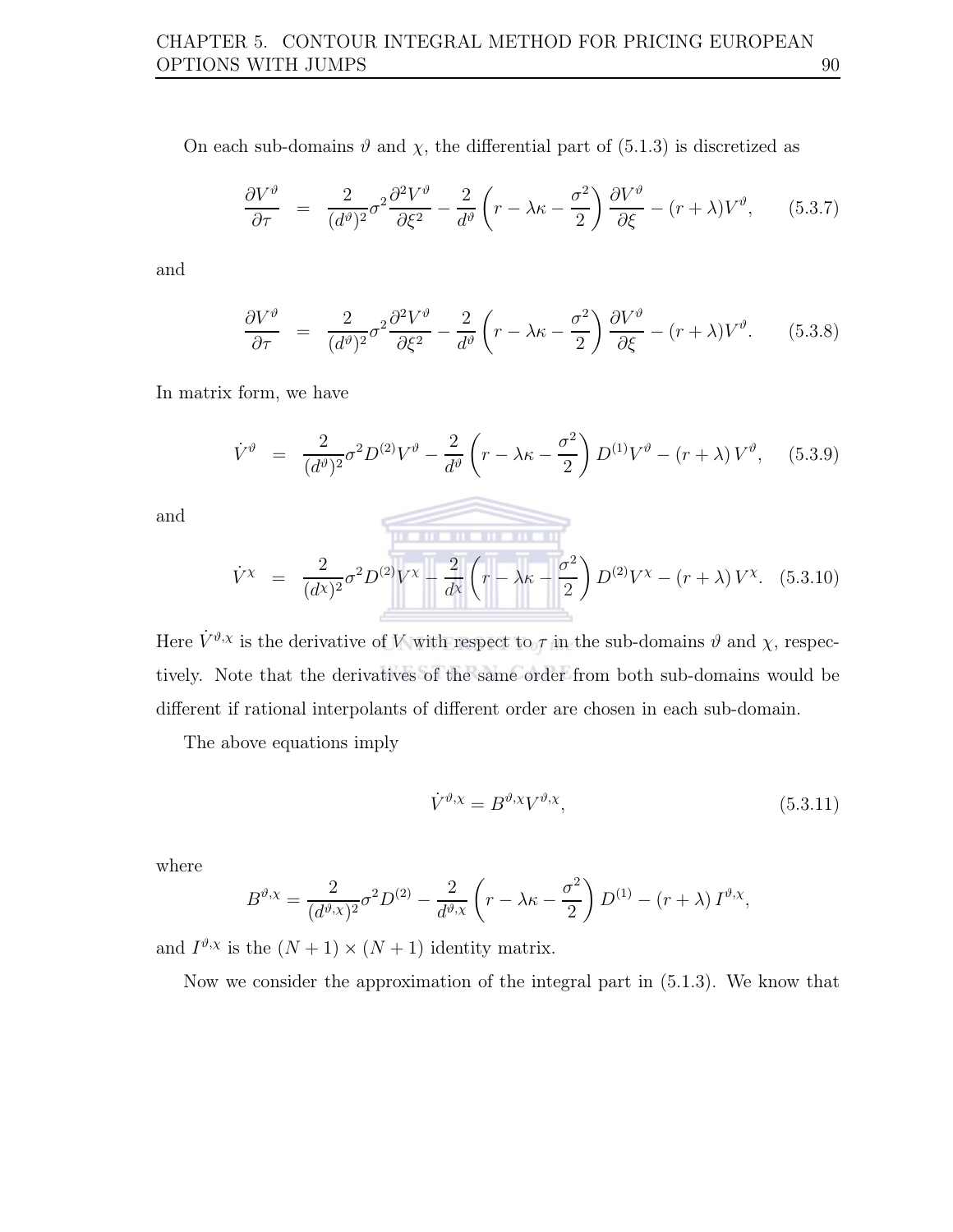On each sub-domains $\vartheta$ and $\chi$, the differential part of (5.1.3) is discretized as

$$\frac{\partial V^{\vartheta}}{\partial \tau} = \frac{2}{(d^{\vartheta})^2}\sigma^2\frac{\partial^2 V^{\vartheta}}{\partial \xi^2} - \frac{2}{d^{\vartheta}}\left(r - \lambda\kappa - \frac{\sigma^2}{2}\right)\frac{\partial V^{\vartheta}}{\partial \xi} - (r+\lambda)V^{\vartheta}, \quad (5.3.7)$$

and

$$\frac{\partial V^{\vartheta}}{\partial \tau} = \frac{2}{(d^{\vartheta})^2}\sigma^2\frac{\partial^2 V^{\vartheta}}{\partial \xi^2} - \frac{2}{d^{\vartheta}}\left(r - \lambda\kappa - \frac{\sigma^2}{2}\right)\frac{\partial V^{\vartheta}}{\partial \xi} - (r+\lambda)V^{\vartheta}. \quad (5.3.8)$$

In matrix form, we have

$$\dot{V}^{\vartheta} = \frac{2}{(d^{\vartheta})^2}\sigma^2 D^{(2)}V^{\vartheta} - \frac{2}{d^{\vartheta}}\left(r - \lambda\kappa - \frac{\sigma^2}{2}\right)D^{(1)}V^{\vartheta} - (r+\lambda)\,V^{\vartheta}, \quad (5.3.9)$$

and

$$\dot{V}^{\chi} = \frac{2}{(d^{\chi})^2}\sigma^2 D^{(2)}V^{\chi} - \frac{2}{d^{\chi}}\left(r - \lambda\kappa - \frac{\sigma^2}{2}\right)D^{(2)}V^{\chi} - (r+\lambda)\,V^{\chi}. \quad (5.3.10)$$

Here $\dot{V}^{\vartheta,\chi}$ is the derivative of $V$ with respect to $\tau$ in the sub-domains $\vartheta$ and $\chi$, respectively. Note that the derivatives of the same order from both sub-domains would be different if rational interpolants of different order are chosen in each sub-domain.

The above equations imply

$$\dot{V}^{\vartheta,\chi} = B^{\vartheta,\chi}V^{\vartheta,\chi}, \quad (5.3.11)$$

where

$$B^{\vartheta,\chi} = \frac{2}{(d^{\vartheta,\chi})^2}\sigma^2 D^{(2)} - \frac{2}{d^{\vartheta,\chi}}\left(r - \lambda\kappa - \frac{\sigma^2}{2}\right)D^{(1)} - (r+\lambda)\,I^{\vartheta,\chi},$$

and $I^{\vartheta,\chi}$ is the $(N+1)\times(N+1)$ identity matrix.

Now we consider the approximation of the integral part in (5.1.3). We know that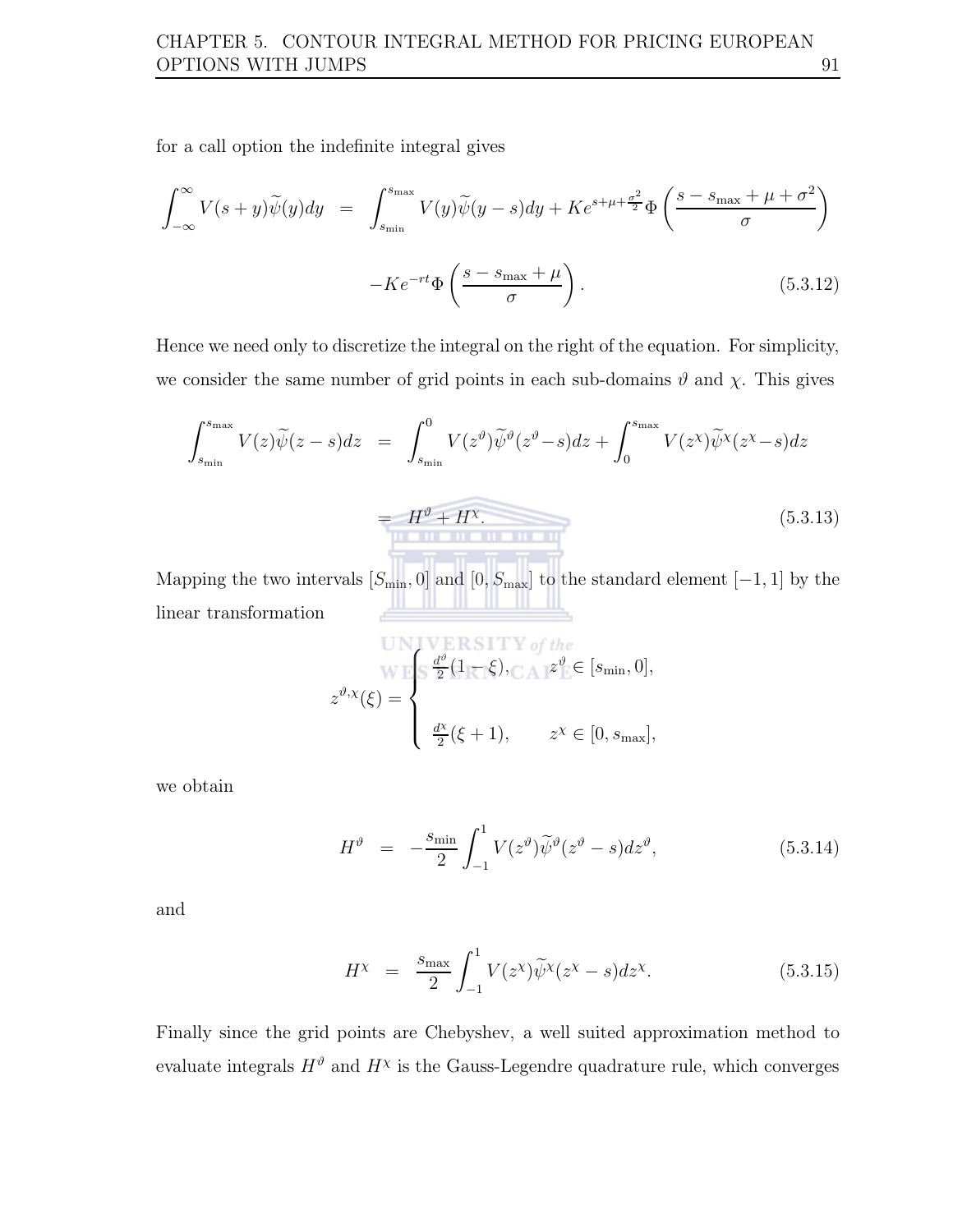for a call option the indefinite integral gives

$$\int_{-\infty}^{\infty} V(s+y)\widetilde{\psi}(y)dy = \int_{s_{\min}}^{s_{\max}} V(y)\widetilde{\psi}(y-s)dy + Ke^{s+\mu+\frac{\sigma^2}{2}}\Phi\left(\frac{s-s_{\max}+\mu+\sigma^2}{\sigma}\right)$$

$$-Ke^{-rt}\Phi\left(\frac{s-s_{\max}+\mu}{\sigma}\right). \tag{5.3.12}$$

Hence we need only to discretize the integral on the right of the equation. For simplicity, we consider the same number of grid points in each sub-domains $\vartheta$ and $\chi$. This gives

$$\int_{s_{\min}}^{s_{\max}} V(z)\widetilde{\psi}(z-s)dz = \int_{s_{\min}}^{0} V(z^{\vartheta})\widetilde{\psi}^{\vartheta}(z^{\vartheta}-s)dz + \int_{0}^{s_{\max}} V(z^{\chi})\widetilde{\psi}^{\chi}(z^{\chi}-s)dz$$

$$= H^{\vartheta} + H^{\chi}. \tag{5.3.13}$$

Mapping the two intervals $[S_{\min}, 0]$ and $[0, S_{\max}]$ to the standard element $[-1, 1]$ by the linear transformation

$$z^{\vartheta,\chi}(\xi) = \begin{cases} \frac{d^{\vartheta}}{2}(1-\xi), & z^{\vartheta} \in [s_{\min}, 0], \\ \\ \frac{d^{\chi}}{2}(\xi+1), & z^{\chi} \in [0, s_{\max}], \end{cases}$$

we obtain

$$H^{\vartheta} = -\frac{s_{\min}}{2}\int_{-1}^{1} V(z^{\vartheta})\widetilde{\psi}^{\vartheta}(z^{\vartheta}-s)dz^{\vartheta}, \tag{5.3.14}$$

and

$$H^{\chi} = \frac{s_{\max}}{2}\int_{-1}^{1} V(z^{\chi})\widetilde{\psi}^{\chi}(z^{\chi}-s)dz^{\chi}. \tag{5.3.15}$$

Finally since the grid points are Chebyshev, a well suited approximation method to evaluate integrals $H^{\vartheta}$ and $H^{\chi}$ is the Gauss-Legendre quadrature rule, which converges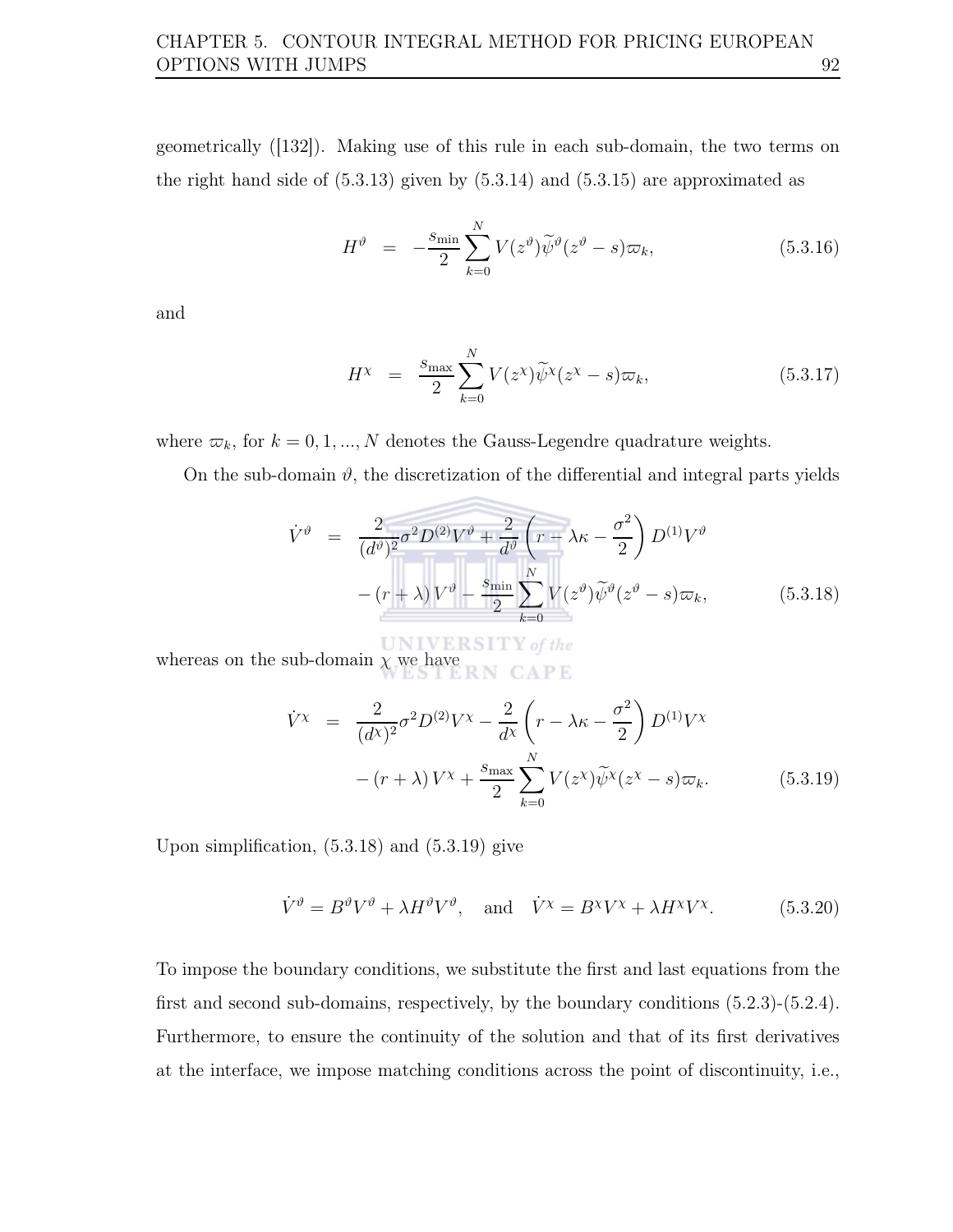geometrically ([132]). Making use of this rule in each sub-domain, the two terms on the right hand side of (5.3.13) given by (5.3.14) and (5.3.15) are approximated as

$$H^{\vartheta} \;\;=\;\; -\frac{s_{\min}}{2}\sum_{k=0}^{N} V(z^{\vartheta})\widetilde{\psi}^{\vartheta}(z^{\vartheta}-s)\varpi_k, \qquad (5.3.16)$$

and

$$H^{\chi} \;\;=\;\; \frac{s_{\max}}{2}\sum_{k=0}^{N} V(z^{\chi})\widetilde{\psi}^{\chi}(z^{\chi}-s)\varpi_k, \qquad (5.3.17)$$

where $\varpi_k$, for $k = 0, 1, ..., N$ denotes the Gauss-Legendre quadrature weights.

On the sub-domain $\vartheta$, the discretization of the differential and integral parts yields

$$\begin{aligned}\dot{V}^{\vartheta} \;\;=\;\; & \frac{2}{(d^{\vartheta})^2}\sigma^2 D^{(2)}V^{\vartheta} + \frac{2}{d^{\vartheta}}\left(r-\lambda\kappa-\frac{\sigma^2}{2}\right)D^{(1)}V^{\vartheta} \\ & -(r+\lambda)V^{\vartheta} - \frac{s_{\min}}{2}\sum_{k=0}^{N} V(z^{\vartheta})\widetilde{\psi}^{\vartheta}(z^{\vartheta}-s)\varpi_k, \end{aligned} \qquad (5.3.18)$$

whereas on the sub-domain $\chi$ we have

$$\begin{aligned}\dot{V}^{\chi} \;\;=\;\; & \frac{2}{(d^{\chi})^2}\sigma^2 D^{(2)}V^{\chi} - \frac{2}{d^{\chi}}\left(r-\lambda\kappa-\frac{\sigma^2}{2}\right)D^{(1)}V^{\chi} \\ & -(r+\lambda)V^{\chi} + \frac{s_{\max}}{2}\sum_{k=0}^{N} V(z^{\chi})\widetilde{\psi}^{\chi}(z^{\chi}-s)\varpi_k. \end{aligned} \qquad (5.3.19)$$

Upon simplification, (5.3.18) and (5.3.19) give

$$\dot{V}^{\vartheta} = B^{\vartheta}V^{\vartheta} + \lambda H^{\vartheta}V^{\vartheta}, \quad \text{and} \quad \dot{V}^{\chi} = B^{\chi}V^{\chi} + \lambda H^{\chi}V^{\chi}. \qquad (5.3.20)$$

To impose the boundary conditions, we substitute the first and last equations from the first and second sub-domains, respectively, by the boundary conditions (5.2.3)-(5.2.4). Furthermore, to ensure the continuity of the solution and that of its first derivatives at the interface, we impose matching conditions across the point of discontinuity, i.e.,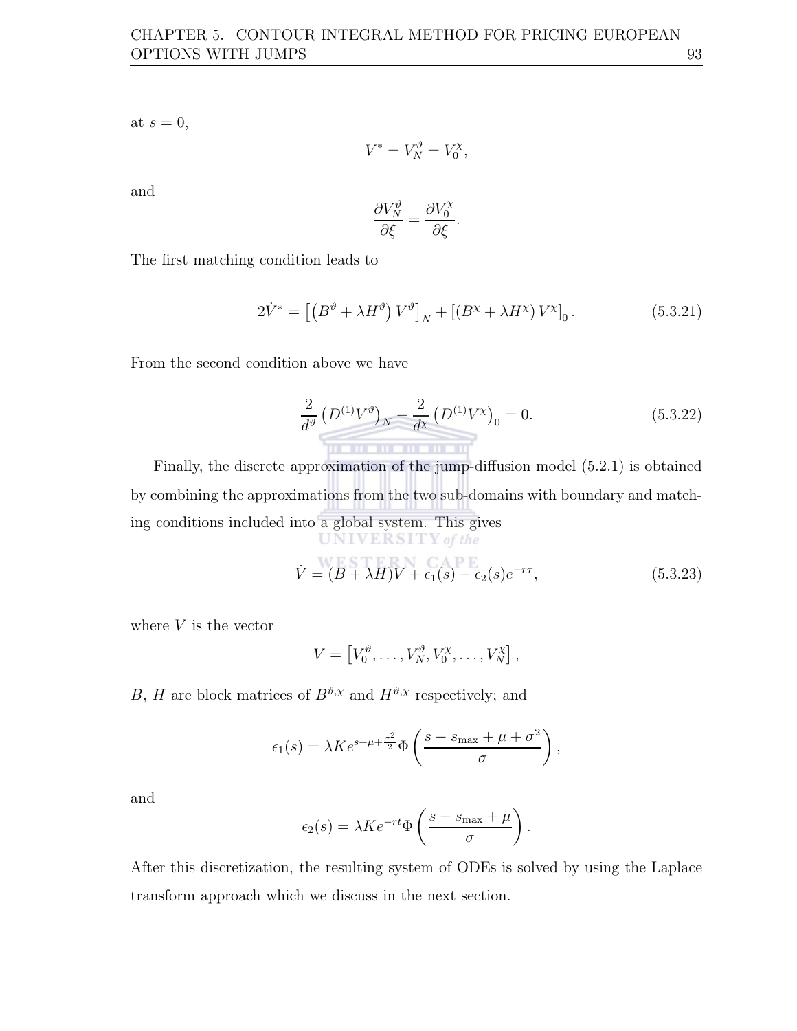at $s = 0$,

$$V^* = V_N^{\vartheta} = V_0^{\chi},$$

and

$$\frac{\partial V_N^{\vartheta}}{\partial \xi} = \frac{\partial V_0^{\chi}}{\partial \xi}.$$

The first matching condition leads to

$$2\dot{V}^* = \left[\left(B^{\vartheta} + \lambda H^{\vartheta}\right) V^{\vartheta}\right]_N + \left[\left(B^{\chi} + \lambda H^{\chi}\right) V^{\chi}\right]_0. \tag{5.3.21}$$

From the second condition above we have

$$\frac{2}{d^{\vartheta}} \left(D^{(1)} V^{\vartheta}\right)_N - \frac{2}{d^{\chi}} \left(D^{(1)} V^{\chi}\right)_0 = 0. \tag{5.3.22}$$

Finally, the discrete approximation of the jump-diffusion model (5.2.1) is obtained by combining the approximations from the two sub-domains with boundary and matching conditions included into a global system. This gives

$$\dot{V} = (B + \lambda H)V + \epsilon_1(s) - \epsilon_2(s)e^{-r\tau}, \tag{5.3.23}$$

where $V$ is the vector

$$V = \left[V_0^{\vartheta}, \ldots, V_N^{\vartheta}, V_0^{\chi}, \ldots, V_N^{\chi}\right],$$

$B$, $H$ are block matrices of $B^{\vartheta,\chi}$ and $H^{\vartheta,\chi}$ respectively; and

$$\epsilon_1(s) = \lambda K e^{s+\mu+\frac{\sigma^2}{2}} \Phi\left(\frac{s - s_{\max} + \mu + \sigma^2}{\sigma}\right),$$

and

$$\epsilon_2(s) = \lambda K e^{-rt} \Phi\left(\frac{s - s_{\max} + \mu}{\sigma}\right).$$

After this discretization, the resulting system of ODEs is solved by using the Laplace transform approach which we discuss in the next section.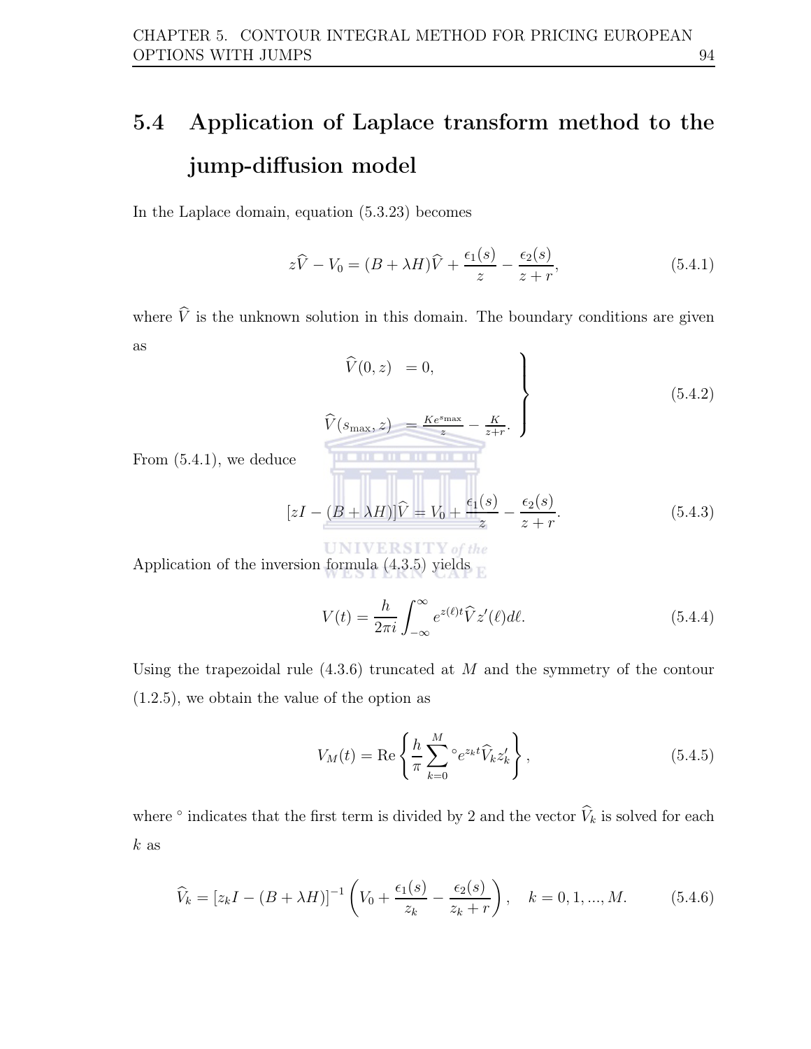## 5.4 Application of Laplace transform method to the jump-diffusion model

In the Laplace domain, equation (5.3.23) becomes

$$z\widehat{V} - V_0 = (B + \lambda H)\widehat{V} + \frac{\epsilon_1(s)}{z} - \frac{\epsilon_2(s)}{z + r}, \tag{5.4.1}$$

where $\widehat{V}$ is the unknown solution in this domain. The boundary conditions are given as

$$\left.\begin{aligned} \widehat{V}(0, z) &= 0, \\ \widehat{V}(s_{\max}, z) &= \tfrac{Ke^{s_{\max}}}{z} - \tfrac{K}{z+r}. \end{aligned}\right\} \tag{5.4.2}$$

From (5.4.1), we deduce

$$[zI - (B + \lambda H)]\widehat{V} = V_0 + \frac{\epsilon_1(s)}{z} - \frac{\epsilon_2(s)}{z + r}. \tag{5.4.3}$$

Application of the inversion formula (4.3.5) yields

$$V(t) = \frac{h}{2\pi i}\int_{-\infty}^{\infty} e^{z(\ell)t}\widehat{V}z'(\ell)d\ell. \tag{5.4.4}$$

Using the trapezoidal rule (4.3.6) truncated at $M$ and the symmetry of the contour (1.2.5), we obtain the value of the option as

$$V_M(t) = \text{Re}\left\{\frac{h}{\pi}\sum_{k=0}^{M}{}^{\circ} e^{z_k t}\widehat{V}_k z_k'\right\}, \tag{5.4.5}$$

where $^\circ$ indicates that the first term is divided by 2 and the vector $\widehat{V}_k$ is solved for each $k$ as

$$\widehat{V}_k = [z_k I - (B + \lambda H)]^{-1}\left(V_0 + \frac{\epsilon_1(s)}{z_k} - \frac{\epsilon_2(s)}{z_k + r}\right), \quad k = 0, 1, ..., M. \tag{5.4.6}$$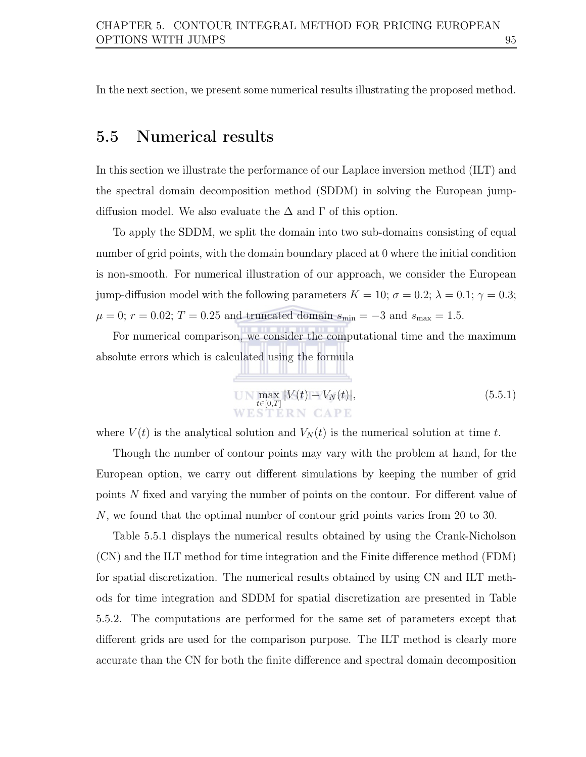In the next section, we present some numerical results illustrating the proposed method.

## 5.5 Numerical results

In this section we illustrate the performance of our Laplace inversion method (ILT) and the spectral domain decomposition method (SDDM) in solving the European jump-diffusion model. We also evaluate the $\Delta$ and $\Gamma$ of this option.

To apply the SDDM, we split the domain into two sub-domains consisting of equal number of grid points, with the domain boundary placed at 0 where the initial condition is non-smooth. For numerical illustration of our approach, we consider the European jump-diffusion model with the following parameters $K = 10$; $\sigma = 0.2$; $\lambda = 0.1$; $\gamma = 0.3$; $\mu = 0$; $r = 0.02$; $T = 0.25$ and truncated domain $s_{\min} = -3$ and $s_{\max} = 1.5$.

For numerical comparison, we consider the computational time and the maximum absolute errors which is calculated using the formula

$$\max_{t\in[0,T]} |V(t) - V_N(t)|, \tag{5.5.1}$$

where $V(t)$ is the analytical solution and $V_N(t)$ is the numerical solution at time $t$.

Though the number of contour points may vary with the problem at hand, for the European option, we carry out different simulations by keeping the number of grid points $N$ fixed and varying the number of points on the contour. For different value of $N$, we found that the optimal number of contour grid points varies from 20 to 30.

Table 5.5.1 displays the numerical results obtained by using the Crank-Nicholson (CN) and the ILT method for time integration and the Finite difference method (FDM) for spatial discretization. The numerical results obtained by using CN and ILT methods for time integration and SDDM for spatial discretization are presented in Table 5.5.2. The computations are performed for the same set of parameters except that different grids are used for the comparison purpose. The ILT method is clearly more accurate than the CN for both the finite difference and spectral domain decomposition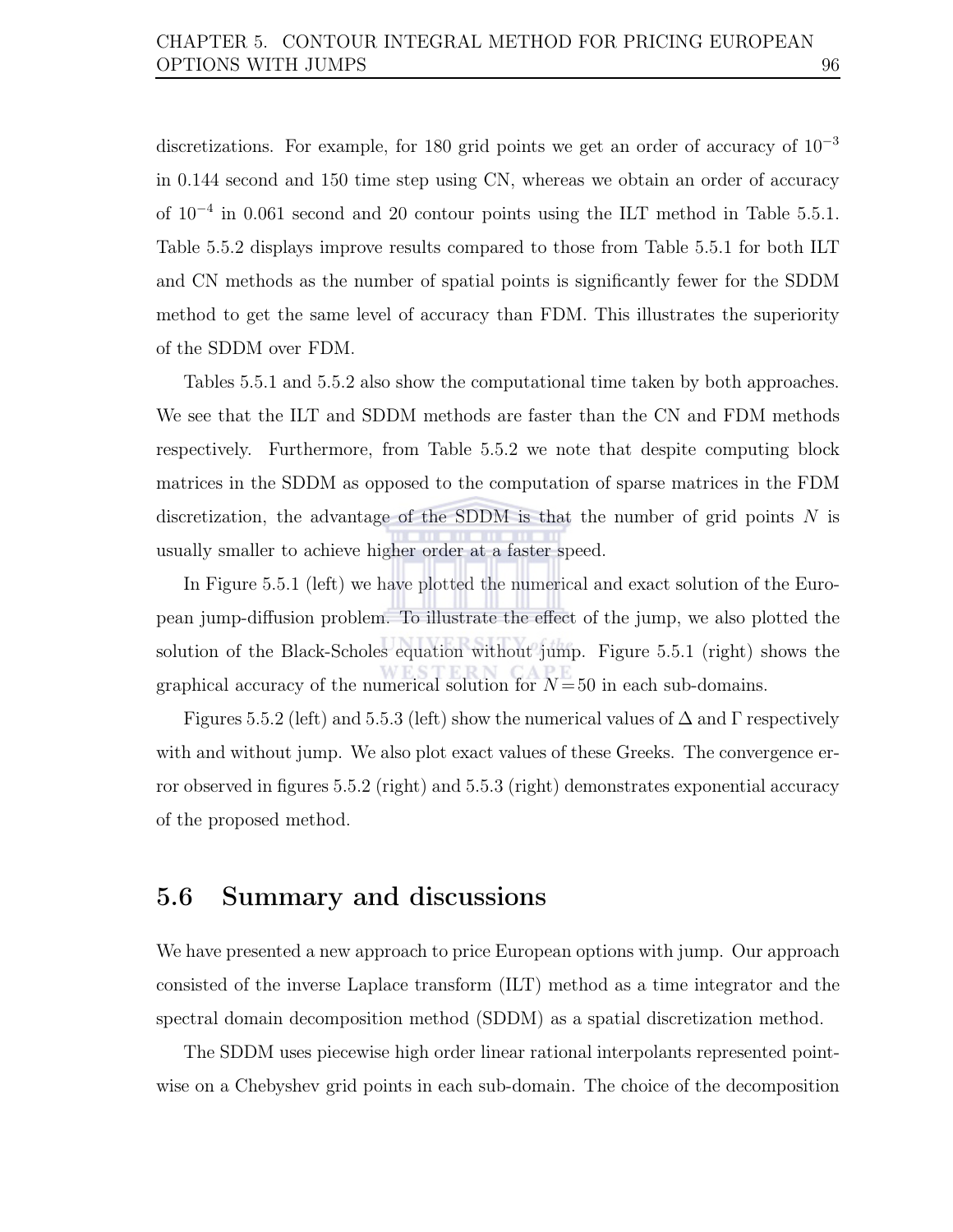discretizations. For example, for 180 grid points we get an order of accuracy of $10^{-3}$ in 0.144 second and 150 time step using CN, whereas we obtain an order of accuracy of $10^{-4}$ in 0.061 second and 20 contour points using the ILT method in Table 5.5.1. Table 5.5.2 displays improve results compared to those from Table 5.5.1 for both ILT and CN methods as the number of spatial points is significantly fewer for the SDDM method to get the same level of accuracy than FDM. This illustrates the superiority of the SDDM over FDM.

Tables 5.5.1 and 5.5.2 also show the computational time taken by both approaches. We see that the ILT and SDDM methods are faster than the CN and FDM methods respectively. Furthermore, from Table 5.5.2 we note that despite computing block matrices in the SDDM as opposed to the computation of sparse matrices in the FDM discretization, the advantage of the SDDM is that the number of grid points $N$ is usually smaller to achieve higher order at a faster speed.

In Figure 5.5.1 (left) we have plotted the numerical and exact solution of the European jump-diffusion problem. To illustrate the effect of the jump, we also plotted the solution of the Black-Scholes equation without jump. Figure 5.5.1 (right) shows the graphical accuracy of the numerical solution for $N = 50$ in each sub-domains.

Figures 5.5.2 (left) and 5.5.3 (left) show the numerical values of $\Delta$ and $\Gamma$ respectively with and without jump. We also plot exact values of these Greeks. The convergence error observed in figures 5.5.2 (right) and 5.5.3 (right) demonstrates exponential accuracy of the proposed method.

## 5.6 Summary and discussions

We have presented a new approach to price European options with jump. Our approach consisted of the inverse Laplace transform (ILT) method as a time integrator and the spectral domain decomposition method (SDDM) as a spatial discretization method.

The SDDM uses piecewise high order linear rational interpolants represented pointwise on a Chebyshev grid points in each sub-domain. The choice of the decomposition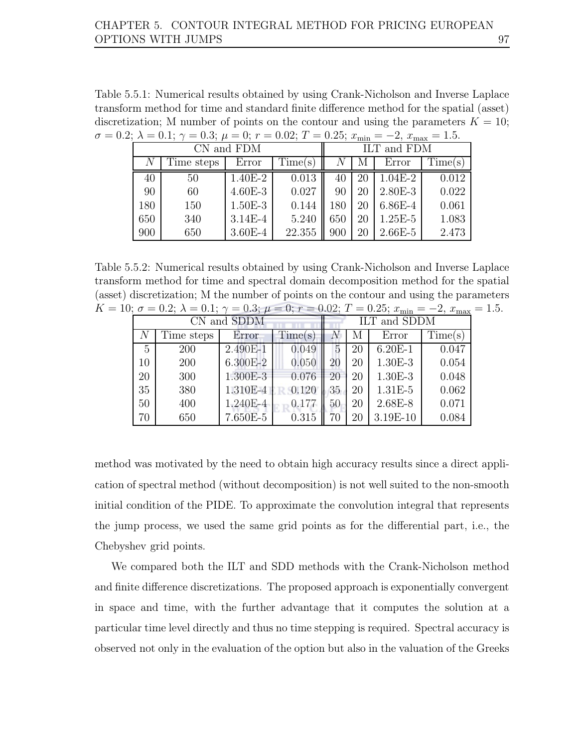Table 5.5.1: Numerical results obtained by using Crank-Nicholson and Inverse Laplace transform method for time and standard finite difference method for the spatial (asset) discretization; M number of points on the contour and using the parameters $K = 10$; $\sigma = 0.2$; $\lambda = 0.1$; $\gamma = 0.3$; $\mu = 0$; $r = 0.02$; $T = 0.25$; $x_{\min} = -2$, $x_{\max} = 1.5$.

| CN and FDM | | | | ILT and FDM | | | |
|---|---|---|---|---|---|---|---|
| $N$ | Time steps | Error | Time(s) | $N$ | M | Error | Time(s) |
| 40 | 50 | 1.40E-2 | 0.013 | 40 | 20 | 1.04E-2 | 0.012 |
| 90 | 60 | 4.60E-3 | 0.027 | 90 | 20 | 2.80E-3 | 0.022 |
| 180 | 150 | 1.50E-3 | 0.144 | 180 | 20 | 6.86E-4 | 0.061 |
| 650 | 340 | 3.14E-4 | 5.240 | 650 | 20 | 1.25E-5 | 1.083 |
| 900 | 650 | 3.60E-4 | 22.355 | 900 | 20 | 2.66E-5 | 2.473 |

Table 5.5.2: Numerical results obtained by using Crank-Nicholson and Inverse Laplace transform method for time and spectral domain decomposition method for the spatial (asset) discretization; M the number of points on the contour and using the parameters $K = 10$; $\sigma = 0.2$; $\lambda = 0.1$; $\gamma = 0.3$; $\mu = 0$; $r = 0.02$; $T = 0.25$; $x_{\min} = -2$, $x_{\max} = 1.5$.

| CN and SDDM | | | | ILT and SDDM | | | |
|---|---|---|---|---|---|---|---|
| $N$ | Time steps | Error | Time(s) | $N$ | M | Error | Time(s) |
| 5 | 200 | 2.490E-1 | 0.049 | 5 | 20 | 6.20E-1 | 0.047 |
| 10 | 200 | 6.300E-2 | 0.050 | 20 | 20 | 1.30E-3 | 0.054 |
| 20 | 300 | 1.300E-3 | 0.076 | 20 | 20 | 1.30E-3 | 0.048 |
| 35 | 380 | 1.310E-4 | 0.120 | 35 | 20 | 1.31E-5 | 0.062 |
| 50 | 400 | 1.240E-4 | 0.177 | 50 | 20 | 2.68E-8 | 0.071 |
| 70 | 650 | 7.650E-5 | 0.315 | 70 | 20 | 3.19E-10 | 0.084 |

method was motivated by the need to obtain high accuracy results since a direct application of spectral method (without decomposition) is not well suited to the non-smooth initial condition of the PIDE. To approximate the convolution integral that represents the jump process, we used the same grid points as for the differential part, i.e., the Chebyshev grid points.

We compared both the ILT and SDD methods with the Crank-Nicholson method and finite difference discretizations. The proposed approach is exponentially convergent in space and time, with the further advantage that it computes the solution at a particular time level directly and thus no time stepping is required. Spectral accuracy is observed not only in the evaluation of the option but also in the valuation of the Greeks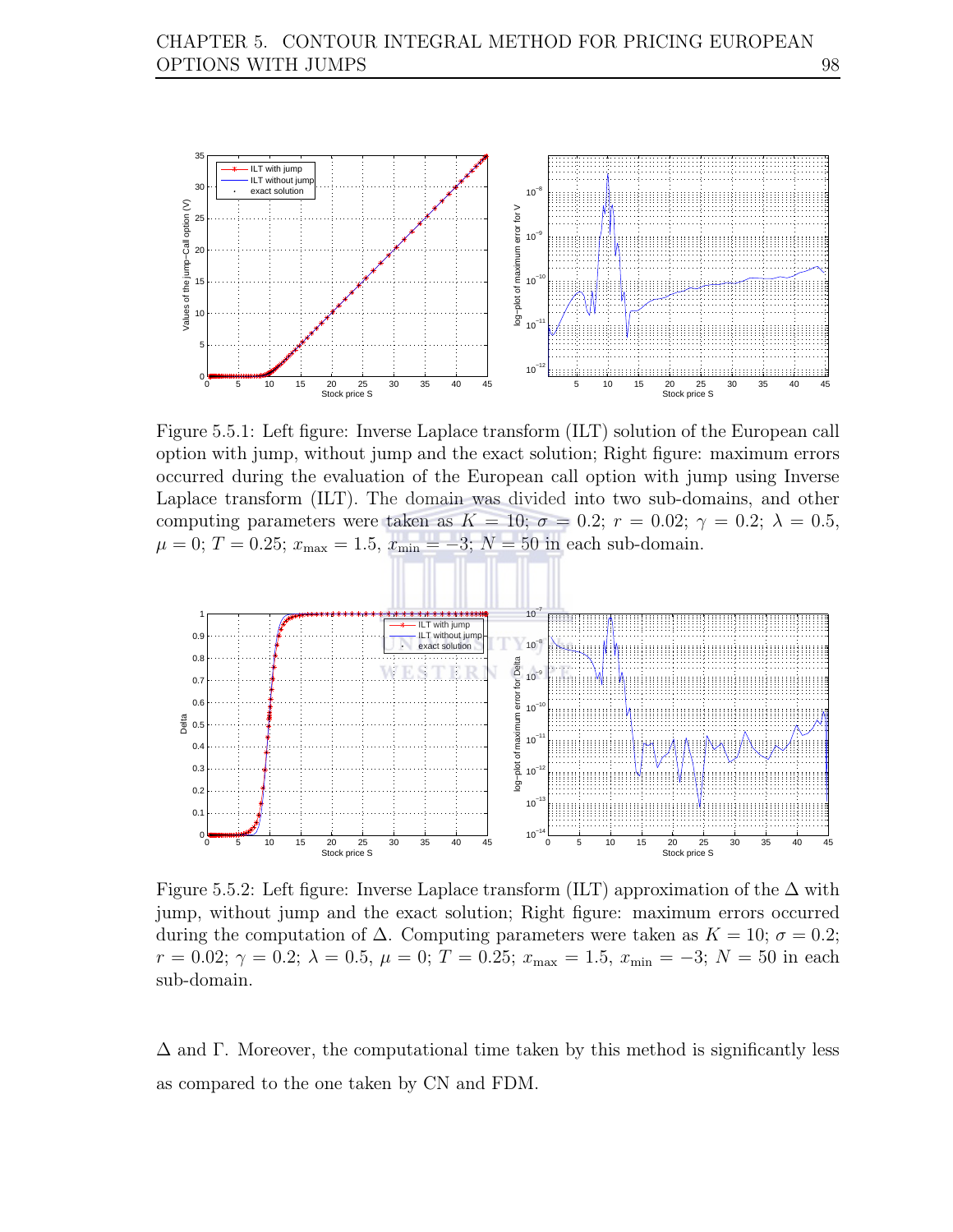Figure 5.5.1: Left figure: Inverse Laplace transform (ILT) solution of the European call option with jump, without jump and the exact solution; Right figure: maximum errors occurred during the evaluation of the European call option with jump using Inverse Laplace transform (ILT). The domain was divided into two sub-domains, and other computing parameters were taken as $K = 10$; $\sigma = 0.2$; $r = 0.02$; $\gamma = 0.2$; $\lambda = 0.5$, $\mu = 0$; $T = 0.25$; $x_{\max} = 1.5$, $x_{\min} = -3$; $N = 50$ in each sub-domain.

Figure 5.5.2: Left figure: Inverse Laplace transform (ILT) approximation of the $\Delta$ with jump, without jump and the exact solution; Right figure: maximum errors occurred during the computation of $\Delta$. Computing parameters were taken as $K = 10$; $\sigma = 0.2$; $r = 0.02$; $\gamma = 0.2$; $\lambda = 0.5$, $\mu = 0$; $T = 0.25$; $x_{\max} = 1.5$, $x_{\min} = -3$; $N = 50$ in each sub-domain.

$\Delta$ and $\Gamma$. Moreover, the computational time taken by this method is significantly less as compared to the one taken by CN and FDM.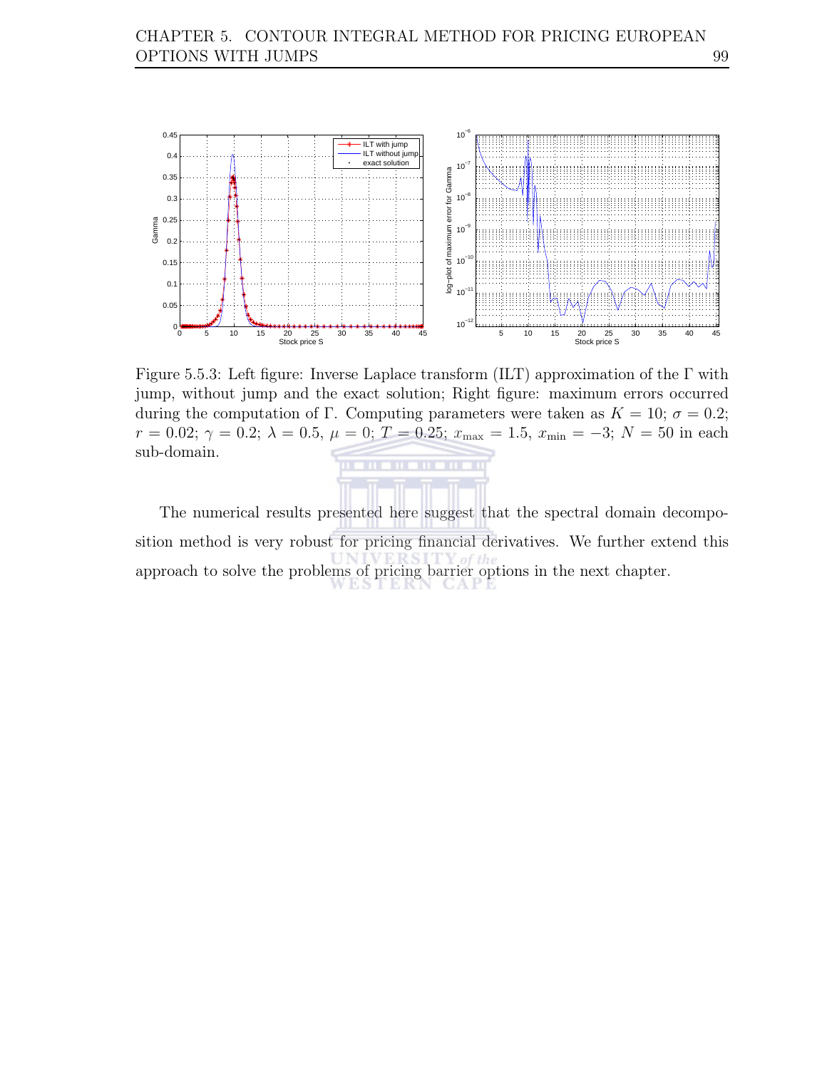Figure 5.5.3: Left figure: Inverse Laplace transform (ILT) approximation of the $\Gamma$ with jump, without jump and the exact solution; Right figure: maximum errors occurred during the computation of $\Gamma$. Computing parameters were taken as $K = 10$; $\sigma = 0.2$; $r = 0.02$; $\gamma = 0.2$; $\lambda = 0.5$, $\mu = 0$; $T = 0.25$; $x_{\max} = 1.5$, $x_{\min} = -3$; $N = 50$ in each sub-domain.

The numerical results presented here suggest that the spectral domain decomposition method is very robust for pricing financial derivatives. We further extend this approach to solve the problems of pricing barrier options in the next chapter.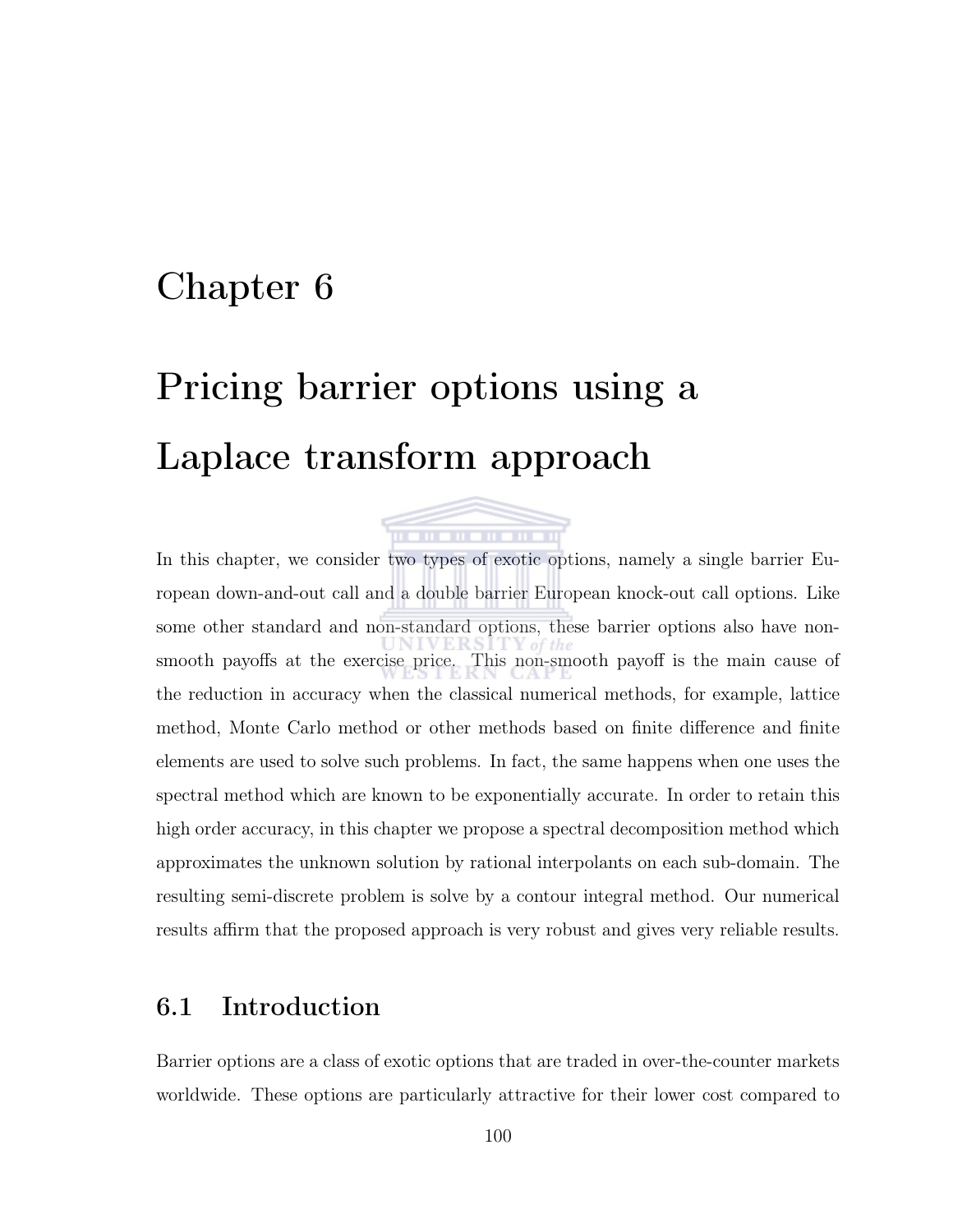# Chapter 6

# Pricing barrier options using a Laplace transform approach

In this chapter, we consider two types of exotic options, namely a single barrier European down-and-out call and a double barrier European knock-out call options. Like some other standard and non-standard options, these barrier options also have non-smooth payoffs at the exercise price. This non-smooth payoff is the main cause of the reduction in accuracy when the classical numerical methods, for example, lattice method, Monte Carlo method or other methods based on finite difference and finite elements are used to solve such problems. In fact, the same happens when one uses the spectral method which are known to be exponentially accurate. In order to retain this high order accuracy, in this chapter we propose a spectral decomposition method which approximates the unknown solution by rational interpolants on each sub-domain. The resulting semi-discrete problem is solve by a contour integral method. Our numerical results affirm that the proposed approach is very robust and gives very reliable results.

## 6.1 Introduction

Barrier options are a class of exotic options that are traded in over-the-counter markets worldwide. These options are particularly attractive for their lower cost compared to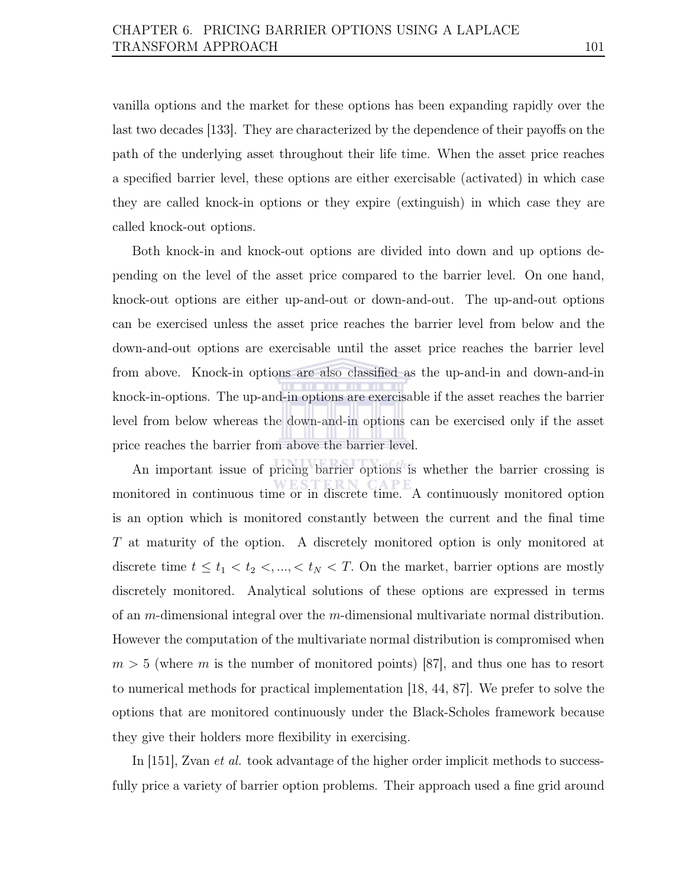vanilla options and the market for these options has been expanding rapidly over the last two decades [133]. They are characterized by the dependence of their payoffs on the path of the underlying asset throughout their life time. When the asset price reaches a specified barrier level, these options are either exercisable (activated) in which case they are called knock-in options or they expire (extinguish) in which case they are called knock-out options.

Both knock-in and knock-out options are divided into down and up options depending on the level of the asset price compared to the barrier level. On one hand, knock-out options are either up-and-out or down-and-out. The up-and-out options can be exercised unless the asset price reaches the barrier level from below and the down-and-out options are exercisable until the asset price reaches the barrier level from above. Knock-in options are also classified as the up-and-in and down-and-in knock-in-options. The up-and-in options are exercisable if the asset reaches the barrier level from below whereas the down-and-in options can be exercised only if the asset price reaches the barrier from above the barrier level.

An important issue of pricing barrier options is whether the barrier crossing is monitored in continuous time or in discrete time. A continuously monitored option is an option which is monitored constantly between the current and the final time $T$ at maturity of the option. A discretely monitored option is only monitored at discrete time $t \leq t_1 < t_2 <, ..., < t_N < T$. On the market, barrier options are mostly discretely monitored. Analytical solutions of these options are expressed in terms of an $m$-dimensional integral over the $m$-dimensional multivariate normal distribution. However the computation of the multivariate normal distribution is compromised when $m > 5$ (where $m$ is the number of monitored points) [87], and thus one has to resort to numerical methods for practical implementation [18, 44, 87]. We prefer to solve the options that are monitored continuously under the Black-Scholes framework because they give their holders more flexibility in exercising.

In [151], Zvan *et al.* took advantage of the higher order implicit methods to successfully price a variety of barrier option problems. Their approach used a fine grid around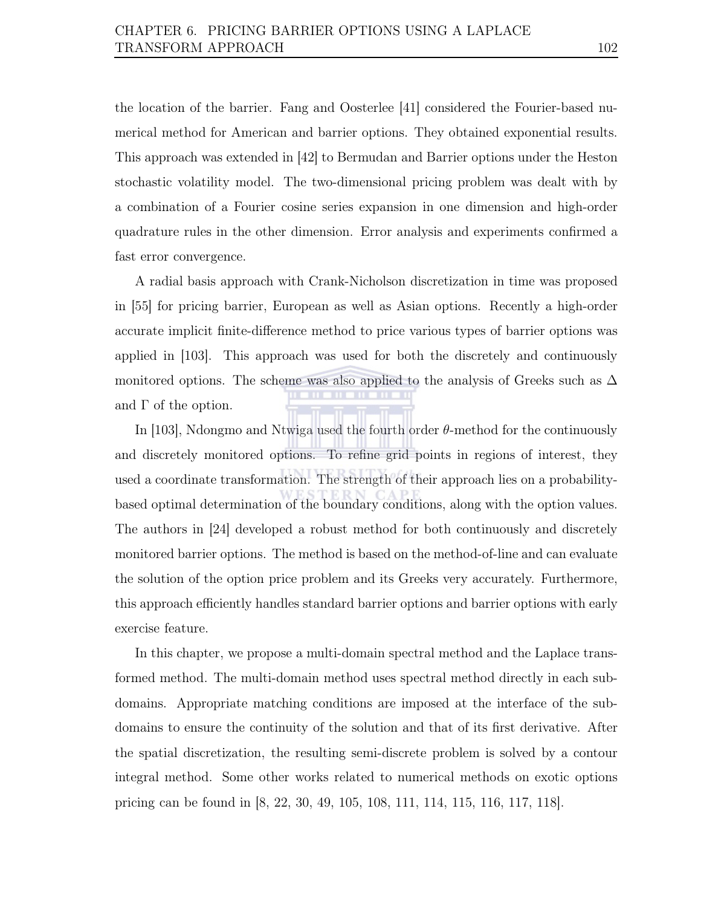the location of the barrier. Fang and Oosterlee [41] considered the Fourier-based numerical method for American and barrier options. They obtained exponential results. This approach was extended in [42] to Bermudan and Barrier options under the Heston stochastic volatility model. The two-dimensional pricing problem was dealt with by a combination of a Fourier cosine series expansion in one dimension and high-order quadrature rules in the other dimension. Error analysis and experiments confirmed a fast error convergence.

A radial basis approach with Crank-Nicholson discretization in time was proposed in [55] for pricing barrier, European as well as Asian options. Recently a high-order accurate implicit finite-difference method to price various types of barrier options was applied in [103]. This approach was used for both the discretely and continuously monitored options. The scheme was also applied to the analysis of Greeks such as $\Delta$ and $\Gamma$ of the option.

In [103], Ndongmo and Ntwiga used the fourth order $\theta$-method for the continuously and discretely monitored options. To refine grid points in regions of interest, they used a coordinate transformation. The strength of their approach lies on a probability-based optimal determination of the boundary conditions, along with the option values. The authors in [24] developed a robust method for both continuously and discretely monitored barrier options. The method is based on the method-of-line and can evaluate the solution of the option price problem and its Greeks very accurately. Furthermore, this approach efficiently handles standard barrier options and barrier options with early exercise feature.

In this chapter, we propose a multi-domain spectral method and the Laplace transformed method. The multi-domain method uses spectral method directly in each subdomains. Appropriate matching conditions are imposed at the interface of the subdomains to ensure the continuity of the solution and that of its first derivative. After the spatial discretization, the resulting semi-discrete problem is solved by a contour integral method. Some other works related to numerical methods on exotic options pricing can be found in [8, 22, 30, 49, 105, 108, 111, 114, 115, 116, 117, 118].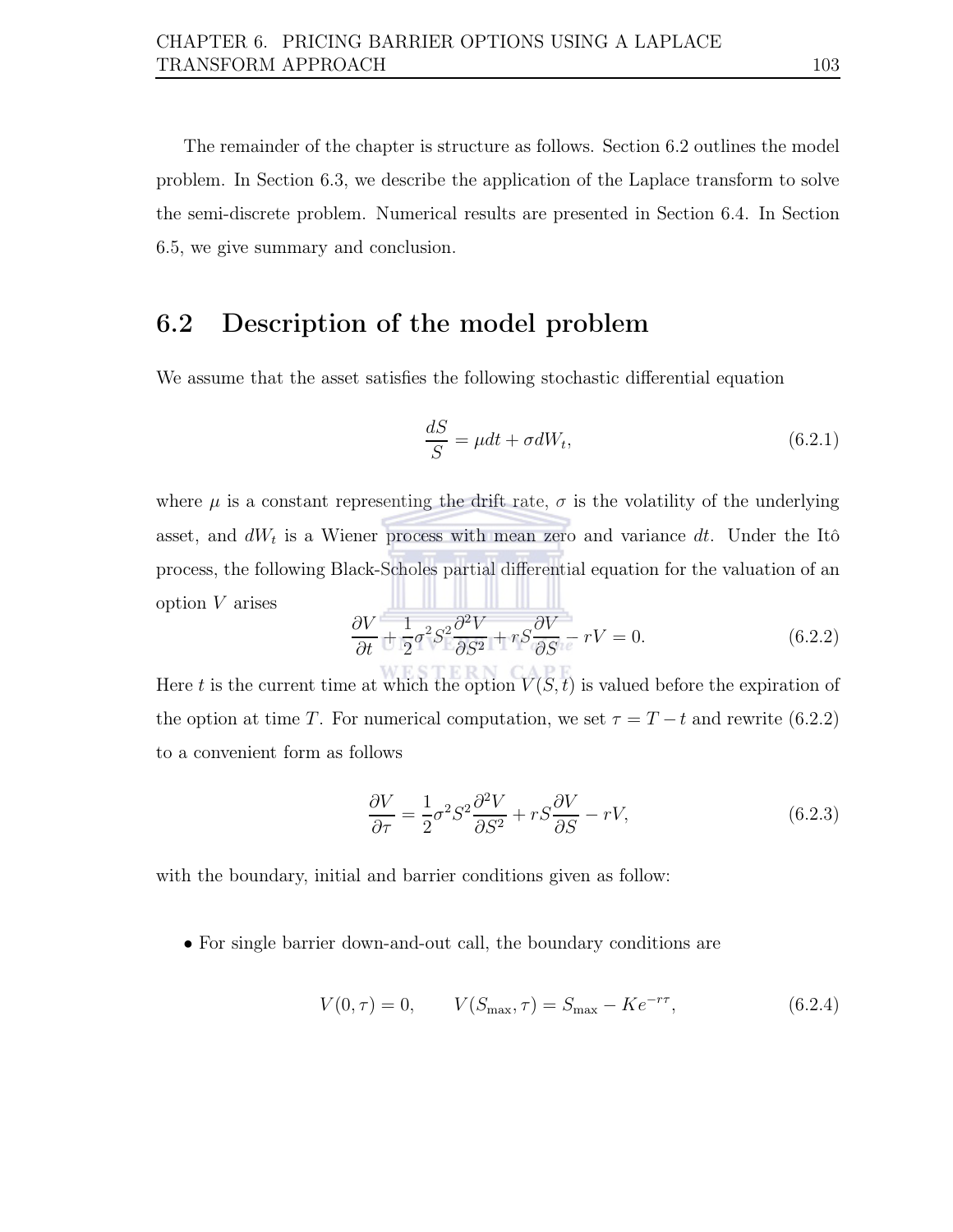The remainder of the chapter is structure as follows. Section 6.2 outlines the model problem. In Section 6.3, we describe the application of the Laplace transform to solve the semi-discrete problem. Numerical results are presented in Section 6.4. In Section 6.5, we give summary and conclusion.

## 6.2 Description of the model problem

We assume that the asset satisfies the following stochastic differential equation

$$\frac{dS}{S} = \mu dt + \sigma dW_t, \tag{6.2.1}$$

where $\mu$ is a constant representing the drift rate, $\sigma$ is the volatility of the underlying asset, and $dW_t$ is a Wiener process with mean zero and variance $dt$. Under the Itô process, the following Black-Scholes partial differential equation for the valuation of an option $V$ arises

$$\frac{\partial V}{\partial t} + \frac{1}{2}\sigma^2 S^2 \frac{\partial^2 V}{\partial S^2} + rS\frac{\partial V}{\partial S} - rV = 0. \tag{6.2.2}$$

Here $t$ is the current time at which the option $V(S,t)$ is valued before the expiration of the option at time $T$. For numerical computation, we set $\tau = T - t$ and rewrite (6.2.2) to a convenient form as follows

$$\frac{\partial V}{\partial \tau} = \frac{1}{2}\sigma^2 S^2 \frac{\partial^2 V}{\partial S^2} + rS\frac{\partial V}{\partial S} - rV, \tag{6.2.3}$$

with the boundary, initial and barrier conditions given as follow:

- For single barrier down-and-out call, the boundary conditions are

$$V(0,\tau) = 0, \qquad V(S_{\max},\tau) = S_{\max} - Ke^{-r\tau}, \tag{6.2.4}$$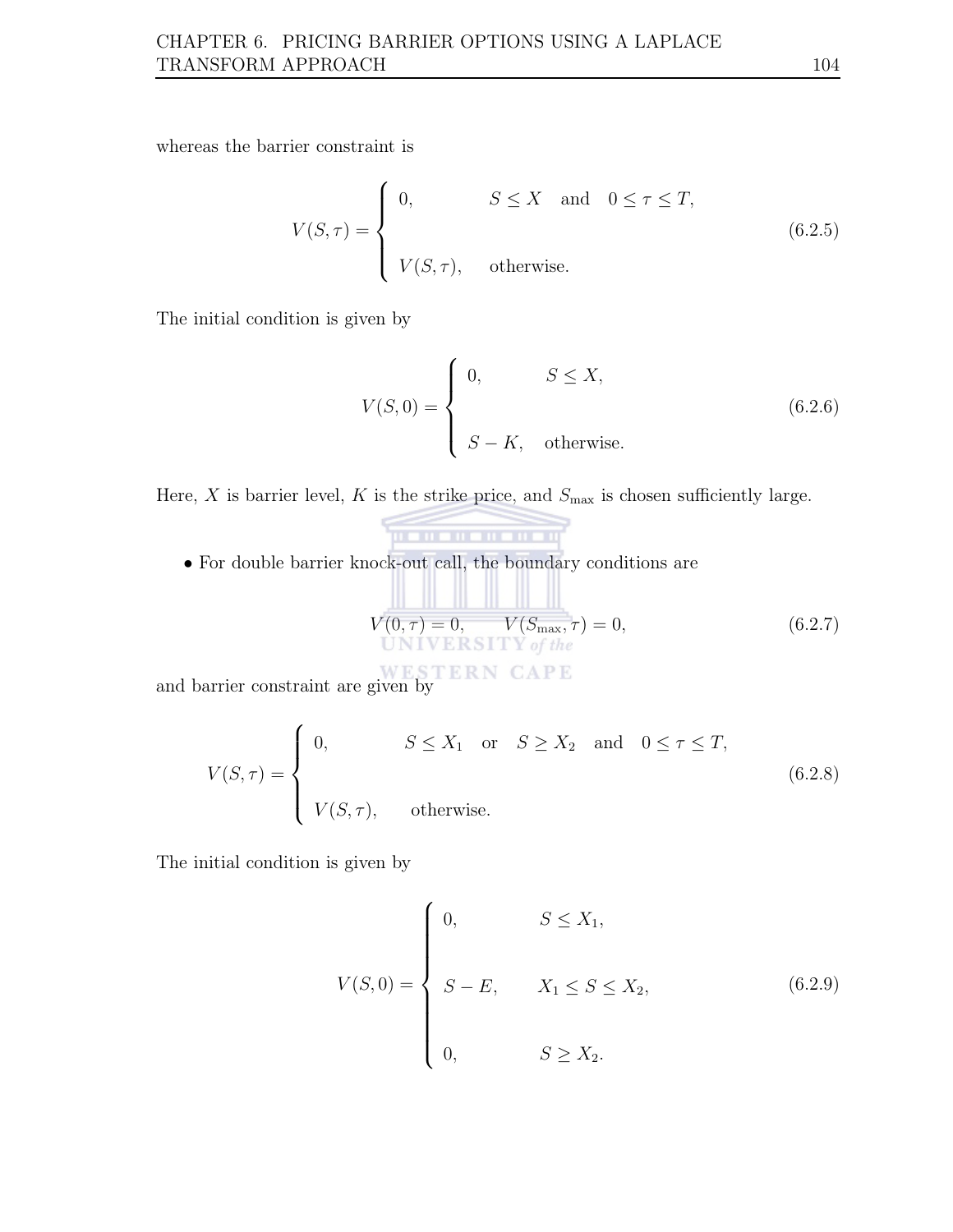whereas the barrier constraint is

$$V(S,\tau) = \begin{cases} 0, & S \leq X \quad \text{and} \quad 0 \leq \tau \leq T, \\ \\ V(S,\tau), & \text{otherwise.} \end{cases} \tag{6.2.5}$$

The initial condition is given by

$$V(S,0) = \begin{cases} 0, & S \leq X, \\ \\ S-K, & \text{otherwise.} \end{cases} \tag{6.2.6}$$

Here, $X$ is barrier level, $K$ is the strike price, and $S_{\max}$ is chosen sufficiently large.

- For double barrier knock-out call, the boundary conditions are

$$V(0,\tau) = 0, \qquad V(S_{\max},\tau) = 0, \tag{6.2.7}$$

and barrier constraint are given by

$$V(S,\tau) = \begin{cases} 0, & S \leq X_1 \quad \text{or} \quad S \geq X_2 \quad \text{and} \quad 0 \leq \tau \leq T, \\ \\ V(S,\tau), & \text{otherwise.} \end{cases} \tag{6.2.8}$$

The initial condition is given by

$$V(S,0) = \begin{cases} 0, & S \leq X_1, \\ \\ S-E, & X_1 \leq S \leq X_2, \\ \\ 0, & S \geq X_2. \end{cases} \tag{6.2.9}$$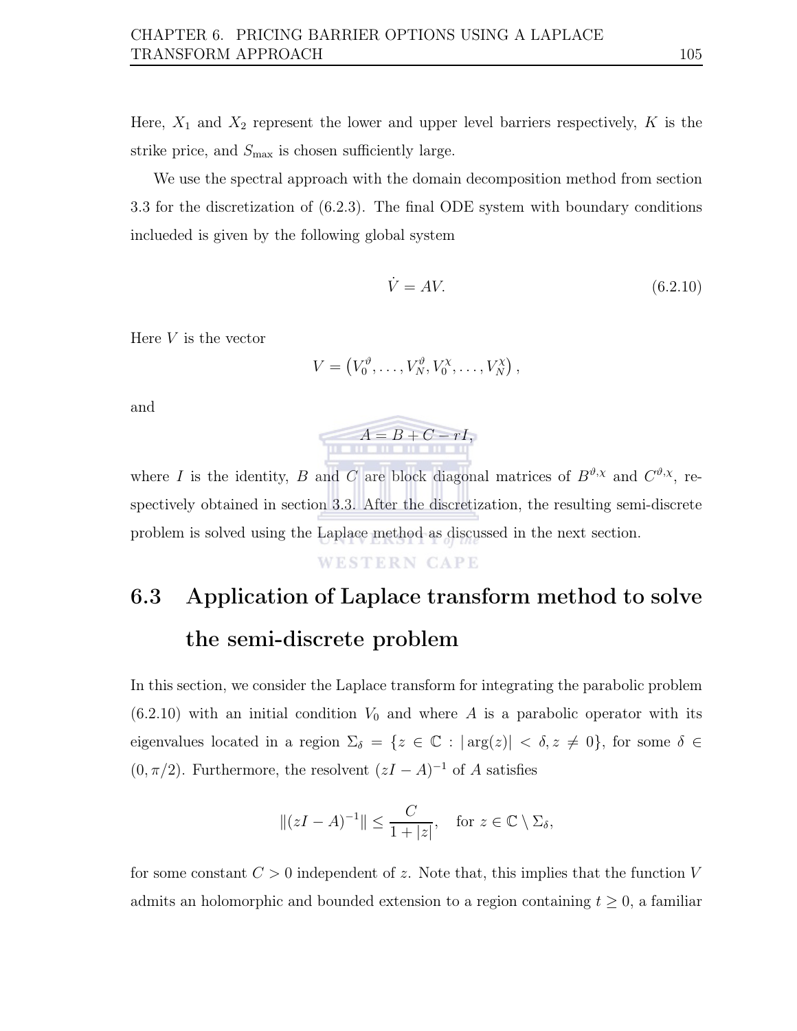Here, $X_1$ and $X_2$ represent the lower and upper level barriers respectively, $K$ is the strike price, and $S_{\max}$ is chosen sufficiently large.

We use the spectral approach with the domain decomposition method from section 3.3 for the discretization of (6.2.3). The final ODE system with boundary conditions inclueded is given by the following global system

$$\dot{V} = AV. \tag{6.2.10}$$

Here $V$ is the vector

$$V = \left(V_0^{\vartheta}, \ldots, V_N^{\vartheta}, V_0^{\chi}, \ldots, V_N^{\chi}\right),$$

and

$$A = B + C - rI,$$

where $I$ is the identity, $B$ and $C$ are block diagonal matrices of $B^{\vartheta,\chi}$ and $C^{\vartheta,\chi}$, respectively obtained in section 3.3. After the discretization, the resulting semi-discrete problem is solved using the Laplace method as discussed in the next section.

## 6.3 Application of Laplace transform method to solve the semi-discrete problem

In this section, we consider the Laplace transform for integrating the parabolic problem (6.2.10) with an initial condition $V_0$ and where $A$ is a parabolic operator with its eigenvalues located in a region $\Sigma_\delta = \{z \in \mathbb{C} : |\arg(z)| < \delta, z \neq 0\}$, for some $\delta \in (0, \pi/2)$. Furthermore, the resolvent $(zI - A)^{-1}$ of $A$ satisfies

$$\|(zI - A)^{-1}\| \leq \frac{C}{1 + |z|}, \quad \text{for } z \in \mathbb{C} \setminus \Sigma_\delta,$$

for some constant $C > 0$ independent of $z$. Note that, this implies that the function $V$ admits an holomorphic and bounded extension to a region containing $t \geq 0$, a familiar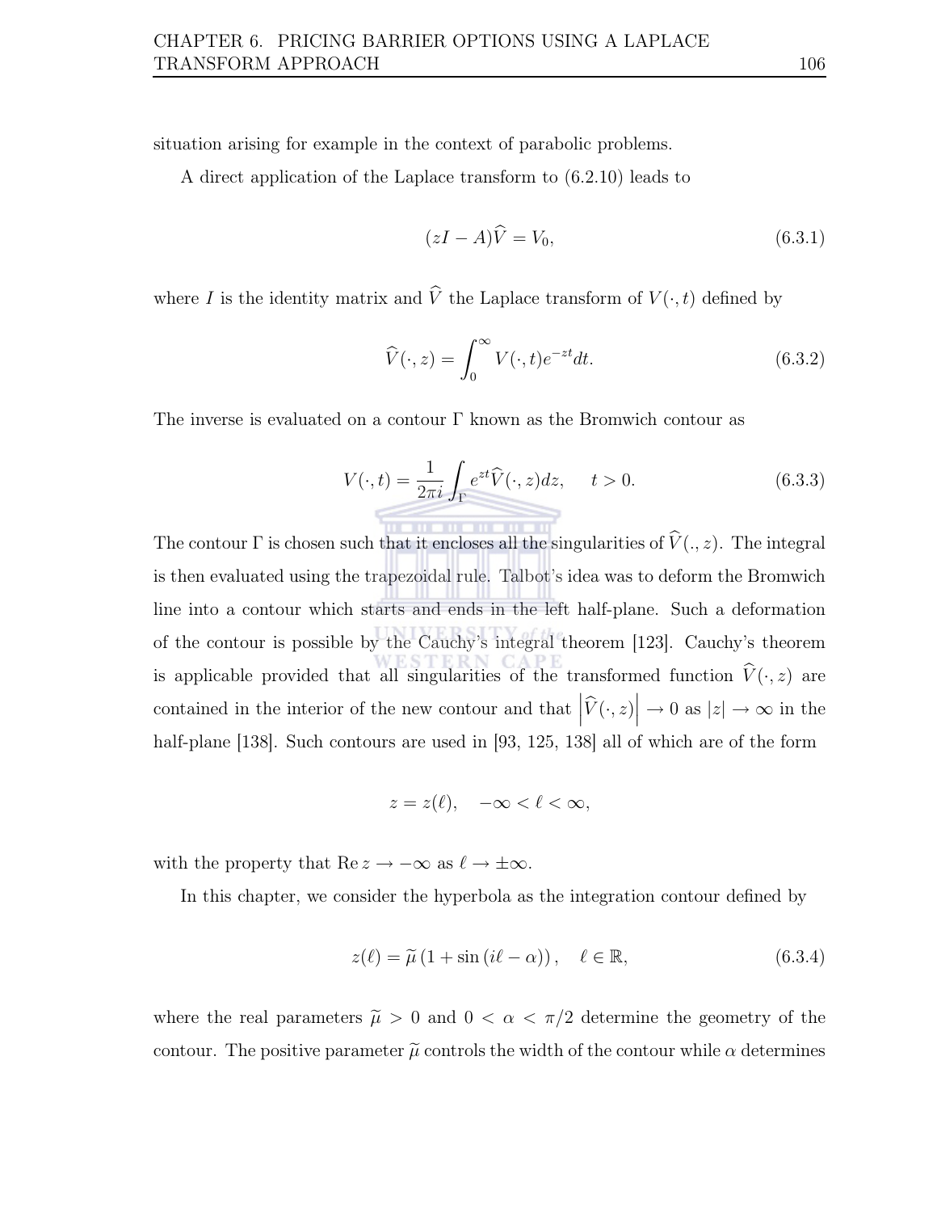situation arising for example in the context of parabolic problems.

A direct application of the Laplace transform to (6.2.10) leads to

$$(zI - A)\widehat{V} = V_0, \tag{6.3.1}$$

where $I$ is the identity matrix and $\widehat{V}$ the Laplace transform of $V(\cdot, t)$ defined by

$$\widehat{V}(\cdot, z) = \int_0^{\infty} V(\cdot, t) e^{-zt} dt. \tag{6.3.2}$$

The inverse is evaluated on a contour $\Gamma$ known as the Bromwich contour as

$$V(\cdot, t) = \frac{1}{2\pi i} \int_{\Gamma} e^{zt} \widehat{V}(\cdot, z) dz, \quad t > 0. \tag{6.3.3}$$

The contour $\Gamma$ is chosen such that it encloses all the singularities of $\widehat{V}(., z)$. The integral is then evaluated using the trapezoidal rule. Talbot's idea was to deform the Bromwich line into a contour which starts and ends in the left half-plane. Such a deformation of the contour is possible by the Cauchy's integral theorem [123]. Cauchy's theorem is applicable provided that all singularities of the transformed function $\widehat{V}(\cdot, z)$ are contained in the interior of the new contour and that $\left|\widehat{V}(\cdot, z)\right| \to 0$ as $|z| \to \infty$ in the half-plane [138]. Such contours are used in [93, 125, 138] all of which are of the form

$$z = z(\ell), \quad -\infty < \ell < \infty,$$

with the property that $\operatorname{Re} z \to -\infty$ as $\ell \to \pm\infty$.

In this chapter, we consider the hyperbola as the integration contour defined by

$$z(\ell) = \widetilde{\mu}\left(1 + \sin\left(i\ell - \alpha\right)\right), \quad \ell \in \mathbb{R}, \tag{6.3.4}$$

where the real parameters $\widetilde{\mu} > 0$ and $0 < \alpha < \pi/2$ determine the geometry of the contour. The positive parameter $\widetilde{\mu}$ controls the width of the contour while $\alpha$ determines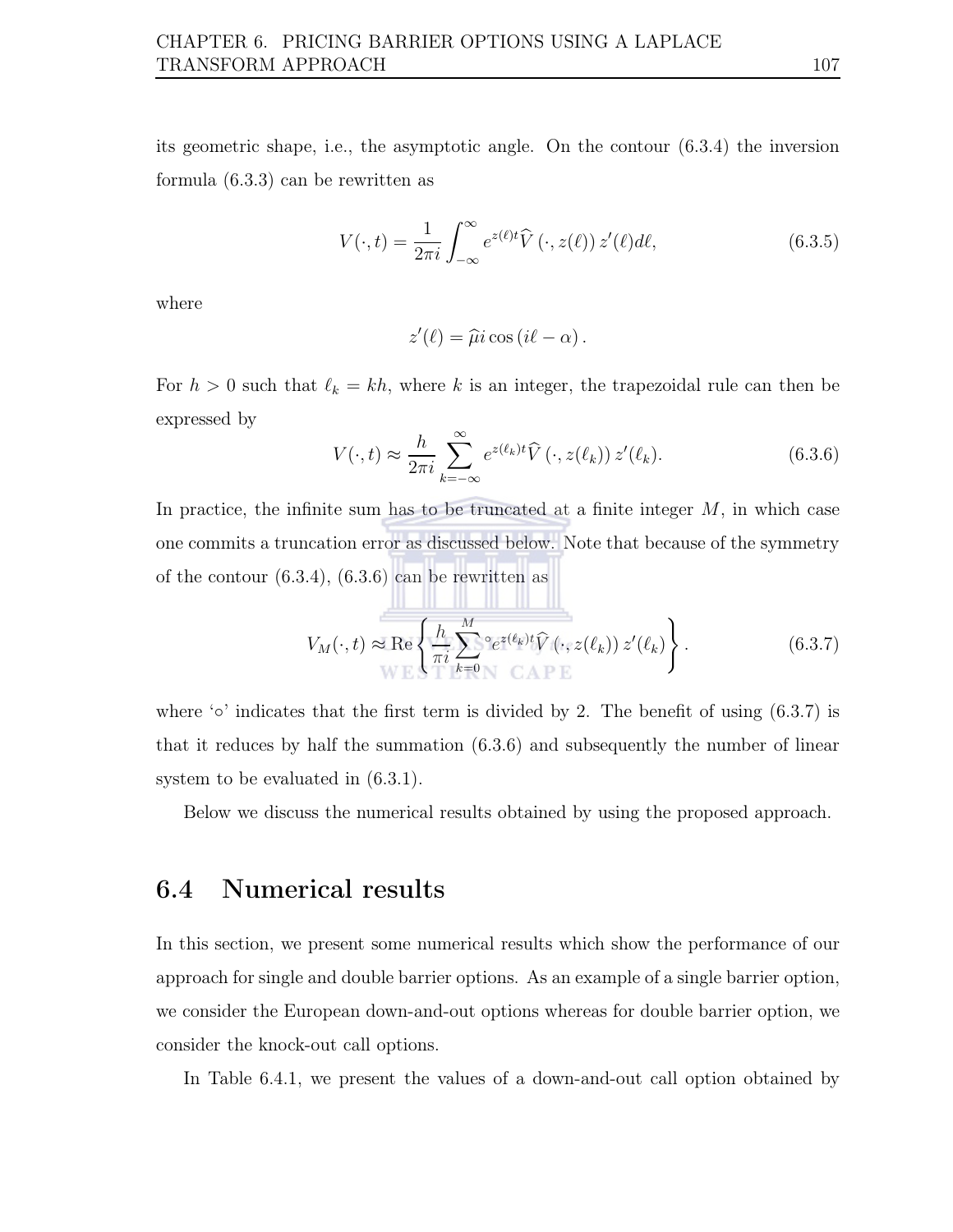its geometric shape, i.e., the asymptotic angle. On the contour (6.3.4) the inversion formula (6.3.3) can be rewritten as

$$V(\cdot,t) = \frac{1}{2\pi i}\int_{-\infty}^{\infty} e^{z(\ell)t}\widehat{V}\left(\cdot, z(\ell)\right) z'(\ell) d\ell, \tag{6.3.5}$$

where

$$z'(\ell) = \widehat{\mu} i \cos\left(i\ell - \alpha\right).$$

For $h > 0$ such that $\ell_k = kh$, where $k$ is an integer, the trapezoidal rule can then be expressed by

$$V(\cdot,t) \approx \frac{h}{2\pi i}\sum_{k=-\infty}^{\infty} e^{z(\ell_k)t}\widehat{V}\left(\cdot, z(\ell_k)\right) z'(\ell_k). \tag{6.3.6}$$

In practice, the infinite sum has to be truncated at a finite integer $M$, in which case one commits a truncation error as discussed below. Note that because of the symmetry of the contour (6.3.4), (6.3.6) can be rewritten as

$$V_M(\cdot,t) \approx \mathrm{Re}\left\{\frac{h}{\pi i}\sum_{k=0}^{M}{}^{\circ} e^{z(\ell_k)t}\widehat{V}\left(\cdot, z(\ell_k)\right) z'(\ell_k)\right\}. \tag{6.3.7}$$

where '$\circ$' indicates that the first term is divided by 2. The benefit of using (6.3.7) is that it reduces by half the summation (6.3.6) and subsequently the number of linear system to be evaluated in (6.3.1).

Below we discuss the numerical results obtained by using the proposed approach.

## 6.4 Numerical results

In this section, we present some numerical results which show the performance of our approach for single and double barrier options. As an example of a single barrier option, we consider the European down-and-out options whereas for double barrier option, we consider the knock-out call options.

In Table 6.4.1, we present the values of a down-and-out call option obtained by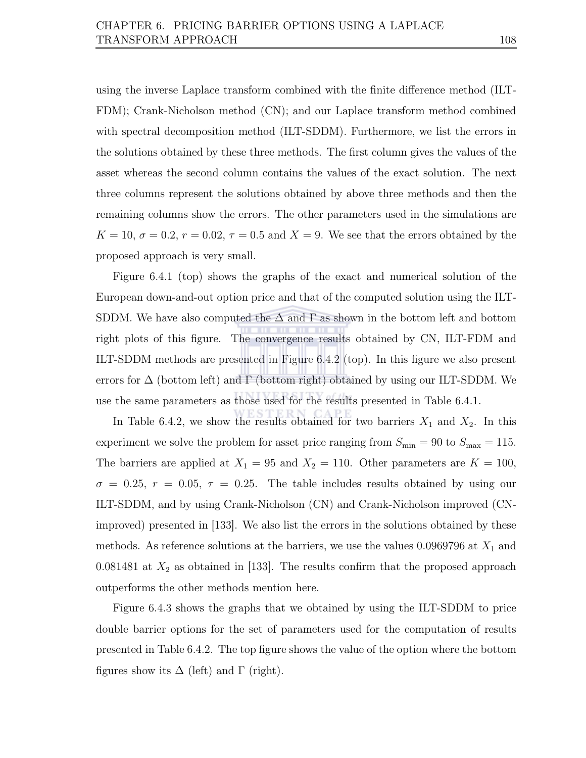using the inverse Laplace transform combined with the finite difference method (ILT-FDM); Crank-Nicholson method (CN); and our Laplace transform method combined with spectral decomposition method (ILT-SDDM). Furthermore, we list the errors in the solutions obtained by these three methods. The first column gives the values of the asset whereas the second column contains the values of the exact solution. The next three columns represent the solutions obtained by above three methods and then the remaining columns show the errors. The other parameters used in the simulations are $K = 10$, $\sigma = 0.2$, $r = 0.02$, $\tau = 0.5$ and $X = 9$. We see that the errors obtained by the proposed approach is very small.

Figure 6.4.1 (top) shows the graphs of the exact and numerical solution of the European down-and-out option price and that of the computed solution using the ILT-SDDM. We have also computed the $\Delta$ and $\Gamma$ as shown in the bottom left and bottom right plots of this figure. The convergence results obtained by CN, ILT-FDM and ILT-SDDM methods are presented in Figure 6.4.2 (top). In this figure we also present errors for $\Delta$ (bottom left) and $\Gamma$ (bottom right) obtained by using our ILT-SDDM. We use the same parameters as those used for the results presented in Table 6.4.1.

In Table 6.4.2, we show the results obtained for two barriers $X_1$ and $X_2$. In this experiment we solve the problem for asset price ranging from $S_{\min} = 90$ to $S_{\max} = 115$. The barriers are applied at $X_1 = 95$ and $X_2 = 110$. Other parameters are $K = 100$, $\sigma = 0.25$, $r = 0.05$, $\tau = 0.25$. The table includes results obtained by using our ILT-SDDM, and by using Crank-Nicholson (CN) and Crank-Nicholson improved (CN-improved) presented in [133]. We also list the errors in the solutions obtained by these methods. As reference solutions at the barriers, we use the values 0.0969796 at $X_1$ and 0.081481 at $X_2$ as obtained in [133]. The results confirm that the proposed approach outperforms the other methods mention here.

Figure 6.4.3 shows the graphs that we obtained by using the ILT-SDDM to price double barrier options for the set of parameters used for the computation of results presented in Table 6.4.2. The top figure shows the value of the option where the bottom figures show its $\Delta$ (left) and $\Gamma$ (right).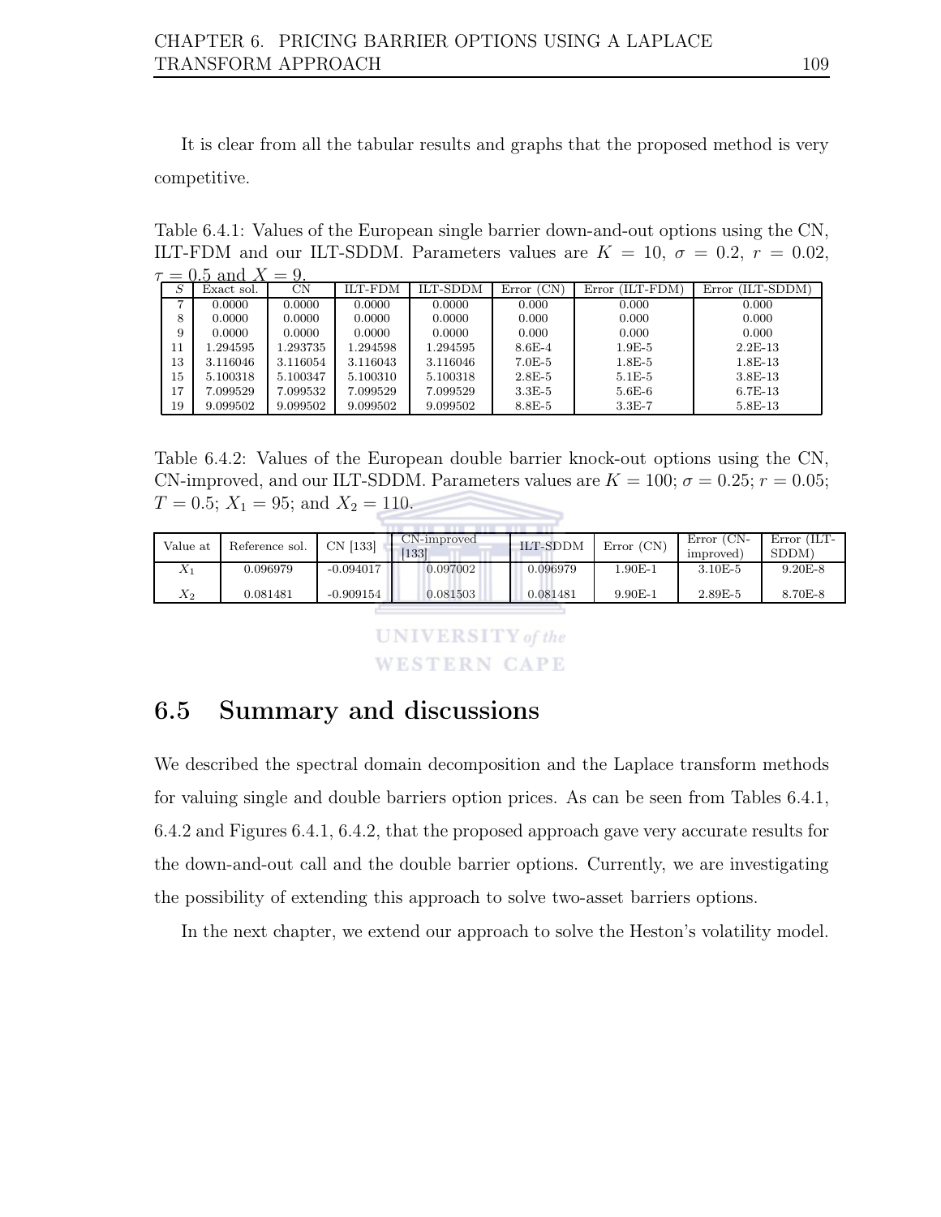It is clear from all the tabular results and graphs that the proposed method is very competitive.

Table 6.4.1: Values of the European single barrier down-and-out options using the CN, ILT-FDM and our ILT-SDDM. Parameters values are $K = 10$, $\sigma = 0.2$, $r = 0.02$, $\tau = 0.5$ and $X = 9$.

| $S$ | Exact sol. | CN | ILT-FDM | ILT-SDDM | Error (CN) | Error (ILT-FDM) | Error (ILT-SDDM) |
|---|---|---|---|---|---|---|---|
| 7 | 0.0000 | 0.0000 | 0.0000 | 0.0000 | 0.000 | 0.000 | 0.000 |
| 8 | 0.0000 | 0.0000 | 0.0000 | 0.0000 | 0.000 | 0.000 | 0.000 |
| 9 | 0.0000 | 0.0000 | 0.0000 | 0.0000 | 0.000 | 0.000 | 0.000 |
| 11 | 1.294595 | 1.293735 | 1.294598 | 1.294595 | 8.6E-4 | 1.9E-5 | 2.2E-13 |
| 13 | 3.116046 | 3.116054 | 3.116043 | 3.116046 | 7.0E-5 | 1.8E-5 | 1.8E-13 |
| 15 | 5.100318 | 5.100347 | 5.100310 | 5.100318 | 2.8E-5 | 5.1E-5 | 3.8E-13 |
| 17 | 7.099529 | 7.099532 | 7.099529 | 7.099529 | 3.3E-5 | 5.6E-6 | 6.7E-13 |
| 19 | 9.099502 | 9.099502 | 9.099502 | 9.099502 | 8.8E-5 | 3.3E-7 | 5.8E-13 |

Table 6.4.2: Values of the European double barrier knock-out options using the CN, CN-improved, and our ILT-SDDM. Parameters values are $K = 100$; $\sigma = 0.25$; $r = 0.05$; $T = 0.5$; $X_1 = 95$; and $X_2 = 110$.

| Value at | Reference sol. | CN [133] | CN-improved [133] | ILT-SDDM | Error (CN) | Error (CN-improved) | Error (ILT-SDDM) |
|---|---|---|---|---|---|---|---|
| $X_1$ | 0.096979 | -0.094017 | 0.097002 | 0.096979 | 1.90E-1 | 3.10E-5 | 9.20E-8 |
| $X_2$ | 0.081481 | -0.909154 | 0.081503 | 0.081481 | 9.90E-1 | 2.89E-5 | 8.70E-8 |

## 6.5 Summary and discussions

We described the spectral domain decomposition and the Laplace transform methods for valuing single and double barriers option prices. As can be seen from Tables 6.4.1, 6.4.2 and Figures 6.4.1, 6.4.2, that the proposed approach gave very accurate results for the down-and-out call and the double barrier options. Currently, we are investigating the possibility of extending this approach to solve two-asset barriers options.

In the next chapter, we extend our approach to solve the Heston's volatility model.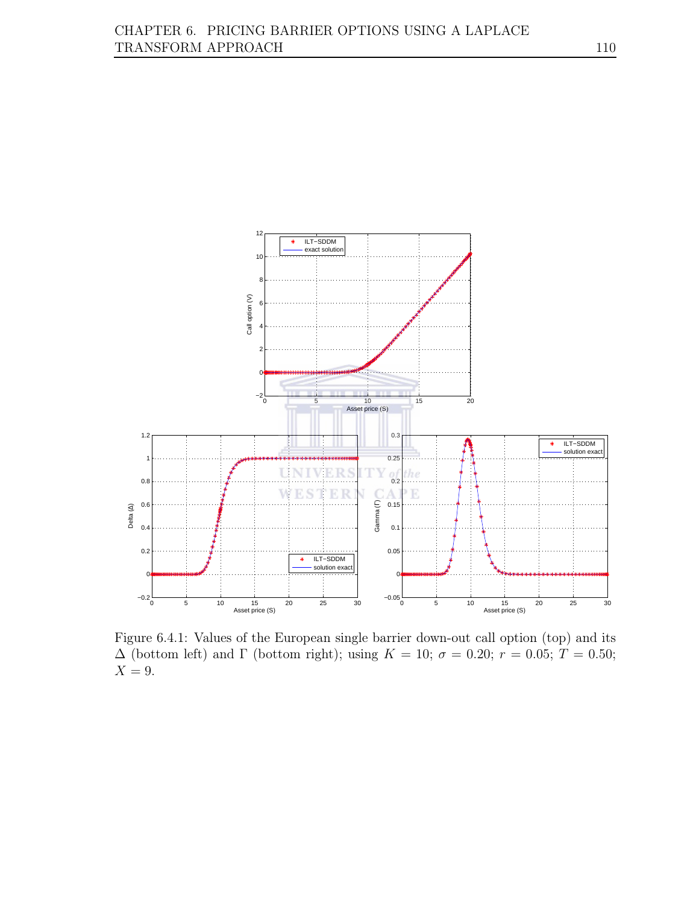Figure 6.4.1: Values of the European single barrier down-out call option (top) and its $\Delta$ (bottom left) and $\Gamma$ (bottom right); using $K = 10$; $\sigma = 0.20$; $r = 0.05$; $T = 0.50$; $X = 9$.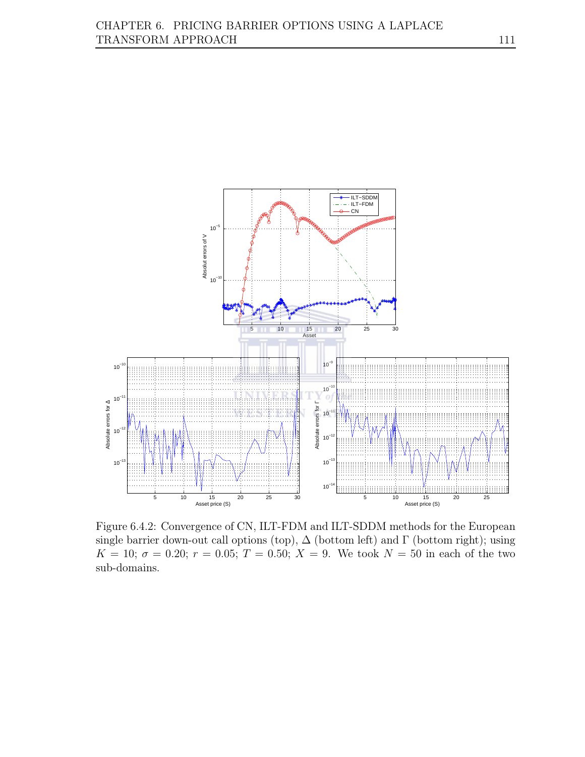Figure 6.4.2: Convergence of CN, ILT-FDM and ILT-SDDM methods for the European single barrier down-out call options (top), $\Delta$ (bottom left) and $\Gamma$ (bottom right); using $K = 10$; $\sigma = 0.20$; $r = 0.05$; $T = 0.50$; $X = 9$. We took $N = 50$ in each of the two sub-domains.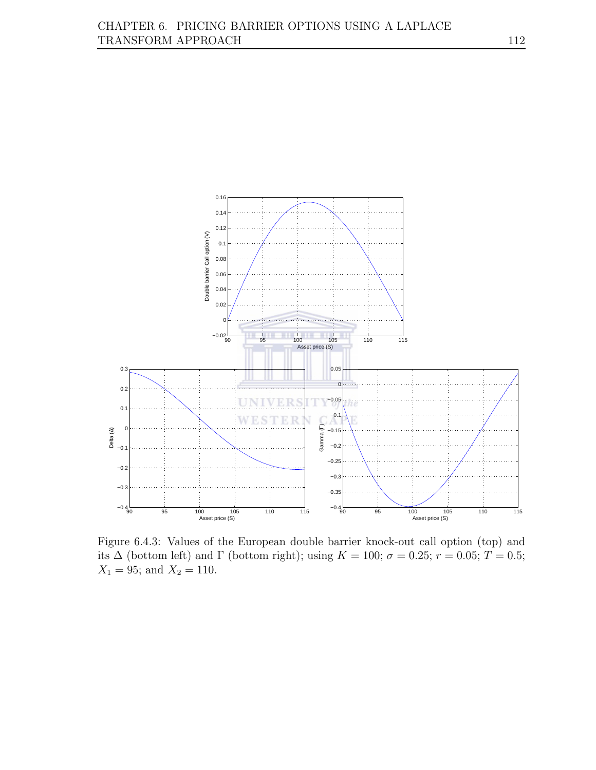Figure 6.4.3: Values of the European double barrier knock-out call option (top) and its $\Delta$ (bottom left) and $\Gamma$ (bottom right); using $K = 100$; $\sigma = 0.25$; $r = 0.05$; $T = 0.5$; $X_1 = 95$; and $X_2 = 110$.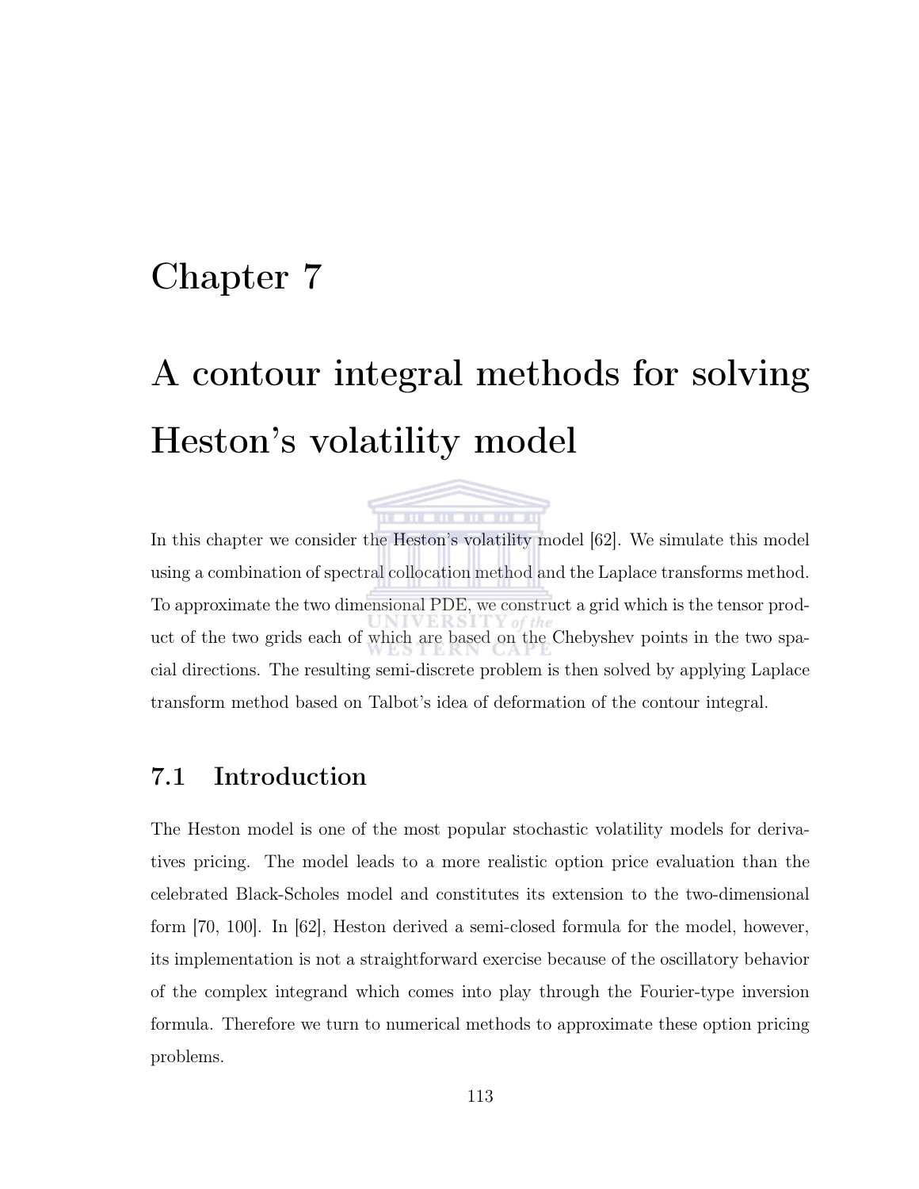# Chapter 7

# A contour integral methods for solving Heston's volatility model

In this chapter we consider the Heston's volatility model [62]. We simulate this model using a combination of spectral collocation method and the Laplace transforms method. To approximate the two dimensional PDE, we construct a grid which is the tensor product of the two grids each of which are based on the Chebyshev points in the two spacial directions. The resulting semi-discrete problem is then solved by applying Laplace transform method based on Talbot's idea of deformation of the contour integral.

## 7.1 Introduction

The Heston model is one of the most popular stochastic volatility models for derivatives pricing. The model leads to a more realistic option price evaluation than the celebrated Black-Scholes model and constitutes its extension to the two-dimensional form [70, 100]. In [62], Heston derived a semi-closed formula for the model, however, its implementation is not a straightforward exercise because of the oscillatory behavior of the complex integrand which comes into play through the Fourier-type inversion formula. Therefore we turn to numerical methods to approximate these option pricing problems.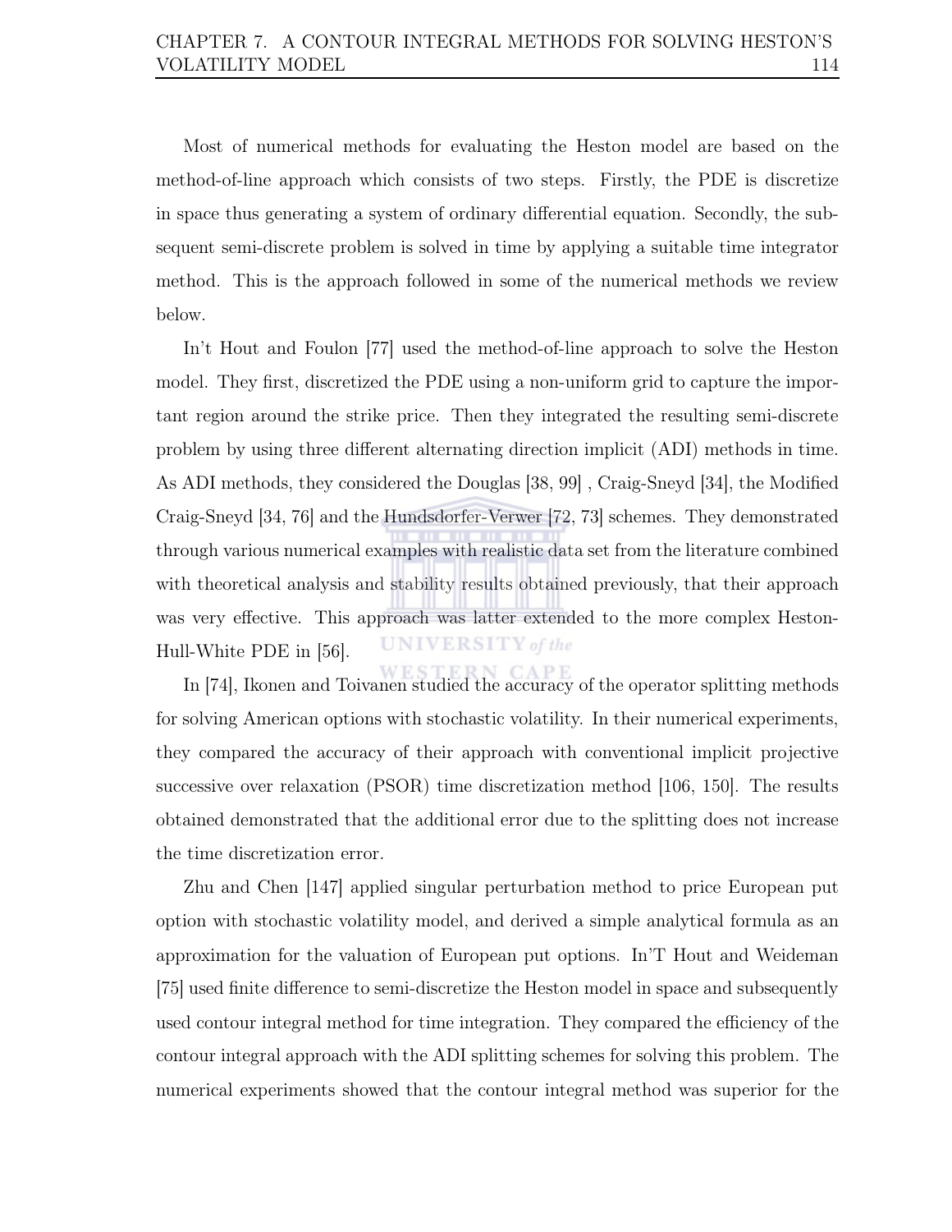Most of numerical methods for evaluating the Heston model are based on the method-of-line approach which consists of two steps. Firstly, the PDE is discretize in space thus generating a system of ordinary differential equation. Secondly, the subsequent semi-discrete problem is solved in time by applying a suitable time integrator method. This is the approach followed in some of the numerical methods we review below.

In't Hout and Foulon [77] used the method-of-line approach to solve the Heston model. They first, discretized the PDE using a non-uniform grid to capture the important region around the strike price. Then they integrated the resulting semi-discrete problem by using three different alternating direction implicit (ADI) methods in time. As ADI methods, they considered the Douglas [38, 99] , Craig-Sneyd [34], the Modified Craig-Sneyd [34, 76] and the Hundsdorfer-Verwer [72, 73] schemes. They demonstrated through various numerical examples with realistic data set from the literature combined with theoretical analysis and stability results obtained previously, that their approach was very effective. This approach was latter extended to the more complex Heston-Hull-White PDE in [56].

In [74], Ikonen and Toivanen studied the accuracy of the operator splitting methods for solving American options with stochastic volatility. In their numerical experiments, they compared the accuracy of their approach with conventional implicit projective successive over relaxation (PSOR) time discretization method [106, 150]. The results obtained demonstrated that the additional error due to the splitting does not increase the time discretization error.

Zhu and Chen [147] applied singular perturbation method to price European put option with stochastic volatility model, and derived a simple analytical formula as an approximation for the valuation of European put options. In'T Hout and Weideman [75] used finite difference to semi-discretize the Heston model in space and subsequently used contour integral method for time integration. They compared the efficiency of the contour integral approach with the ADI splitting schemes for solving this problem. The numerical experiments showed that the contour integral method was superior for the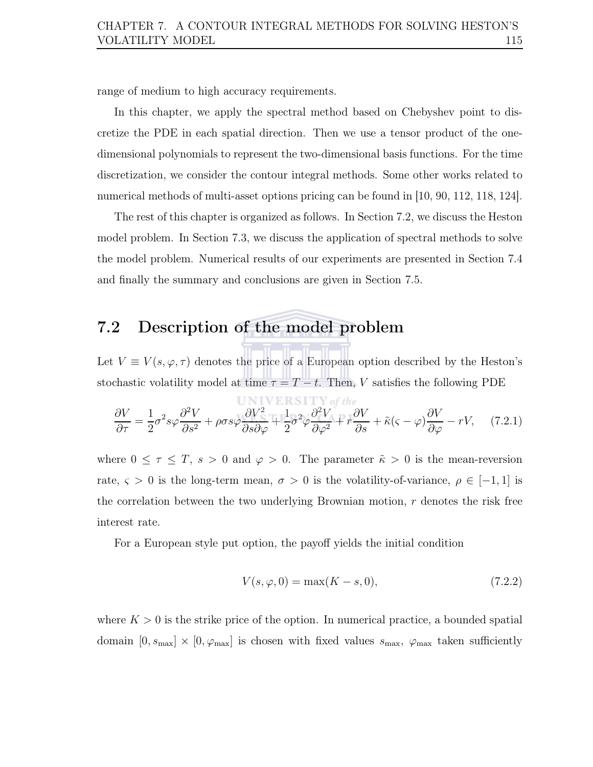range of medium to high accuracy requirements.

In this chapter, we apply the spectral method based on Chebyshev point to discretize the PDE in each spatial direction. Then we use a tensor product of the one-dimensional polynomials to represent the two-dimensional basis functions. For the time discretization, we consider the contour integral methods. Some other works related to numerical methods of multi-asset options pricing can be found in [10, 90, 112, 118, 124].

The rest of this chapter is organized as follows. In Section 7.2, we discuss the Heston model problem. In Section 7.3, we discuss the application of spectral methods to solve the model problem. Numerical results of our experiments are presented in Section 7.4 and finally the summary and conclusions are given in Section 7.5.

## 7.2 Description of the model problem

Let $V \equiv V(s, \varphi, \tau)$ denotes the price of a European option described by the Heston's stochastic volatility model at time $\tau = T - t$. Then, $V$ satisfies the following PDE

$$\frac{\partial V}{\partial \tau} = \frac{1}{2}\sigma^2 s\varphi \frac{\partial^2 V}{\partial s^2} + \rho\sigma s\varphi \frac{\partial V^2}{\partial s \partial \varphi} + \frac{1}{2}\sigma^2 \varphi \frac{\partial^2 V}{\partial \varphi^2} + r\frac{\partial V}{\partial s} + \tilde{\kappa}(\varsigma - \varphi)\frac{\partial V}{\partial \varphi} - rV, \quad (7.2.1)$$

where $0 \leq \tau \leq T$, $s > 0$ and $\varphi > 0$. The parameter $\tilde{\kappa} > 0$ is the mean-reversion rate, $\varsigma > 0$ is the long-term mean, $\sigma > 0$ is the volatility-of-variance, $\rho \in [-1, 1]$ is the correlation between the two underlying Brownian motion, $r$ denotes the risk free interest rate.

For a European style put option, the payoff yields the initial condition

$$V(s, \varphi, 0) = \max(K - s, 0), \quad (7.2.2)$$

where $K > 0$ is the strike price of the option. In numerical practice, a bounded spatial domain $[0, s_{\max}] \times [0, \varphi_{\max}]$ is chosen with fixed values $s_{\max}$, $\varphi_{\max}$ taken sufficiently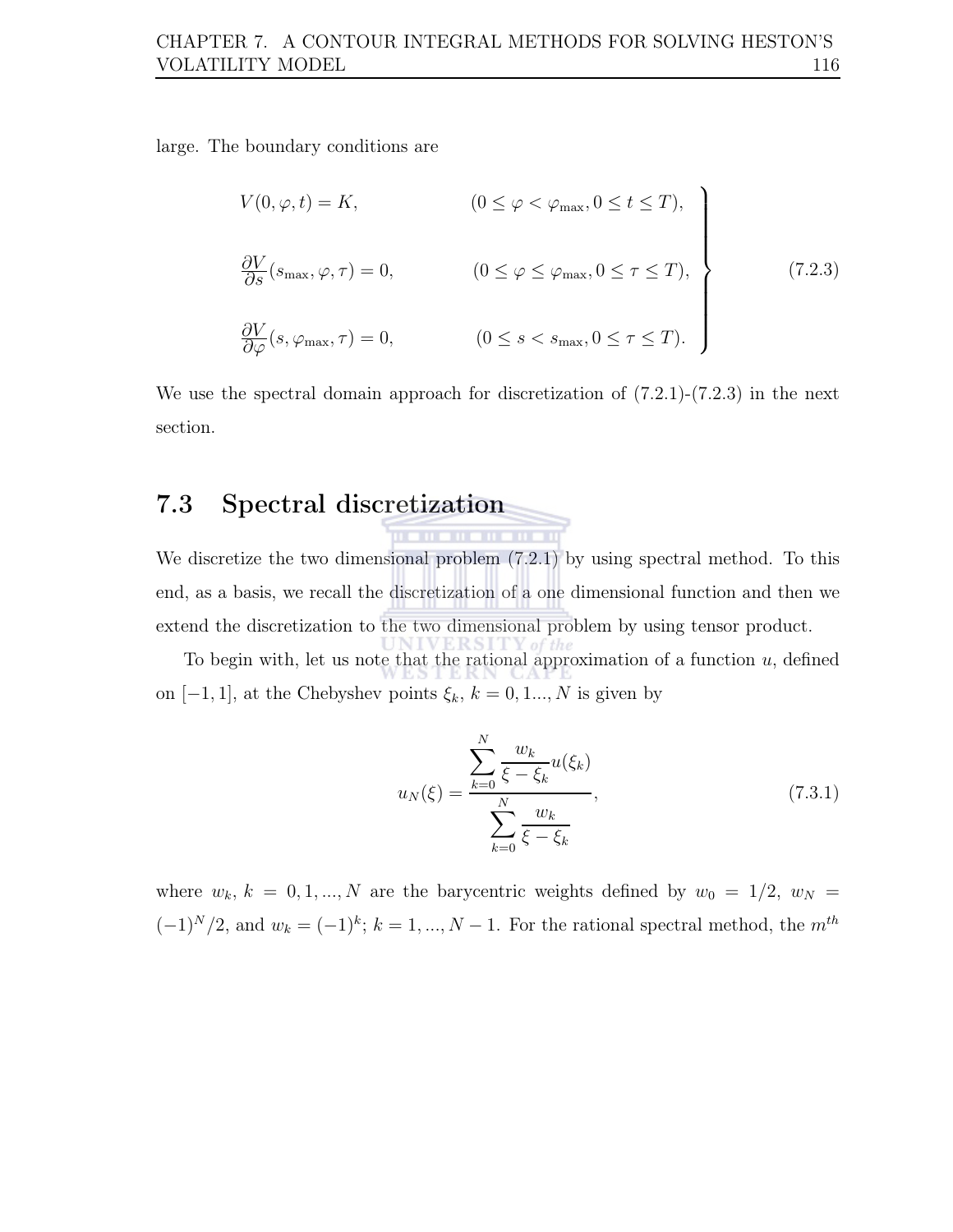large. The boundary conditions are

$$
\left.
\begin{aligned}
&V(0, \varphi, t) = K, && (0 \leq \varphi < \varphi_{\max}, 0 \leq t \leq T), \\
&\frac{\partial V}{\partial s}(s_{\max}, \varphi, \tau) = 0, && (0 \leq \varphi \leq \varphi_{\max}, 0 \leq \tau \leq T), \\
&\frac{\partial V}{\partial \varphi}(s, \varphi_{\max}, \tau) = 0, && (0 \leq s < s_{\max}, 0 \leq \tau \leq T).
\end{aligned}
\right\} \tag{7.2.3}
$$

We use the spectral domain approach for discretization of (7.2.1)-(7.2.3) in the next section.

## 7.3 Spectral discretization

We discretize the two dimensional problem (7.2.1) by using spectral method. To this end, as a basis, we recall the discretization of a one dimensional function and then we extend the discretization to the two dimensional problem by using tensor product.

To begin with, let us note that the rational approximation of a function $u$, defined on $[-1, 1]$, at the Chebyshev points $\xi_k$, $k = 0, 1..., N$ is given by

$$
u_N(\xi) = \frac{\displaystyle\sum_{k=0}^{N} \frac{w_k}{\xi - \xi_k} u(\xi_k)}{\displaystyle\sum_{k=0}^{N} \frac{w_k}{\xi - \xi_k}}, \tag{7.3.1}
$$

where $w_k$, $k = 0, 1, ..., N$ are the barycentric weights defined by $w_0 = 1/2$, $w_N = (-1)^N/2$, and $w_k = (-1)^k$; $k = 1, ..., N-1$. For the rational spectral method, the $m^{th}$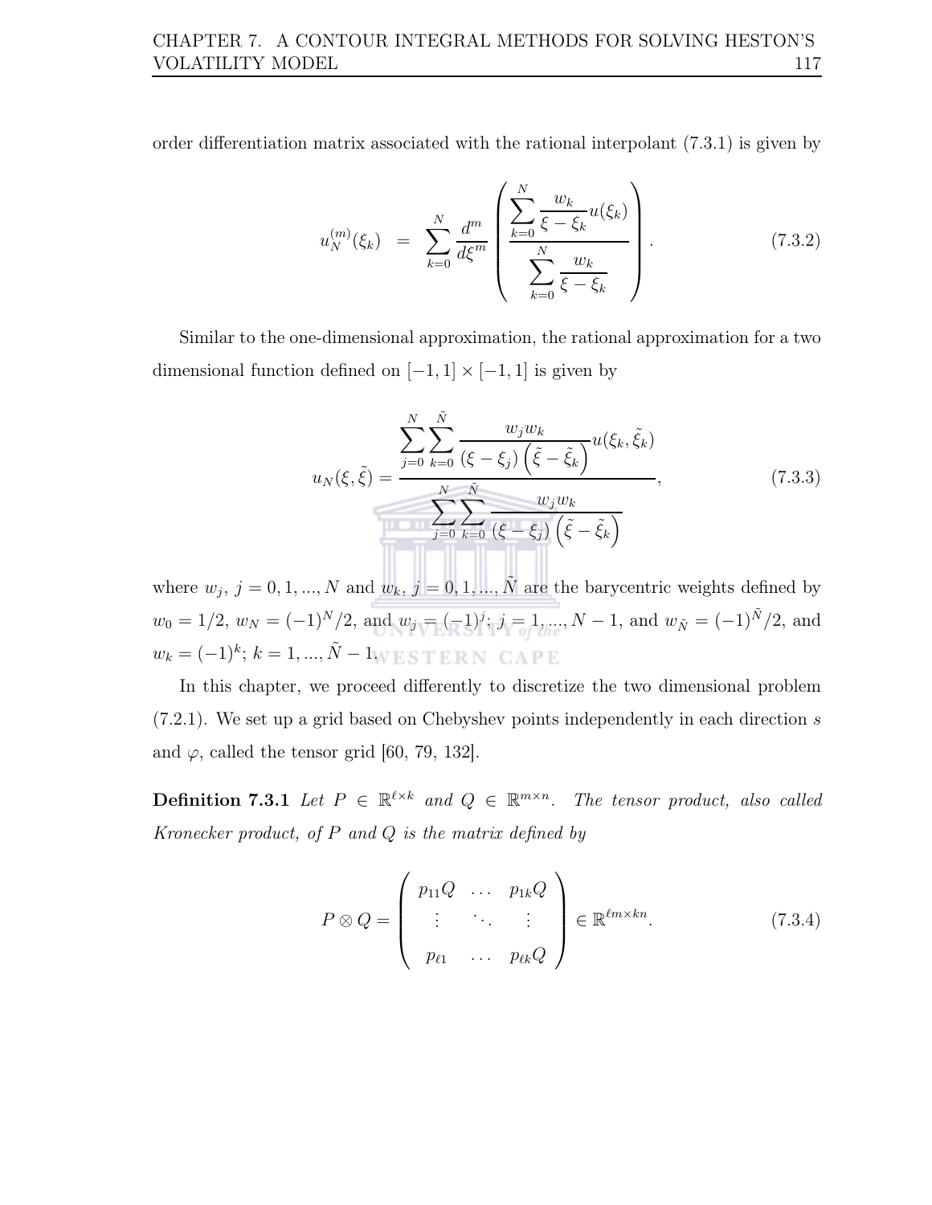order differentiation matrix associated with the rational interpolant (7.3.1) is given by

$$u_N^{(m)}(\xi_k) = \sum_{k=0}^{N} \frac{d^m}{d\xi^m} \left( \frac{\displaystyle\sum_{k=0}^{N} \frac{w_k}{\xi - \xi_k} u(\xi_k)}{\displaystyle\sum_{k=0}^{N} \frac{w_k}{\xi - \xi_k}} \right). \tag{7.3.2}$$

Similar to the one-dimensional approximation, the rational approximation for a two dimensional function defined on $[-1, 1] \times [-1, 1]$ is given by

$$u_N(\xi, \tilde{\xi}) = \frac{\displaystyle\sum_{j=0}^{N} \sum_{k=0}^{\tilde{N}} \frac{w_j w_k}{(\xi - \xi_j)\left(\tilde{\xi} - \tilde{\xi}_k\right)} u(\xi_k, \tilde{\xi}_k)}{\displaystyle\sum_{j=0}^{N} \sum_{k=0}^{\tilde{N}} \frac{w_j w_k}{(\xi - \xi_j)\left(\tilde{\xi} - \tilde{\xi}_k\right)}}, \tag{7.3.3}$$

where $w_j$, $j = 0, 1, ..., N$ and $w_k$, $j = 0, 1, ..., \tilde{N}$ are the barycentric weights defined by $w_0 = 1/2$, $w_N = (-1)^N/2$, and $w_j = (-1)^j$; $j = 1, ..., N-1$, and $w_{\tilde{N}} = (-1)^{\tilde{N}}/2$, and $w_k = (-1)^k$; $k = 1, ..., \tilde{N} - 1$.

In this chapter, we proceed differently to discretize the two dimensional problem (7.2.1). We set up a grid based on Chebyshev points independently in each direction $s$ and $\varphi$, called the tensor grid [60, 79, 132].

**Definition 7.3.1** *Let $P \in \mathbb{R}^{\ell \times k}$ and $Q \in \mathbb{R}^{m \times n}$. The tensor product, also called Kronecker product, of $P$ and $Q$ is the matrix defined by*

$$P \otimes Q = \begin{pmatrix} p_{11}Q & \dots & p_{1k}Q \\ \vdots & \ddots & \vdots \\ p_{\ell 1} & \dots & p_{\ell k}Q \end{pmatrix} \in \mathbb{R}^{\ell m \times kn}. \tag{7.3.4}$$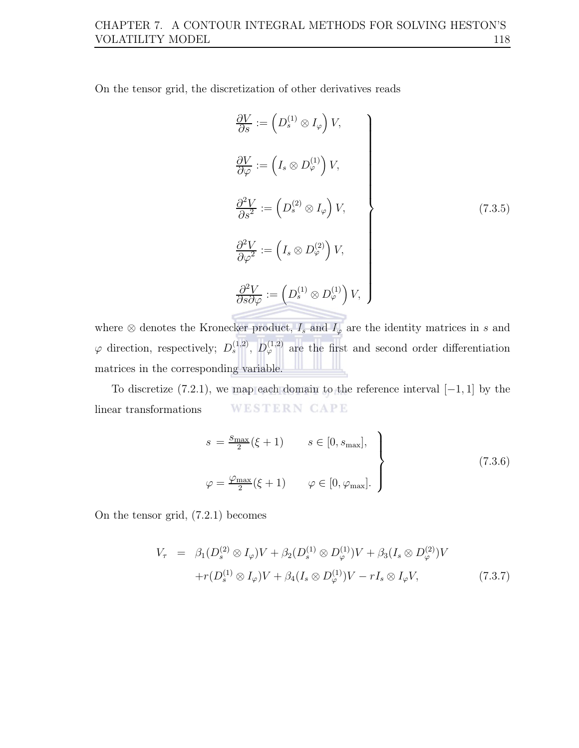On the tensor grid, the discretization of other derivatives reads

$$
\left.
\begin{aligned}
\frac{\partial V}{\partial s} &:= \left(D_s^{(1)} \otimes I_\varphi\right) V, \\
\frac{\partial V}{\partial \varphi} &:= \left(I_s \otimes D_\varphi^{(1)}\right) V, \\
\frac{\partial^2 V}{\partial s^2} &:= \left(D_s^{(2)} \otimes I_\varphi\right) V, \\
\frac{\partial^2 V}{\partial \varphi^2} &:= \left(I_s \otimes D_\varphi^{(2)}\right) V, \\
\frac{\partial^2 V}{\partial s \partial \varphi} &:= \left(D_s^{(1)} \otimes D_\varphi^{(1)}\right) V,
\end{aligned}
\right\}
\tag{7.3.5}
$$

where $\otimes$ denotes the Kronecker product, $I_s$ and $I_\varphi$ are the identity matrices in $s$ and $\varphi$ direction, respectively; $D_s^{(1,2)}$, $D_\varphi^{(1,2)}$ are the first and second order differentiation matrices in the corresponding variable.

To discretize (7.2.1), we map each domain to the reference interval $[-1, 1]$ by the linear transformations

$$
\left.
\begin{aligned}
s &= \tfrac{s_{\max}}{2}(\xi + 1) \qquad s \in [0, s_{\max}], \\
\varphi &= \tfrac{\varphi_{\max}}{2}(\xi + 1) \qquad \varphi \in [0, \varphi_{\max}].
\end{aligned}
\right\}
\tag{7.3.6}
$$

On the tensor grid, (7.2.1) becomes

$$
\begin{aligned}
V_\tau &= \beta_1 (D_s^{(2)} \otimes I_\varphi) V + \beta_2 (D_s^{(1)} \otimes D_\varphi^{(1)}) V + \beta_3 (I_s \otimes D_\varphi^{(2)}) V \\
&\quad + r (D_s^{(1)} \otimes I_\varphi) V + \beta_4 (I_s \otimes D_\varphi^{(1)}) V - r I_s \otimes I_\varphi V,
\end{aligned}
\tag{7.3.7}
$$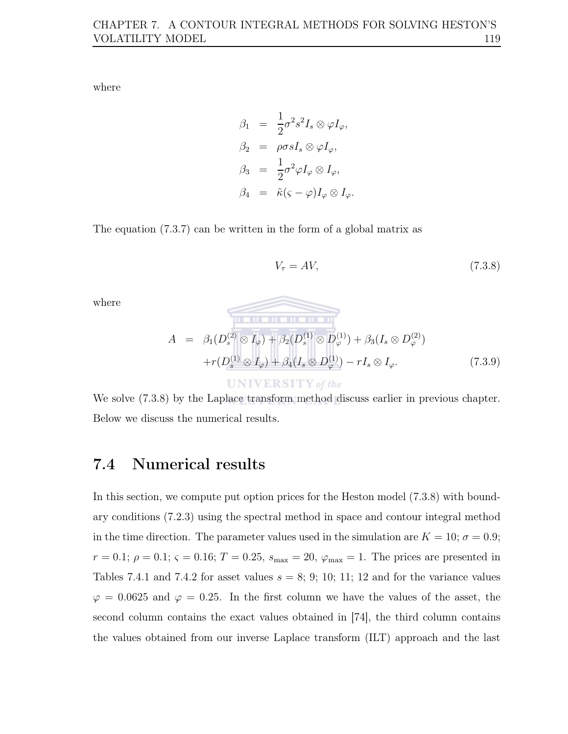where

$$
\begin{aligned}
\beta_1 &= \frac{1}{2}\sigma^2 s^2 I_s \otimes \varphi I_\varphi, \\
\beta_2 &= \rho\sigma s I_s \otimes \varphi I_\varphi, \\
\beta_3 &= \frac{1}{2}\sigma^2 \varphi I_\varphi \otimes I_\varphi, \\
\beta_4 &= \tilde{\kappa}(\varsigma - \varphi) I_\varphi \otimes I_\varphi.
\end{aligned}
$$

The equation (7.3.7) can be written in the form of a global matrix as

$$
V_\tau = AV, \tag{7.3.8}
$$

where

$$
\begin{aligned}
A &= \beta_1(D_s^{(2)} \otimes I_\varphi) + \beta_2(D_s^{(1)} \otimes D_\varphi^{(1)}) + \beta_3(I_s \otimes D_\varphi^{(2)}) \\
&\quad + r(D_s^{(1)} \otimes I_\varphi) + \beta_4(I_s \otimes D_\varphi^{(1)}) - r I_s \otimes I_\varphi.
\end{aligned} \tag{7.3.9}
$$

We solve (7.3.8) by the Laplace transform method discuss earlier in previous chapter. Below we discuss the numerical results.

## 7.4 Numerical results

In this section, we compute put option prices for the Heston model (7.3.8) with boundary conditions (7.2.3) using the spectral method in space and contour integral method in the time direction. The parameter values used in the simulation are $K = 10$; $\sigma = 0.9$; $r = 0.1$; $\rho = 0.1$; $\varsigma = 0.16$; $T = 0.25$, $s_{\max} = 20$, $\varphi_{\max} = 1$. The prices are presented in Tables 7.4.1 and 7.4.2 for asset values $s = 8$; 9; 10; 11; 12 and for the variance values $\varphi = 0.0625$ and $\varphi = 0.25$. In the first column we have the values of the asset, the second column contains the exact values obtained in [74], the third column contains the values obtained from our inverse Laplace transform (ILT) approach and the last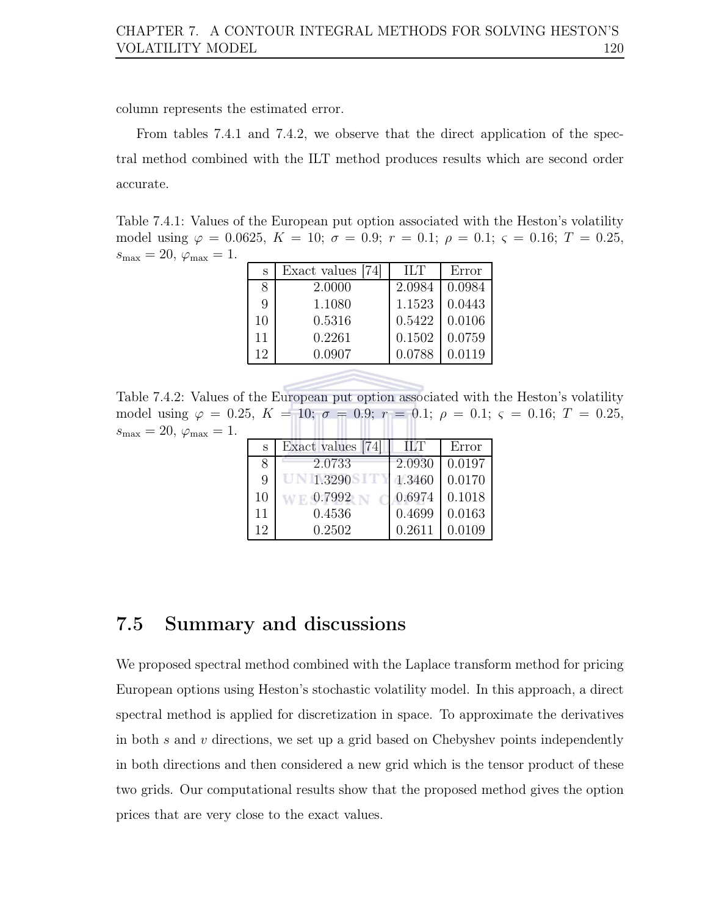column represents the estimated error.

From tables 7.4.1 and 7.4.2, we observe that the direct application of the spectral method combined with the ILT method produces results which are second order accurate.

Table 7.4.1: Values of the European put option associated with the Heston's volatility model using $\varphi = 0.0625$, $K = 10$; $\sigma = 0.9$; $r = 0.1$; $\rho = 0.1$; $\varsigma = 0.16$; $T = 0.25$, $s_{\max} = 20$, $\varphi_{\max} = 1$.

| s | Exact values [74] | ILT | Error |
|---|---|---|---|
| 8 | 2.0000 | 2.0984 | 0.0984 |
| 9 | 1.1080 | 1.1523 | 0.0443 |
| 10 | 0.5316 | 0.5422 | 0.0106 |
| 11 | 0.2261 | 0.1502 | 0.0759 |
| 12 | 0.0907 | 0.0788 | 0.0119 |

Table 7.4.2: Values of the European put option associated with the Heston's volatility model using $\varphi = 0.25$, $K = 10$; $\sigma = 0.9$; $r = 0.1$; $\rho = 0.1$; $\varsigma = 0.16$; $T = 0.25$, $s_{\max} = 20$, $\varphi_{\max} = 1$.

| s | Exact values [74] | ILT | Error |
|---|---|---|---|
| 8 | 2.0733 | 2.0930 | 0.0197 |
| 9 | 1.3290 | 1.3460 | 0.0170 |
| 10 | 0.7992 | 0.6974 | 0.1018 |
| 11 | 0.4536 | 0.4699 | 0.0163 |
| 12 | 0.2502 | 0.2611 | 0.0109 |

## 7.5 Summary and discussions

We proposed spectral method combined with the Laplace transform method for pricing European options using Heston's stochastic volatility model. In this approach, a direct spectral method is applied for discretization in space. To approximate the derivatives in both $s$ and $v$ directions, we set up a grid based on Chebyshev points independently in both directions and then considered a new grid which is the tensor product of these two grids. Our computational results show that the proposed method gives the option prices that are very close to the exact values.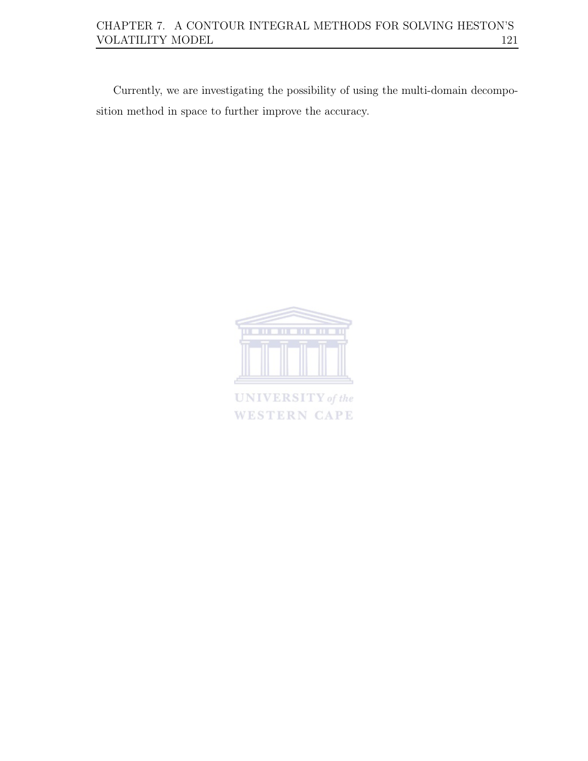Currently, we are investigating the possibility of using the multi-domain decomposition method in space to further improve the accuracy.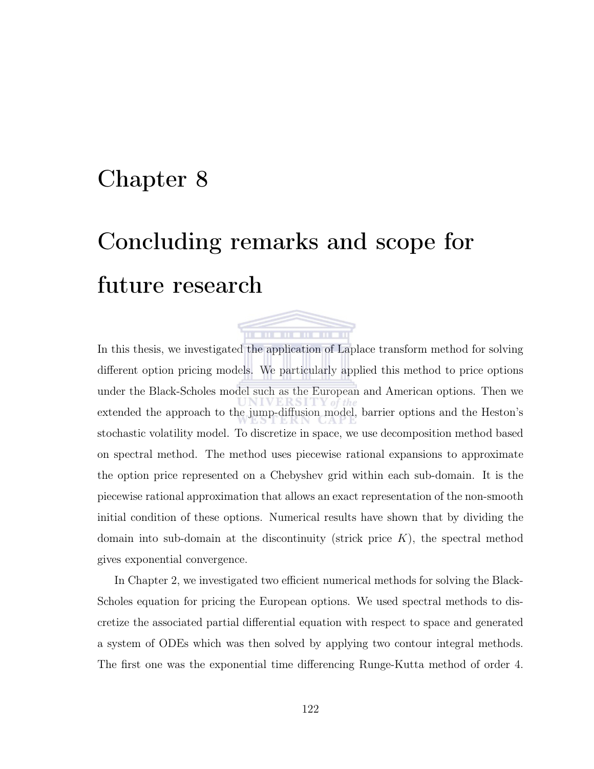# Chapter 8

# Concluding remarks and scope for future research

In this thesis, we investigated the application of Laplace transform method for solving different option pricing models. We particularly applied this method to price options under the Black-Scholes model such as the European and American options. Then we extended the approach to the jump-diffusion model, barrier options and the Heston's stochastic volatility model. To discretize in space, we use decomposition method based on spectral method. The method uses piecewise rational expansions to approximate the option price represented on a Chebyshev grid within each sub-domain. It is the piecewise rational approximation that allows an exact representation of the non-smooth initial condition of these options. Numerical results have shown that by dividing the domain into sub-domain at the discontinuity (strick price $K$), the spectral method gives exponential convergence.

In Chapter 2, we investigated two efficient numerical methods for solving the Black-Scholes equation for pricing the European options. We used spectral methods to discretize the associated partial differential equation with respect to space and generated a system of ODEs which was then solved by applying two contour integral methods. The first one was the exponential time differencing Runge-Kutta method of order 4.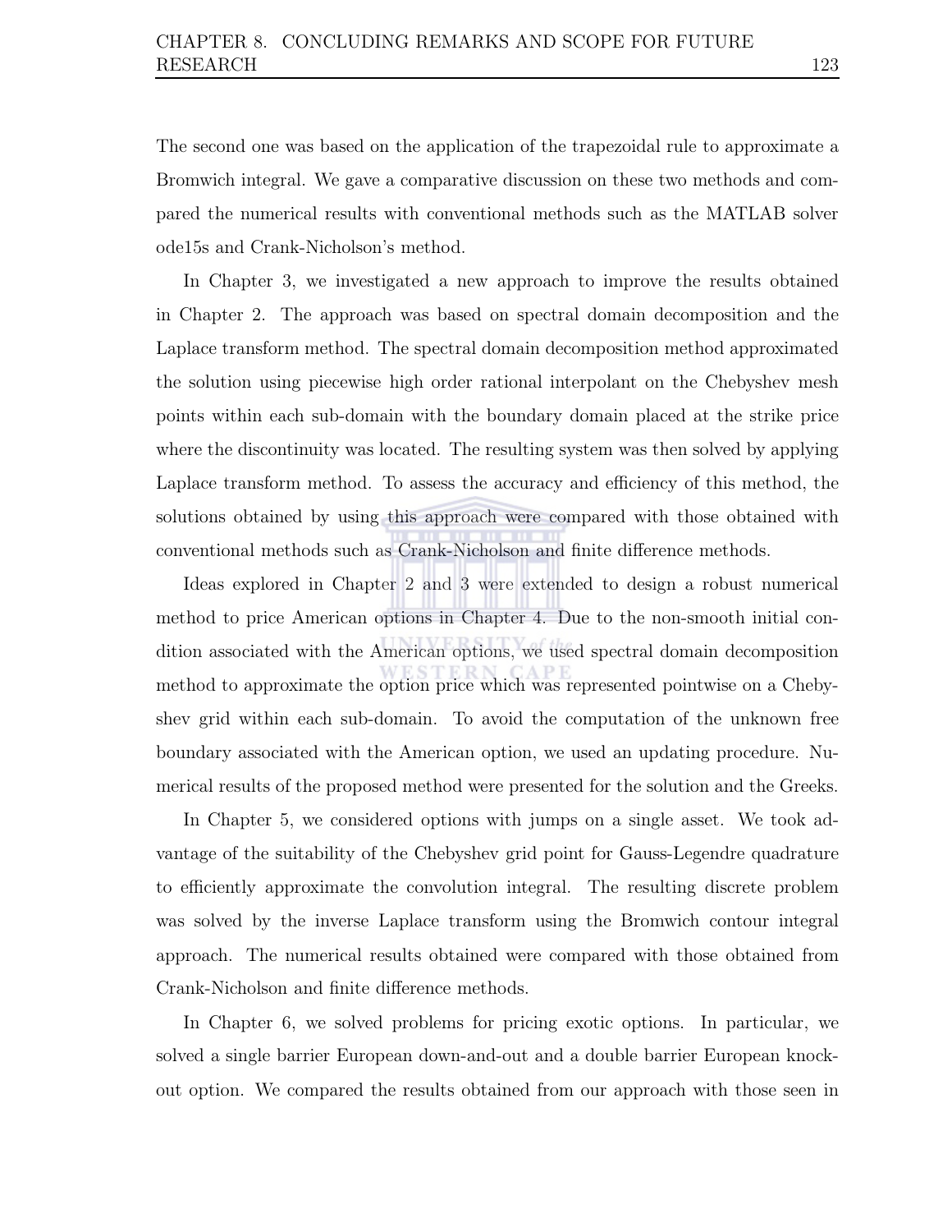The second one was based on the application of the trapezoidal rule to approximate a Bromwich integral. We gave a comparative discussion on these two methods and compared the numerical results with conventional methods such as the MATLAB solver ode15s and Crank-Nicholson's method.

In Chapter 3, we investigated a new approach to improve the results obtained in Chapter 2. The approach was based on spectral domain decomposition and the Laplace transform method. The spectral domain decomposition method approximated the solution using piecewise high order rational interpolant on the Chebyshev mesh points within each sub-domain with the boundary domain placed at the strike price where the discontinuity was located. The resulting system was then solved by applying Laplace transform method. To assess the accuracy and efficiency of this method, the solutions obtained by using this approach were compared with those obtained with conventional methods such as Crank-Nicholson and finite difference methods.

Ideas explored in Chapter 2 and 3 were extended to design a robust numerical method to price American options in Chapter 4. Due to the non-smooth initial condition associated with the American options, we used spectral domain decomposition method to approximate the option price which was represented pointwise on a Chebyshev grid within each sub-domain. To avoid the computation of the unknown free boundary associated with the American option, we used an updating procedure. Numerical results of the proposed method were presented for the solution and the Greeks.

In Chapter 5, we considered options with jumps on a single asset. We took advantage of the suitability of the Chebyshev grid point for Gauss-Legendre quadrature to efficiently approximate the convolution integral. The resulting discrete problem was solved by the inverse Laplace transform using the Bromwich contour integral approach. The numerical results obtained were compared with those obtained from Crank-Nicholson and finite difference methods.

In Chapter 6, we solved problems for pricing exotic options. In particular, we solved a single barrier European down-and-out and a double barrier European knock-out option. We compared the results obtained from our approach with those seen in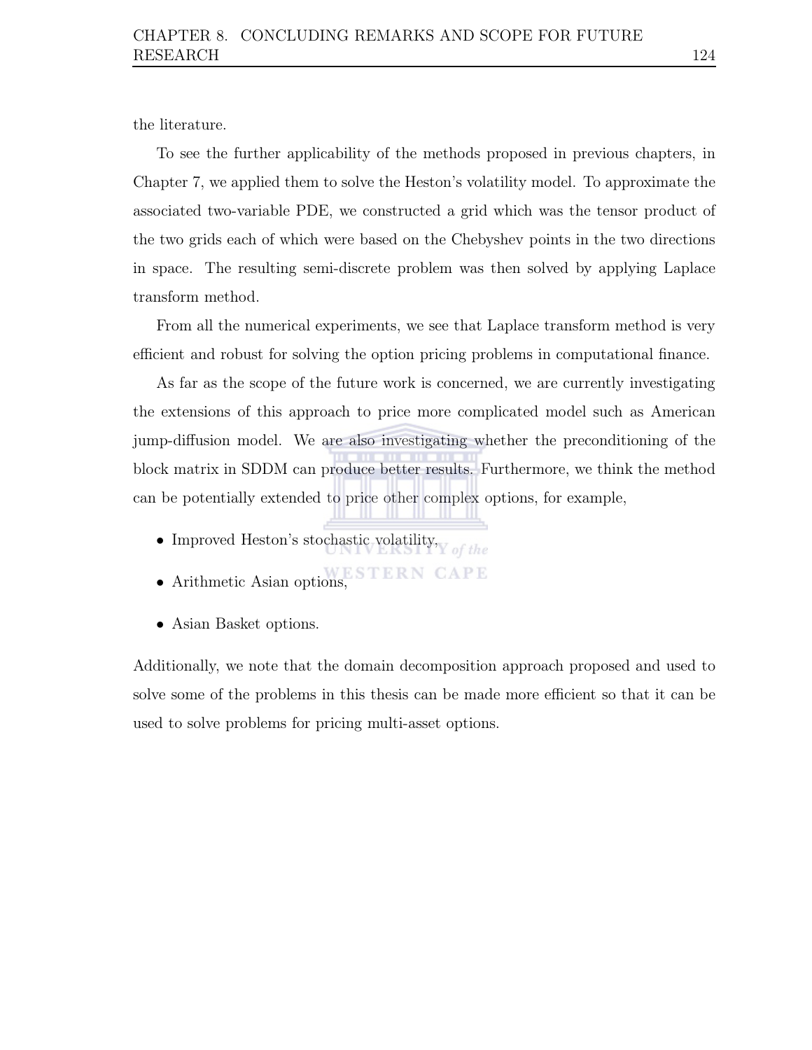the literature.

To see the further applicability of the methods proposed in previous chapters, in Chapter 7, we applied them to solve the Heston's volatility model. To approximate the associated two-variable PDE, we constructed a grid which was the tensor product of the two grids each of which were based on the Chebyshev points in the two directions in space. The resulting semi-discrete problem was then solved by applying Laplace transform method.

From all the numerical experiments, we see that Laplace transform method is very efficient and robust for solving the option pricing problems in computational finance.

As far as the scope of the future work is concerned, we are currently investigating the extensions of this approach to price more complicated model such as American jump-diffusion model. We are also investigating whether the preconditioning of the block matrix in SDDM can produce better results. Furthermore, we think the method can be potentially extended to price other complex options, for example,

- Improved Heston's stochastic volatility,
- Arithmetic Asian options,
- Asian Basket options.

Additionally, we note that the domain decomposition approach proposed and used to solve some of the problems in this thesis can be made more efficient so that it can be used to solve problems for pricing multi-asset options.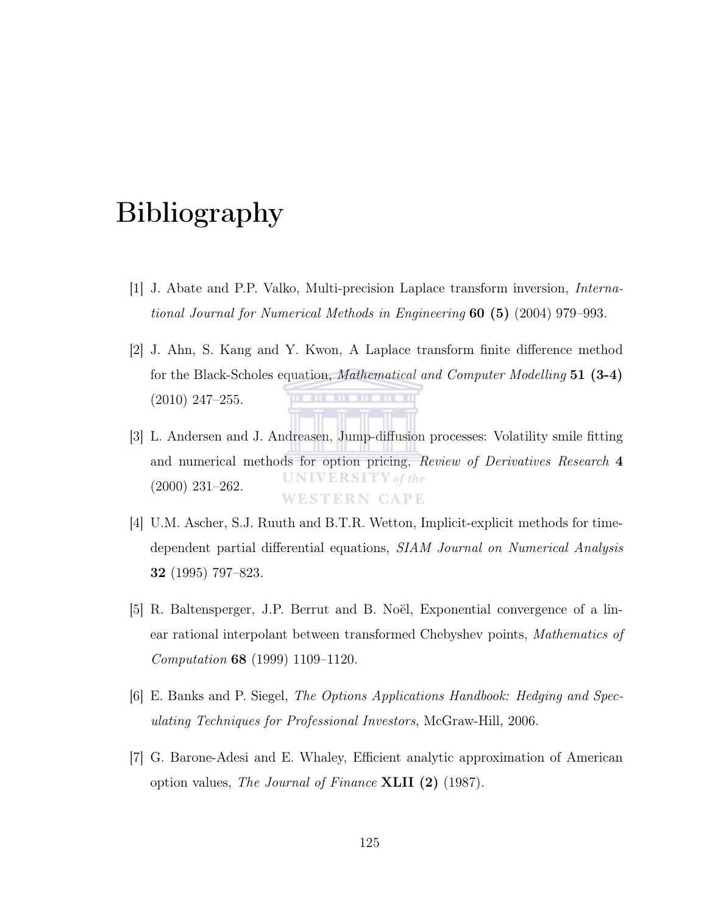# Bibliography

[1] J. Abate and P.P. Valko, Multi-precision Laplace transform inversion, *International Journal for Numerical Methods in Engineering* **60 (5)** (2004) 979–993.

[2] J. Ahn, S. Kang and Y. Kwon, A Laplace transform finite difference method for the Black-Scholes equation, *Mathematical and Computer Modelling* **51 (3-4)** (2010) 247–255.

[3] L. Andersen and J. Andreasen, Jump-diffusion processes: Volatility smile fitting and numerical methods for option pricing, *Review of Derivatives Research* **4** (2000) 231–262.

[4] U.M. Ascher, S.J. Ruuth and B.T.R. Wetton, Implicit-explicit methods for time-dependent partial differential equations, *SIAM Journal on Numerical Analysis* **32** (1995) 797–823.

[5] R. Baltensperger, J.P. Berrut and B. Noël, Exponential convergence of a linear rational interpolant between transformed Chebyshev points, *Mathematics of Computation* **68** (1999) 1109–1120.

[6] E. Banks and P. Siegel, *The Options Applications Handbook: Hedging and Speculating Techniques for Professional Investors*, McGraw-Hill, 2006.

[7] G. Barone-Adesi and E. Whaley, Efficient analytic approximation of American option values, *The Journal of Finance* **XLII (2)** (1987).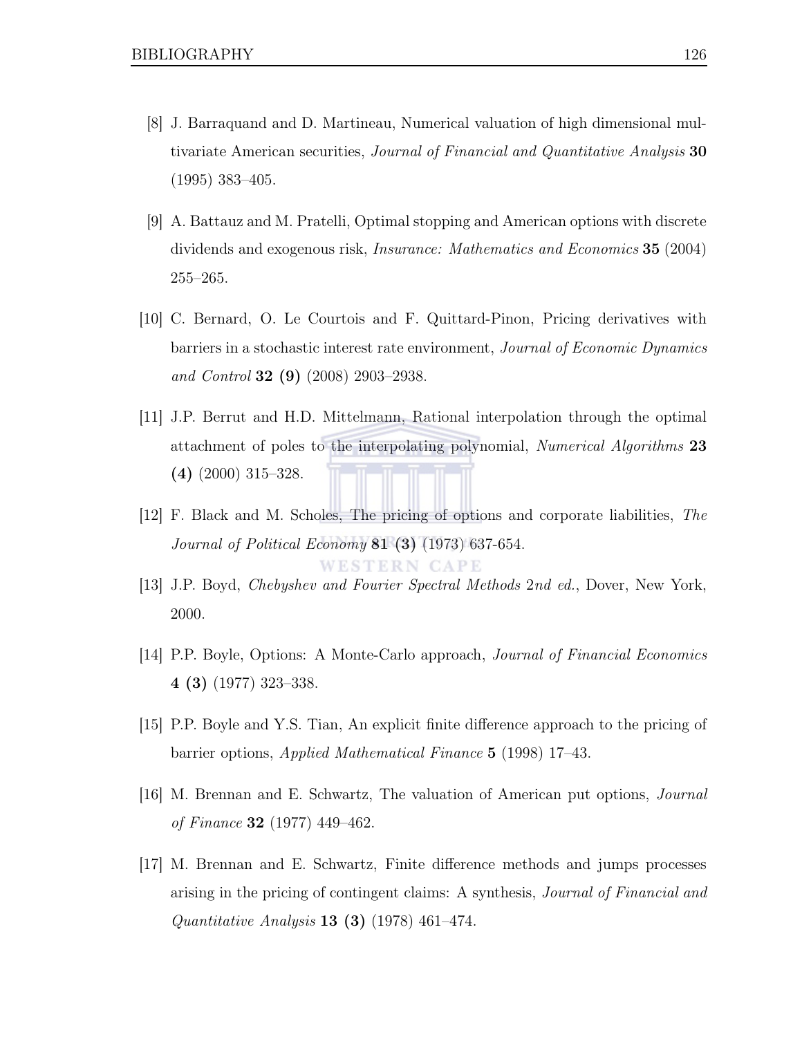[8] J. Barraquand and D. Martineau, Numerical valuation of high dimensional multivariate American securities, *Journal of Financial and Quantitative Analysis* **30** (1995) 383–405.

[9] A. Battauz and M. Pratelli, Optimal stopping and American options with discrete dividends and exogenous risk, *Insurance: Mathematics and Economics* **35** (2004) 255–265.

[10] C. Bernard, O. Le Courtois and F. Quittard-Pinon, Pricing derivatives with barriers in a stochastic interest rate environment, *Journal of Economic Dynamics and Control* **32 (9)** (2008) 2903–2938.

[11] J.P. Berrut and H.D. Mittelmann, Rational interpolation through the optimal attachment of poles to the interpolating polynomial, *Numerical Algorithms* **23 (4)** (2000) 315–328.

[12] F. Black and M. Scholes, The pricing of options and corporate liabilities, *The Journal of Political Economy* **81 (3)** (1973) 637-654.

[13] J.P. Boyd, *Chebyshev and Fourier Spectral Methods 2nd ed.*, Dover, New York, 2000.

[14] P.P. Boyle, Options: A Monte-Carlo approach, *Journal of Financial Economics* **4 (3)** (1977) 323–338.

[15] P.P. Boyle and Y.S. Tian, An explicit finite difference approach to the pricing of barrier options, *Applied Mathematical Finance* **5** (1998) 17–43.

[16] M. Brennan and E. Schwartz, The valuation of American put options, *Journal of Finance* **32** (1977) 449–462.

[17] M. Brennan and E. Schwartz, Finite difference methods and jumps processes arising in the pricing of contingent claims: A synthesis, *Journal of Financial and Quantitative Analysis* **13 (3)** (1978) 461–474.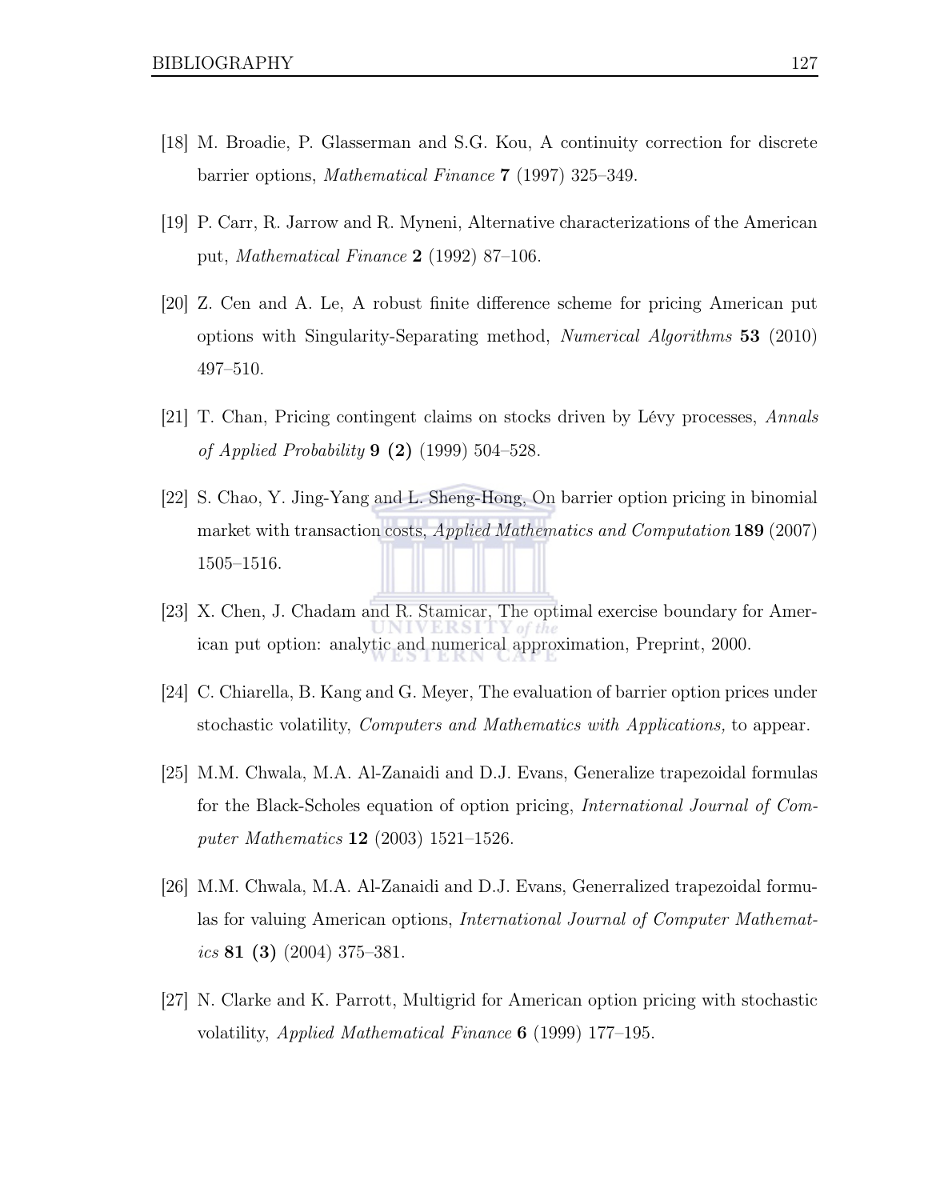[18] M. Broadie, P. Glasserman and S.G. Kou, A continuity correction for discrete barrier options, *Mathematical Finance* **7** (1997) 325–349.

[19] P. Carr, R. Jarrow and R. Myneni, Alternative characterizations of the American put, *Mathematical Finance* **2** (1992) 87–106.

[20] Z. Cen and A. Le, A robust finite difference scheme for pricing American put options with Singularity-Separating method, *Numerical Algorithms* **53** (2010) 497–510.

[21] T. Chan, Pricing contingent claims on stocks driven by Lévy processes, *Annals of Applied Probability* **9 (2)** (1999) 504–528.

[22] S. Chao, Y. Jing-Yang and L. Sheng-Hong, On barrier option pricing in binomial market with transaction costs, *Applied Mathematics and Computation* **189** (2007) 1505–1516.

[23] X. Chen, J. Chadam and R. Stamicar, The optimal exercise boundary for American put option: analytic and numerical approximation, Preprint, 2000.

[24] C. Chiarella, B. Kang and G. Meyer, The evaluation of barrier option prices under stochastic volatility, *Computers and Mathematics with Applications,* to appear.

[25] M.M. Chwala, M.A. Al-Zanaidi and D.J. Evans, Generalize trapezoidal formulas for the Black-Scholes equation of option pricing, *International Journal of Computer Mathematics* **12** (2003) 1521–1526.

[26] M.M. Chwala, M.A. Al-Zanaidi and D.J. Evans, Generralized trapezoidal formulas for valuing American options, *International Journal of Computer Mathematics* **81 (3)** (2004) 375–381.

[27] N. Clarke and K. Parrott, Multigrid for American option pricing with stochastic volatility, *Applied Mathematical Finance* **6** (1999) 177–195.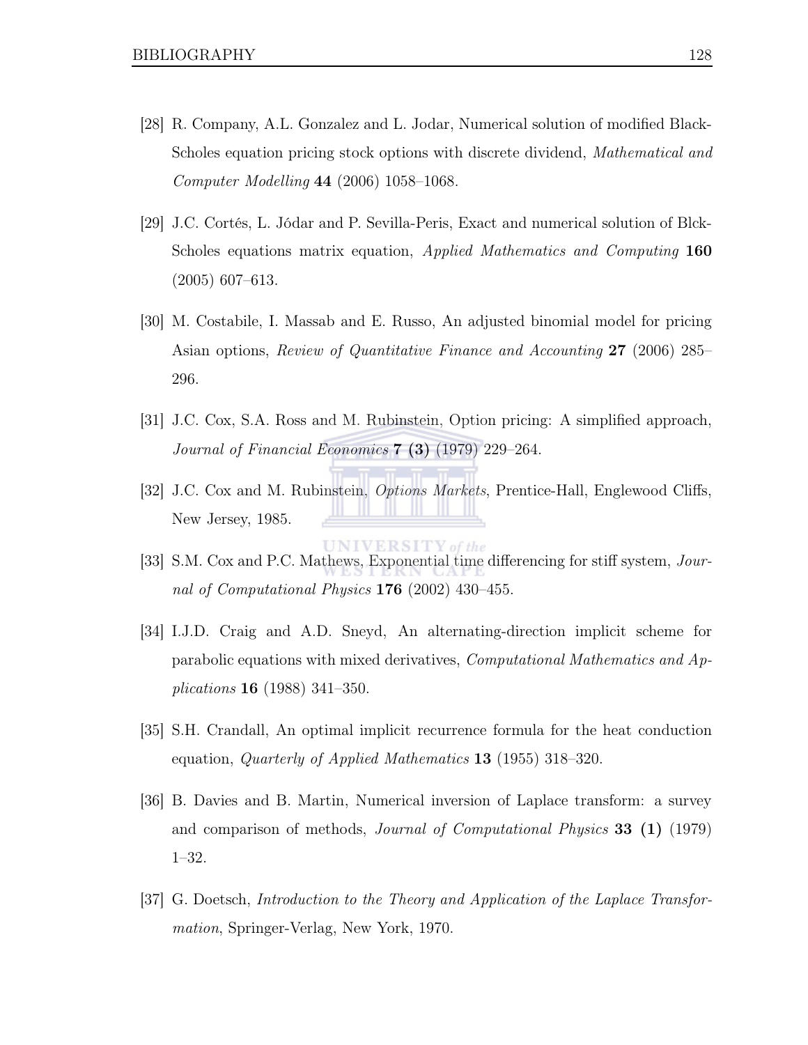[28] R. Company, A.L. Gonzalez and L. Jodar, Numerical solution of modified Black-Scholes equation pricing stock options with discrete dividend, *Mathematical and Computer Modelling* **44** (2006) 1058–1068.

[29] J.C. Cortés, L. Jódar and P. Sevilla-Peris, Exact and numerical solution of Blck-Scholes equations matrix equation, *Applied Mathematics and Computing* **160** (2005) 607–613.

[30] M. Costabile, I. Massab and E. Russo, An adjusted binomial model for pricing Asian options, *Review of Quantitative Finance and Accounting* **27** (2006) 285–296.

[31] J.C. Cox, S.A. Ross and M. Rubinstein, Option pricing: A simplified approach, *Journal of Financial Economics* **7 (3)** (1979) 229–264.

[32] J.C. Cox and M. Rubinstein, *Options Markets*, Prentice-Hall, Englewood Cliffs, New Jersey, 1985.

[33] S.M. Cox and P.C. Mathews, Exponential time differencing for stiff system, *Journal of Computational Physics* **176** (2002) 430–455.

[34] I.J.D. Craig and A.D. Sneyd, An alternating-direction implicit scheme for parabolic equations with mixed derivatives, *Computational Mathematics and Applications* **16** (1988) 341–350.

[35] S.H. Crandall, An optimal implicit recurrence formula for the heat conduction equation, *Quarterly of Applied Mathematics* **13** (1955) 318–320.

[36] B. Davies and B. Martin, Numerical inversion of Laplace transform: a survey and comparison of methods, *Journal of Computational Physics* **33 (1)** (1979) 1–32.

[37] G. Doetsch, *Introduction to the Theory and Application of the Laplace Transformation*, Springer-Verlag, New York, 1970.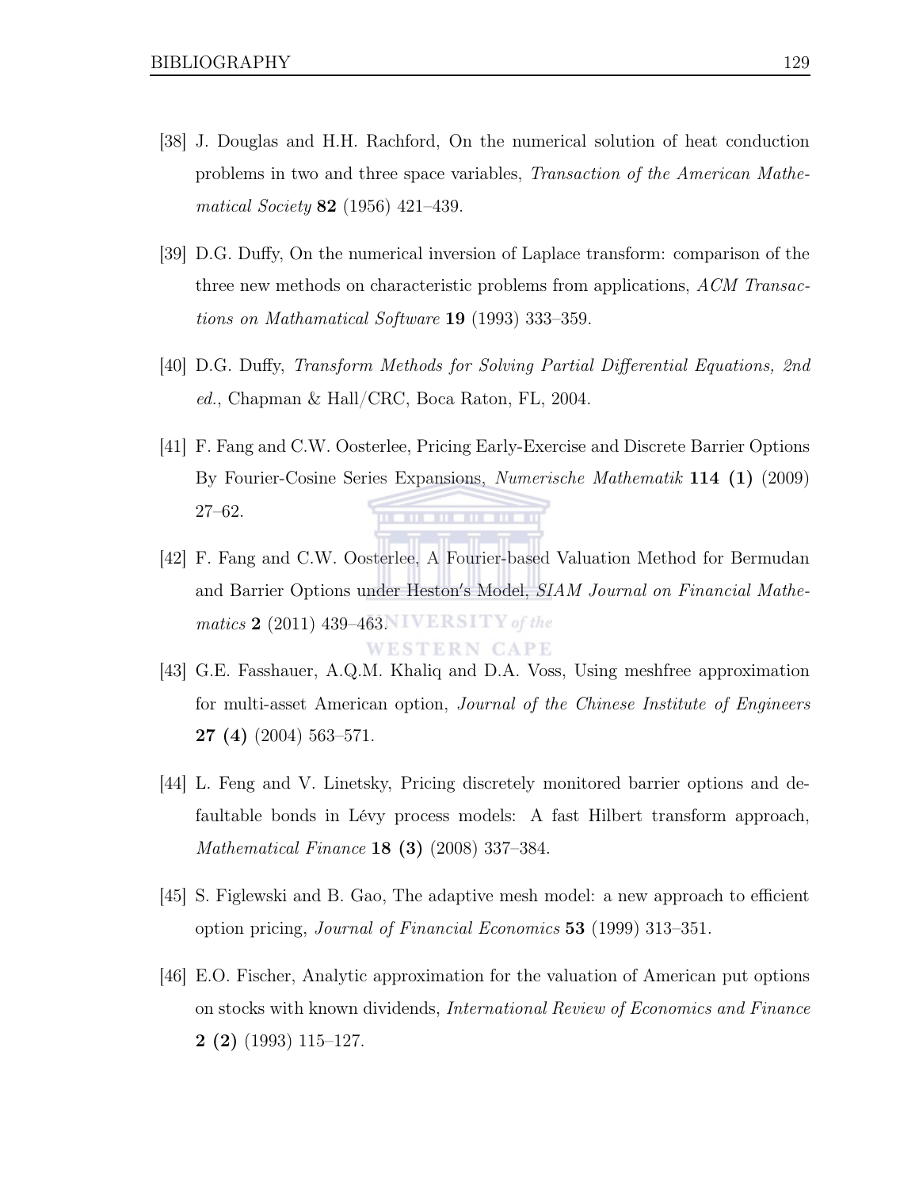[38] J. Douglas and H.H. Rachford, On the numerical solution of heat conduction problems in two and three space variables, *Transaction of the American Mathematical Society* **82** (1956) 421–439.

[39] D.G. Duffy, On the numerical inversion of Laplace transform: comparison of the three new methods on characteristic problems from applications, *ACM Transactions on Mathamatical Software* **19** (1993) 333–359.

[40] D.G. Duffy, *Transform Methods for Solving Partial Differential Equations, 2nd ed.*, Chapman & Hall/CRC, Boca Raton, FL, 2004.

[41] F. Fang and C.W. Oosterlee, Pricing Early-Exercise and Discrete Barrier Options By Fourier-Cosine Series Expansions, *Numerische Mathematik* **114 (1)** (2009) 27–62.

[42] F. Fang and C.W. Oosterlee, A Fourier-based Valuation Method for Bermudan and Barrier Options under Heston′s Model, *SIAM Journal on Financial Mathematics* **2** (2011) 439–463.

[43] G.E. Fasshauer, A.Q.M. Khaliq and D.A. Voss, Using meshfree approximation for multi-asset American option, *Journal of the Chinese Institute of Engineers* **27 (4)** (2004) 563–571.

[44] L. Feng and V. Linetsky, Pricing discretely monitored barrier options and defaultable bonds in Lévy process models: A fast Hilbert transform approach, *Mathematical Finance* **18 (3)** (2008) 337–384.

[45] S. Figlewski and B. Gao, The adaptive mesh model: a new approach to efficient option pricing, *Journal of Financial Economics* **53** (1999) 313–351.

[46] E.O. Fischer, Analytic approximation for the valuation of American put options on stocks with known dividends, *International Review of Economics and Finance* **2 (2)** (1993) 115–127.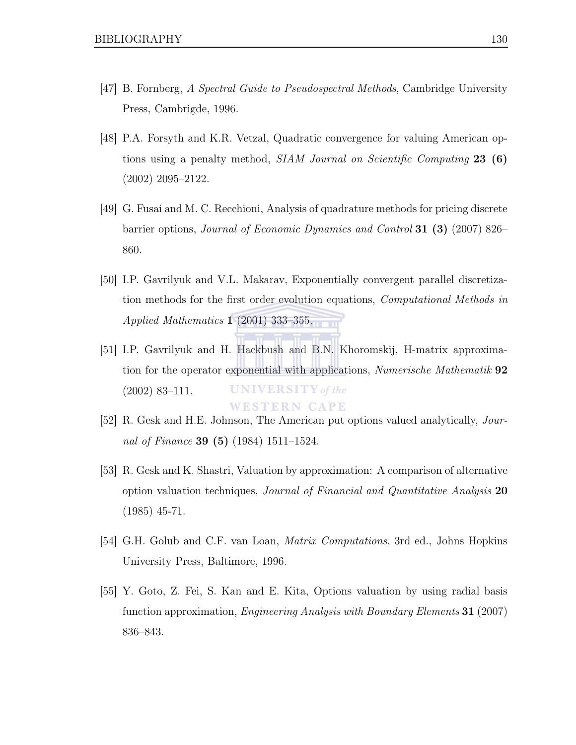[47] B. Fornberg, *A Spectral Guide to Pseudospectral Methods*, Cambridge University Press, Cambrigde, 1996.

[48] P.A. Forsyth and K.R. Vetzal, Quadratic convergence for valuing American options using a penalty method, *SIAM Journal on Scientific Computing* **23 (6)** (2002) 2095–2122.

[49] G. Fusai and M. C. Recchioni, Analysis of quadrature methods for pricing discrete barrier options, *Journal of Economic Dynamics and Control* **31 (3)** (2007) 826–860.

[50] I.P. Gavrilyuk and V.L. Makarav, Exponentially convergent parallel discretization methods for the first order evolution equations, *Computational Methods in Applied Mathematics* **1** (2001) 333–355.

[51] I.P. Gavrilyuk and H. Hackbush and B.N. Khoromskij, H-matrix approximation for the operator exponential with applications, *Numerische Mathematik* **92** (2002) 83–111.

[52] R. Gesk and H.E. Johnson, The American put options valued analytically, *Journal of Finance* **39 (5)** (1984) 1511–1524.

[53] R. Gesk and K. Shastri, Valuation by approximation: A comparison of alternative option valuation techniques, *Journal of Financial and Quantitative Analysis* **20** (1985) 45-71.

[54] G.H. Golub and C.F. van Loan, *Matrix Computations*, 3rd ed., Johns Hopkins University Press, Baltimore, 1996.

[55] Y. Goto, Z. Fei, S. Kan and E. Kita, Options valuation by using radial basis function approximation, *Engineering Analysis with Boundary Elements* **31** (2007) 836–843.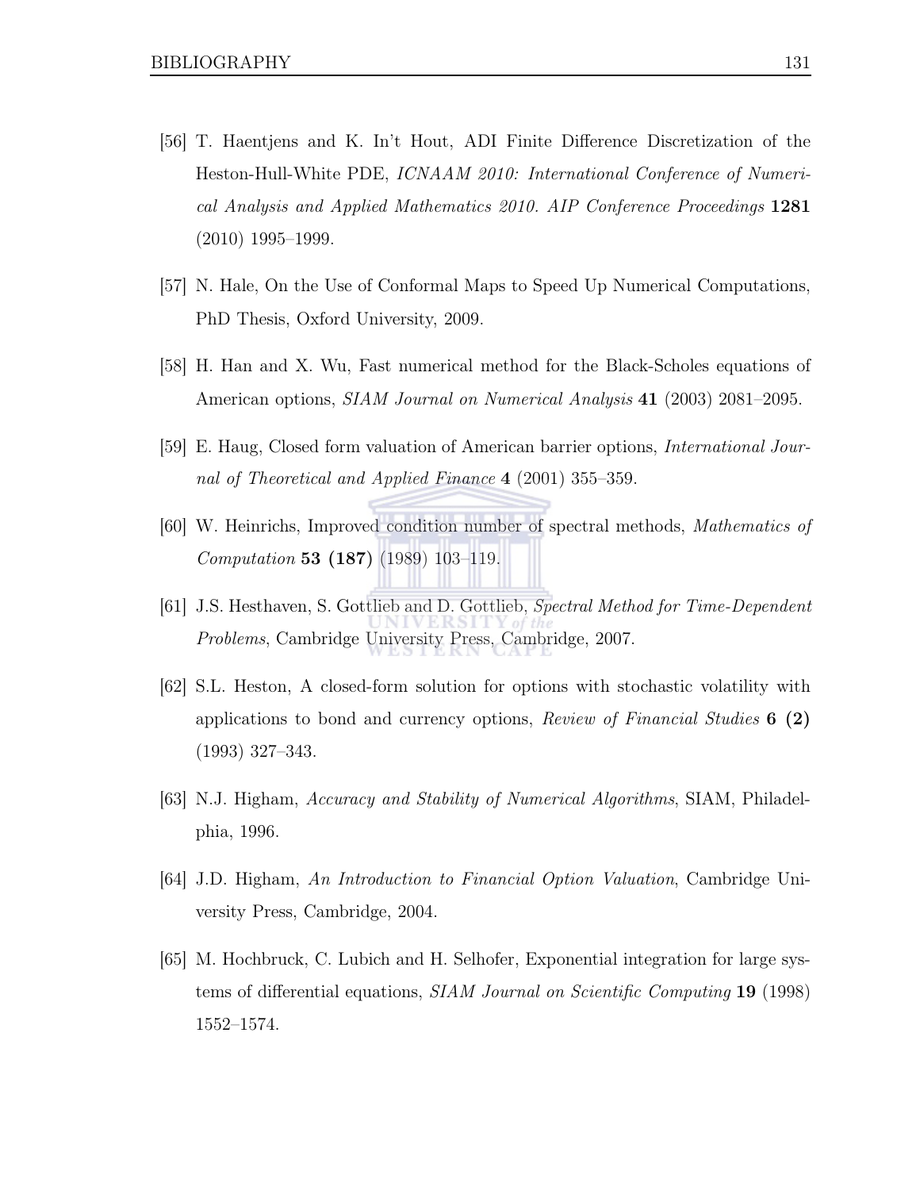[56] T. Haentjens and K. In't Hout, ADI Finite Difference Discretization of the Heston-Hull-White PDE, *ICNAAM 2010: International Conference of Numerical Analysis and Applied Mathematics 2010. AIP Conference Proceedings* **1281** (2010) 1995–1999.

[57] N. Hale, On the Use of Conformal Maps to Speed Up Numerical Computations, PhD Thesis, Oxford University, 2009.

[58] H. Han and X. Wu, Fast numerical method for the Black-Scholes equations of American options, *SIAM Journal on Numerical Analysis* **41** (2003) 2081–2095.

[59] E. Haug, Closed form valuation of American barrier options, *International Journal of Theoretical and Applied Finance* **4** (2001) 355–359.

[60] W. Heinrichs, Improved condition number of spectral methods, *Mathematics of Computation* **53 (187)** (1989) 103–119.

[61] J.S. Hesthaven, S. Gottlieb and D. Gottlieb, *Spectral Method for Time-Dependent Problems*, Cambridge University Press, Cambridge, 2007.

[62] S.L. Heston, A closed-form solution for options with stochastic volatility with applications to bond and currency options, *Review of Financial Studies* **6 (2)** (1993) 327–343.

[63] N.J. Higham, *Accuracy and Stability of Numerical Algorithms*, SIAM, Philadelphia, 1996.

[64] J.D. Higham, *An Introduction to Financial Option Valuation*, Cambridge University Press, Cambridge, 2004.

[65] M. Hochbruck, C. Lubich and H. Selhofer, Exponential integration for large systems of differential equations, *SIAM Journal on Scientific Computing* **19** (1998) 1552–1574.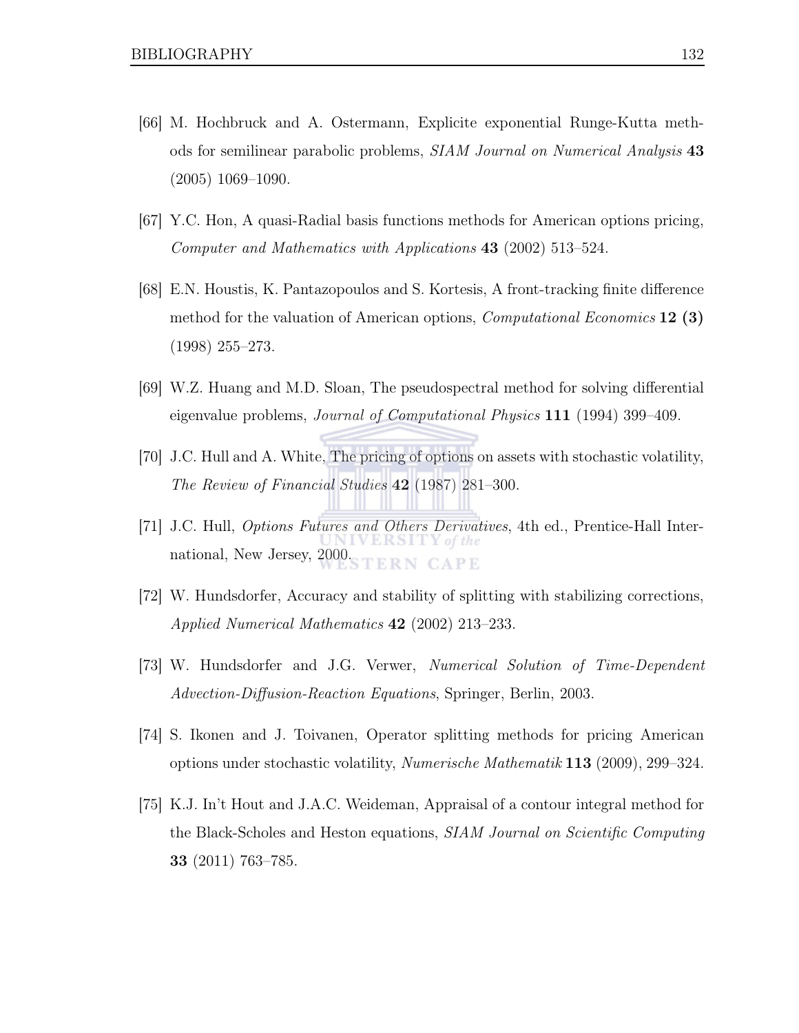[66] M. Hochbruck and A. Ostermann, Explicite exponential Runge-Kutta methods for semilinear parabolic problems, *SIAM Journal on Numerical Analysis* **43** (2005) 1069–1090.

[67] Y.C. Hon, A quasi-Radial basis functions methods for American options pricing, *Computer and Mathematics with Applications* **43** (2002) 513–524.

[68] E.N. Houstis, K. Pantazopoulos and S. Kortesis, A front-tracking finite difference method for the valuation of American options, *Computational Economics* **12 (3)** (1998) 255–273.

[69] W.Z. Huang and M.D. Sloan, The pseudospectral method for solving differential eigenvalue problems, *Journal of Computational Physics* **111** (1994) 399–409.

[70] J.C. Hull and A. White, The pricing of options on assets with stochastic volatility, *The Review of Financial Studies* **42** (1987) 281–300.

[71] J.C. Hull, *Options Futures and Others Derivatives*, 4th ed., Prentice-Hall International, New Jersey, 2000.

[72] W. Hundsdorfer, Accuracy and stability of splitting with stabilizing corrections, *Applied Numerical Mathematics* **42** (2002) 213–233.

[73] W. Hundsdorfer and J.G. Verwer, *Numerical Solution of Time-Dependent Advection-Diffusion-Reaction Equations*, Springer, Berlin, 2003.

[74] S. Ikonen and J. Toivanen, Operator splitting methods for pricing American options under stochastic volatility, *Numerische Mathematik* **113** (2009), 299–324.

[75] K.J. In't Hout and J.A.C. Weideman, Appraisal of a contour integral method for the Black-Scholes and Heston equations, *SIAM Journal on Scientific Computing* **33** (2011) 763–785.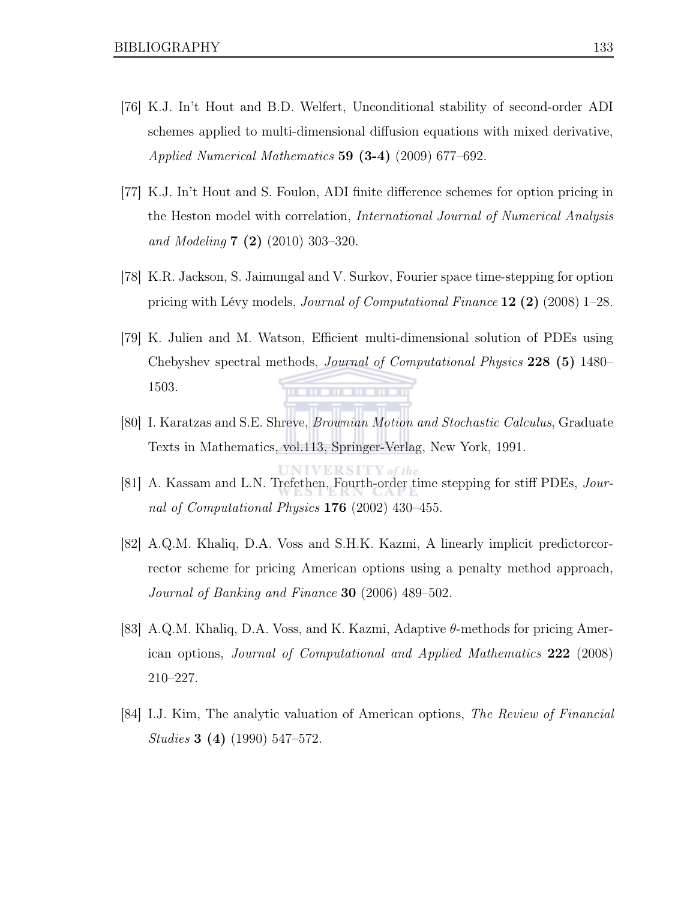[76] K.J. In't Hout and B.D. Welfert, Unconditional stability of second-order ADI schemes applied to multi-dimensional diffusion equations with mixed derivative, *Applied Numerical Mathematics* **59 (3-4)** (2009) 677–692.

[77] K.J. In't Hout and S. Foulon, ADI finite difference schemes for option pricing in the Heston model with correlation, *International Journal of Numerical Analysis and Modeling* **7 (2)** (2010) 303–320.

[78] K.R. Jackson, S. Jaimungal and V. Surkov, Fourier space time-stepping for option pricing with Lévy models, *Journal of Computational Finance* **12 (2)** (2008) 1–28.

[79] K. Julien and M. Watson, Efficient multi-dimensional solution of PDEs using Chebyshev spectral methods, *Journal of Computational Physics* **228 (5)** 1480–1503.

[80] I. Karatzas and S.E. Shreve, *Brownian Motion and Stochastic Calculus*, Graduate Texts in Mathematics, vol.113, Springer-Verlag, New York, 1991.

[81] A. Kassam and L.N. Trefethen, Fourth-order time stepping for stiff PDEs, *Journal of Computational Physics* **176** (2002) 430–455.

[82] A.Q.M. Khaliq, D.A. Voss and S.H.K. Kazmi, A linearly implicit predictorcorrector scheme for pricing American options using a penalty method approach, *Journal of Banking and Finance* **30** (2006) 489–502.

[83] A.Q.M. Khaliq, D.A. Voss, and K. Kazmi, Adaptive $\theta$-methods for pricing American options, *Journal of Computational and Applied Mathematics* **222** (2008) 210–227.

[84] I.J. Kim, The analytic valuation of American options, *The Review of Financial Studies* **3 (4)** (1990) 547–572.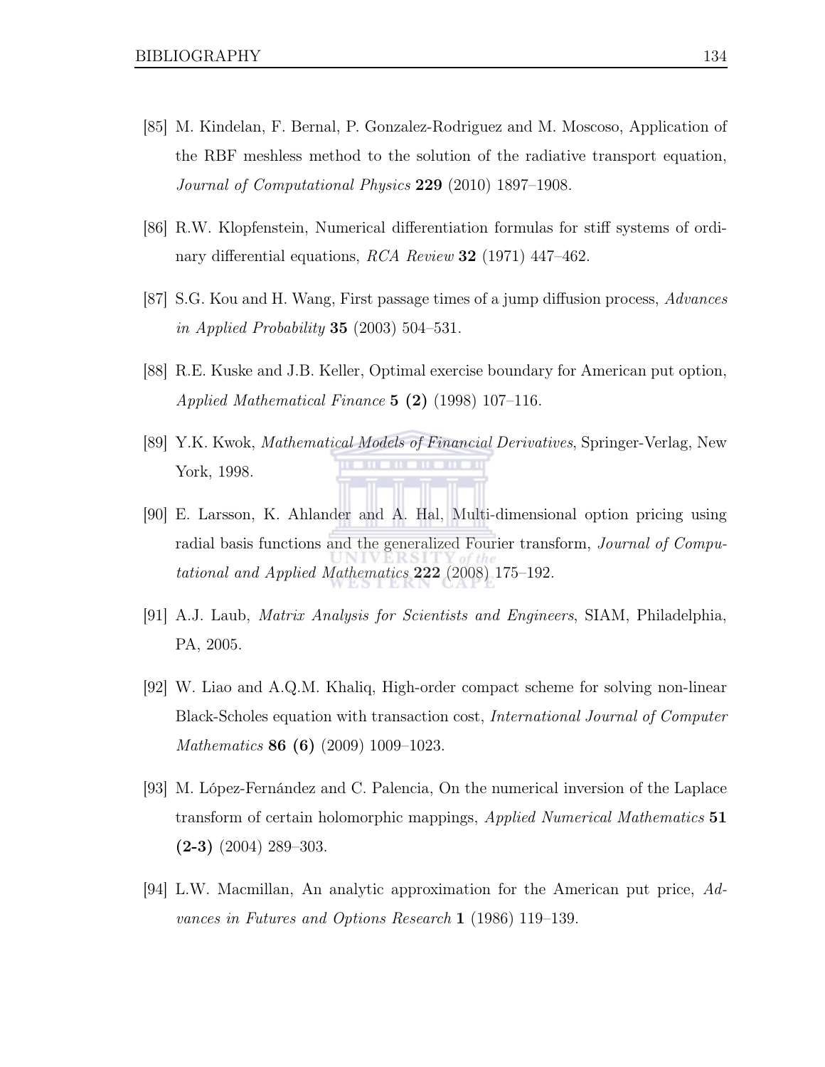[85] M. Kindelan, F. Bernal, P. Gonzalez-Rodriguez and M. Moscoso, Application of the RBF meshless method to the solution of the radiative transport equation, *Journal of Computational Physics* **229** (2010) 1897–1908.

[86] R.W. Klopfenstein, Numerical differentiation formulas for stiff systems of ordinary differential equations, *RCA Review* **32** (1971) 447–462.

[87] S.G. Kou and H. Wang, First passage times of a jump diffusion process, *Advances in Applied Probability* **35** (2003) 504–531.

[88] R.E. Kuske and J.B. Keller, Optimal exercise boundary for American put option, *Applied Mathematical Finance* **5 (2)** (1998) 107–116.

[89] Y.K. Kwok, *Mathematical Models of Financial Derivatives*, Springer-Verlag, New York, 1998.

[90] E. Larsson, K. Ahlander and A. Hal, Multi-dimensional option pricing using radial basis functions and the generalized Fourier transform, *Journal of Computational and Applied Mathematics* **222** (2008) 175–192.

[91] A.J. Laub, *Matrix Analysis for Scientists and Engineers*, SIAM, Philadelphia, PA, 2005.

[92] W. Liao and A.Q.M. Khaliq, High-order compact scheme for solving non-linear Black-Scholes equation with transaction cost, *International Journal of Computer Mathematics* **86 (6)** (2009) 1009–1023.

[93] M. López-Fernández and C. Palencia, On the numerical inversion of the Laplace transform of certain holomorphic mappings, *Applied Numerical Mathematics* **51 (2-3)** (2004) 289–303.

[94] L.W. Macmillan, An analytic approximation for the American put price, *Advances in Futures and Options Research* **1** (1986) 119–139.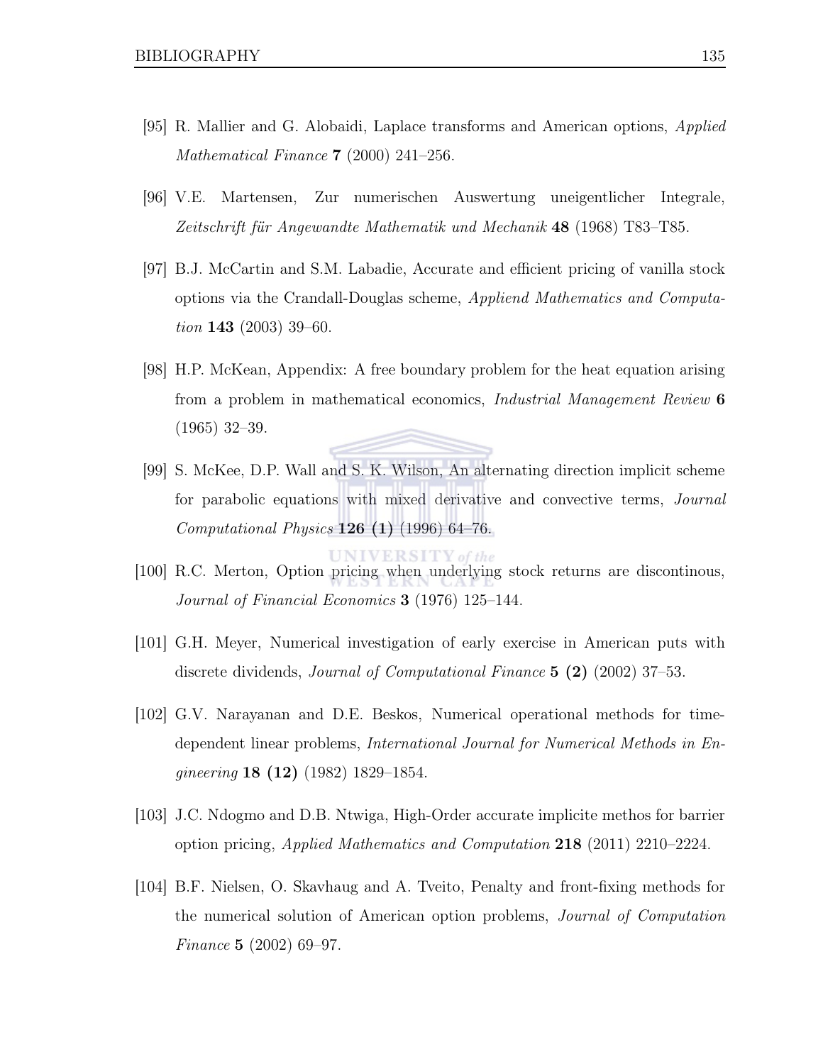[95] R. Mallier and G. Alobaidi, Laplace transforms and American options, *Applied Mathematical Finance* **7** (2000) 241–256.

[96] V.E. Martensen, Zur numerischen Auswertung uneigentlicher Integrale, *Zeitschrift für Angewandte Mathematik und Mechanik* **48** (1968) T83–T85.

[97] B.J. McCartin and S.M. Labadie, Accurate and efficient pricing of vanilla stock options via the Crandall-Douglas scheme, *Appliend Mathematics and Computation* **143** (2003) 39–60.

[98] H.P. McKean, Appendix: A free boundary problem for the heat equation arising from a problem in mathematical economics, *Industrial Management Review* **6** (1965) 32–39.

[99] S. McKee, D.P. Wall and S. K. Wilson, An alternating direction implicit scheme for parabolic equations with mixed derivative and convective terms, *Journal Computational Physics* **126 (1)** (1996) 64–76.

[100] R.C. Merton, Option pricing when underlying stock returns are discontinous, *Journal of Financial Economics* **3** (1976) 125–144.

[101] G.H. Meyer, Numerical investigation of early exercise in American puts with discrete dividends, *Journal of Computational Finance* **5 (2)** (2002) 37–53.

[102] G.V. Narayanan and D.E. Beskos, Numerical operational methods for time-dependent linear problems, *International Journal for Numerical Methods in Engineering* **18 (12)** (1982) 1829–1854.

[103] J.C. Ndogmo and D.B. Ntwiga, High-Order accurate implicite methos for barrier option pricing, *Applied Mathematics and Computation* **218** (2011) 2210–2224.

[104] B.F. Nielsen, O. Skavhaug and A. Tveito, Penalty and front-fixing methods for the numerical solution of American option problems, *Journal of Computation Finance* **5** (2002) 69–97.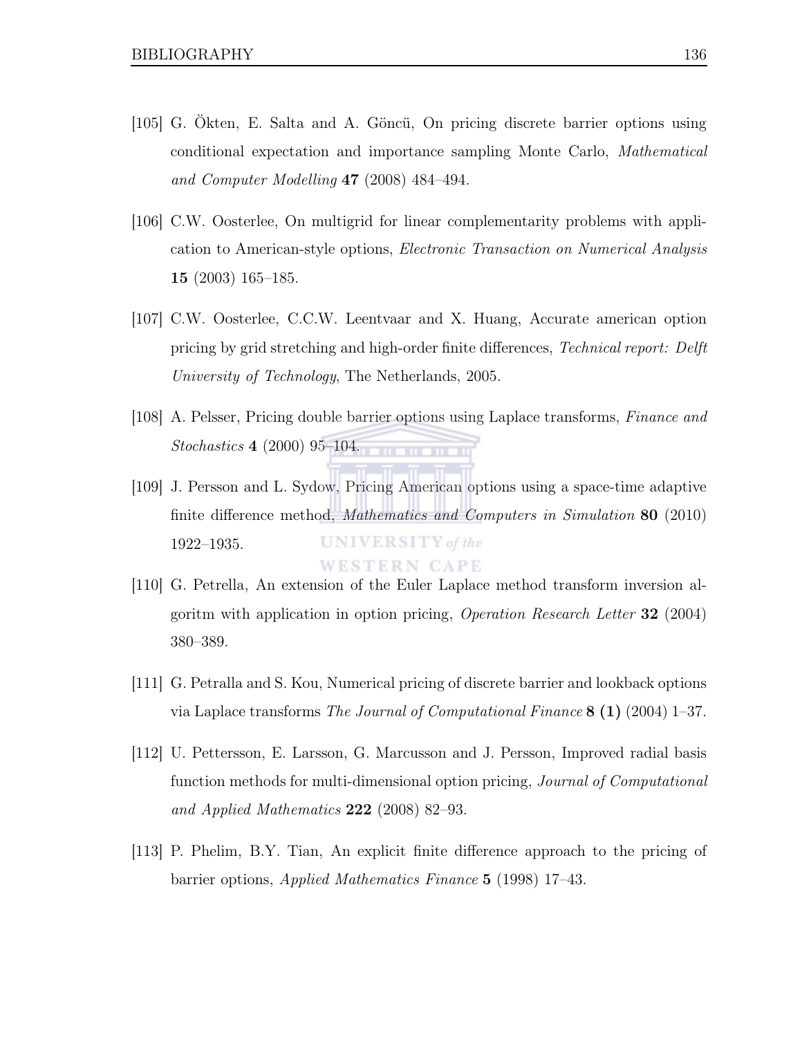[105] G. Ökten, E. Salta and A. Göncü, On pricing discrete barrier options using conditional expectation and importance sampling Monte Carlo, *Mathematical and Computer Modelling* **47** (2008) 484–494.

[106] C.W. Oosterlee, On multigrid for linear complementarity problems with application to American-style options, *Electronic Transaction on Numerical Analysis* **15** (2003) 165–185.

[107] C.W. Oosterlee, C.C.W. Leentvaar and X. Huang, Accurate american option pricing by grid stretching and high-order finite differences, *Technical report: Delft University of Technology*, The Netherlands, 2005.

[108] A. Pelsser, Pricing double barrier options using Laplace transforms, *Finance and Stochastics* **4** (2000) 95–104.

[109] J. Persson and L. Sydow, Pricing American options using a space-time adaptive finite difference method, *Mathematics and Computers in Simulation* **80** (2010) 1922–1935.

[110] G. Petrella, An extension of the Euler Laplace method transform inversion algoritm with application in option pricing, *Operation Research Letter* **32** (2004) 380–389.

[111] G. Petralla and S. Kou, Numerical pricing of discrete barrier and lookback options via Laplace transforms *The Journal of Computational Finance* **8 (1)** (2004) 1–37.

[112] U. Pettersson, E. Larsson, G. Marcusson and J. Persson, Improved radial basis function methods for multi-dimensional option pricing, *Journal of Computational and Applied Mathematics* **222** (2008) 82–93.

[113] P. Phelim, B.Y. Tian, An explicit finite difference approach to the pricing of barrier options, *Applied Mathematics Finance* **5** (1998) 17–43.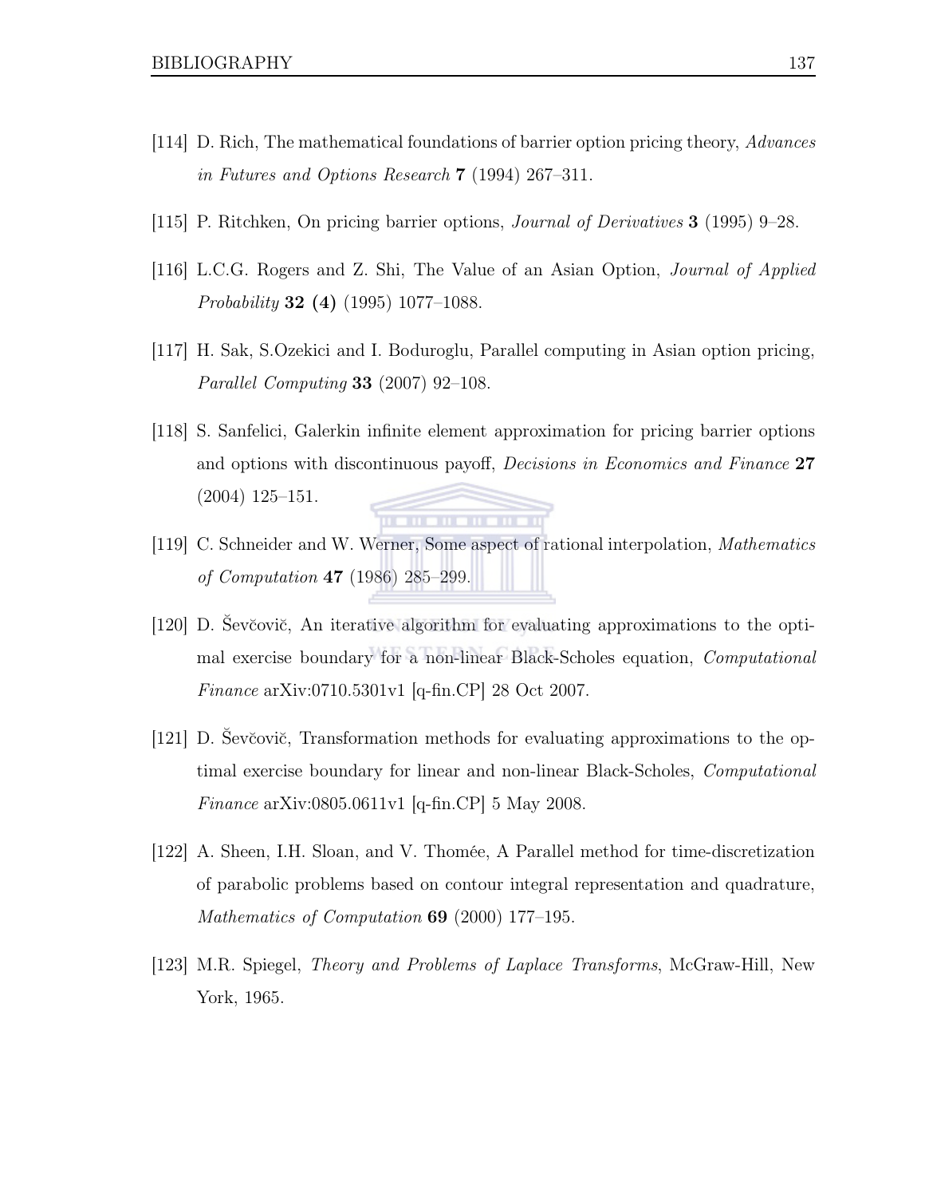[114] D. Rich, The mathematical foundations of barrier option pricing theory, *Advances in Futures and Options Research* **7** (1994) 267–311.

[115] P. Ritchken, On pricing barrier options, *Journal of Derivatives* **3** (1995) 9–28.

[116] L.C.G. Rogers and Z. Shi, The Value of an Asian Option, *Journal of Applied Probability* **32 (4)** (1995) 1077–1088.

[117] H. Sak, S.Ozekici and I. Boduroglu, Parallel computing in Asian option pricing, *Parallel Computing* **33** (2007) 92–108.

[118] S. Sanfelici, Galerkin infinite element approximation for pricing barrier options and options with discontinuous payoff, *Decisions in Economics and Finance* **27** (2004) 125–151.

[119] C. Schneider and W. Werner, Some aspect of rational interpolation, *Mathematics of Computation* **47** (1986) 285–299.

[120] D. Ševčovič, An iterative algorithm for evaluating approximations to the optimal exercise boundary for a non-linear Black-Scholes equation, *Computational Finance* arXiv:0710.5301v1 [q-fin.CP] 28 Oct 2007.

[121] D. Ševčovič, Transformation methods for evaluating approximations to the optimal exercise boundary for linear and non-linear Black-Scholes, *Computational Finance* arXiv:0805.0611v1 [q-fin.CP] 5 May 2008.

[122] A. Sheen, I.H. Sloan, and V. Thomée, A Parallel method for time-discretization of parabolic problems based on contour integral representation and quadrature, *Mathematics of Computation* **69** (2000) 177–195.

[123] M.R. Spiegel, *Theory and Problems of Laplace Transforms*, McGraw-Hill, New York, 1965.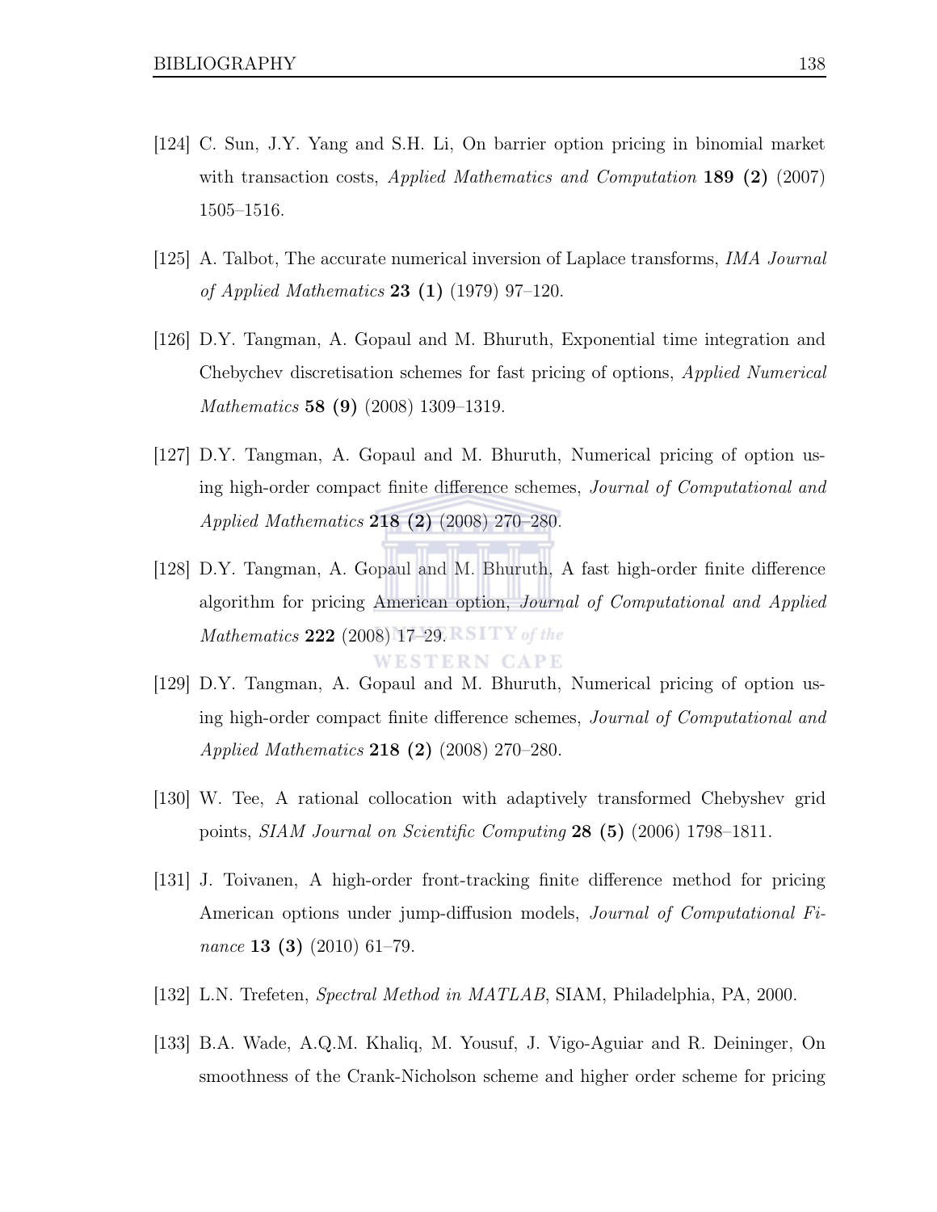[124] C. Sun, J.Y. Yang and S.H. Li, On barrier option pricing in binomial market with transaction costs, *Applied Mathematics and Computation* **189 (2)** (2007) 1505–1516.

[125] A. Talbot, The accurate numerical inversion of Laplace transforms, *IMA Journal of Applied Mathematics* **23 (1)** (1979) 97–120.

[126] D.Y. Tangman, A. Gopaul and M. Bhuruth, Exponential time integration and Chebychev discretisation schemes for fast pricing of options, *Applied Numerical Mathematics* **58 (9)** (2008) 1309–1319.

[127] D.Y. Tangman, A. Gopaul and M. Bhuruth, Numerical pricing of option using high-order compact finite difference schemes, *Journal of Computational and Applied Mathematics* **218 (2)** (2008) 270–280.

[128] D.Y. Tangman, A. Gopaul and M. Bhuruth, A fast high-order finite difference algorithm for pricing American option, *Journal of Computational and Applied Mathematics* **222** (2008) 17–29.

[129] D.Y. Tangman, A. Gopaul and M. Bhuruth, Numerical pricing of option using high-order compact finite difference schemes, *Journal of Computational and Applied Mathematics* **218 (2)** (2008) 270–280.

[130] W. Tee, A rational collocation with adaptively transformed Chebyshev grid points, *SIAM Journal on Scientific Computing* **28 (5)** (2006) 1798–1811.

[131] J. Toivanen, A high-order front-tracking finite difference method for pricing American options under jump-diffusion models, *Journal of Computational Finance* **13 (3)** (2010) 61–79.

[132] L.N. Trefeten, *Spectral Method in MATLAB*, SIAM, Philadelphia, PA, 2000.

[133] B.A. Wade, A.Q.M. Khaliq, M. Yousuf, J. Vigo-Aguiar and R. Deininger, On smoothness of the Crank-Nicholson scheme and higher order scheme for pricing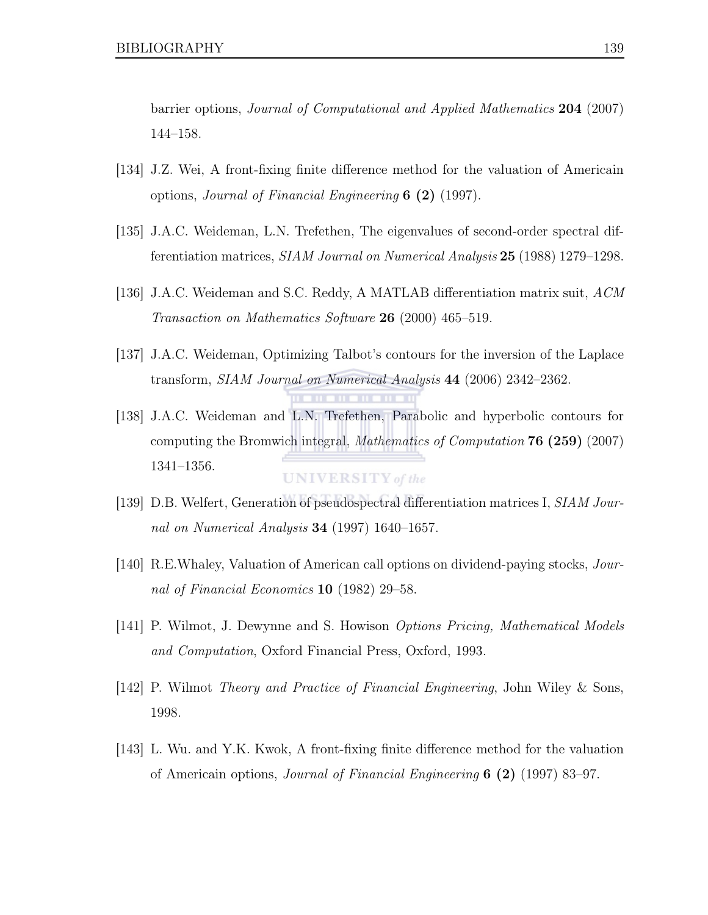barrier options, *Journal of Computational and Applied Mathematics* **204** (2007) 144–158.

[134] J.Z. Wei, A front-fixing finite difference method for the valuation of Americain options, *Journal of Financial Engineering* **6 (2)** (1997).

[135] J.A.C. Weideman, L.N. Trefethen, The eigenvalues of second-order spectral differentiation matrices, *SIAM Journal on Numerical Analysis* **25** (1988) 1279–1298.

[136] J.A.C. Weideman and S.C. Reddy, A MATLAB differentiation matrix suit, *ACM Transaction on Mathematics Software* **26** (2000) 465–519.

[137] J.A.C. Weideman, Optimizing Talbot's contours for the inversion of the Laplace transform, *SIAM Journal on Numerical Analysis* **44** (2006) 2342–2362.

[138] J.A.C. Weideman and L.N. Trefethen, Parabolic and hyperbolic contours for computing the Bromwich integral, *Mathematics of Computation* **76 (259)** (2007) 1341–1356.

[139] D.B. Welfert, Generation of pseudospectral differentiation matrices I, *SIAM Journal on Numerical Analysis* **34** (1997) 1640–1657.

[140] R.E.Whaley, Valuation of American call options on dividend-paying stocks, *Journal of Financial Economics* **10** (1982) 29–58.

[141] P. Wilmot, J. Dewynne and S. Howison *Options Pricing, Mathematical Models and Computation*, Oxford Financial Press, Oxford, 1993.

[142] P. Wilmot *Theory and Practice of Financial Engineering*, John Wiley & Sons, 1998.

[143] L. Wu. and Y.K. Kwok, A front-fixing finite difference method for the valuation of Americain options, *Journal of Financial Engineering* **6 (2)** (1997) 83–97.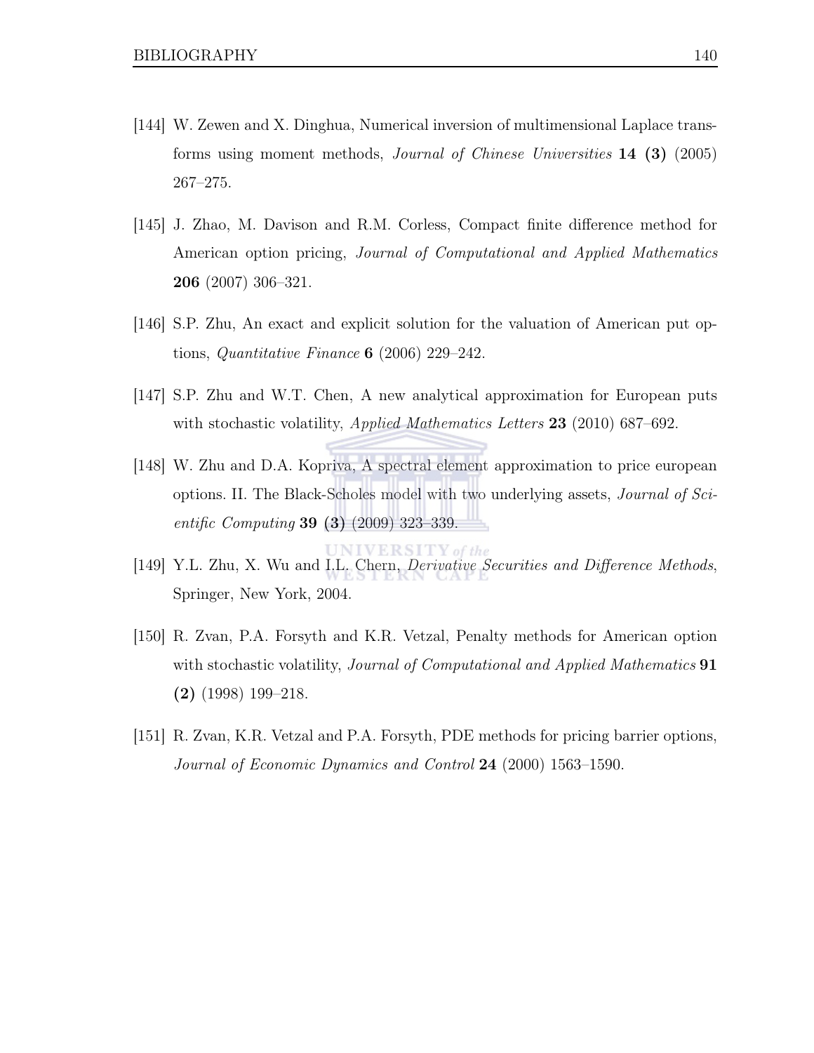[144] W. Zewen and X. Dinghua, Numerical inversion of multimensional Laplace transforms using moment methods, *Journal of Chinese Universities* **14 (3)** (2005) 267–275.

[145] J. Zhao, M. Davison and R.M. Corless, Compact finite difference method for American option pricing, *Journal of Computational and Applied Mathematics* **206** (2007) 306–321.

[146] S.P. Zhu, An exact and explicit solution for the valuation of American put options, *Quantitative Finance* **6** (2006) 229–242.

[147] S.P. Zhu and W.T. Chen, A new analytical approximation for European puts with stochastic volatility, *Applied Mathematics Letters* **23** (2010) 687–692.

[148] W. Zhu and D.A. Kopriva, A spectral element approximation to price european options. II. The Black-Scholes model with two underlying assets, *Journal of Scientific Computing* **39 (3)** (2009) 323–339.

[149] Y.L. Zhu, X. Wu and I.L. Chern, *Derivative Securities and Difference Methods*, Springer, New York, 2004.

[150] R. Zvan, P.A. Forsyth and K.R. Vetzal, Penalty methods for American option with stochastic volatility, *Journal of Computational and Applied Mathematics* **91 (2)** (1998) 199–218.

[151] R. Zvan, K.R. Vetzal and P.A. Forsyth, PDE methods for pricing barrier options, *Journal of Economic Dynamics and Control* **24** (2000) 1563–1590.